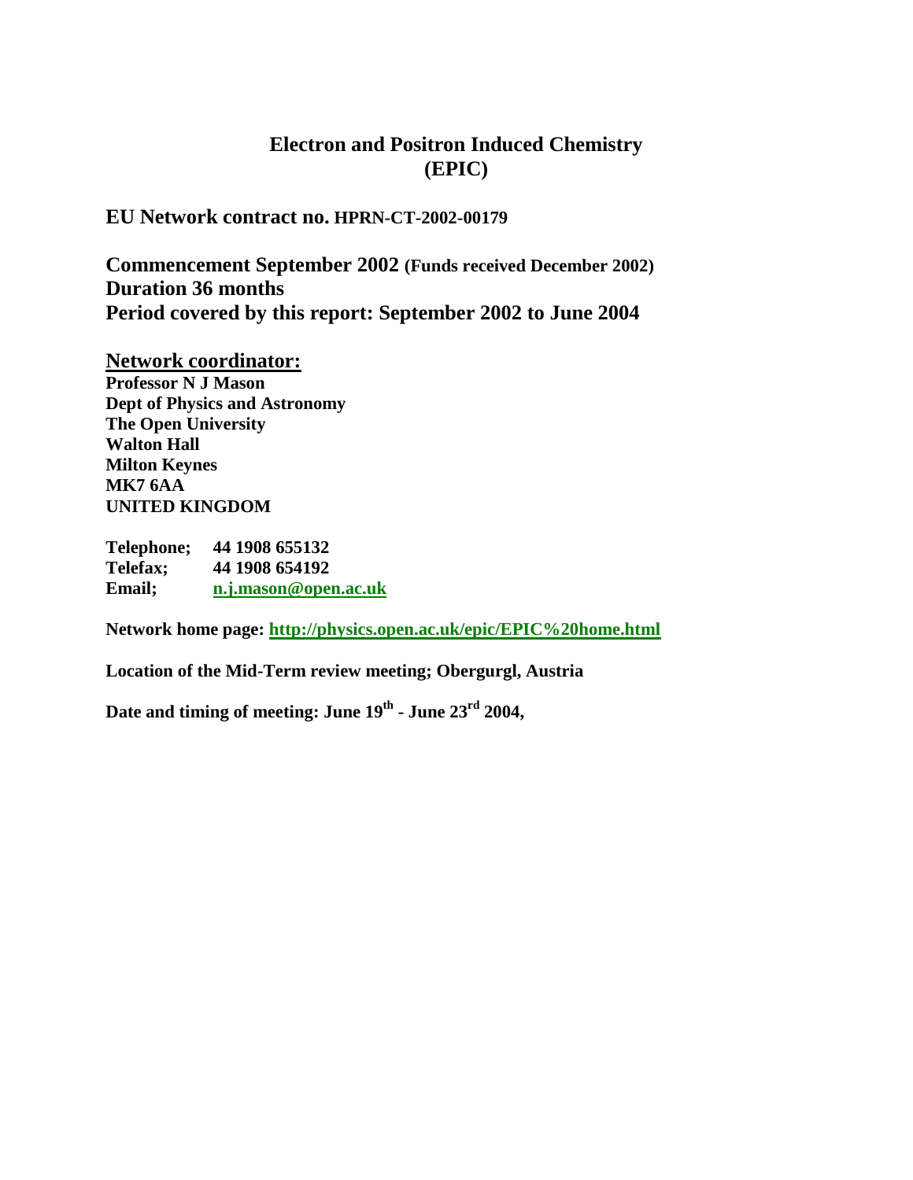# Electron and Positron Induced Chemistry (EPIC)

**EU Network contract no. HPRN-CT-2002-00179**

**Commencement September 2002 (Funds received December 2002)**
**Duration 36 months**
**Period covered by this report: September 2002 to June 2004**

**Network coordinator:**
**Professor N J Mason**
**Dept of Physics and Astronomy**
**The Open University**
**Walton Hall**
**Milton Keynes**
**MK7 6AA**
**UNITED KINGDOM**

**Telephone; 44 1908 655132**
**Telefax; 44 1908 654192**
**Email; n.j.mason@open.ac.uk**

**Network home page: http://physics.open.ac.uk/epic/EPIC%20home.html**

**Location of the Mid-Term review meeting; Obergurgl, Austria**

**Date and timing of meeting: June 19th - June 23rd 2004,**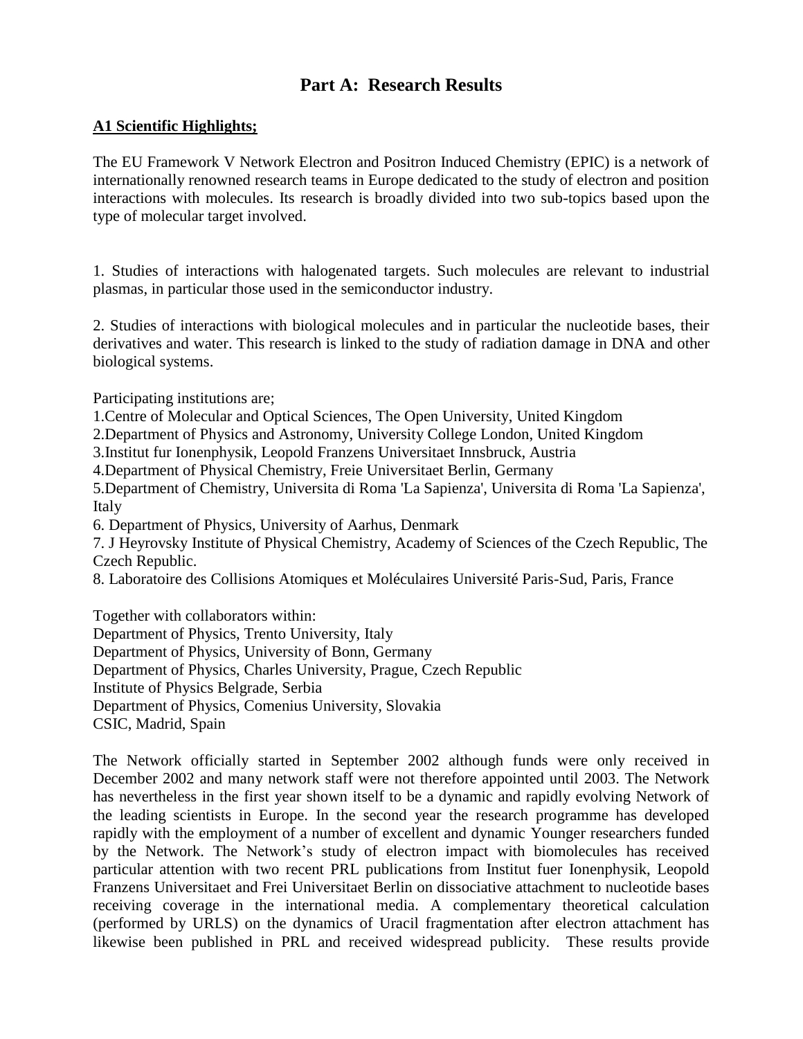# Part A: Research Results

## A1 Scientific Highlights;

The EU Framework V Network Electron and Positron Induced Chemistry (EPIC) is a network of internationally renowned research teams in Europe dedicated to the study of electron and position interactions with molecules. Its research is broadly divided into two sub-topics based upon the type of molecular target involved.

1. Studies of interactions with halogenated targets. Such molecules are relevant to industrial plasmas, in particular those used in the semiconductor industry.

2. Studies of interactions with biological molecules and in particular the nucleotide bases, their derivatives and water. This research is linked to the study of radiation damage in DNA and other biological systems.

Participating institutions are;

1.Centre of Molecular and Optical Sciences, The Open University, United Kingdom
2.Department of Physics and Astronomy, University College London, United Kingdom
3.Institut fur Ionenphysik, Leopold Franzens Universitaet Innsbruck, Austria
4.Department of Physical Chemistry, Freie Universitaet Berlin, Germany
5.Department of Chemistry, Universita di Roma 'La Sapienza', Universita di Roma 'La Sapienza', Italy
6. Department of Physics, University of Aarhus, Denmark
7. J Heyrovsky Institute of Physical Chemistry, Academy of Sciences of the Czech Republic, The Czech Republic.
8. Laboratoire des Collisions Atomiques et Moléculaires Université Paris-Sud, Paris, France

Together with collaborators within:
Department of Physics, Trento University, Italy
Department of Physics, University of Bonn, Germany
Department of Physics, Charles University, Prague, Czech Republic
Institute of Physics Belgrade, Serbia
Department of Physics, Comenius University, Slovakia
CSIC, Madrid, Spain

The Network officially started in September 2002 although funds were only received in December 2002 and many network staff were not therefore appointed until 2003. The Network has nevertheless in the first year shown itself to be a dynamic and rapidly evolving Network of the leading scientists in Europe. In the second year the research programme has developed rapidly with the employment of a number of excellent and dynamic Younger researchers funded by the Network. The Network's study of electron impact with biomolecules has received particular attention with two recent PRL publications from Institut fuer Ionenphysik, Leopold Franzens Universitaet and Frei Universitaet Berlin on dissociative attachment to nucleotide bases receiving coverage in the international media. A complementary theoretical calculation (performed by URLS) on the dynamics of Uracil fragmentation after electron attachment has likewise been published in PRL and received widespread publicity. These results provide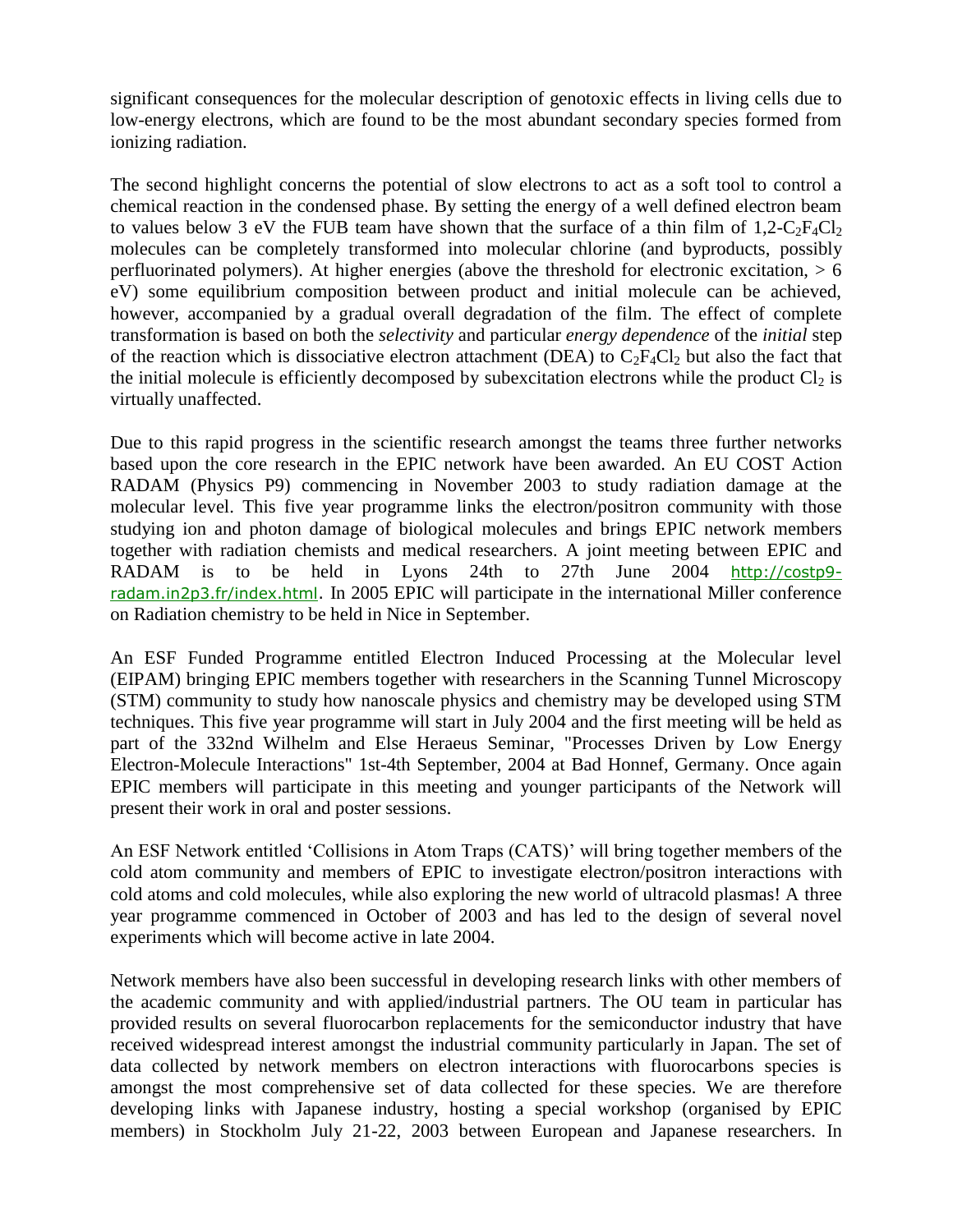significant consequences for the molecular description of genotoxic effects in living cells due to low-energy electrons, which are found to be the most abundant secondary species formed from ionizing radiation.

The second highlight concerns the potential of slow electrons to act as a soft tool to control a chemical reaction in the condensed phase. By setting the energy of a well defined electron beam to values below 3 eV the FUB team have shown that the surface of a thin film of 1,2-$C_2F_4Cl_2$ molecules can be completely transformed into molecular chlorine (and byproducts, possibly perfluorinated polymers). At higher energies (above the threshold for electronic excitation, > 6 eV) some equilibrium composition between product and initial molecule can be achieved, however, accompanied by a gradual overall degradation of the film. The effect of complete transformation is based on both the *selectivity* and particular *energy dependence* of the *initial* step of the reaction which is dissociative electron attachment (DEA) to $C_2F_4Cl_2$ but also the fact that the initial molecule is efficiently decomposed by subexcitation electrons while the product $Cl_2$ is virtually unaffected.

Due to this rapid progress in the scientific research amongst the teams three further networks based upon the core research in the EPIC network have been awarded. An EU COST Action RADAM (Physics P9) commencing in November 2003 to study radiation damage at the molecular level. This five year programme links the electron/positron community with those studying ion and photon damage of biological molecules and brings EPIC network members together with radiation chemists and medical researchers. A joint meeting between EPIC and RADAM is to be held in Lyons 24th to 27th June 2004 http://costp9-radam.in2p3.fr/index.html. In 2005 EPIC will participate in the international Miller conference on Radiation chemistry to be held in Nice in September.

An ESF Funded Programme entitled Electron Induced Processing at the Molecular level (EIPAM) bringing EPIC members together with researchers in the Scanning Tunnel Microscopy (STM) community to study how nanoscale physics and chemistry may be developed using STM techniques. This five year programme will start in July 2004 and the first meeting will be held as part of the 332nd Wilhelm and Else Heraeus Seminar, "Processes Driven by Low Energy Electron-Molecule Interactions" 1st-4th September, 2004 at Bad Honnef, Germany. Once again EPIC members will participate in this meeting and younger participants of the Network will present their work in oral and poster sessions.

An ESF Network entitled 'Collisions in Atom Traps (CATS)' will bring together members of the cold atom community and members of EPIC to investigate electron/positron interactions with cold atoms and cold molecules, while also exploring the new world of ultracold plasmas! A three year programme commenced in October of 2003 and has led to the design of several novel experiments which will become active in late 2004.

Network members have also been successful in developing research links with other members of the academic community and with applied/industrial partners. The OU team in particular has provided results on several fluorocarbon replacements for the semiconductor industry that have received widespread interest amongst the industrial community particularly in Japan. The set of data collected by network members on electron interactions with fluorocarbons species is amongst the most comprehensive set of data collected for these species. We are therefore developing links with Japanese industry, hosting a special workshop (organised by EPIC members) in Stockholm July 21-22, 2003 between European and Japanese researchers. In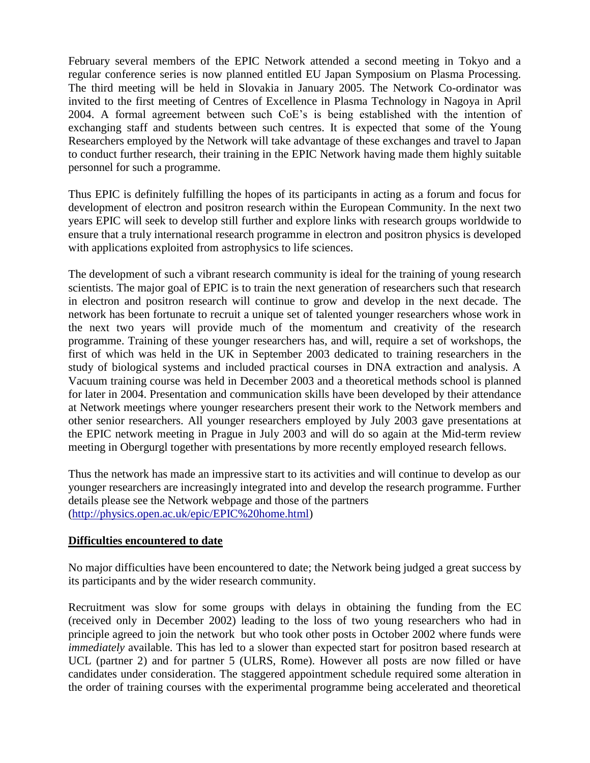February several members of the EPIC Network attended a second meeting in Tokyo and a regular conference series is now planned entitled EU Japan Symposium on Plasma Processing. The third meeting will be held in Slovakia in January 2005. The Network Co-ordinator was invited to the first meeting of Centres of Excellence in Plasma Technology in Nagoya in April 2004. A formal agreement between such CoE's is being established with the intention of exchanging staff and students between such centres. It is expected that some of the Young Researchers employed by the Network will take advantage of these exchanges and travel to Japan to conduct further research, their training in the EPIC Network having made them highly suitable personnel for such a programme.

Thus EPIC is definitely fulfilling the hopes of its participants in acting as a forum and focus for development of electron and positron research within the European Community. In the next two years EPIC will seek to develop still further and explore links with research groups worldwide to ensure that a truly international research programme in electron and positron physics is developed with applications exploited from astrophysics to life sciences.

The development of such a vibrant research community is ideal for the training of young research scientists. The major goal of EPIC is to train the next generation of researchers such that research in electron and positron research will continue to grow and develop in the next decade. The network has been fortunate to recruit a unique set of talented younger researchers whose work in the next two years will provide much of the momentum and creativity of the research programme. Training of these younger researchers has, and will, require a set of workshops, the first of which was held in the UK in September 2003 dedicated to training researchers in the study of biological systems and included practical courses in DNA extraction and analysis. A Vacuum training course was held in December 2003 and a theoretical methods school is planned for later in 2004. Presentation and communication skills have been developed by their attendance at Network meetings where younger researchers present their work to the Network members and other senior researchers. All younger researchers employed by July 2003 gave presentations at the EPIC network meeting in Prague in July 2003 and will do so again at the Mid-term review meeting in Obergurgl together with presentations by more recently employed research fellows.

Thus the network has made an impressive start to its activities and will continue to develop as our younger researchers are increasingly integrated into and develop the research programme. Further details please see the Network webpage and those of the partners (http://physics.open.ac.uk/epic/EPIC%20home.html)

## Difficulties encountered to date

No major difficulties have been encountered to date; the Network being judged a great success by its participants and by the wider research community.

Recruitment was slow for some groups with delays in obtaining the funding from the EC (received only in December 2002) leading to the loss of two young researchers who had in principle agreed to join the network but who took other posts in October 2002 where funds were *immediately* available. This has led to a slower than expected start for positron based research at UCL (partner 2) and for partner 5 (ULRS, Rome). However all posts are now filled or have candidates under consideration. The staggered appointment schedule required some alteration in the order of training courses with the experimental programme being accelerated and theoretical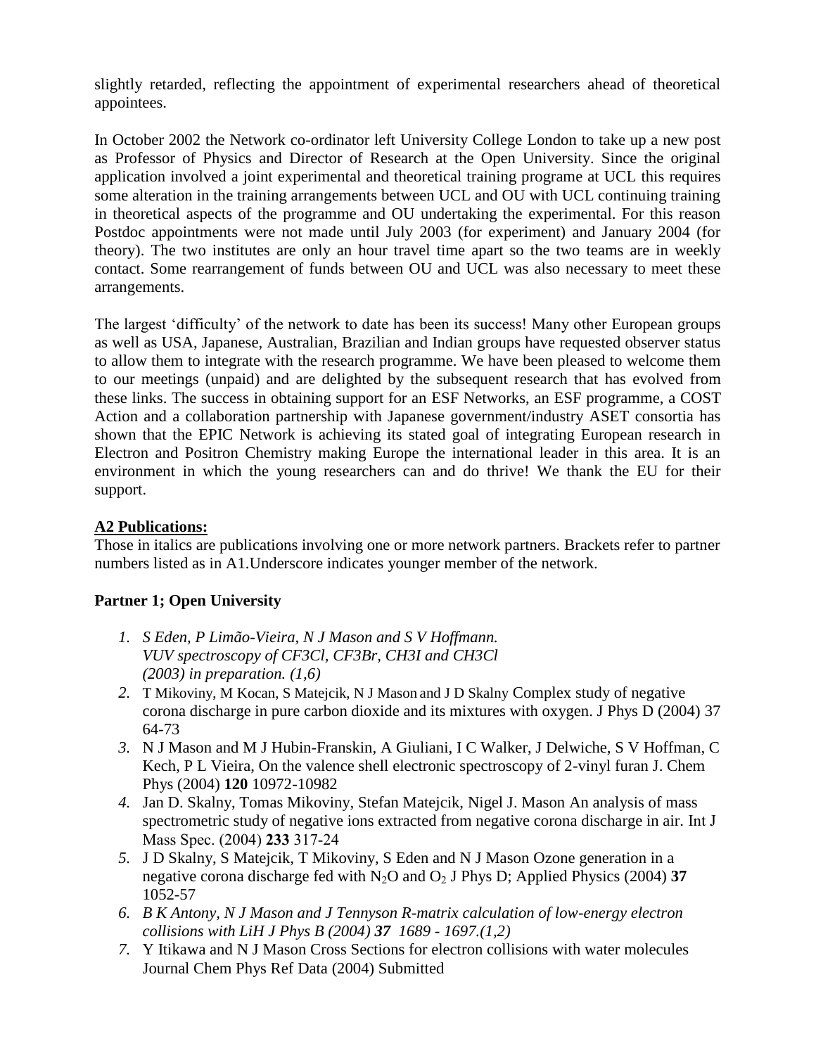slightly retarded, reflecting the appointment of experimental researchers ahead of theoretical appointees.

In October 2002 the Network co-ordinator left University College London to take up a new post as Professor of Physics and Director of Research at the Open University. Since the original application involved a joint experimental and theoretical training programe at UCL this requires some alteration in the training arrangements between UCL and OU with UCL continuing training in theoretical aspects of the programme and OU undertaking the experimental. For this reason Postdoc appointments were not made until July 2003 (for experiment) and January 2004 (for theory). The two institutes are only an hour travel time apart so the two teams are in weekly contact. Some rearrangement of funds between OU and UCL was also necessary to meet these arrangements.

The largest 'difficulty' of the network to date has been its success! Many other European groups as well as USA, Japanese, Australian, Brazilian and Indian groups have requested observer status to allow them to integrate with the research programme. We have been pleased to welcome them to our meetings (unpaid) and are delighted by the subsequent research that has evolved from these links. The success in obtaining support for an ESF Networks, an ESF programme, a COST Action and a collaboration partnership with Japanese government/industry ASET consortia has shown that the EPIC Network is achieving its stated goal of integrating European research in Electron and Positron Chemistry making Europe the international leader in this area. It is an environment in which the young researchers can and do thrive! We thank the EU for their support.

## A2 Publications:

Those in italics are publications involving one or more network partners. Brackets refer to partner numbers listed as in A1.Underscore indicates younger member of the network.

### Partner 1; Open University

1. *S Eden, P Limão-Vieira, N J Mason and S V Hoffmann. VUV spectroscopy of CF3Cl, CF3Br, CH3I and CH3Cl (2003) in preparation. (1,6)*
2. T Mikoviny, M Kocan, S Matejcik, N J Mason and J D Skalny Complex study of negative corona discharge in pure carbon dioxide and its mixtures with oxygen. J Phys D (2004) 37 64-73
3. N J Mason and M J Hubin-Franskin, A Giuliani, I C Walker, J Delwiche, S V Hoffman, C Kech, P L Vieira, On the valence shell electronic spectroscopy of 2-vinyl furan J. Chem Phys (2004) **120** 10972-10982
4. Jan D. Skalny, Tomas Mikoviny, Stefan Matejcik, Nigel J. Mason An analysis of mass spectrometric study of negative ions extracted from negative corona discharge in air. Int J Mass Spec. (2004) **233** 317-24
5. J D Skalny, S Matejcik, T Mikoviny, S Eden and N J Mason Ozone generation in a negative corona discharge fed with $N_2O$ and $O_2$ J Phys D; Applied Physics (2004) **37** 1052-57
6. *B K Antony, N J Mason and J Tennyson R-matrix calculation of low-energy electron collisions with LiH J Phys B (2004) **37** 1689 - 1697.(1,2)*
7. Y Itikawa and N J Mason Cross Sections for electron collisions with water molecules Journal Chem Phys Ref Data (2004) Submitted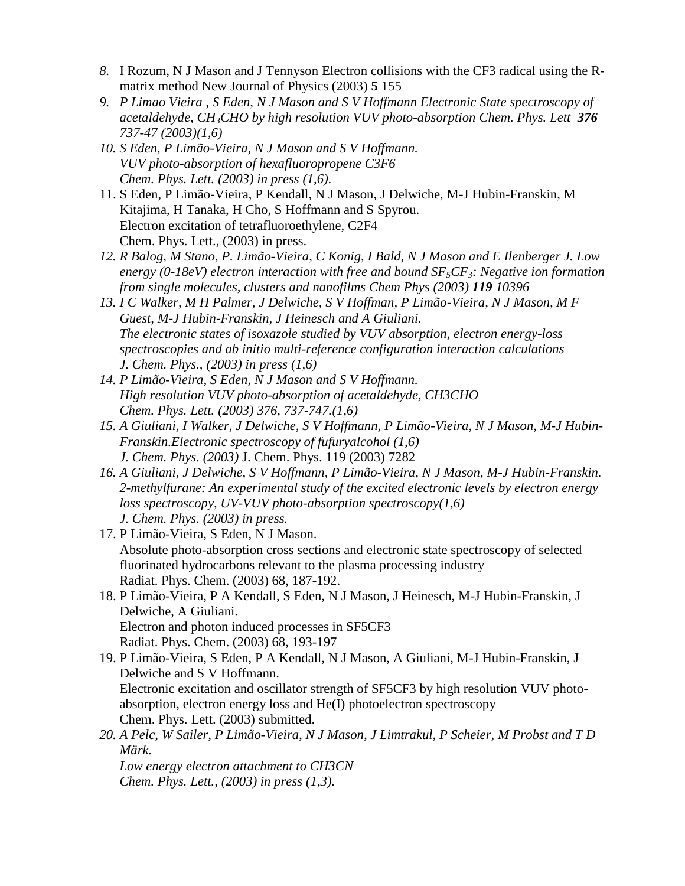8. I Rozum, N J Mason and J Tennyson Electron collisions with the CF3 radical using the R-matrix method New Journal of Physics (2003) **5** 155
9. *P Limao Vieira , S Eden, N J Mason and S V Hoffmann Electronic State spectroscopy of acetaldehyde, $CH_3CHO$ by high resolution VUV photo-absorption Chem. Phys. Lett* ***376*** *737-47 (2003)(1,6)*
10. *S Eden, P Limão-Vieira, N J Mason and S V Hoffmann.*
    *VUV photo-absorption of hexafluoropropene C3F6*
    *Chem. Phys. Lett. (2003) in press (1,6).*
11. S Eden, P Limão-Vieira, P Kendall, N J Mason, J Delwiche, M-J Hubin-Franskin, M Kitajima, H Tanaka, H Cho, S Hoffmann and S Spyrou.
    Electron excitation of tetrafluoroethylene, C2F4
    Chem. Phys. Lett., (2003) in press.
12. *R Balog, M Stano, P. Limão-Vieira, C Konig, I Bald, N J Mason and E Ilenberger J. Low energy (0-18eV) electron interaction with free and bound $SF_5CF_3$: Negative ion formation from single molecules, clusters and nanofilms Chem Phys (2003)* ***119*** *10396*
13. *I C Walker, M H Palmer, J Delwiche, S V Hoffman, P Limão-Vieira, N J Mason, M F Guest, M-J Hubin-Franskin, J Heinesch and A Giuliani.*
    *The electronic states of isoxazole studied by VUV absorption, electron energy-loss spectroscopies and ab initio multi-reference configuration interaction calculations*
    *J. Chem. Phys., (2003) in press (1,6)*
14. *P Limão-Vieira, S Eden, N J Mason and S V Hoffmann.*
    *High resolution VUV photo-absorption of acetaldehyde, CH3CHO*
    *Chem. Phys. Lett. (2003) 376, 737-747.(1,6)*
15. *A Giuliani, I Walker, J Delwiche, S V Hoffmann, P Limão-Vieira, N J Mason, M-J Hubin-Franskin.Electronic spectroscopy of fufuryalcohol (1,6)*
    *J. Chem. Phys. (2003)* J. Chem. Phys. 119 (2003) 7282
16. *A Giuliani, J Delwiche, S V Hoffmann, P Limão-Vieira, N J Mason, M-J Hubin-Franskin. 2-methylfurane: An experimental study of the excited electronic levels by electron energy loss spectroscopy, UV-VUV photo-absorption spectroscopy(1,6)*
    *J. Chem. Phys. (2003) in press.*
17. P Limão-Vieira, S Eden, N J Mason.
    Absolute photo-absorption cross sections and electronic state spectroscopy of selected fluorinated hydrocarbons relevant to the plasma processing industry
    Radiat. Phys. Chem. (2003) 68, 187-192.
18. P Limão-Vieira, P A Kendall, S Eden, N J Mason, J Heinesch, M-J Hubin-Franskin, J Delwiche, A Giuliani.
    Electron and photon induced processes in SF5CF3
    Radiat. Phys. Chem. (2003) 68, 193-197
19. P Limão-Vieira, S Eden, P A Kendall, N J Mason, A Giuliani, M-J Hubin-Franskin, J Delwiche and S V Hoffmann.
    Electronic excitation and oscillator strength of SF5CF3 by high resolution VUV photo-absorption, electron energy loss and He(I) photoelectron spectroscopy
    Chem. Phys. Lett. (2003) submitted.
20. *A Pelc, W Sailer, P Limão-Vieira, N J Mason, J Limtrakul, P Scheier, M Probst and T D Märk.*
    *Low energy electron attachment to CH3CN*
    *Chem. Phys. Lett., (2003) in press (1,3).*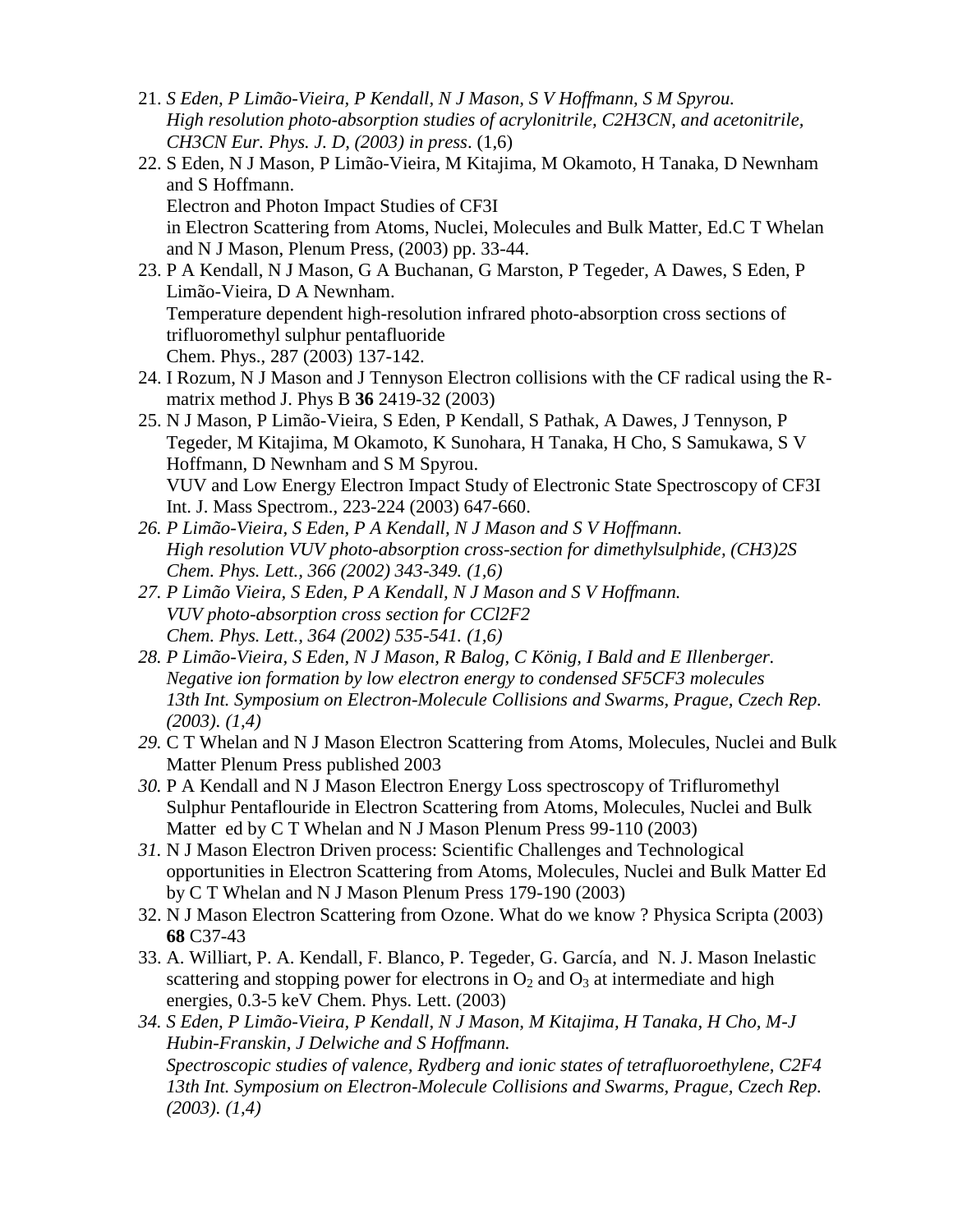21. *S Eden, P Limão-Vieira, P Kendall, N J Mason, S V Hoffmann, S M Spyrou. High resolution photo-absorption studies of acrylonitrile, C2H3CN, and acetonitrile, CH3CN Eur. Phys. J. D, (2003) in press*. (1,6)
22. S Eden, N J Mason, P Limão-Vieira, M Kitajima, M Okamoto, H Tanaka, D Newnham and S Hoffmann.
    Electron and Photon Impact Studies of CF3I
    in Electron Scattering from Atoms, Nuclei, Molecules and Bulk Matter, Ed.C T Whelan and N J Mason, Plenum Press, (2003) pp. 33-44.
23. P A Kendall, N J Mason, G A Buchanan, G Marston, P Tegeder, A Dawes, S Eden, P Limão-Vieira, D A Newnham.
    Temperature dependent high-resolution infrared photo-absorption cross sections of trifluoromethyl sulphur pentafluoride
    Chem. Phys., 287 (2003) 137-142.
24. I Rozum, N J Mason and J Tennyson Electron collisions with the CF radical using the R-matrix method J. Phys B **36** 2419-32 (2003)
25. N J Mason, P Limão-Vieira, S Eden, P Kendall, S Pathak, A Dawes, J Tennyson, P Tegeder, M Kitajima, M Okamoto, K Sunohara, H Tanaka, H Cho, S Samukawa, S V Hoffmann, D Newnham and S M Spyrou.
    VUV and Low Energy Electron Impact Study of Electronic State Spectroscopy of CF3I
    Int. J. Mass Spectrom., 223-224 (2003) 647-660.
26. *P Limão-Vieira, S Eden, P A Kendall, N J Mason and S V Hoffmann. High resolution VUV photo-absorption cross-section for dimethylsulphide, (CH3)2S Chem. Phys. Lett., 366 (2002) 343-349. (1,6)*
27. *P Limão Vieira, S Eden, P A Kendall, N J Mason and S V Hoffmann. VUV photo-absorption cross section for CCl2F2 Chem. Phys. Lett., 364 (2002) 535-541. (1,6)*
28. *P Limão-Vieira, S Eden, N J Mason, R Balog, C König, I Bald and E Illenberger. Negative ion formation by low electron energy to condensed SF5CF3 molecules 13th Int. Symposium on Electron-Molecule Collisions and Swarms, Prague, Czech Rep. (2003). (1,4)*
29. C T Whelan and N J Mason Electron Scattering from Atoms, Molecules, Nuclei and Bulk Matter Plenum Press published 2003
30. P A Kendall and N J Mason Electron Energy Loss spectroscopy of Trifluromethyl Sulphur Pentaflouride in Electron Scattering from Atoms, Molecules, Nuclei and Bulk Matter ed by C T Whelan and N J Mason Plenum Press 99-110 (2003)
31. N J Mason Electron Driven process: Scientific Challenges and Technological opportunities in Electron Scattering from Atoms, Molecules, Nuclei and Bulk Matter Ed by C T Whelan and N J Mason Plenum Press 179-190 (2003)
32. N J Mason Electron Scattering from Ozone. What do we know ? Physica Scripta (2003) **68** C37-43
33. A. Williart, P. A. Kendall, F. Blanco, P. Tegeder, G. García, and N. J. Mason Inelastic scattering and stopping power for electrons in $O_2$ and $O_3$ at intermediate and high energies, 0.3-5 keV Chem. Phys. Lett. (2003)
34. *S Eden, P Limão-Vieira, P Kendall, N J Mason, M Kitajima, H Tanaka, H Cho, M-J Hubin-Franskin, J Delwiche and S Hoffmann. Spectroscopic studies of valence, Rydberg and ionic states of tetrafluoroethylene, C2F4 13th Int. Symposium on Electron-Molecule Collisions and Swarms, Prague, Czech Rep. (2003). (1,4)*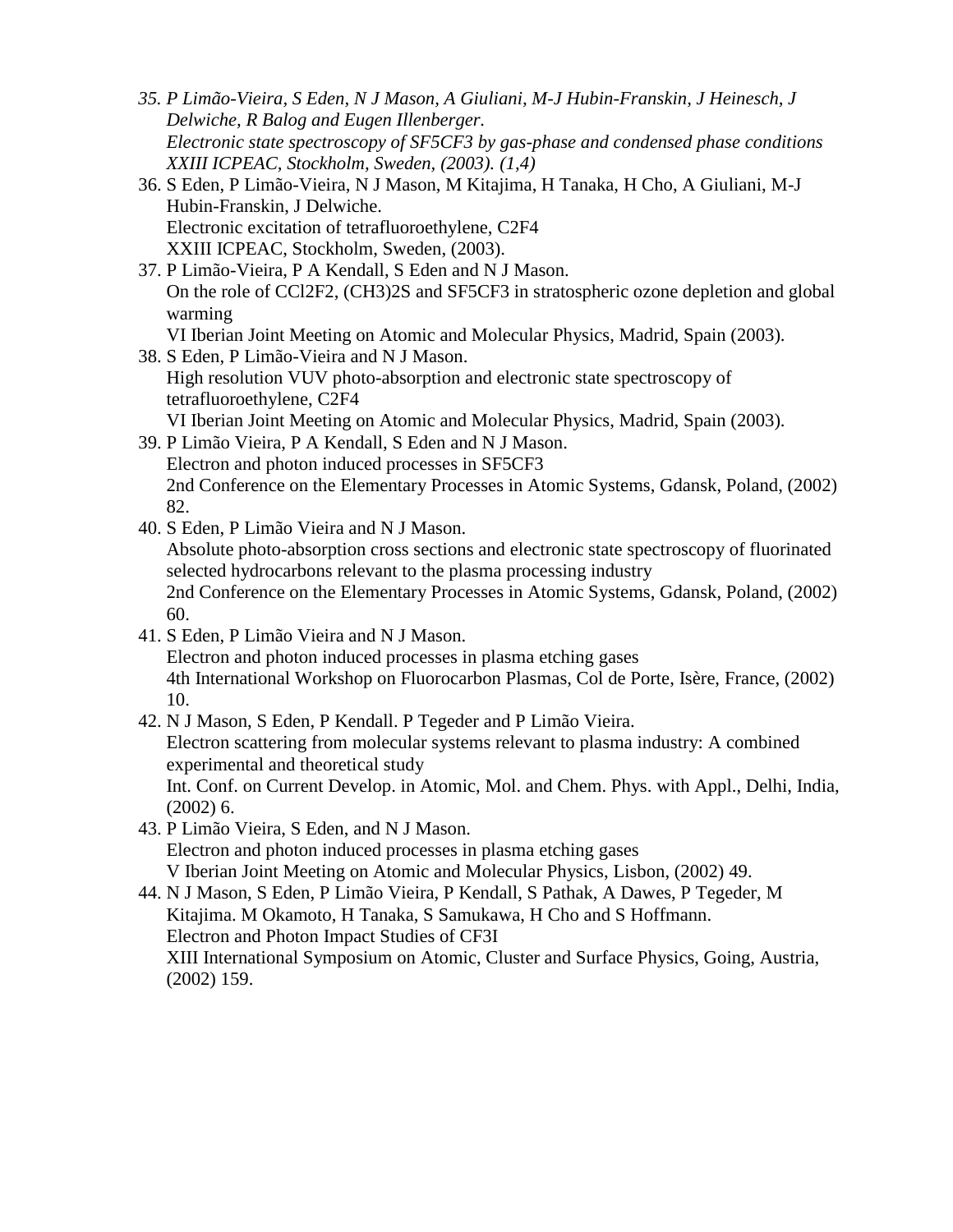35. *P Limão-Vieira, S Eden, N J Mason, A Giuliani, M-J Hubin-Franskin, J Heinesch, J Delwiche, R Balog and Eugen Illenberger.*
    *Electronic state spectroscopy of $SF_5CF_3$ by gas-phase and condensed phase conditions*
    *XXIII ICPEAC, Stockholm, Sweden, (2003). (1,4)*
36. S Eden, P Limão-Vieira, N J Mason, M Kitajima, H Tanaka, H Cho, A Giuliani, M-J Hubin-Franskin, J Delwiche.
    Electronic excitation of tetrafluoroethylene, $C_2F_4$
    XXIII ICPEAC, Stockholm, Sweden, (2003).
37. P Limão-Vieira, P A Kendall, S Eden and N J Mason.
    On the role of $CCl_2F_2$, $(CH_3)_2S$ and $SF_5CF_3$ in stratospheric ozone depletion and global warming
    VI Iberian Joint Meeting on Atomic and Molecular Physics, Madrid, Spain (2003).
38. S Eden, P Limão-Vieira and N J Mason.
    High resolution VUV photo-absorption and electronic state spectroscopy of tetrafluoroethylene, $C_2F_4$
    VI Iberian Joint Meeting on Atomic and Molecular Physics, Madrid, Spain (2003).
39. P Limão Vieira, P A Kendall, S Eden and N J Mason.
    Electron and photon induced processes in $SF_5CF_3$
    2nd Conference on the Elementary Processes in Atomic Systems, Gdansk, Poland, (2002) 82.
40. S Eden, P Limão Vieira and N J Mason.
    Absolute photo-absorption cross sections and electronic state spectroscopy of fluorinated selected hydrocarbons relevant to the plasma processing industry
    2nd Conference on the Elementary Processes in Atomic Systems, Gdansk, Poland, (2002) 60.
41. S Eden, P Limão Vieira and N J Mason.
    Electron and photon induced processes in plasma etching gases
    4th International Workshop on Fluorocarbon Plasmas, Col de Porte, Isère, France, (2002) 10.
42. N J Mason, S Eden, P Kendall. P Tegeder and P Limão Vieira.
    Electron scattering from molecular systems relevant to plasma industry: A combined experimental and theoretical study
    Int. Conf. on Current Develop. in Atomic, Mol. and Chem. Phys. with Appl., Delhi, India, (2002) 6.
43. P Limão Vieira, S Eden, and N J Mason.
    Electron and photon induced processes in plasma etching gases
    V Iberian Joint Meeting on Atomic and Molecular Physics, Lisbon, (2002) 49.
44. N J Mason, S Eden, P Limão Vieira, P Kendall, S Pathak, A Dawes, P Tegeder, M Kitajima. M Okamoto, H Tanaka, S Samukawa, H Cho and S Hoffmann.
    Electron and Photon Impact Studies of $CF_3I$
    XIII International Symposium on Atomic, Cluster and Surface Physics, Going, Austria, (2002) 159.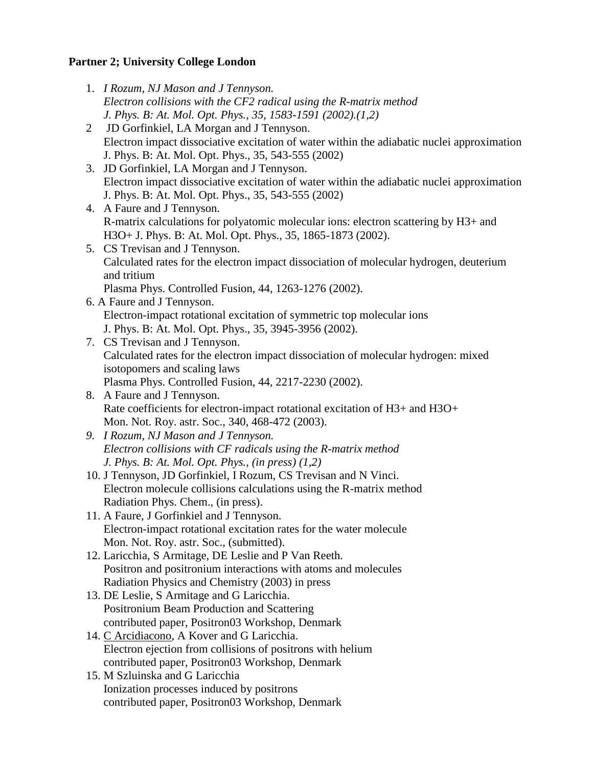**Partner 2; University College London**

1. *I Rozum, NJ Mason and J Tennyson.*
   *Electron collisions with the CF2 radical using the R-matrix method*
   *J. Phys. B: At. Mol. Opt. Phys., 35, 1583-1591 (2002).(1,2)*
2. JD Gorfinkiel, LA Morgan and J Tennyson.
   Electron impact dissociative excitation of water within the adiabatic nuclei approximation
   J. Phys. B: At. Mol. Opt. Phys., 35, 543-555 (2002)
3. JD Gorfinkiel, LA Morgan and J Tennyson.
   Electron impact dissociative excitation of water within the adiabatic nuclei approximation
   J. Phys. B: At. Mol. Opt. Phys., 35, 543-555 (2002)
4. A Faure and J Tennyson.
   R-matrix calculations for polyatomic molecular ions: electron scattering by H3+ and H3O+ J. Phys. B: At. Mol. Opt. Phys., 35, 1865-1873 (2002).
5. CS Trevisan and J Tennyson.
   Calculated rates for the electron impact dissociation of molecular hydrogen, deuterium and tritium
   Plasma Phys. Controlled Fusion, 44, 1263-1276 (2002).
6. A Faure and J Tennyson.
   Electron-impact rotational excitation of symmetric top molecular ions
   J. Phys. B: At. Mol. Opt. Phys., 35, 3945-3956 (2002).
7. CS Trevisan and J Tennyson.
   Calculated rates for the electron impact dissociation of molecular hydrogen: mixed isotopomers and scaling laws
   Plasma Phys. Controlled Fusion, 44, 2217-2230 (2002).
8. A Faure and J Tennyson.
   Rate coefficients for electron-impact rotational excitation of H3+ and H3O+
   Mon. Not. Roy. astr. Soc., 340, 468-472 (2003).
9. *I Rozum, NJ Mason and J Tennyson.*
   *Electron collisions with CF radicals using the R-matrix method*
   *J. Phys. B: At. Mol. Opt. Phys., (in press) (1,2)*
10. J Tennyson, JD Gorfinkiel, I Rozum, CS Trevisan and N Vinci.
    Electron molecule collisions calculations using the R-matrix method
    Radiation Phys. Chem., (in press).
11. A Faure, J Gorfinkiel and J Tennyson.
    Electron-impact rotational excitation rates for the water molecule
    Mon. Not. Roy. astr. Soc., (submitted).
12. Laricchia, S Armitage, DE Leslie and P Van Reeth.
    Positron and positronium interactions with atoms and molecules
    Radiation Physics and Chemistry (2003) in press
13. DE Leslie, S Armitage and G Laricchia.
    Positronium Beam Production and Scattering
    contributed paper, Positron03 Workshop, Denmark
14. C Arcidiacono, A Kover and G Laricchia.
    Electron ejection from collisions of positrons with helium
    contributed paper, Positron03 Workshop, Denmark
15. M Szluinska and G Laricchia
    Ionization processes induced by positrons
    contributed paper, Positron03 Workshop, Denmark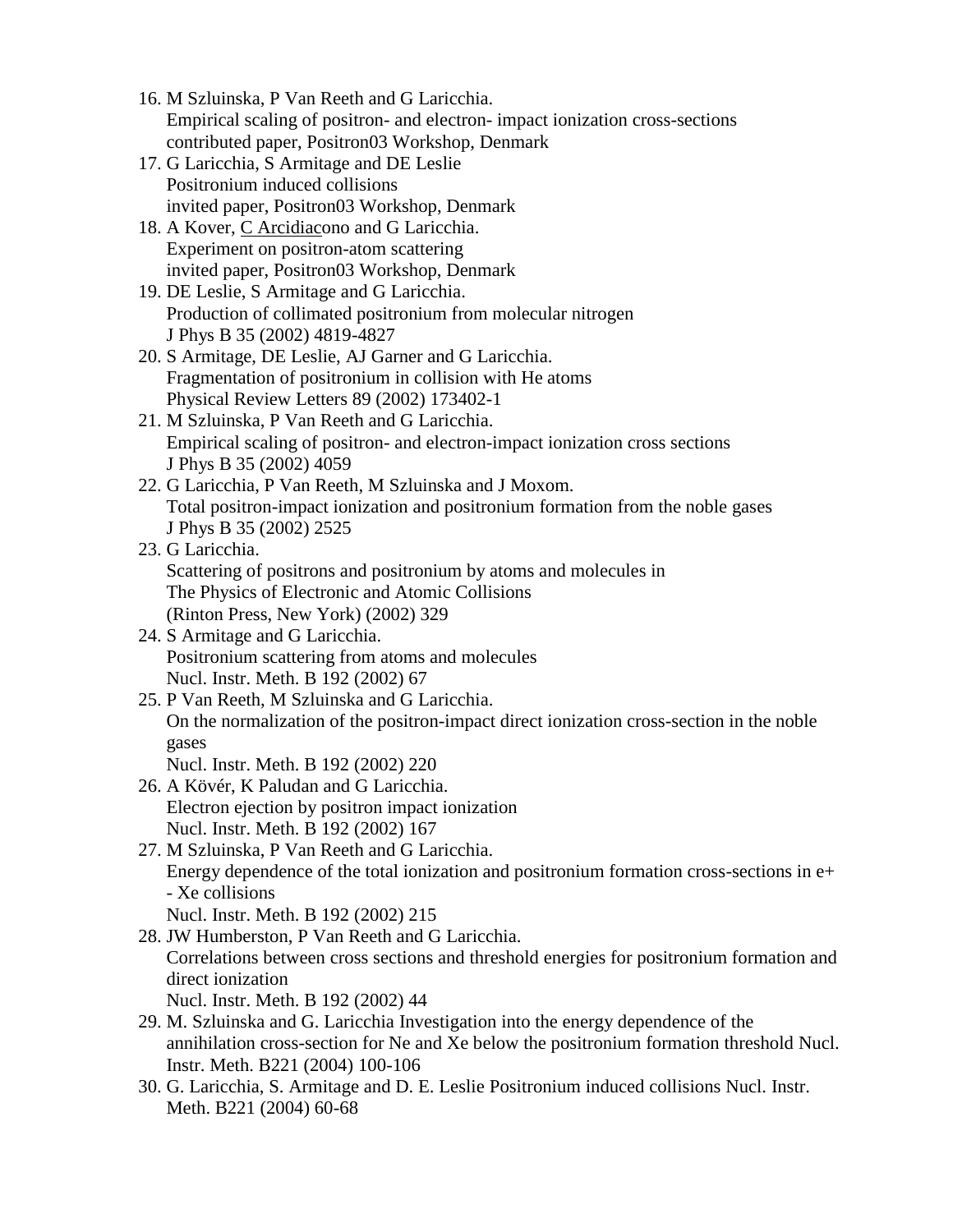16. M Szluinska, P Van Reeth and G Laricchia.
    Empirical scaling of positron- and electron- impact ionization cross-sections
    contributed paper, Positron03 Workshop, Denmark
17. G Laricchia, S Armitage and DE Leslie
    Positronium induced collisions
    invited paper, Positron03 Workshop, Denmark
18. A Kover, C Arcidiacono and G Laricchia.
    Experiment on positron-atom scattering
    invited paper, Positron03 Workshop, Denmark
19. DE Leslie, S Armitage and G Laricchia.
    Production of collimated positronium from molecular nitrogen
    J Phys B 35 (2002) 4819-4827
20. S Armitage, DE Leslie, AJ Garner and G Laricchia.
    Fragmentation of positronium in collision with He atoms
    Physical Review Letters 89 (2002) 173402-1
21. M Szluinska, P Van Reeth and G Laricchia.
    Empirical scaling of positron- and electron-impact ionization cross sections
    J Phys B 35 (2002) 4059
22. G Laricchia, P Van Reeth, M Szluinska and J Moxom.
    Total positron-impact ionization and positronium formation from the noble gases
    J Phys B 35 (2002) 2525
23. G Laricchia.
    Scattering of positrons and positronium by atoms and molecules in
    The Physics of Electronic and Atomic Collisions
    (Rinton Press, New York) (2002) 329
24. S Armitage and G Laricchia.
    Positronium scattering from atoms and molecules
    Nucl. Instr. Meth. B 192 (2002) 67
25. P Van Reeth, M Szluinska and G Laricchia.
    On the normalization of the positron-impact direct ionization cross-section in the noble gases
    Nucl. Instr. Meth. B 192 (2002) 220
26. A Kövér, K Paludan and G Laricchia.
    Electron ejection by positron impact ionization
    Nucl. Instr. Meth. B 192 (2002) 167
27. M Szluinska, P Van Reeth and G Laricchia.
    Energy dependence of the total ionization and positronium formation cross-sections in e+ - Xe collisions
    Nucl. Instr. Meth. B 192 (2002) 215
28. JW Humberston, P Van Reeth and G Laricchia.
    Correlations between cross sections and threshold energies for positronium formation and direct ionization
    Nucl. Instr. Meth. B 192 (2002) 44
29. M. Szluinska and G. Laricchia Investigation into the energy dependence of the annihilation cross-section for Ne and Xe below the positronium formation threshold Nucl. Instr. Meth. B221 (2004) 100-106
30. G. Laricchia, S. Armitage and D. E. Leslie Positronium induced collisions Nucl. Instr. Meth. B221 (2004) 60-68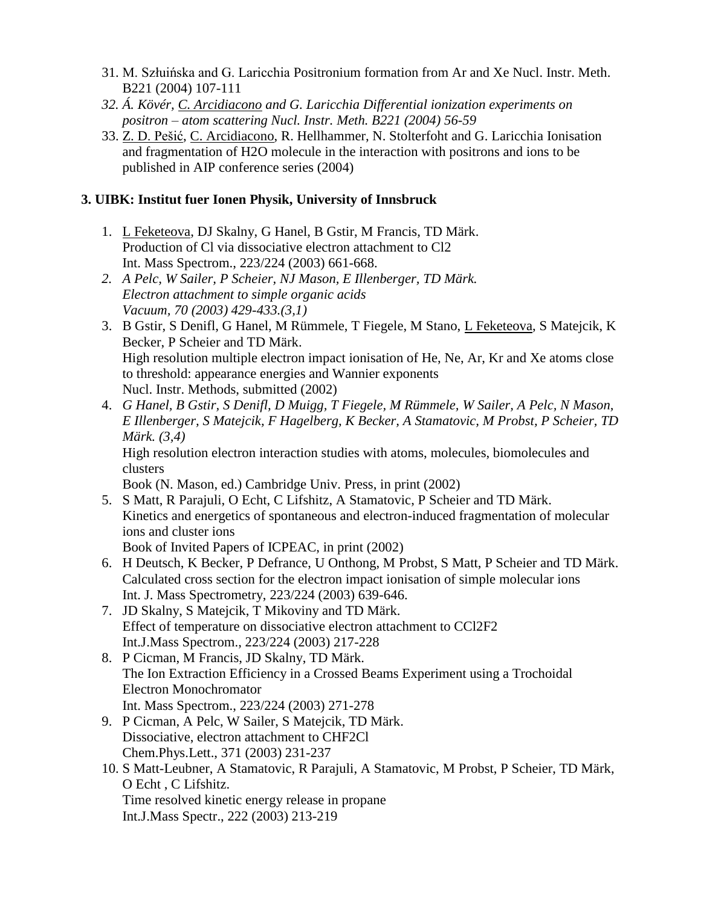31. M. Szłuińska and G. Laricchia Positronium formation from Ar and Xe Nucl. Instr. Meth. B221 (2004) 107-111
32. *Á. Kövér, <u>C. Arcidiacono</u> and G. Laricchia Differential ionization experiments on positron – atom scattering Nucl. Instr. Meth. B221 (2004) 56-59*
33. <u>Z. D. Pešić</u>, <u>C. Arcidiacono</u>, R. Hellhammer, N. Stolterfoht and G. Laricchia Ionisation and fragmentation of $H_2O$ molecule in the interaction with positrons and ions to be published in AIP conference series (2004)

**3. UIBK: Institut fuer Ionen Physik, University of Innsbruck**

1. <u>L Feketeova</u>, DJ Skalny, G Hanel, B Gstir, M Francis, TD Märk.
   Production of Cl via dissociative electron attachment to $Cl_2$
   Int. Mass Spectrom., 223/224 (2003) 661-668.
2. *A Pelc, W Sailer, P Scheier, NJ Mason, E Illenberger, TD Märk.*
   *Electron attachment to simple organic acids*
   *Vacuum, 70 (2003) 429-433.(3,1)*
3. B Gstir, S Denifl, G Hanel, M Rümmele, T Fiegele, M Stano, <u>L Feketeova</u>, S Matejcik, K Becker, P Scheier and TD Märk.
   High resolution multiple electron impact ionisation of He, Ne, Ar, Kr and Xe atoms close to threshold: appearance energies and Wannier exponents
   Nucl. Instr. Methods, submitted (2002)
4. *G Hanel, B Gstir, S Denifl, D Muigg, T Fiegele, M Rümmele, W Sailer, A Pelc, N Mason, E Illenberger, S Matejcik, F Hagelberg, K Becker, A Stamatovic, M Probst, P Scheier, TD Märk. (3,4)*
   High resolution electron interaction studies with atoms, molecules, biomolecules and clusters
   Book (N. Mason, ed.) Cambridge Univ. Press, in print (2002)
5. S Matt, R Parajuli, O Echt, C Lifshitz, A Stamatovic, P Scheier and TD Märk.
   Kinetics and energetics of spontaneous and electron-induced fragmentation of molecular ions and cluster ions
   Book of Invited Papers of ICPEAC, in print (2002)
6. H Deutsch, K Becker, P Defrance, U Onthong, M Probst, S Matt, P Scheier and TD Märk.
   Calculated cross section for the electron impact ionisation of simple molecular ions
   Int. J. Mass Spectrometry, 223/224 (2003) 639-646.
7. JD Skalny, S Matejcik, T Mikoviny and TD Märk.
   Effect of temperature on dissociative electron attachment to $CCl_2F_2$
   Int.J.Mass Spectrom., 223/224 (2003) 217-228
8. P Cicman, M Francis, JD Skalny, TD Märk.
   The Ion Extraction Efficiency in a Crossed Beams Experiment using a Trochoidal Electron Monochromator
   Int. Mass Spectrom., 223/224 (2003) 271-278
9. P Cicman, A Pelc, W Sailer, S Matejcik, TD Märk.
   Dissociative, electron attachment to $CHF_2Cl$
   Chem.Phys.Lett., 371 (2003) 231-237
10. S Matt-Leubner, A Stamatovic, R Parajuli, A Stamatovic, M Probst, P Scheier, TD Märk, O Echt , C Lifshitz.
    Time resolved kinetic energy release in propane
    Int.J.Mass Spectr., 222 (2003) 213-219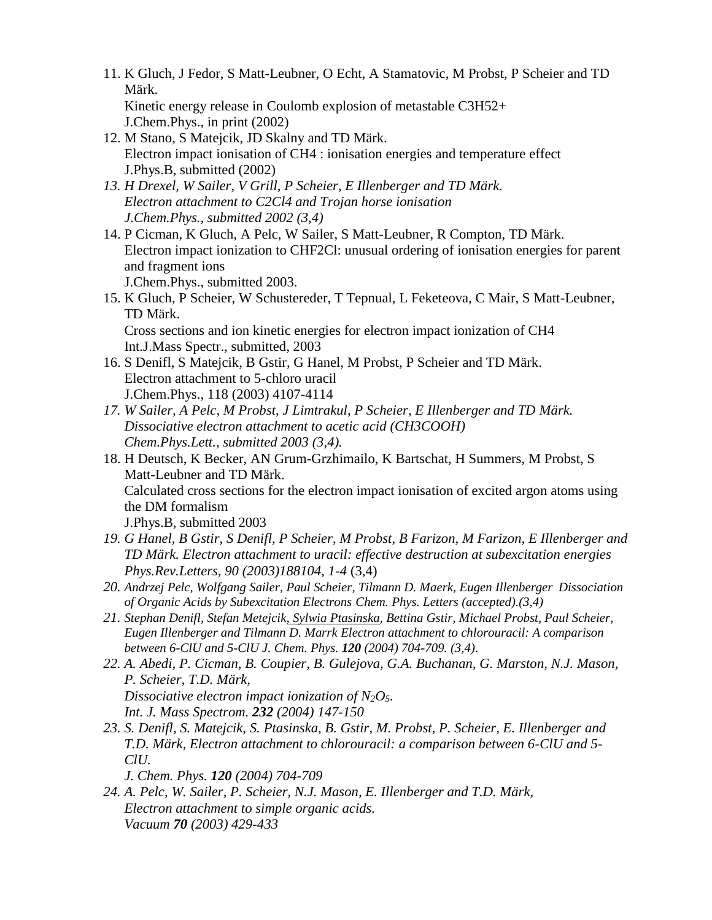11. K Gluch, J Fedor, S Matt-Leubner, O Echt, A Stamatovic, M Probst, P Scheier and TD Märk.
    Kinetic energy release in Coulomb explosion of metastable C3H52+
    J.Chem.Phys., in print (2002)
12. M Stano, S Matejcik, JD Skalny and TD Märk.
    Electron impact ionisation of CH4 : ionisation energies and temperature effect
    J.Phys.B, submitted (2002)
13. *H Drexel, W Sailer, V Grill, P Scheier, E Illenberger and TD Märk.*
    *Electron attachment to C2Cl4 and Trojan horse ionisation*
    *J.Chem.Phys., submitted 2002 (3,4)*
14. P Cicman, K Gluch, A Pelc, W Sailer, S Matt-Leubner, R Compton, TD Märk.
    Electron impact ionization to CHF2Cl: unusual ordering of ionisation energies for parent and fragment ions
    J.Chem.Phys., submitted 2003.
15. K Gluch, P Scheier, W Schustereder, T Tepnual, L Feketeova, C Mair, S Matt-Leubner, TD Märk.
    Cross sections and ion kinetic energies for electron impact ionization of CH4
    Int.J.Mass Spectr., submitted, 2003
16. S Denifl, S Matejcik, B Gstir, G Hanel, M Probst, P Scheier and TD Märk.
    Electron attachment to 5-chloro uracil
    J.Chem.Phys., 118 (2003) 4107-4114
17. *W Sailer, A Pelc, M Probst, J Limtrakul, P Scheier, E Illenberger and TD Märk.*
    *Dissociative electron attachment to acetic acid (CH3COOH)*
    *Chem.Phys.Lett., submitted 2003 (3,4).*
18. H Deutsch, K Becker, AN Grum-Grzhimailo, K Bartschat, H Summers, M Probst, S Matt-Leubner and TD Märk.
    Calculated cross sections for the electron impact ionisation of excited argon atoms using the DM formalism
    J.Phys.B, submitted 2003
19. *G Hanel, B Gstir, S Denifl, P Scheier, M Probst, B Farizon, M Farizon, E Illenberger and TD Märk. Electron attachment to uracil: effective destruction at subexcitation energies Phys.Rev.Letters, 90 (2003)188104, 1-4* (3,4)
20. *Andrzej Pelc, Wolfgang Sailer, Paul Scheier, Tilmann D. Maerk, Eugen Illenberger Dissociation of Organic Acids by Subexcitation Electrons Chem. Phys. Letters (accepted).(3,4)*
21. *Stephan Denifl, Stefan Metejcik, Sylwia Ptasinska, Bettina Gstir, Michael Probst, Paul Scheier, Eugen Illenberger and Tilmann D. Marrk Electron attachment to chlorouracil: A comparison between 6-ClU and 5-ClU J. Chem. Phys.* ***120*** *(2004) 704-709. (3,4).*
22. *A. Abedi, P. Cicman, B. Coupier, B. Gulejova, G.A. Buchanan, G. Marston, N.J. Mason, P. Scheier, T.D. Märk,*
    *Dissociative electron impact ionization of $N_2O_5$.*
    *Int. J. Mass Spectrom.* ***232*** *(2004) 147-150*
23. *S. Denifl, S. Matejcik, S. Ptasinska, B. Gstir, M. Probst, P. Scheier, E. Illenberger and T.D. Märk, Electron attachment to chlorouracil: a comparison between 6-ClU and 5-ClU.*
    *J. Chem. Phys.* ***120*** *(2004) 704-709*
24. *A. Pelc, W. Sailer, P. Scheier, N.J. Mason, E. Illenberger and T.D. Märk,*
    *Electron attachment to simple organic acids.*
    *Vacuum* ***70*** *(2003) 429-433*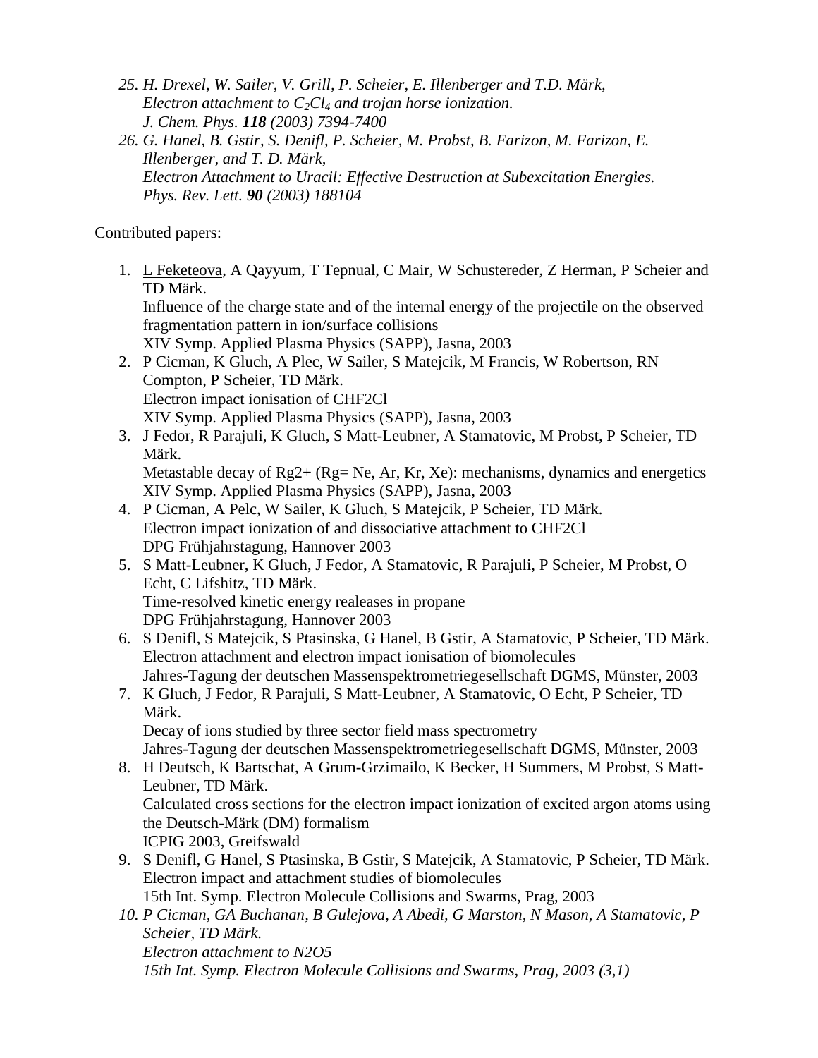25. *H. Drexel, W. Sailer, V. Grill, P. Scheier, E. Illenberger and T.D. Märk,*
    *Electron attachment to $C_2Cl_4$ and trojan horse ionization.*
    *J. Chem. Phys.* ***118*** *(2003) 7394-7400*
26. *G. Hanel, B. Gstir, S. Denifl, P. Scheier, M. Probst, B. Farizon, M. Farizon, E. Illenberger, and T. D. Märk,*
    *Electron Attachment to Uracil: Effective Destruction at Subexcitation Energies.*
    *Phys. Rev. Lett.* ***90*** *(2003) 188104*

Contributed papers:

1. L Feketeova, A Qayyum, T Tepnual, C Mair, W Schustereder, Z Herman, P Scheier and TD Märk.
   Influence of the charge state and of the internal energy of the projectile on the observed fragmentation pattern in ion/surface collisions
   XIV Symp. Applied Plasma Physics (SAPP), Jasna, 2003
2. P Cicman, K Gluch, A Plec, W Sailer, S Matejcik, M Francis, W Robertson, RN Compton, P Scheier, TD Märk.
   Electron impact ionisation of CHF2Cl
   XIV Symp. Applied Plasma Physics (SAPP), Jasna, 2003
3. J Fedor, R Parajuli, K Gluch, S Matt-Leubner, A Stamatovic, M Probst, P Scheier, TD Märk.
   Metastable decay of Rg2+ (Rg= Ne, Ar, Kr, Xe): mechanisms, dynamics and energetics
   XIV Symp. Applied Plasma Physics (SAPP), Jasna, 2003
4. P Cicman, A Pelc, W Sailer, K Gluch, S Matejcik, P Scheier, TD Märk.
   Electron impact ionization of and dissociative attachment to CHF2Cl
   DPG Frühjahrstagung, Hannover 2003
5. S Matt-Leubner, K Gluch, J Fedor, A Stamatovic, R Parajuli, P Scheier, M Probst, O Echt, C Lifshitz, TD Märk.
   Time-resolved kinetic energy realeases in propane
   DPG Frühjahrstagung, Hannover 2003
6. S Denifl, S Matejcik, S Ptasinska, G Hanel, B Gstir, A Stamatovic, P Scheier, TD Märk.
   Electron attachment and electron impact ionisation of biomolecules
   Jahres-Tagung der deutschen Massenspektrometriegesellschaft DGMS, Münster, 2003
7. K Gluch, J Fedor, R Parajuli, S Matt-Leubner, A Stamatovic, O Echt, P Scheier, TD Märk.
   Decay of ions studied by three sector field mass spectrometry
   Jahres-Tagung der deutschen Massenspektrometriegesellschaft DGMS, Münster, 2003
8. H Deutsch, K Bartschat, A Grum-Grzimailo, K Becker, H Summers, M Probst, S Matt-Leubner, TD Märk.
   Calculated cross sections for the electron impact ionization of excited argon atoms using the Deutsch-Märk (DM) formalism
   ICPIG 2003, Greifswald
9. S Denifl, G Hanel, S Ptasinska, B Gstir, S Matejcik, A Stamatovic, P Scheier, TD Märk.
   Electron impact and attachment studies of biomolecules
   15th Int. Symp. Electron Molecule Collisions and Swarms, Prag, 2003
10. *P Cicman, GA Buchanan, B Gulejova, A Abedi, G Marston, N Mason, A Stamatovic, P Scheier, TD Märk.*
    *Electron attachment to N2O5*
    *15th Int. Symp. Electron Molecule Collisions and Swarms, Prag, 2003 (3,1)*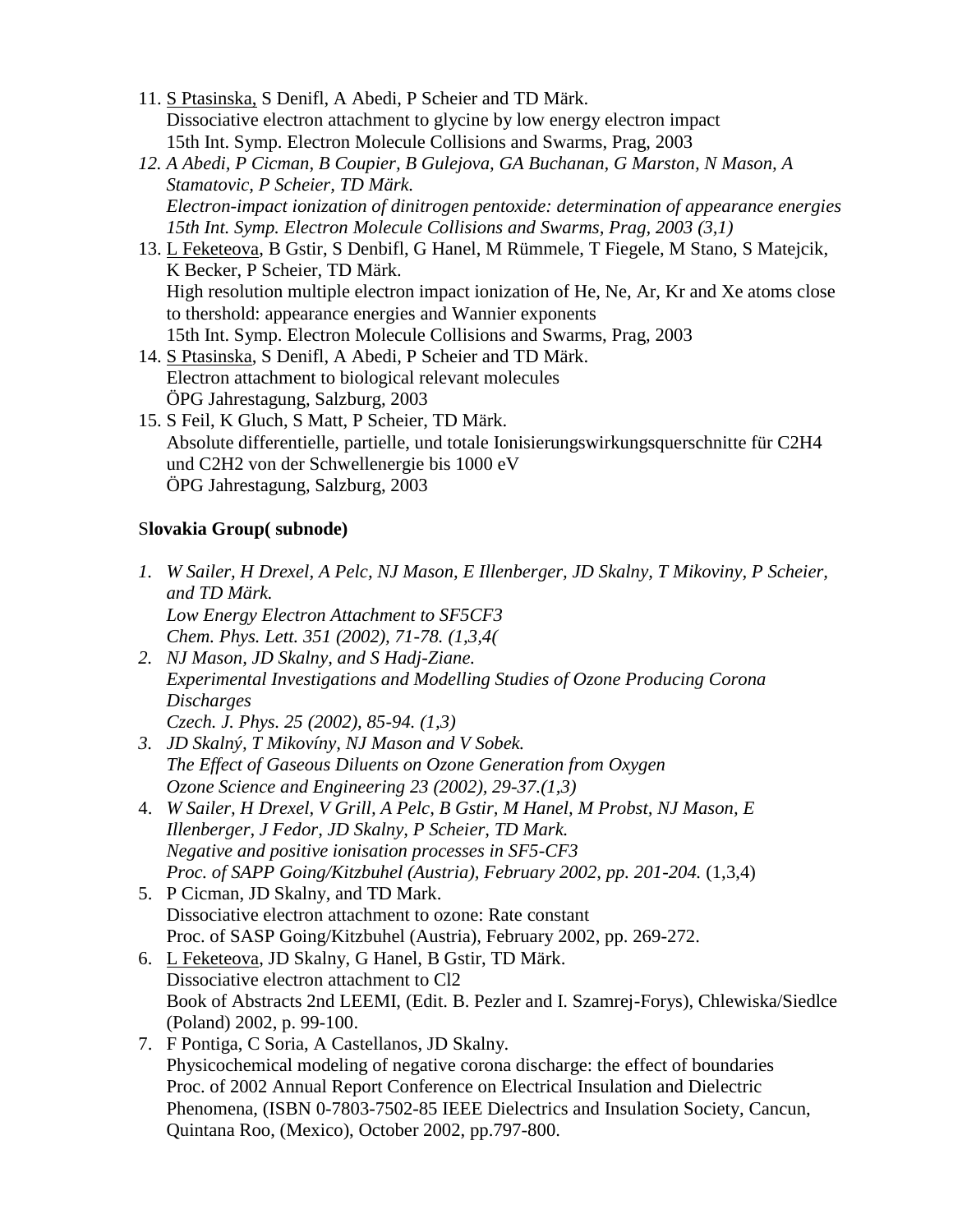11. S Ptasinska, S Denifl, A Abedi, P Scheier and TD Märk.
    Dissociative electron attachment to glycine by low energy electron impact
    15th Int. Symp. Electron Molecule Collisions and Swarms, Prag, 2003
12. *A Abedi, P Cicman, B Coupier, B Gulejova, GA Buchanan, G Marston, N Mason, A Stamatovic, P Scheier, TD Märk.*
    *Electron-impact ionization of dinitrogen pentoxide: determination of appearance energies*
    *15th Int. Symp. Electron Molecule Collisions and Swarms, Prag, 2003 (3,1)*
13. L Feketeova, B Gstir, S Denbifl, G Hanel, M Rümmele, T Fiegele, M Stano, S Matejcik, K Becker, P Scheier, TD Märk.
    High resolution multiple electron impact ionization of He, Ne, Ar, Kr and Xe atoms close to thershold: appearance energies and Wannier exponents
    15th Int. Symp. Electron Molecule Collisions and Swarms, Prag, 2003
14. S Ptasinska, S Denifl, A Abedi, P Scheier and TD Märk.
    Electron attachment to biological relevant molecules
    ÖPG Jahrestagung, Salzburg, 2003
15. S Feil, K Gluch, S Matt, P Scheier, TD Märk.
    Absolute differentielle, partielle, und totale Ionisierungswirkungsquerschnitte für C2H4 und C2H2 von der Schwellenergie bis 1000 eV
    ÖPG Jahrestagung, Salzburg, 2003

### Slovakia Group( subnode)

1. *W Sailer, H Drexel, A Pelc, NJ Mason, E Illenberger, JD Skalny, T Mikoviny, P Scheier, and TD Märk.*
   *Low Energy Electron Attachment to SF5CF3*
   *Chem. Phys. Lett. 351 (2002), 71-78. (1,3,4(*
2. *NJ Mason, JD Skalny, and S Hadj-Ziane.*
   *Experimental Investigations and Modelling Studies of Ozone Producing Corona Discharges*
   *Czech. J. Phys. 25 (2002), 85-94. (1,3)*
3. *JD Skalný, T Mikovíny, NJ Mason and V Sobek.*
   *The Effect of Gaseous Diluents on Ozone Generation from Oxygen*
   *Ozone Science and Engineering 23 (2002), 29-37.(1,3)*
4. *W Sailer, H Drexel, V Grill, A Pelc, B Gstir, M Hanel, M Probst, NJ Mason, E Illenberger, J Fedor, JD Skalny, P Scheier, TD Mark.*
   *Negative and positive ionisation processes in SF5-CF3*
   *Proc. of SAPP Going/Kitzbuhel (Austria), February 2002, pp. 201-204.* (1,3,4)
5. P Cicman, JD Skalny, and TD Mark.
   Dissociative electron attachment to ozone: Rate constant
   Proc. of SASP Going/Kitzbuhel (Austria), February 2002, pp. 269-272.
6. L Feketeova, JD Skalny, G Hanel, B Gstir, TD Märk.
   Dissociative electron attachment to Cl2
   Book of Abstracts 2nd LEEMI, (Edit. B. Pezler and I. Szamrej-Forys), Chlewiska/Siedlce (Poland) 2002, p. 99-100.
7. F Pontiga, C Soria, A Castellanos, JD Skalny.
   Physicochemical modeling of negative corona discharge: the effect of boundaries
   Proc. of 2002 Annual Report Conference on Electrical Insulation and Dielectric Phenomena, (ISBN 0-7803-7502-85 IEEE Dielectrics and Insulation Society, Cancun, Quintana Roo, (Mexico), October 2002, pp.797-800.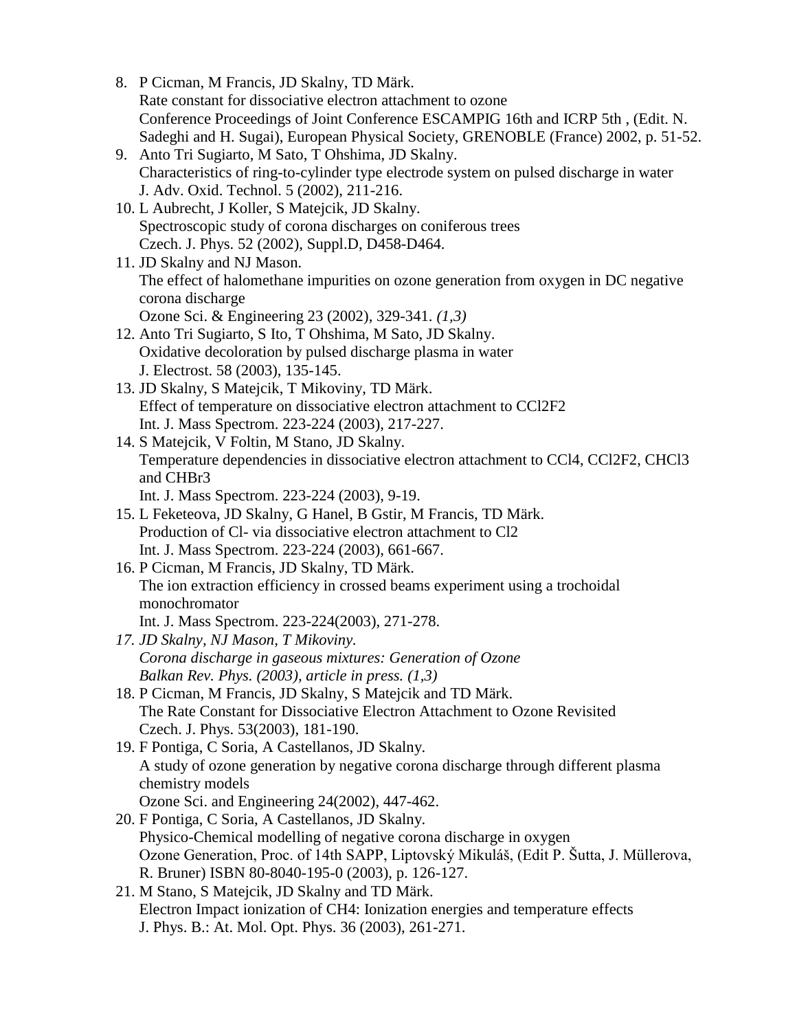8. P Cicman, M Francis, JD Skalny, TD Märk.
   Rate constant for dissociative electron attachment to ozone
   Conference Proceedings of Joint Conference ESCAMPIG 16th and ICRP 5th , (Edit. N. Sadeghi and H. Sugai), European Physical Society, GRENOBLE (France) 2002, p. 51-52.
9. Anto Tri Sugiarto, M Sato, T Ohshima, JD Skalny.
   Characteristics of ring-to-cylinder type electrode system on pulsed discharge in water
   J. Adv. Oxid. Technol. 5 (2002), 211-216.
10. L Aubrecht, J Koller, S Matejcik, JD Skalny.
    Spectroscopic study of corona discharges on coniferous trees
    Czech. J. Phys. 52 (2002), Suppl.D, D458-D464.
11. JD Skalny and NJ Mason.
    The effect of halomethane impurities on ozone generation from oxygen in DC negative corona discharge
    Ozone Sci. & Engineering 23 (2002), 329-341. *(1,3)*
12. Anto Tri Sugiarto, S Ito, T Ohshima, M Sato, JD Skalny.
    Oxidative decoloration by pulsed discharge plasma in water
    J. Electrost. 58 (2003), 135-145.
13. JD Skalny, S Matejcik, T Mikoviny, TD Märk.
    Effect of temperature on dissociative electron attachment to $CCl_2F_2$
    Int. J. Mass Spectrom. 223-224 (2003), 217-227.
14. S Matejcik, V Foltin, M Stano, JD Skalny.
    Temperature dependencies in dissociative electron attachment to $CCl_4$, $CCl_2F_2$, $CHCl_3$ and $CHBr_3$
    Int. J. Mass Spectrom. 223-224 (2003), 9-19.
15. L Feketeova, JD Skalny, G Hanel, B Gstir, M Francis, TD Märk.
    Production of $Cl^-$ via dissociative electron attachment to $Cl_2$
    Int. J. Mass Spectrom. 223-224 (2003), 661-667.
16. P Cicman, M Francis, JD Skalny, TD Märk.
    The ion extraction efficiency in crossed beams experiment using a trochoidal monochromator
    Int. J. Mass Spectrom. 223-224(2003), 271-278.
17. *JD Skalny, NJ Mason, T Mikoviny.*
    *Corona discharge in gaseous mixtures: Generation of Ozone*
    *Balkan Rev. Phys. (2003), article in press. (1,3)*
18. P Cicman, M Francis, JD Skalny, S Matejcik and TD Märk.
    The Rate Constant for Dissociative Electron Attachment to Ozone Revisited
    Czech. J. Phys. 53(2003), 181-190.
19. F Pontiga, C Soria, A Castellanos, JD Skalny.
    A study of ozone generation by negative corona discharge through different plasma chemistry models
    Ozone Sci. and Engineering 24(2002), 447-462.
20. F Pontiga, C Soria, A Castellanos, JD Skalny.
    Physico-Chemical modelling of negative corona discharge in oxygen
    Ozone Generation, Proc. of 14th SAPP, Liptovský Mikuláš, (Edit P. Šutta, J. Müllerova, R. Bruner) ISBN 80-8040-195-0 (2003), p. 126-127.
21. M Stano, S Matejcik, JD Skalny and TD Märk.
    Electron Impact ionization of $CH_4$: Ionization energies and temperature effects
    J. Phys. B.: At. Mol. Opt. Phys. 36 (2003), 261-271.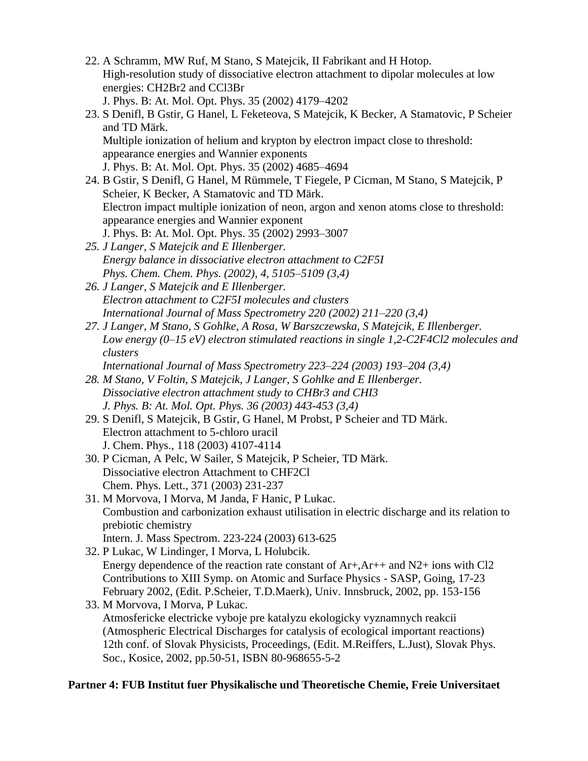22. A Schramm, MW Ruf, M Stano, S Matejcik, II Fabrikant and H Hotop.
    High-resolution study of dissociative electron attachment to dipolar molecules at low energies: $CH_2Br_2$ and $CCl_3Br$
    J. Phys. B: At. Mol. Opt. Phys. 35 (2002) 4179–4202
23. S Denifl, B Gstir, G Hanel, L Feketeova, S Matejcik, K Becker, A Stamatovic, P Scheier and TD Märk.
    Multiple ionization of helium and krypton by electron impact close to threshold: appearance energies and Wannier exponents
    J. Phys. B: At. Mol. Opt. Phys. 35 (2002) 4685–4694
24. B Gstir, S Denifl, G Hanel, M Rümmele, T Fiegele, P Cicman, M Stano, S Matejcik, P Scheier, K Becker, A Stamatovic and TD Märk.
    Electron impact multiple ionization of neon, argon and xenon atoms close to threshold: appearance energies and Wannier exponent
    J. Phys. B: At. Mol. Opt. Phys. 35 (2002) 2993–3007
25. *J Langer, S Matejcik and E Illenberger.*
    *Energy balance in dissociative electron attachment to $C_2F_5I$*
    *Phys. Chem. Chem. Phys. (2002), 4, 5105–5109 (3,4)*
26. *J Langer, S Matejcik and E Illenberger.*
    *Electron attachment to $C_2F_5I$ molecules and clusters*
    *International Journal of Mass Spectrometry 220 (2002) 211–220 (3,4)*
27. *J Langer, M Stano, S Gohlke, A Rosa, W Barszczewska, S Matejcik, E Illenberger.*
    *Low energy (0–15 eV) electron stimulated reactions in single 1,2-$C_2F_4Cl_2$ molecules and clusters*
    *International Journal of Mass Spectrometry 223–224 (2003) 193–204 (3,4)*
28. *M Stano, V Foltin, S Matejcik, J Langer, S Gohlke and E Illenberger.*
    *Dissociative electron attachment study to $CHBr_3$ and $CHI_3$*
    *J. Phys. B: At. Mol. Opt. Phys. 36 (2003) 443-453 (3,4)*
29. S Denifl, S Matejcik, B Gstir, G Hanel, M Probst, P Scheier and TD Märk.
    Electron attachment to 5-chloro uracil
    J. Chem. Phys., 118 (2003) 4107-4114
30. P Cicman, A Pelc, W Sailer, S Matejcik, P Scheier, TD Märk.
    Dissociative electron Attachment to $CHF_2Cl$
    Chem. Phys. Lett., 371 (2003) 231-237
31. M Morvova, I Morva, M Janda, F Hanic, P Lukac.
    Combustion and carbonization exhaust utilisation in electric discharge and its relation to prebiotic chemistry
    Intern. J. Mass Spectrom. 223-224 (2003) 613-625
32. P Lukac, W Lindinger, I Morva, L Holubcik.
    Energy dependence of the reaction rate constant of $Ar^+$,$Ar^{++}$ and $N_2^+$ ions with $Cl_2$
    Contributions to XIII Symp. on Atomic and Surface Physics - SASP, Going, 17-23 February 2002, (Edit. P.Scheier, T.D.Maerk), Univ. Innsbruck, 2002, pp. 153-156
33. M Morvova, I Morva, P Lukac.
    Atmosfericke electricke vyboje pre katalyzu ekologicky vyznamnych reakcii (Atmospheric Electrical Discharges for catalysis of ecological important reactions)
    12th conf. of Slovak Physicists, Proceedings, (Edit. M.Reiffers, L.Just), Slovak Phys. Soc., Kosice, 2002, pp.50-51, ISBN 80-968655-5-2

**Partner 4: FUB Institut fuer Physikalische und Theoretische Chemie, Freie Universitaet**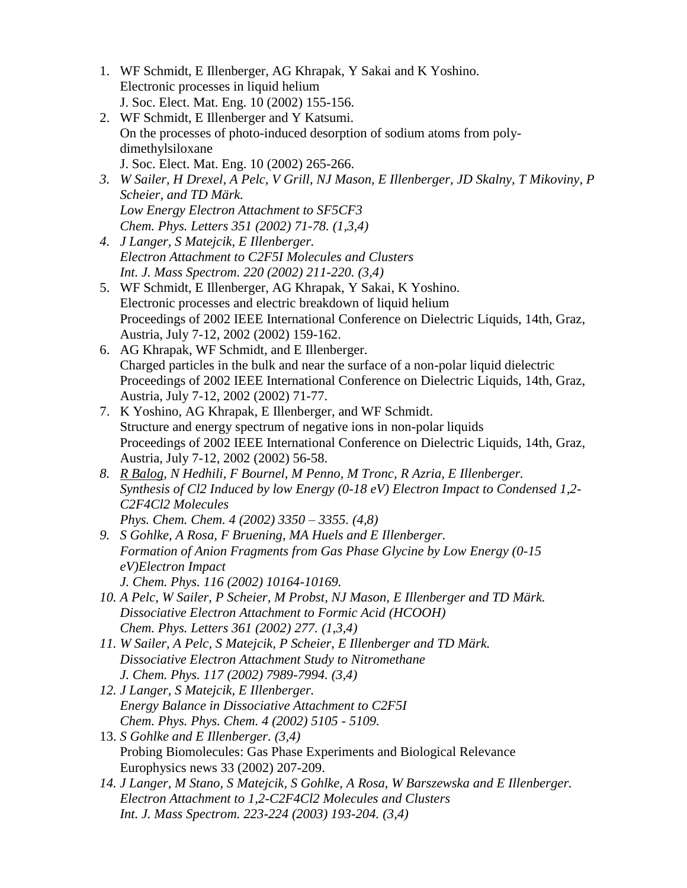1. WF Schmidt, E Illenberger, AG Khrapak, Y Sakai and K Yoshino.
   Electronic processes in liquid helium
   J. Soc. Elect. Mat. Eng. 10 (2002) 155-156.
2. WF Schmidt, E Illenberger and Y Katsumi.
   On the processes of photo-induced desorption of sodium atoms from poly-dimethylsiloxane
   J. Soc. Elect. Mat. Eng. 10 (2002) 265-266.
3. *W Sailer, H Drexel, A Pelc, V Grill, NJ Mason, E Illenberger, JD Skalny, T Mikoviny, P Scheier, and TD Märk.*
   *Low Energy Electron Attachment to SF5CF3*
   *Chem. Phys. Letters 351 (2002) 71-78. (1,3,4)*
4. *J Langer, S Matejcik, E Illenberger.*
   *Electron Attachment to C2F5I Molecules and Clusters*
   *Int. J. Mass Spectrom. 220 (2002) 211-220. (3,4)*
5. WF Schmidt, E Illenberger, AG Khrapak, Y Sakai, K Yoshino.
   Electronic processes and electric breakdown of liquid helium
   Proceedings of 2002 IEEE International Conference on Dielectric Liquids, 14th, Graz, Austria, July 7-12, 2002 (2002) 159-162.
6. AG Khrapak, WF Schmidt, and E Illenberger.
   Charged particles in the bulk and near the surface of a non-polar liquid dielectric
   Proceedings of 2002 IEEE International Conference on Dielectric Liquids, 14th, Graz, Austria, July 7-12, 2002 (2002) 71-77.
7. K Yoshino, AG Khrapak, E Illenberger, and WF Schmidt.
   Structure and energy spectrum of negative ions in non-polar liquids
   Proceedings of 2002 IEEE International Conference on Dielectric Liquids, 14th, Graz, Austria, July 7-12, 2002 (2002) 56-58.
8. *R Balog, N Hedhili, F Bournel, M Penno, M Tronc, R Azria, E Illenberger.*
   *Synthesis of Cl2 Induced by low Energy (0-18 eV) Electron Impact to Condensed 1,2-C2F4Cl2 Molecules*
   *Phys. Chem. Chem. 4 (2002) 3350 – 3355. (4,8)*
9. *S Gohlke, A Rosa, F Bruening, MA Huels and E Illenberger.*
   *Formation of Anion Fragments from Gas Phase Glycine by Low Energy (0-15 eV)Electron Impact*
   *J. Chem. Phys. 116 (2002) 10164-10169.*
10. *A Pelc, W Sailer, P Scheier, M Probst, NJ Mason, E Illenberger and TD Märk.*
    *Dissociative Electron Attachment to Formic Acid (HCOOH)*
    *Chem. Phys. Letters 361 (2002) 277. (1,3,4)*
11. *W Sailer, A Pelc, S Matejcik, P Scheier, E Illenberger and TD Märk.*
    *Dissociative Electron Attachment Study to Nitromethane*
    *J. Chem. Phys. 117 (2002) 7989-7994. (3,4)*
12. *J Langer, S Matejcik, E Illenberger.*
    *Energy Balance in Dissociative Attachment to C2F5I*
    *Chem. Phys. Phys. Chem. 4 (2002) 5105 - 5109.*
13. *S Gohlke and E Illenberger. (3,4)*
    Probing Biomolecules: Gas Phase Experiments and Biological Relevance
    Europhysics news 33 (2002) 207-209.
14. *J Langer, M Stano, S Matejcik, S Gohlke, A Rosa, W Barszewska and E Illenberger.*
    *Electron Attachment to 1,2-C2F4Cl2 Molecules and Clusters*
    *Int. J. Mass Spectrom. 223-224 (2003) 193-204. (3,4)*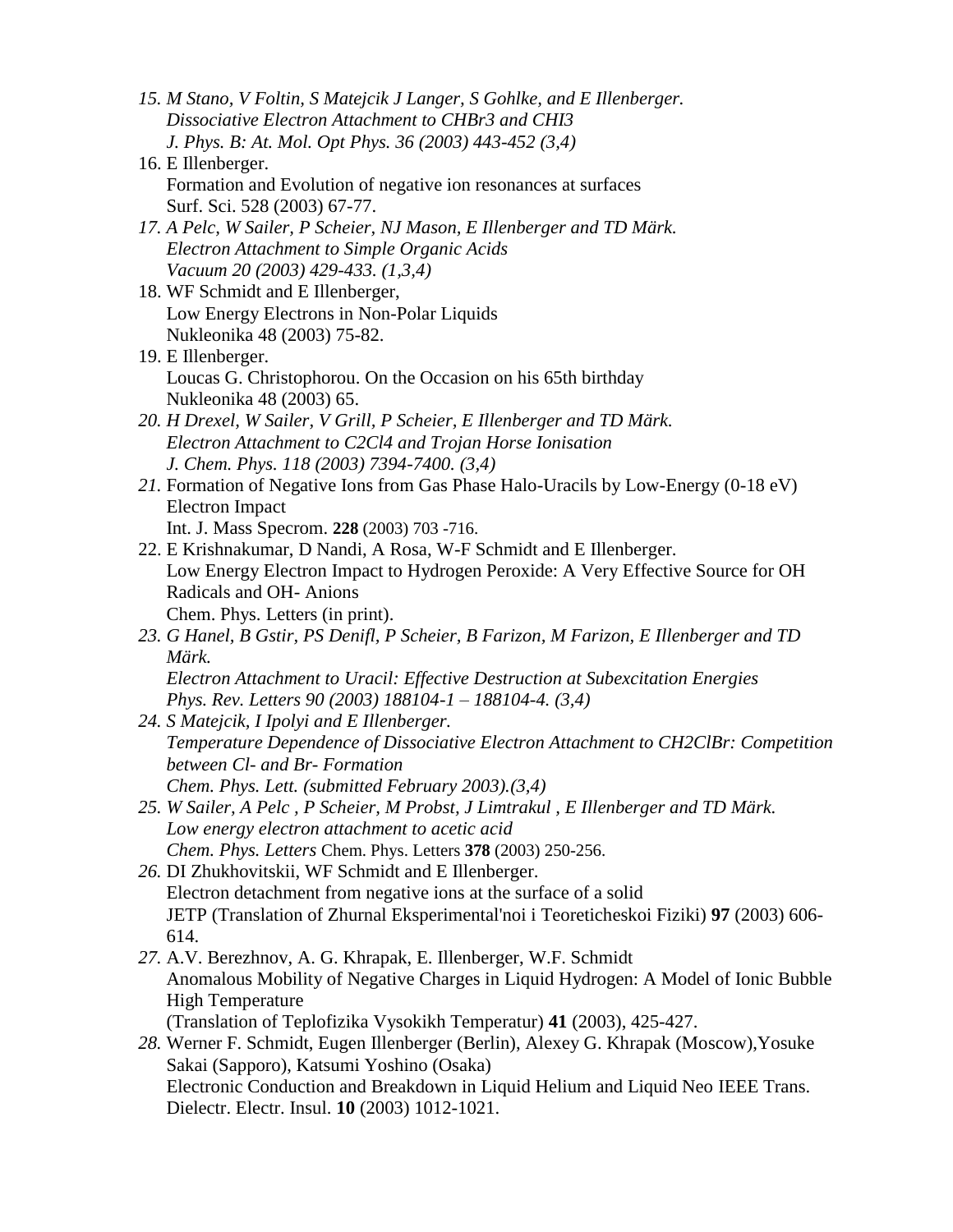*15. M Stano, V Foltin, S Matejcik J Langer, S Gohlke, and E Illenberger.*
*Dissociative Electron Attachment to $CHBr_3$ and $CHI_3$*
*J. Phys. B: At. Mol. Opt Phys. 36 (2003) 443-452 (3,4)*

16. E Illenberger.
Formation and Evolution of negative ion resonances at surfaces
Surf. Sci. 528 (2003) 67-77.

*17. A Pelc, W Sailer, P Scheier, NJ Mason, E Illenberger and TD Märk.*
*Electron Attachment to Simple Organic Acids*
*Vacuum 20 (2003) 429-433. (1,3,4)*

18. WF Schmidt and E Illenberger,
Low Energy Electrons in Non-Polar Liquids
Nukleonika 48 (2003) 75-82.

19. E Illenberger.
Loucas G. Christophorou. On the Occasion on his 65th birthday
Nukleonika 48 (2003) 65.

*20. H Drexel, W Sailer, V Grill, P Scheier, E Illenberger and TD Märk.*
*Electron Attachment to $C_2Cl_4$ and Trojan Horse Ionisation*
*J. Chem. Phys. 118 (2003) 7394-7400. (3,4)*

*21.* Formation of Negative Ions from Gas Phase Halo-Uracils by Low-Energy (0-18 eV) Electron Impact
Int. J. Mass Specrom. **228** (2003) 703 -716.

22. E Krishnakumar, D Nandi, A Rosa, W-F Schmidt and E Illenberger.
Low Energy Electron Impact to Hydrogen Peroxide: A Very Effective Source for OH Radicals and $OH^-$ Anions
Chem. Phys. Letters (in print).

*23. G Hanel, B Gstir, PS Denifl, P Scheier, B Farizon, M Farizon, E Illenberger and TD Märk.*
*Electron Attachment to Uracil: Effective Destruction at Subexcitation Energies*
*Phys. Rev. Letters 90 (2003) 188104-1 – 188104-4. (3,4)*

*24. S Matejcik, I Ipolyi and E Illenberger.*
*Temperature Dependence of Dissociative Electron Attachment to $CH_2ClBr$: Competition between $Cl^-$ and $Br^-$ Formation*
*Chem. Phys. Lett. (submitted February 2003).(3,4)*

*25. W Sailer, A Pelc , P Scheier, M Probst, J Limtrakul , E Illenberger and TD Märk.*
*Low energy electron attachment to acetic acid*
*Chem. Phys. Letters* Chem. Phys. Letters **378** (2003) 250-256.

*26.* DI Zhukhovitskii, WF Schmidt and E Illenberger.
Electron detachment from negative ions at the surface of a solid
JETP (Translation of Zhurnal Eksperimental'noi i Teoreticheskoi Fiziki) **97** (2003) 606-614.

*27.* A.V. Berezhnov, A. G. Khrapak, E. Illenberger, W.F. Schmidt
Anomalous Mobility of Negative Charges in Liquid Hydrogen: A Model of Ionic Bubble High Temperature
(Translation of Teplofizika Vysokikh Temperatur) **41** (2003), 425-427.

*28.* Werner F. Schmidt, Eugen Illenberger (Berlin), Alexey G. Khrapak (Moscow),Yosuke Sakai (Sapporo), Katsumi Yoshino (Osaka)
Electronic Conduction and Breakdown in Liquid Helium and Liquid Neo IEEE Trans. Dielectr. Electr. Insul. **10** (2003) 1012-1021.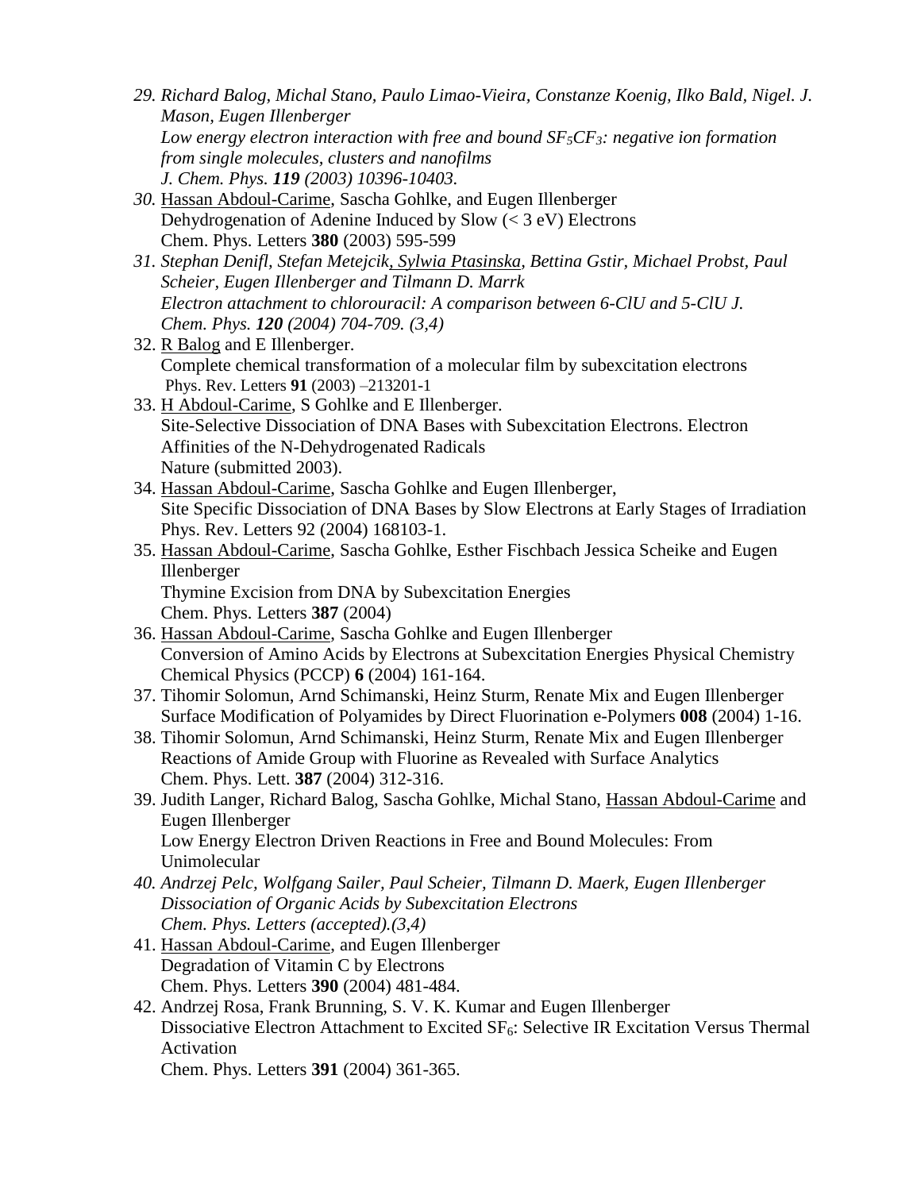*29. Richard Balog, Michal Stano, Paulo Limao-Vieira, Constanze Koenig, Ilko Bald, Nigel. J. Mason, Eugen Illenberger*
*Low energy electron interaction with free and bound $SF_5CF_3$: negative ion formation from single molecules, clusters and nanofilms*
*J. Chem. Phys. **119** (2003) 10396-10403.*

*30.* Hassan Abdoul-Carime, Sascha Gohlke, and Eugen Illenberger
Dehydrogenation of Adenine Induced by Slow (< 3 eV) Electrons
Chem. Phys. Letters **380** (2003) 595-599

*31. Stephan Denifl, Stefan Metejcik, Sylwia Ptasinska, Bettina Gstir, Michael Probst, Paul Scheier, Eugen Illenberger and Tilmann D. Marrk*
*Electron attachment to chlorouracil: A comparison between 6-ClU and 5-ClU J. Chem. Phys. **120** (2004) 704-709. (3,4)*

32. R Balog and E Illenberger.
Complete chemical transformation of a molecular film by subexcitation electrons
Phys. Rev. Letters **91** (2003) –213201-1

33. H Abdoul-Carime, S Gohlke and E Illenberger.
Site-Selective Dissociation of DNA Bases with Subexcitation Electrons. Electron Affinities of the N-Dehydrogenated Radicals
Nature (submitted 2003).

34. Hassan Abdoul-Carime, Sascha Gohlke and Eugen Illenberger,
Site Specific Dissociation of DNA Bases by Slow Electrons at Early Stages of Irradiation
Phys. Rev. Letters 92 (2004) 168103-1.

35. Hassan Abdoul-Carime, Sascha Gohlke, Esther Fischbach Jessica Scheike and Eugen Illenberger
Thymine Excision from DNA by Subexcitation Energies
Chem. Phys. Letters **387** (2004)

36. Hassan Abdoul-Carime, Sascha Gohlke and Eugen Illenberger
Conversion of Amino Acids by Electrons at Subexcitation Energies Physical Chemistry Chemical Physics (PCCP) **6** (2004) 161-164.

37. Tihomir Solomun, Arnd Schimanski, Heinz Sturm, Renate Mix and Eugen Illenberger
Surface Modification of Polyamides by Direct Fluorination e-Polymers **008** (2004) 1-16.

38. Tihomir Solomun, Arnd Schimanski, Heinz Sturm, Renate Mix and Eugen Illenberger
Reactions of Amide Group with Fluorine as Revealed with Surface Analytics
Chem. Phys. Lett. **387** (2004) 312-316.

39. Judith Langer, Richard Balog, Sascha Gohlke, Michal Stano, Hassan Abdoul-Carime and Eugen Illenberger
Low Energy Electron Driven Reactions in Free and Bound Molecules: From Unimolecular

*40. Andrzej Pelc, Wolfgang Sailer, Paul Scheier, Tilmann D. Maerk, Eugen Illenberger*
*Dissociation of Organic Acids by Subexcitation Electrons*
*Chem. Phys. Letters (accepted).(3,4)*

41. Hassan Abdoul-Carime, and Eugen Illenberger
Degradation of Vitamin C by Electrons
Chem. Phys. Letters **390** (2004) 481-484.

42. Andrzej Rosa, Frank Brunning, S. V. K. Kumar and Eugen Illenberger
Dissociative Electron Attachment to Excited $SF_6$: Selective IR Excitation Versus Thermal Activation
Chem. Phys. Letters **391** (2004) 361-365.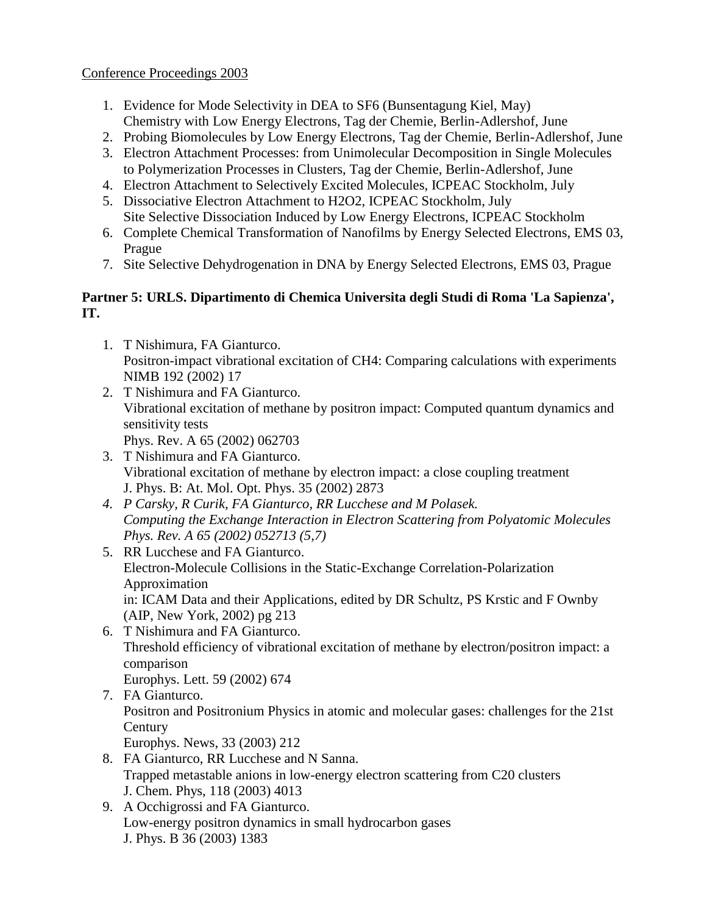Conference Proceedings 2003

1. Evidence for Mode Selectivity in DEA to $SF_6$ (Bunsentagung Kiel, May)
   Chemistry with Low Energy Electrons, Tag der Chemie, Berlin-Adlershof, June
2. Probing Biomolecules by Low Energy Electrons, Tag der Chemie, Berlin-Adlershof, June
3. Electron Attachment Processes: from Unimolecular Decomposition in Single Molecules to Polymerization Processes in Clusters, Tag der Chemie, Berlin-Adlershof, June
4. Electron Attachment to Selectively Excited Molecules, ICPEAC Stockholm, July
5. Dissociative Electron Attachment to $H_2O_2$, ICPEAC Stockholm, July
   Site Selective Dissociation Induced by Low Energy Electrons, ICPEAC Stockholm
6. Complete Chemical Transformation of Nanofilms by Energy Selected Electrons, EMS 03, Prague
7. Site Selective Dehydrogenation in DNA by Energy Selected Electrons, EMS 03, Prague

**Partner 5: URLS. Dipartimento di Chemica Universita degli Studi di Roma 'La Sapienza', IT.**

1. T Nishimura, FA Gianturco.
   Positron-impact vibrational excitation of $CH_4$: Comparing calculations with experiments
   NIMB 192 (2002) 17
2. T Nishimura and FA Gianturco.
   Vibrational excitation of methane by positron impact: Computed quantum dynamics and sensitivity tests
   Phys. Rev. A 65 (2002) 062703
3. T Nishimura and FA Gianturco.
   Vibrational excitation of methane by electron impact: a close coupling treatment
   J. Phys. B: At. Mol. Opt. Phys. 35 (2002) 2873
4. *P Carsky, R Curik, FA Gianturco, RR Lucchese and M Polasek.*
   *Computing the Exchange Interaction in Electron Scattering from Polyatomic Molecules*
   *Phys. Rev. A 65 (2002) 052713 (5,7)*
5. RR Lucchese and FA Gianturco.
   Electron-Molecule Collisions in the Static-Exchange Correlation-Polarization Approximation
   in: ICAM Data and their Applications, edited by DR Schultz, PS Krstic and F Ownby (AIP, New York, 2002) pg 213
6. T Nishimura and FA Gianturco.
   Threshold efficiency of vibrational excitation of methane by electron/positron impact: a comparison
   Europhys. Lett. 59 (2002) 674
7. FA Gianturco.
   Positron and Positronium Physics in atomic and molecular gases: challenges for the 21st Century
   Europhys. News, 33 (2003) 212
8. FA Gianturco, RR Lucchese and N Sanna.
   Trapped metastable anions in low-energy electron scattering from $C_{20}$ clusters
   J. Chem. Phys, 118 (2003) 4013
9. A Occhigrossi and FA Gianturco.
   Low-energy positron dynamics in small hydrocarbon gases
   J. Phys. B 36 (2003) 1383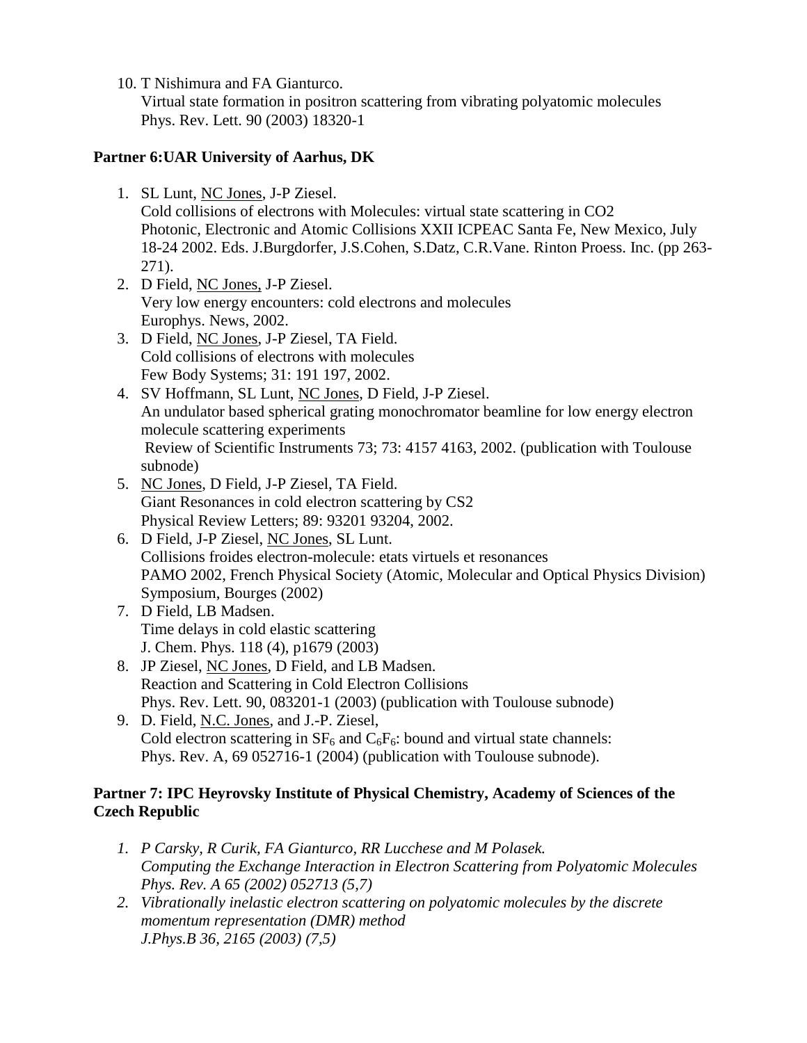10. T Nishimura and FA Gianturco.
    Virtual state formation in positron scattering from vibrating polyatomic molecules
    Phys. Rev. Lett. 90 (2003) 18320-1

**Partner 6:UAR University of Aarhus, DK**

1. SL Lunt, <u>NC Jones</u>, J-P Ziesel.
   Cold collisions of electrons with Molecules: virtual state scattering in CO2
   Photonic, Electronic and Atomic Collisions XXII ICPEAC Santa Fe, New Mexico, July 18-24 2002. Eds. J.Burgdorfer, J.S.Cohen, S.Datz, C.R.Vane. Rinton Proess. Inc. (pp 263-271).
2. D Field, <u>NC Jones,</u> J-P Ziesel.
   Very low energy encounters: cold electrons and molecules
   Europhys. News, 2002.
3. D Field, <u>NC Jones</u>, J-P Ziesel, TA Field.
   Cold collisions of electrons with molecules
   Few Body Systems; 31: 191 197, 2002.
4. SV Hoffmann, SL Lunt, <u>NC Jones</u>, D Field, J-P Ziesel.
   An undulator based spherical grating monochromator beamline for low energy electron molecule scattering experiments
   Review of Scientific Instruments 73; 73: 4157 4163, 2002. (publication with Toulouse subnode)
5. <u>NC Jones</u>, D Field, J-P Ziesel, TA Field.
   Giant Resonances in cold electron scattering by CS2
   Physical Review Letters; 89: 93201 93204, 2002.
6. D Field, J-P Ziesel, <u>NC Jones</u>, SL Lunt.
   Collisions froides electron-molecule: etats virtuels et resonances
   PAMO 2002, French Physical Society (Atomic, Molecular and Optical Physics Division) Symposium, Bourges (2002)
7. D Field, LB Madsen.
   Time delays in cold elastic scattering
   J. Chem. Phys. 118 (4), p1679 (2003)
8. JP Ziesel, <u>NC Jones</u>, D Field, and LB Madsen.
   Reaction and Scattering in Cold Electron Collisions
   Phys. Rev. Lett. 90, 083201-1 (2003) (publication with Toulouse subnode)
9. D. Field, <u>N.C. Jones</u>, and J.-P. Ziesel,
   Cold electron scattering in $SF_6$ and $C_6F_6$: bound and virtual state channels:
   Phys. Rev. A, 69 052716-1 (2004) (publication with Toulouse subnode).

**Partner 7: IPC Heyrovsky Institute of Physical Chemistry, Academy of Sciences of the Czech Republic**

1. *P Carsky, R Curik, FA Gianturco, RR Lucchese and M Polasek.*
   *Computing the Exchange Interaction in Electron Scattering from Polyatomic Molecules*
   *Phys. Rev. A 65 (2002) 052713 (5,7)*
2. *Vibrationally inelastic electron scattering on polyatomic molecules by the discrete momentum representation (DMR) method*
   *J.Phys.B 36, 2165 (2003) (7,5)*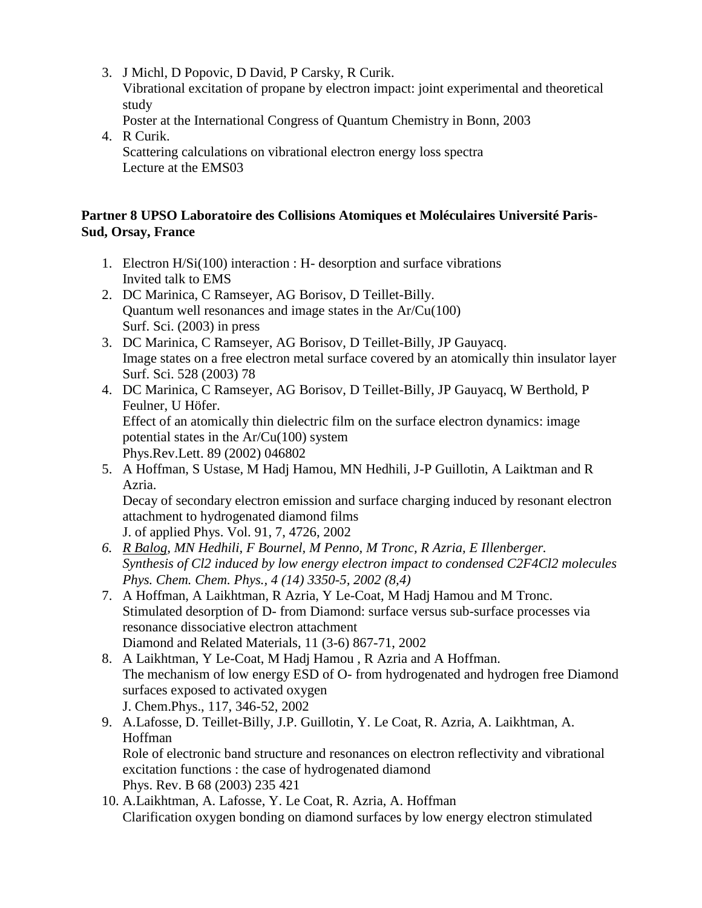3. J Michl, D Popovic, D David, P Carsky, R Curik.
   Vibrational excitation of propane by electron impact: joint experimental and theoretical study
   Poster at the International Congress of Quantum Chemistry in Bonn, 2003
4. R Curik.
   Scattering calculations on vibrational electron energy loss spectra
   Lecture at the EMS03

**Partner 8 UPSO Laboratoire des Collisions Atomiques et Moléculaires Université Paris-Sud, Orsay, France**

1. Electron H/Si(100) interaction : H- desorption and surface vibrations
   Invited talk to EMS
2. DC Marinica, C Ramseyer, AG Borisov, D Teillet-Billy.
   Quantum well resonances and image states in the Ar/Cu(100)
   Surf. Sci. (2003) in press
3. DC Marinica, C Ramseyer, AG Borisov, D Teillet-Billy, JP Gauyacq.
   Image states on a free electron metal surface covered by an atomically thin insulator layer
   Surf. Sci. 528 (2003) 78
4. DC Marinica, C Ramseyer, AG Borisov, D Teillet-Billy, JP Gauyacq, W Berthold, P Feulner, U Höfer.
   Effect of an atomically thin dielectric film on the surface electron dynamics: image potential states in the Ar/Cu(100) system
   Phys.Rev.Lett. 89 (2002) 046802
5. A Hoffman, S Ustase, M Hadj Hamou, MN Hedhili, J-P Guillotin, A Laiktman and R Azria.
   Decay of secondary electron emission and surface charging induced by resonant electron attachment to hydrogenated diamond films
   J. of applied Phys. Vol. 91, 7, 4726, 2002
6. *R Balog, MN Hedhili, F Bournel, M Penno, M Tronc, R Azria, E Illenberger.*
   *Synthesis of Cl2 induced by low energy electron impact to condensed C2F4Cl2 molecules*
   *Phys. Chem. Chem. Phys., 4 (14) 3350-5, 2002 (8,4)*
7. A Hoffman, A Laikhtman, R Azria, Y Le-Coat, M Hadj Hamou and M Tronc.
   Stimulated desorption of D- from Diamond: surface versus sub-surface processes via resonance dissociative electron attachment
   Diamond and Related Materials, 11 (3-6) 867-71, 2002
8. A Laikhtman, Y Le-Coat, M Hadj Hamou , R Azria and A Hoffman.
   The mechanism of low energy ESD of O- from hydrogenated and hydrogen free Diamond surfaces exposed to activated oxygen
   J. Chem.Phys., 117, 346-52, 2002
9. A.Lafosse, D. Teillet-Billy, J.P. Guillotin, Y. Le Coat, R. Azria, A. Laikhtman, A. Hoffman
   Role of electronic band structure and resonances on electron reflectivity and vibrational excitation functions : the case of hydrogenated diamond
   Phys. Rev. B 68 (2003) 235 421
10. A.Laikhtman, A. Lafosse, Y. Le Coat, R. Azria, A. Hoffman
    Clarification oxygen bonding on diamond surfaces by low energy electron stimulated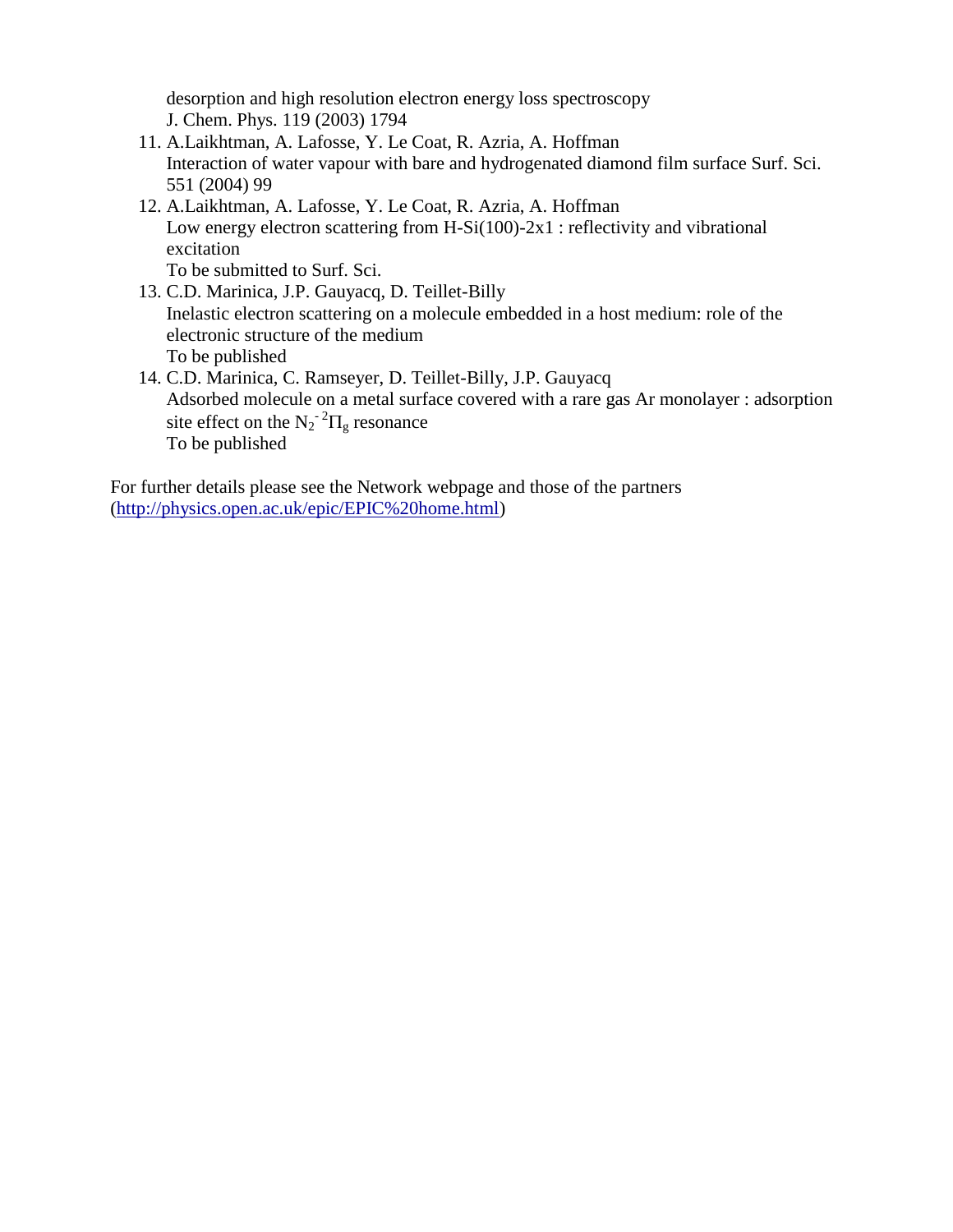desorption and high resolution electron energy loss spectroscopy
J. Chem. Phys. 119 (2003) 1794

11. A.Laikhtman, A. Lafosse, Y. Le Coat, R. Azria, A. Hoffman
    Interaction of water vapour with bare and hydrogenated diamond film surface Surf. Sci. 551 (2004) 99
12. A.Laikhtman, A. Lafosse, Y. Le Coat, R. Azria, A. Hoffman
    Low energy electron scattering from H-Si(100)-2x1 : reflectivity and vibrational excitation
    To be submitted to Surf. Sci.
13. C.D. Marinica, J.P. Gauyacq, D. Teillet-Billy
    Inelastic electron scattering on a molecule embedded in a host medium: role of the electronic structure of the medium
    To be published
14. C.D. Marinica, C. Ramseyer, D. Teillet-Billy, J.P. Gauyacq
    Adsorbed molecule on a metal surface covered with a rare gas Ar monolayer : adsorption site effect on the $N_2^{-}\,{}^2\Pi_g$ resonance
    To be published

For further details please see the Network webpage and those of the partners (http://physics.open.ac.uk/epic/EPIC%20home.html)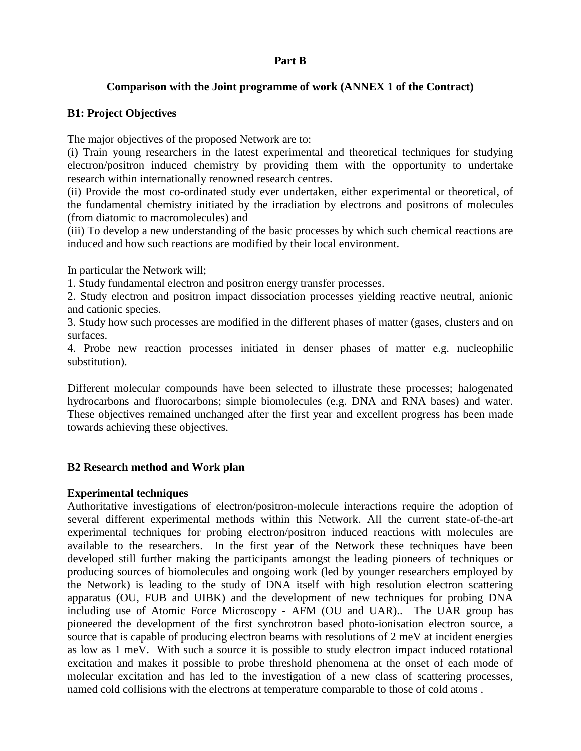**Part B**

**Comparison with the Joint programme of work (ANNEX 1 of the Contract)**

**B1: Project Objectives**

The major objectives of the proposed Network are to:

(i) Train young researchers in the latest experimental and theoretical techniques for studying electron/positron induced chemistry by providing them with the opportunity to undertake research within internationally renowned research centres.

(ii) Provide the most co-ordinated study ever undertaken, either experimental or theoretical, of the fundamental chemistry initiated by the irradiation by electrons and positrons of molecules (from diatomic to macromolecules) and

(iii) To develop a new understanding of the basic processes by which such chemical reactions are induced and how such reactions are modified by their local environment.

In particular the Network will;

1. Study fundamental electron and positron energy transfer processes.
2. Study electron and positron impact dissociation processes yielding reactive neutral, anionic and cationic species.
3. Study how such processes are modified in the different phases of matter (gases, clusters and on surfaces.
4. Probe new reaction processes initiated in denser phases of matter e.g. nucleophilic substitution).

Different molecular compounds have been selected to illustrate these processes; halogenated hydrocarbons and fluorocarbons; simple biomolecules (e.g. DNA and RNA bases) and water. These objectives remained unchanged after the first year and excellent progress has been made towards achieving these objectives.

**B2 Research method and Work plan**

**Experimental techniques**

Authoritative investigations of electron/positron-molecule interactions require the adoption of several different experimental methods within this Network. All the current state-of-the-art experimental techniques for probing electron/positron induced reactions with molecules are available to the researchers. In the first year of the Network these techniques have been developed still further making the participants amongst the leading pioneers of techniques or producing sources of biomolecules and ongoing work (led by younger researchers employed by the Network) is leading to the study of DNA itself with high resolution electron scattering apparatus (OU, FUB and UIBK) and the development of new techniques for probing DNA including use of Atomic Force Microscopy - AFM (OU and UAR).. The UAR group has pioneered the development of the first synchrotron based photo-ionisation electron source, a source that is capable of producing electron beams with resolutions of 2 meV at incident energies as low as 1 meV. With such a source it is possible to study electron impact induced rotational excitation and makes it possible to probe threshold phenomena at the onset of each mode of molecular excitation and has led to the investigation of a new class of scattering processes, named cold collisions with the electrons at temperature comparable to those of cold atoms .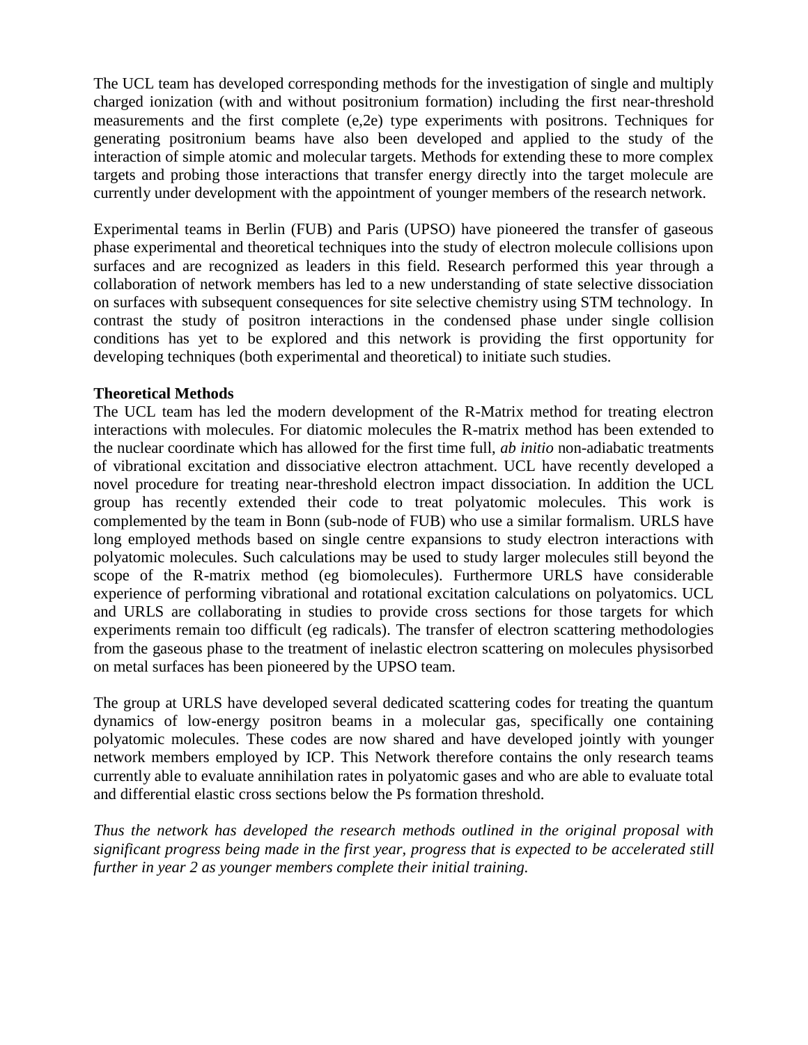The UCL team has developed corresponding methods for the investigation of single and multiply charged ionization (with and without positronium formation) including the first near-threshold measurements and the first complete (e,2e) type experiments with positrons. Techniques for generating positronium beams have also been developed and applied to the study of the interaction of simple atomic and molecular targets. Methods for extending these to more complex targets and probing those interactions that transfer energy directly into the target molecule are currently under development with the appointment of younger members of the research network.

Experimental teams in Berlin (FUB) and Paris (UPSO) have pioneered the transfer of gaseous phase experimental and theoretical techniques into the study of electron molecule collisions upon surfaces and are recognized as leaders in this field. Research performed this year through a collaboration of network members has led to a new understanding of state selective dissociation on surfaces with subsequent consequences for site selective chemistry using STM technology. In contrast the study of positron interactions in the condensed phase under single collision conditions has yet to be explored and this network is providing the first opportunity for developing techniques (both experimental and theoretical) to initiate such studies.

**Theoretical Methods**

The UCL team has led the modern development of the R-Matrix method for treating electron interactions with molecules. For diatomic molecules the R-matrix method has been extended to the nuclear coordinate which has allowed for the first time full, *ab initio* non-adiabatic treatments of vibrational excitation and dissociative electron attachment. UCL have recently developed a novel procedure for treating near-threshold electron impact dissociation. In addition the UCL group has recently extended their code to treat polyatomic molecules. This work is complemented by the team in Bonn (sub-node of FUB) who use a similar formalism. URLS have long employed methods based on single centre expansions to study electron interactions with polyatomic molecules. Such calculations may be used to study larger molecules still beyond the scope of the R-matrix method (eg biomolecules). Furthermore URLS have considerable experience of performing vibrational and rotational excitation calculations on polyatomics. UCL and URLS are collaborating in studies to provide cross sections for those targets for which experiments remain too difficult (eg radicals). The transfer of electron scattering methodologies from the gaseous phase to the treatment of inelastic electron scattering on molecules physisorbed on metal surfaces has been pioneered by the UPSO team.

The group at URLS have developed several dedicated scattering codes for treating the quantum dynamics of low-energy positron beams in a molecular gas, specifically one containing polyatomic molecules. These codes are now shared and have developed jointly with younger network members employed by ICP. This Network therefore contains the only research teams currently able to evaluate annihilation rates in polyatomic gases and who are able to evaluate total and differential elastic cross sections below the Ps formation threshold.

*Thus the network has developed the research methods outlined in the original proposal with significant progress being made in the first year, progress that is expected to be accelerated still further in year 2 as younger members complete their initial training.*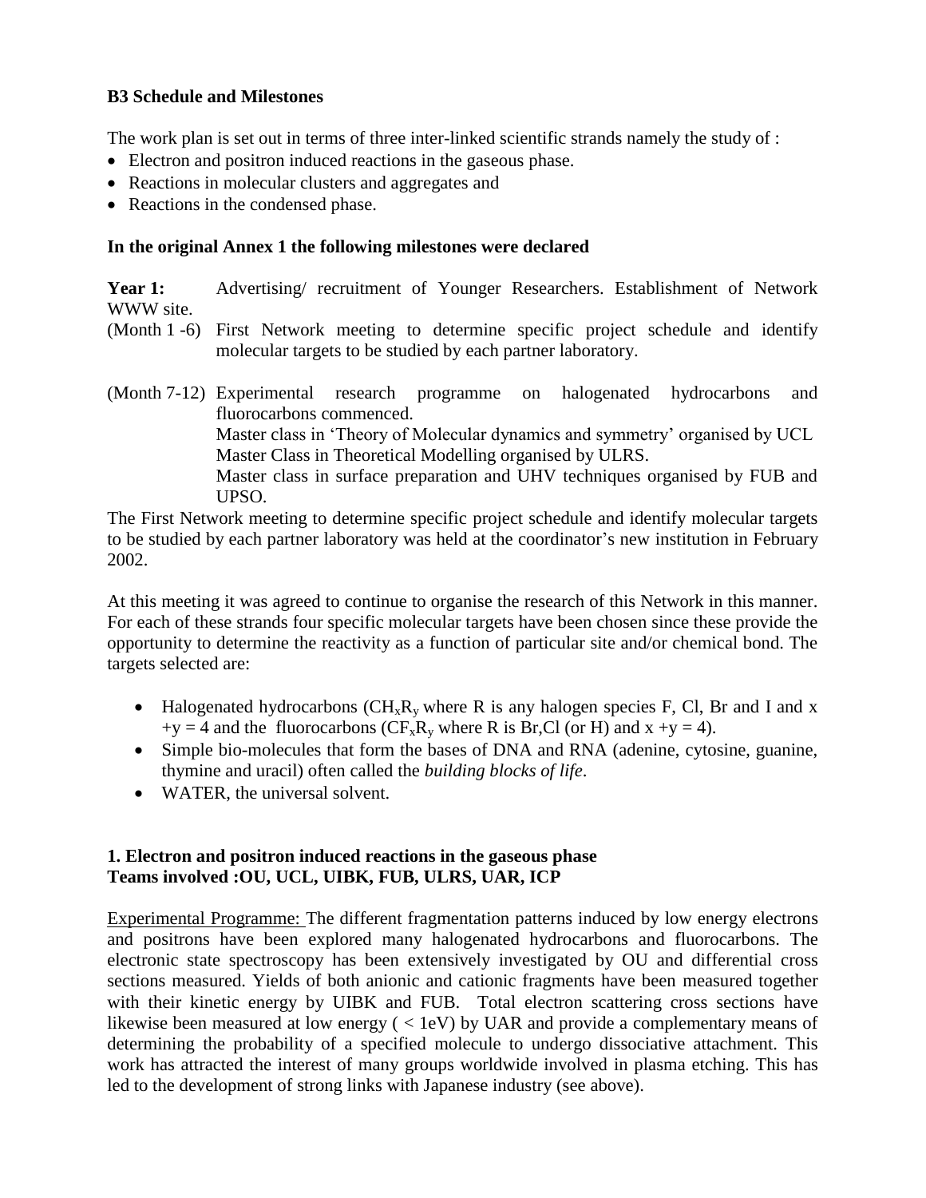**B3 Schedule and Milestones**

The work plan is set out in terms of three inter-linked scientific strands namely the study of :

- Electron and positron induced reactions in the gaseous phase.
- Reactions in molecular clusters and aggregates and
- Reactions in the condensed phase.

**In the original Annex 1 the following milestones were declared**

**Year 1:** Advertising/ recruitment of Younger Researchers. Establishment of Network WWW site.

(Month 1 -6) First Network meeting to determine specific project schedule and identify molecular targets to be studied by each partner laboratory.

(Month 7-12) Experimental research programme on halogenated hydrocarbons and fluorocarbons commenced.
Master class in 'Theory of Molecular dynamics and symmetry' organised by UCL
Master Class in Theoretical Modelling organised by ULRS.
Master class in surface preparation and UHV techniques organised by FUB and UPSO.

The First Network meeting to determine specific project schedule and identify molecular targets to be studied by each partner laboratory was held at the coordinator's new institution in February 2002.

At this meeting it was agreed to continue to organise the research of this Network in this manner. For each of these strands four specific molecular targets have been chosen since these provide the opportunity to determine the reactivity as a function of particular site and/or chemical bond. The targets selected are:

- Halogenated hydrocarbons ($CH_xR_y$ where R is any halogen species F, Cl, Br and I and $x + y = 4$ and the fluorocarbons ($CF_xR_y$ where R is Br,Cl (or H) and $x + y = 4$).
- Simple bio-molecules that form the bases of DNA and RNA (adenine, cytosine, guanine, thymine and uracil) often called the *building blocks of life*.
- WATER, the universal solvent.

**1. Electron and positron induced reactions in the gaseous phase**
**Teams involved :OU, UCL, UIBK, FUB, ULRS, UAR, ICP**

Experimental Programme: The different fragmentation patterns induced by low energy electrons and positrons have been explored many halogenated hydrocarbons and fluorocarbons. The electronic state spectroscopy has been extensively investigated by OU and differential cross sections measured. Yields of both anionic and cationic fragments have been measured together with their kinetic energy by UIBK and FUB. Total electron scattering cross sections have likewise been measured at low energy ( < 1eV) by UAR and provide a complementary means of determining the probability of a specified molecule to undergo dissociative attachment. This work has attracted the interest of many groups worldwide involved in plasma etching. This has led to the development of strong links with Japanese industry (see above).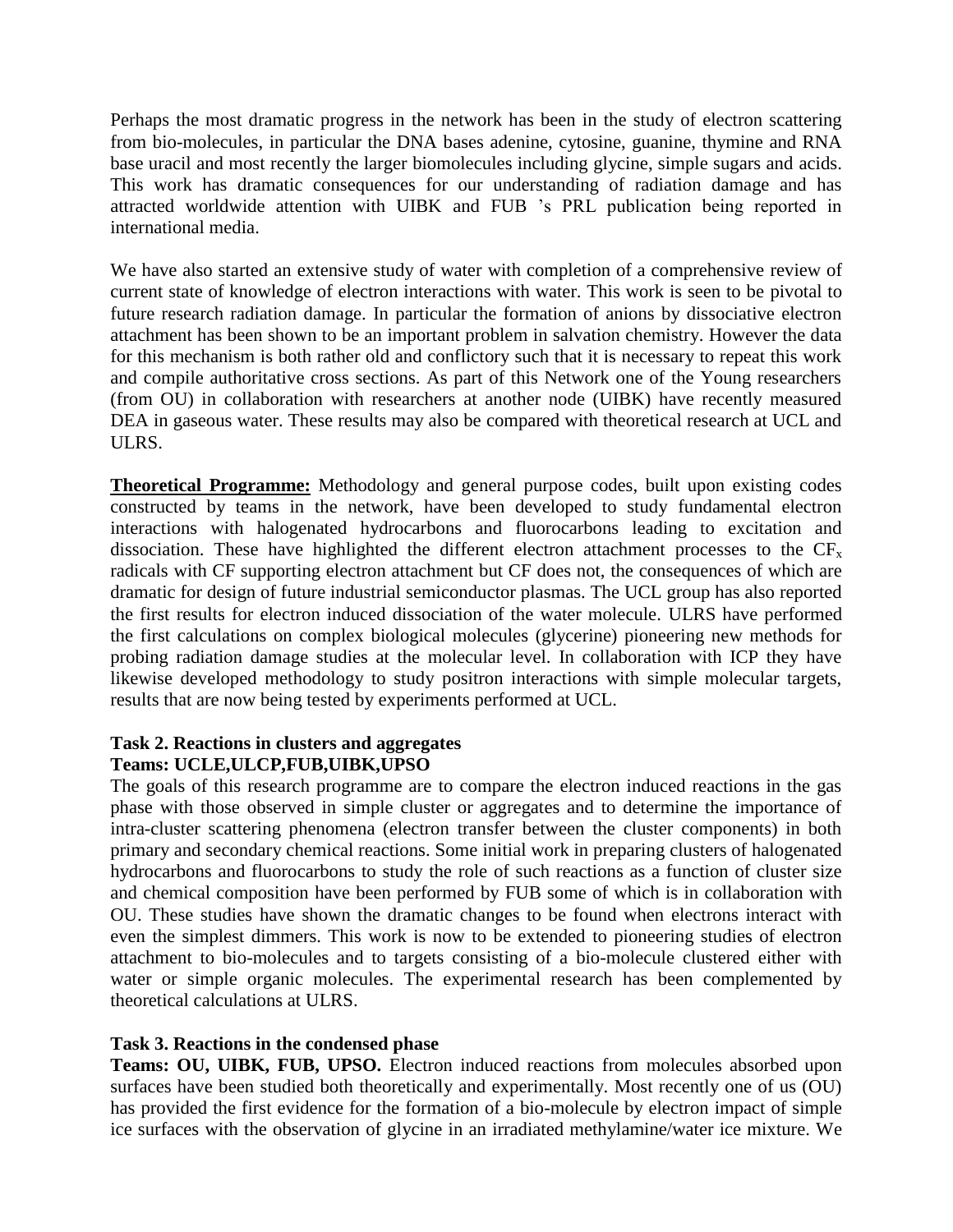Perhaps the most dramatic progress in the network has been in the study of electron scattering from bio-molecules, in particular the DNA bases adenine, cytosine, guanine, thymine and RNA base uracil and most recently the larger biomolecules including glycine, simple sugars and acids. This work has dramatic consequences for our understanding of radiation damage and has attracted worldwide attention with UIBK and FUB 's PRL publication being reported in international media.

We have also started an extensive study of water with completion of a comprehensive review of current state of knowledge of electron interactions with water. This work is seen to be pivotal to future research radiation damage. In particular the formation of anions by dissociative electron attachment has been shown to be an important problem in salvation chemistry. However the data for this mechanism is both rather old and conflictory such that it is necessary to repeat this work and compile authoritative cross sections. As part of this Network one of the Young researchers (from OU) in collaboration with researchers at another node (UIBK) have recently measured DEA in gaseous water. These results may also be compared with theoretical research at UCL and ULRS.

**Theoretical Programme:** Methodology and general purpose codes, built upon existing codes constructed by teams in the network, have been developed to study fundamental electron interactions with halogenated hydrocarbons and fluorocarbons leading to excitation and dissociation. These have highlighted the different electron attachment processes to the $CF_x$ radicals with CF supporting electron attachment but CF does not, the consequences of which are dramatic for design of future industrial semiconductor plasmas. The UCL group has also reported the first results for electron induced dissociation of the water molecule. ULRS have performed the first calculations on complex biological molecules (glycerine) pioneering new methods for probing radiation damage studies at the molecular level. In collaboration with ICP they have likewise developed methodology to study positron interactions with simple molecular targets, results that are now being tested by experiments performed at UCL.

### Task 2. Reactions in clusters and aggregates
**Teams: UCLE,ULCP,FUB,UIBK,UPSO**

The goals of this research programme are to compare the electron induced reactions in the gas phase with those observed in simple cluster or aggregates and to determine the importance of intra-cluster scattering phenomena (electron transfer between the cluster components) in both primary and secondary chemical reactions. Some initial work in preparing clusters of halogenated hydrocarbons and fluorocarbons to study the role of such reactions as a function of cluster size and chemical composition have been performed by FUB some of which is in collaboration with OU. These studies have shown the dramatic changes to be found when electrons interact with even the simplest dimmers. This work is now to be extended to pioneering studies of electron attachment to bio-molecules and to targets consisting of a bio-molecule clustered either with water or simple organic molecules. The experimental research has been complemented by theoretical calculations at ULRS.

### Task 3. Reactions in the condensed phase
**Teams: OU, UIBK, FUB, UPSO.** Electron induced reactions from molecules absorbed upon surfaces have been studied both theoretically and experimentally. Most recently one of us (OU) has provided the first evidence for the formation of a bio-molecule by electron impact of simple ice surfaces with the observation of glycine in an irradiated methylamine/water ice mixture. We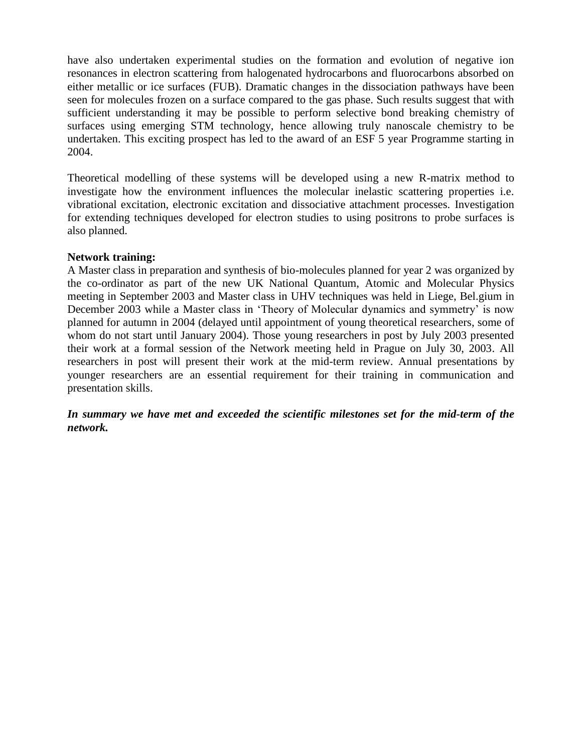have also undertaken experimental studies on the formation and evolution of negative ion resonances in electron scattering from halogenated hydrocarbons and fluorocarbons absorbed on either metallic or ice surfaces (FUB). Dramatic changes in the dissociation pathways have been seen for molecules frozen on a surface compared to the gas phase. Such results suggest that with sufficient understanding it may be possible to perform selective bond breaking chemistry of surfaces using emerging STM technology, hence allowing truly nanoscale chemistry to be undertaken. This exciting prospect has led to the award of an ESF 5 year Programme starting in 2004.

Theoretical modelling of these systems will be developed using a new R-matrix method to investigate how the environment influences the molecular inelastic scattering properties i.e. vibrational excitation, electronic excitation and dissociative attachment processes. Investigation for extending techniques developed for electron studies to using positrons to probe surfaces is also planned.

**Network training:**

A Master class in preparation and synthesis of bio-molecules planned for year 2 was organized by the co-ordinator as part of the new UK National Quantum, Atomic and Molecular Physics meeting in September 2003 and Master class in UHV techniques was held in Liege, Bel.gium in December 2003 while a Master class in 'Theory of Molecular dynamics and symmetry' is now planned for autumn in 2004 (delayed until appointment of young theoretical researchers, some of whom do not start until January 2004). Those young researchers in post by July 2003 presented their work at a formal session of the Network meeting held in Prague on July 30, 2003. All researchers in post will present their work at the mid-term review. Annual presentations by younger researchers are an essential requirement for their training in communication and presentation skills.

***In summary we have met and exceeded the scientific milestones set for the mid-term of the network.***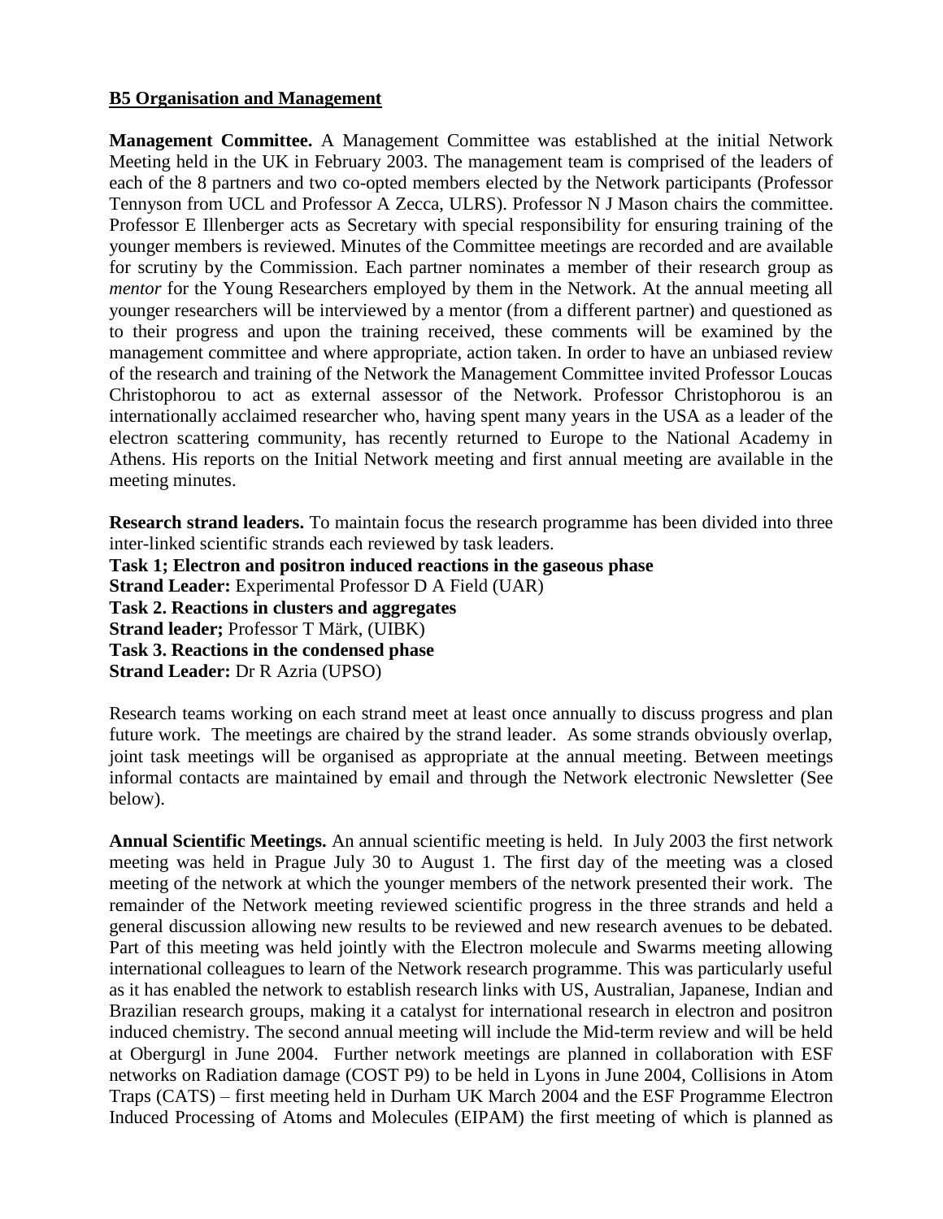**B5 Organisation and Management**

**Management Committee.** A Management Committee was established at the initial Network Meeting held in the UK in February 2003. The management team is comprised of the leaders of each of the 8 partners and two co-opted members elected by the Network participants (Professor Tennyson from UCL and Professor A Zecca, ULRS). Professor N J Mason chairs the committee. Professor E Illenberger acts as Secretary with special responsibility for ensuring training of the younger members is reviewed. Minutes of the Committee meetings are recorded and are available for scrutiny by the Commission. Each partner nominates a member of their research group as *mentor* for the Young Researchers employed by them in the Network. At the annual meeting all younger researchers will be interviewed by a mentor (from a different partner) and questioned as to their progress and upon the training received, these comments will be examined by the management committee and where appropriate, action taken. In order to have an unbiased review of the research and training of the Network the Management Committee invited Professor Loucas Christophorou to act as external assessor of the Network. Professor Christophorou is an internationally acclaimed researcher who, having spent many years in the USA as a leader of the electron scattering community, has recently returned to Europe to the National Academy in Athens. His reports on the Initial Network meeting and first annual meeting are available in the meeting minutes.

**Research strand leaders.** To maintain focus the research programme has been divided into three inter-linked scientific strands each reviewed by task leaders.

**Task 1; Electron and positron induced reactions in the gaseous phase**
**Strand Leader:** Experimental Professor D A Field (UAR)
**Task 2. Reactions in clusters and aggregates**
**Strand leader;** Professor T Märk, (UIBK)
**Task 3. Reactions in the condensed phase**
**Strand Leader:** Dr R Azria (UPSO)

Research teams working on each strand meet at least once annually to discuss progress and plan future work. The meetings are chaired by the strand leader. As some strands obviously overlap, joint task meetings will be organised as appropriate at the annual meeting. Between meetings informal contacts are maintained by email and through the Network electronic Newsletter (See below).

**Annual Scientific Meetings.** An annual scientific meeting is held. In July 2003 the first network meeting was held in Prague July 30 to August 1. The first day of the meeting was a closed meeting of the network at which the younger members of the network presented their work. The remainder of the Network meeting reviewed scientific progress in the three strands and held a general discussion allowing new results to be reviewed and new research avenues to be debated. Part of this meeting was held jointly with the Electron molecule and Swarms meeting allowing international colleagues to learn of the Network research programme. This was particularly useful as it has enabled the network to establish research links with US, Australian, Japanese, Indian and Brazilian research groups, making it a catalyst for international research in electron and positron induced chemistry. The second annual meeting will include the Mid-term review and will be held at Obergurgl in June 2004. Further network meetings are planned in collaboration with ESF networks on Radiation damage (COST P9) to be held in Lyons in June 2004, Collisions in Atom Traps (CATS) – first meeting held in Durham UK March 2004 and the ESF Programme Electron Induced Processing of Atoms and Molecules (EIPAM) the first meeting of which is planned as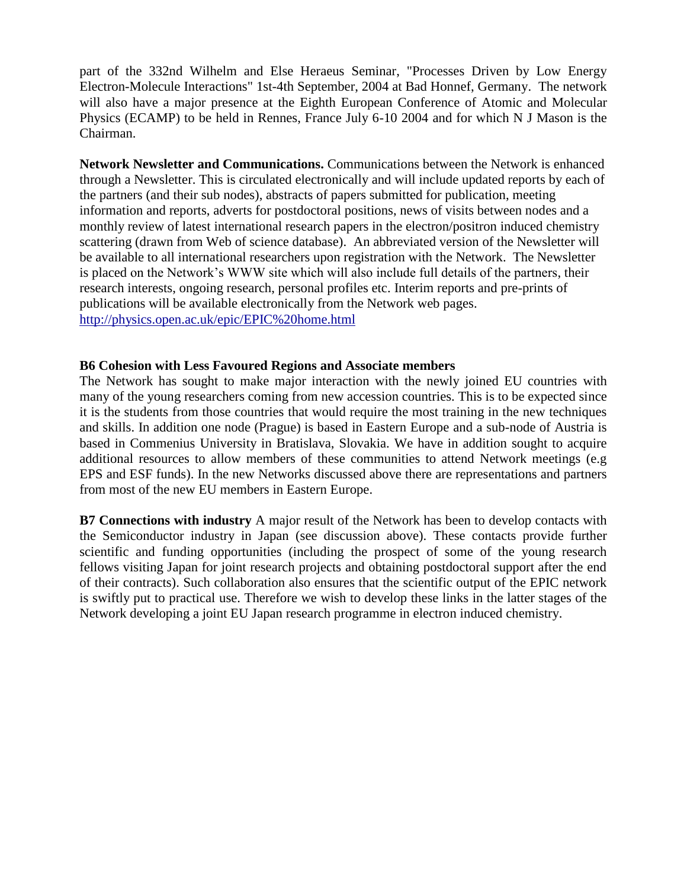part of the 332nd Wilhelm and Else Heraeus Seminar, "Processes Driven by Low Energy Electron-Molecule Interactions" 1st-4th September, 2004 at Bad Honnef, Germany. The network will also have a major presence at the Eighth European Conference of Atomic and Molecular Physics (ECAMP) to be held in Rennes, France July 6-10 2004 and for which N J Mason is the Chairman.

**Network Newsletter and Communications.** Communications between the Network is enhanced through a Newsletter. This is circulated electronically and will include updated reports by each of the partners (and their sub nodes), abstracts of papers submitted for publication, meeting information and reports, adverts for postdoctoral positions, news of visits between nodes and a monthly review of latest international research papers in the electron/positron induced chemistry scattering (drawn from Web of science database). An abbreviated version of the Newsletter will be available to all international researchers upon registration with the Network. The Newsletter is placed on the Network's WWW site which will also include full details of the partners, their research interests, ongoing research, personal profiles etc. Interim reports and pre-prints of publications will be available electronically from the Network web pages.
http://physics.open.ac.uk/epic/EPIC%20home.html

**B6 Cohesion with Less Favoured Regions and Associate members**

The Network has sought to make major interaction with the newly joined EU countries with many of the young researchers coming from new accession countries. This is to be expected since it is the students from those countries that would require the most training in the new techniques and skills. In addition one node (Prague) is based in Eastern Europe and a sub-node of Austria is based in Commenius University in Bratislava, Slovakia. We have in addition sought to acquire additional resources to allow members of these communities to attend Network meetings (e.g EPS and ESF funds). In the new Networks discussed above there are representations and partners from most of the new EU members in Eastern Europe.

**B7 Connections with industry** A major result of the Network has been to develop contacts with the Semiconductor industry in Japan (see discussion above). These contacts provide further scientific and funding opportunities (including the prospect of some of the young research fellows visiting Japan for joint research projects and obtaining postdoctoral support after the end of their contracts). Such collaboration also ensures that the scientific output of the EPIC network is swiftly put to practical use. Therefore we wish to develop these links in the latter stages of the Network developing a joint EU Japan research programme in electron induced chemistry.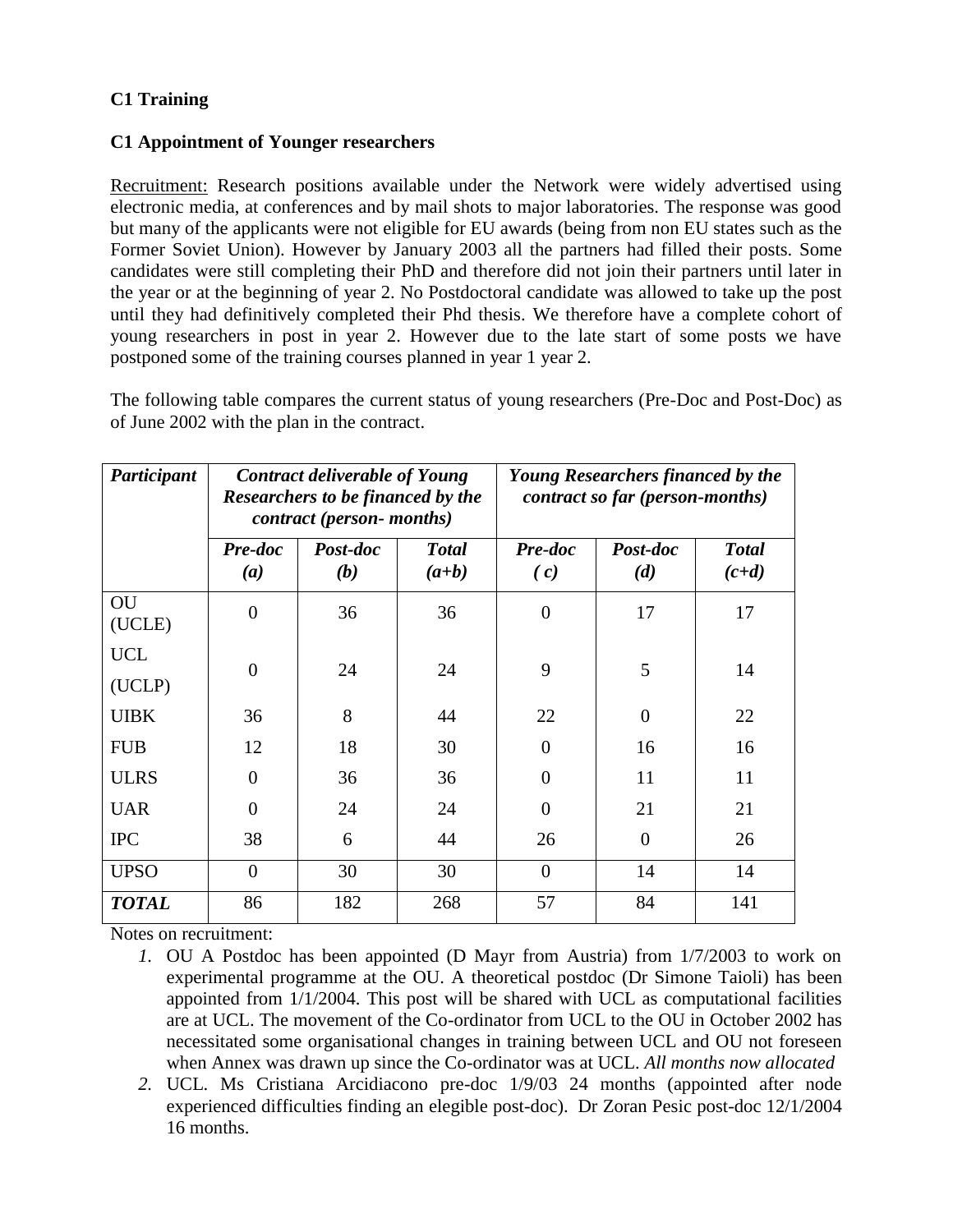**C1 Training**

**C1 Appointment of Younger researchers**

Recruitment: Research positions available under the Network were widely advertised using electronic media, at conferences and by mail shots to major laboratories. The response was good but many of the applicants were not eligible for EU awards (being from non EU states such as the Former Soviet Union). However by January 2003 all the partners had filled their posts. Some candidates were still completing their PhD and therefore did not join their partners until later in the year or at the beginning of year 2. No Postdoctoral candidate was allowed to take up the post until they had definitively completed their Phd thesis. We therefore have a complete cohort of young researchers in post in year 2. However due to the late start of some posts we have postponed some of the training courses planned in year 1 year 2.

The following table compares the current status of young researchers (Pre-Doc and Post-Doc) as of June 2002 with the plan in the contract.

| ***Participant*** | ***Contract deliverable of Young Researchers to be financed by the contract (person- months)*** | | | ***Young Researchers financed by the contract so far (person-months)*** | | |
|---|---|---|---|---|---|---|
| | ***Pre-doc (a)*** | ***Post-doc (b)*** | ***Total (a+b)*** | ***Pre-doc ( c)*** | ***Post-doc (d)*** | ***Total (c+d)*** |
| OU (UCLE) | 0 | 36 | 36 | 0 | 17 | 17 |
| UCL (UCLP) | 0 | 24 | 24 | 9 | 5 | 14 |
| UIBK | 36 | 8 | 44 | 22 | 0 | 22 |
| FUB | 12 | 18 | 30 | 0 | 16 | 16 |
| ULRS | 0 | 36 | 36 | 0 | 11 | 11 |
| UAR | 0 | 24 | 24 | 0 | 21 | 21 |
| IPC | 38 | 6 | 44 | 26 | 0 | 26 |
| UPSO | 0 | 30 | 30 | 0 | 14 | 14 |
| ***TOTAL*** | 86 | 182 | 268 | 57 | 84 | 141 |

Notes on recruitment:

1. OU A Postdoc has been appointed (D Mayr from Austria) from 1/7/2003 to work on experimental programme at the OU. A theoretical postdoc (Dr Simone Taioli) has been appointed from 1/1/2004. This post will be shared with UCL as computational facilities are at UCL. The movement of the Co-ordinator from UCL to the OU in October 2002 has necessitated some organisational changes in training between UCL and OU not foreseen when Annex was drawn up since the Co-ordinator was at UCL. *All months now allocated*
2. UCL. Ms Cristiana Arcidiacono pre-doc 1/9/03 24 months (appointed after node experienced difficulties finding an elegible post-doc). Dr Zoran Pesic post-doc 12/1/2004 16 months.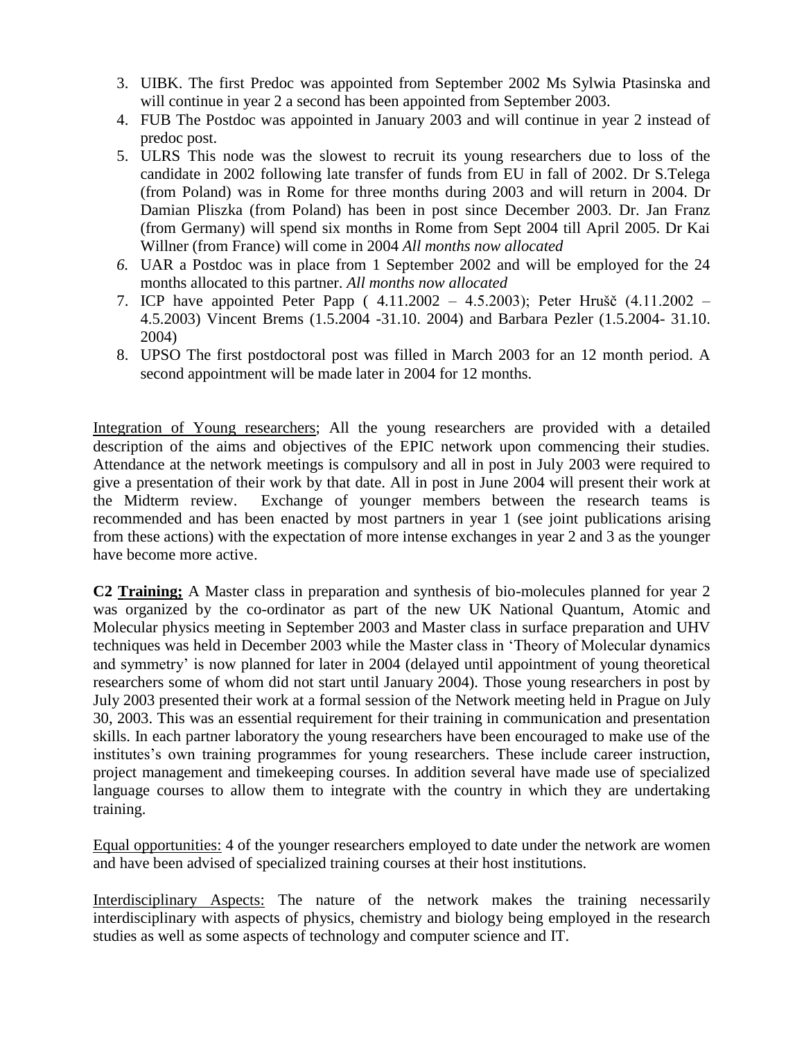3. UIBK. The first Predoc was appointed from September 2002 Ms Sylwia Ptasinska and will continue in year 2 a second has been appointed from September 2003.
4. FUB The Postdoc was appointed in January 2003 and will continue in year 2 instead of predoc post.
5. ULRS This node was the slowest to recruit its young researchers due to loss of the candidate in 2002 following late transfer of funds from EU in fall of 2002. Dr S.Telega (from Poland) was in Rome for three months during 2003 and will return in 2004. Dr Damian Pliszka (from Poland) has been in post since December 2003. Dr. Jan Franz (from Germany) will spend six months in Rome from Sept 2004 till April 2005. Dr Kai Willner (from France) will come in 2004 *All months now allocated*
6. UAR a Postdoc was in place from 1 September 2002 and will be employed for the 24 months allocated to this partner. *All months now allocated*
7. ICP have appointed Peter Papp ( 4.11.2002 – 4.5.2003); Peter Hrušč (4.11.2002 – 4.5.2003) Vincent Brems (1.5.2004 -31.10. 2004) and Barbara Pezler (1.5.2004- 31.10. 2004)
8. UPSO The first postdoctoral post was filled in March 2003 for an 12 month period. A second appointment will be made later in 2004 for 12 months.

Integration of Young researchers; All the young researchers are provided with a detailed description of the aims and objectives of the EPIC network upon commencing their studies. Attendance at the network meetings is compulsory and all in post in July 2003 were required to give a presentation of their work by that date. All in post in June 2004 will present their work at the Midterm review. Exchange of younger members between the research teams is recommended and has been enacted by most partners in year 1 (see joint publications arising from these actions) with the expectation of more intense exchanges in year 2 and 3 as the younger have become more active.

**C2 Training;** A Master class in preparation and synthesis of bio-molecules planned for year 2 was organized by the co-ordinator as part of the new UK National Quantum, Atomic and Molecular physics meeting in September 2003 and Master class in surface preparation and UHV techniques was held in December 2003 while the Master class in 'Theory of Molecular dynamics and symmetry' is now planned for later in 2004 (delayed until appointment of young theoretical researchers some of whom did not start until January 2004). Those young researchers in post by July 2003 presented their work at a formal session of the Network meeting held in Prague on July 30, 2003. This was an essential requirement for their training in communication and presentation skills. In each partner laboratory the young researchers have been encouraged to make use of the institutes's own training programmes for young researchers. These include career instruction, project management and timekeeping courses. In addition several have made use of specialized language courses to allow them to integrate with the country in which they are undertaking training.

Equal opportunities: 4 of the younger researchers employed to date under the network are women and have been advised of specialized training courses at their host institutions.

Interdisciplinary Aspects: The nature of the network makes the training necessarily interdisciplinary with aspects of physics, chemistry and biology being employed in the research studies as well as some aspects of technology and computer science and IT.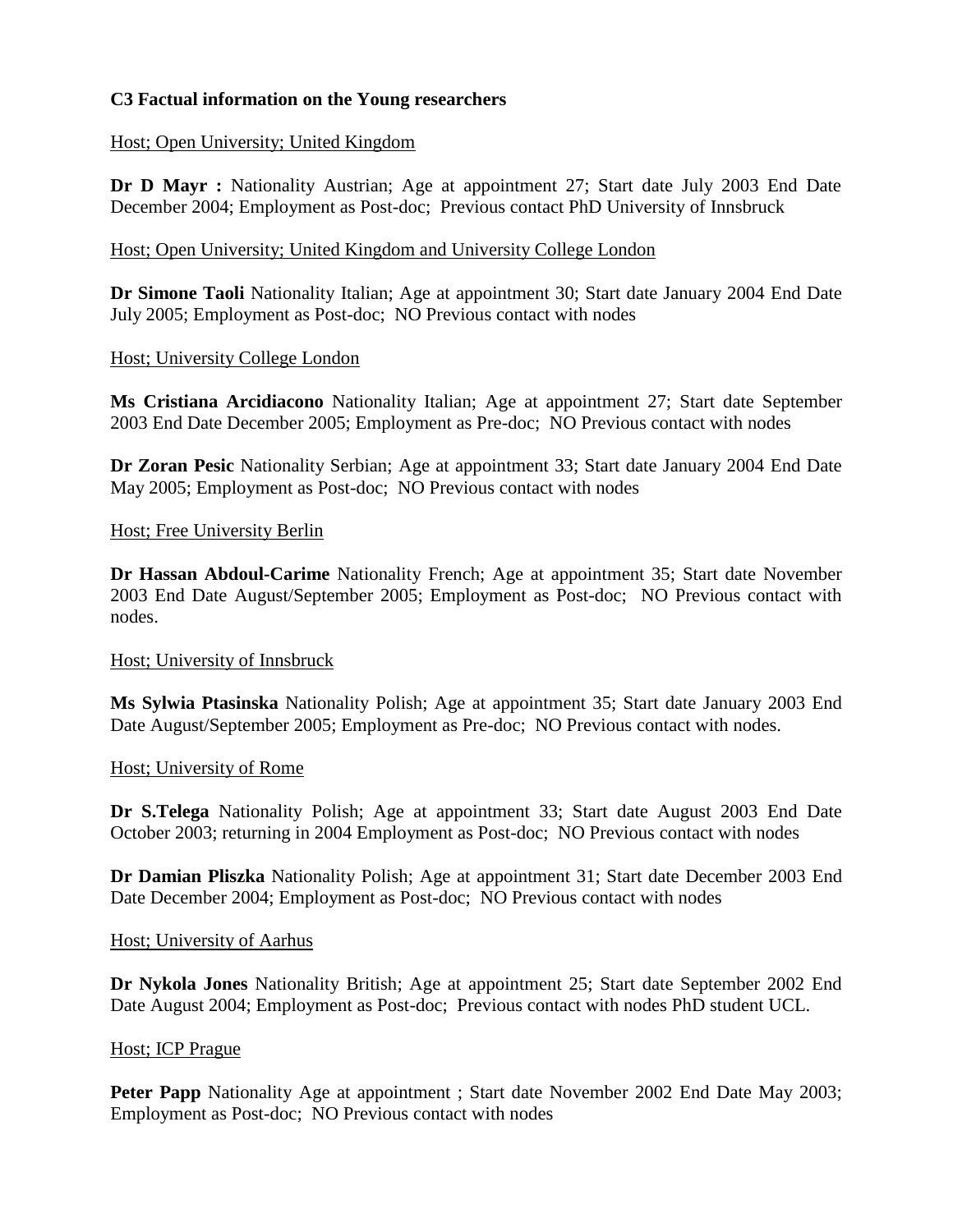**C3 Factual information on the Young researchers**

Host; Open University; United Kingdom

**Dr D Mayr :** Nationality Austrian; Age at appointment 27; Start date July 2003 End Date December 2004; Employment as Post-doc; Previous contact PhD University of Innsbruck

Host; Open University; United Kingdom and University College London

**Dr Simone Taoli** Nationality Italian; Age at appointment 30; Start date January 2004 End Date July 2005; Employment as Post-doc; NO Previous contact with nodes

Host; University College London

**Ms Cristiana Arcidiacono** Nationality Italian; Age at appointment 27; Start date September 2003 End Date December 2005; Employment as Pre-doc; NO Previous contact with nodes

**Dr Zoran Pesic** Nationality Serbian; Age at appointment 33; Start date January 2004 End Date May 2005; Employment as Post-doc; NO Previous contact with nodes

Host; Free University Berlin

**Dr Hassan Abdoul-Carime** Nationality French; Age at appointment 35; Start date November 2003 End Date August/September 2005; Employment as Post-doc; NO Previous contact with nodes.

Host; University of Innsbruck

**Ms Sylwia Ptasinska** Nationality Polish; Age at appointment 35; Start date January 2003 End Date August/September 2005; Employment as Pre-doc; NO Previous contact with nodes.

Host; University of Rome

**Dr S.Telega** Nationality Polish; Age at appointment 33; Start date August 2003 End Date October 2003; returning in 2004 Employment as Post-doc; NO Previous contact with nodes

**Dr Damian Pliszka** Nationality Polish; Age at appointment 31; Start date December 2003 End Date December 2004; Employment as Post-doc; NO Previous contact with nodes

Host; University of Aarhus

**Dr Nykola Jones** Nationality British; Age at appointment 25; Start date September 2002 End Date August 2004; Employment as Post-doc; Previous contact with nodes PhD student UCL.

Host; ICP Prague

**Peter Papp** Nationality Age at appointment ; Start date November 2002 End Date May 2003; Employment as Post-doc; NO Previous contact with nodes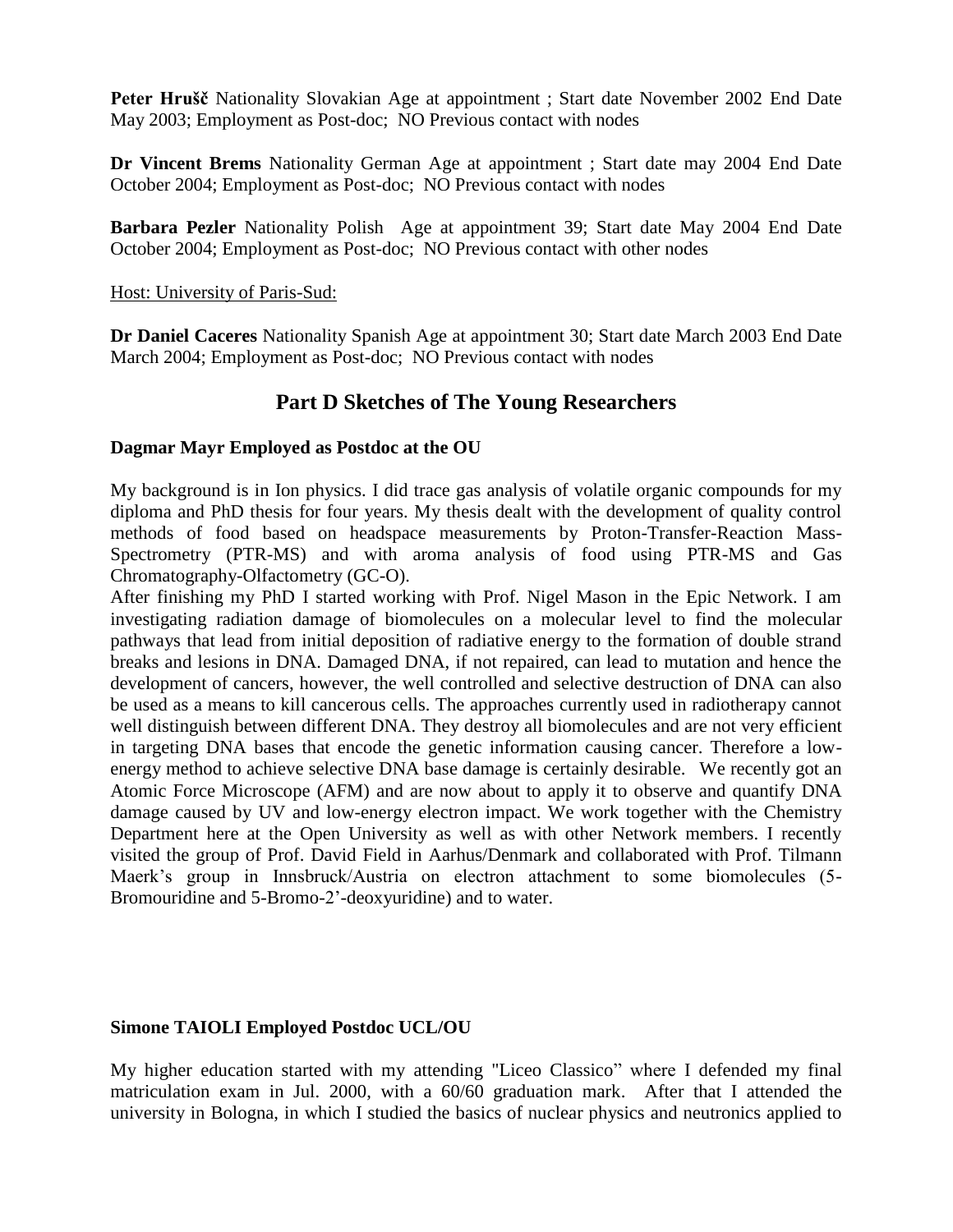**Peter Hrušč** Nationality Slovakian Age at appointment ; Start date November 2002 End Date May 2003; Employment as Post-doc; NO Previous contact with nodes

**Dr Vincent Brems** Nationality German Age at appointment ; Start date may 2004 End Date October 2004; Employment as Post-doc; NO Previous contact with nodes

**Barbara Pezler** Nationality Polish Age at appointment 39; Start date May 2004 End Date October 2004; Employment as Post-doc; NO Previous contact with other nodes

Host: University of Paris-Sud:

**Dr Daniel Caceres** Nationality Spanish Age at appointment 30; Start date March 2003 End Date March 2004; Employment as Post-doc; NO Previous contact with nodes

## Part D Sketches of The Young Researchers

**Dagmar Mayr Employed as Postdoc at the OU**

My background is in Ion physics. I did trace gas analysis of volatile organic compounds for my diploma and PhD thesis for four years. My thesis dealt with the development of quality control methods of food based on headspace measurements by Proton-Transfer-Reaction Mass-Spectrometry (PTR-MS) and with aroma analysis of food using PTR-MS and Gas Chromatography-Olfactometry (GC-O).

After finishing my PhD I started working with Prof. Nigel Mason in the Epic Network. I am investigating radiation damage of biomolecules on a molecular level to find the molecular pathways that lead from initial deposition of radiative energy to the formation of double strand breaks and lesions in DNA. Damaged DNA, if not repaired, can lead to mutation and hence the development of cancers, however, the well controlled and selective destruction of DNA can also be used as a means to kill cancerous cells. The approaches currently used in radiotherapy cannot well distinguish between different DNA. They destroy all biomolecules and are not very efficient in targeting DNA bases that encode the genetic information causing cancer. Therefore a low-energy method to achieve selective DNA base damage is certainly desirable. We recently got an Atomic Force Microscope (AFM) and are now about to apply it to observe and quantify DNA damage caused by UV and low-energy electron impact. We work together with the Chemistry Department here at the Open University as well as with other Network members. I recently visited the group of Prof. David Field in Aarhus/Denmark and collaborated with Prof. Tilmann Maerk's group in Innsbruck/Austria on electron attachment to some biomolecules (5-Bromouridine and 5-Bromo-2'-deoxyuridine) and to water.

**Simone TAIOLI Employed Postdoc UCL/OU**

My higher education started with my attending "Liceo Classico" where I defended my final matriculation exam in Jul. 2000, with a 60/60 graduation mark. After that I attended the university in Bologna, in which I studied the basics of nuclear physics and neutronics applied to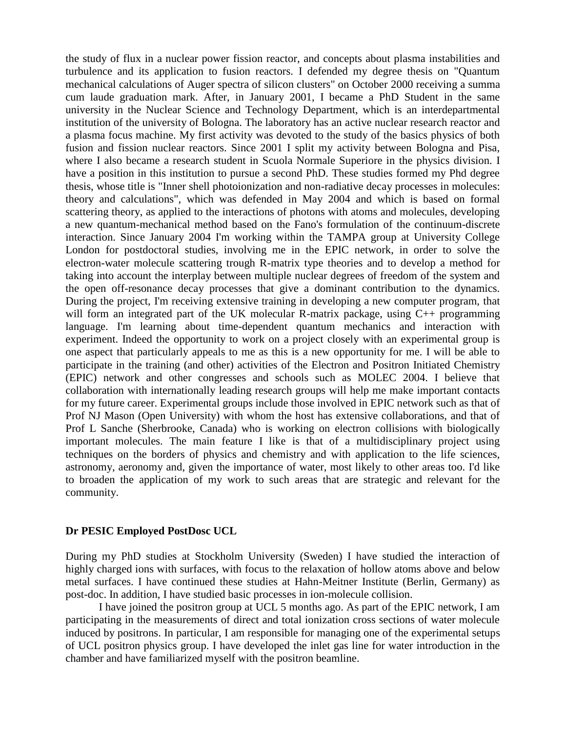the study of flux in a nuclear power fission reactor, and concepts about plasma instabilities and turbulence and its application to fusion reactors. I defended my degree thesis on "Quantum mechanical calculations of Auger spectra of silicon clusters" on October 2000 receiving a summa cum laude graduation mark. After, in January 2001, I became a PhD Student in the same university in the Nuclear Science and Technology Department, which is an interdepartmental institution of the university of Bologna. The laboratory has an active nuclear research reactor and a plasma focus machine. My first activity was devoted to the study of the basics physics of both fusion and fission nuclear reactors. Since 2001 I split my activity between Bologna and Pisa, where I also became a research student in Scuola Normale Superiore in the physics division. I have a position in this institution to pursue a second PhD. These studies formed my Phd degree thesis, whose title is "Inner shell photoionization and non-radiative decay processes in molecules: theory and calculations", which was defended in May 2004 and which is based on formal scattering theory, as applied to the interactions of photons with atoms and molecules, developing a new quantum-mechanical method based on the Fano's formulation of the continuum-discrete interaction. Since January 2004 I'm working within the TAMPA group at University College London for postdoctoral studies, involving me in the EPIC network, in order to solve the electron-water molecule scattering trough R-matrix type theories and to develop a method for taking into account the interplay between multiple nuclear degrees of freedom of the system and the open off-resonance decay processes that give a dominant contribution to the dynamics. During the project, I'm receiving extensive training in developing a new computer program, that will form an integrated part of the UK molecular R-matrix package, using C++ programming language. I'm learning about time-dependent quantum mechanics and interaction with experiment. Indeed the opportunity to work on a project closely with an experimental group is one aspect that particularly appeals to me as this is a new opportunity for me. I will be able to participate in the training (and other) activities of the Electron and Positron Initiated Chemistry (EPIC) network and other congresses and schools such as MOLEC 2004. I believe that collaboration with internationally leading research groups will help me make important contacts for my future career. Experimental groups include those involved in EPIC network such as that of Prof NJ Mason (Open University) with whom the host has extensive collaborations, and that of Prof L Sanche (Sherbrooke, Canada) who is working on electron collisions with biologically important molecules. The main feature I like is that of a multidisciplinary project using techniques on the borders of physics and chemistry and with application to the life sciences, astronomy, aeronomy and, given the importance of water, most likely to other areas too. I'd like to broaden the application of my work to such areas that are strategic and relevant for the community.

**Dr PESIC Employed PostDosc UCL**

During my PhD studies at Stockholm University (Sweden) I have studied the interaction of highly charged ions with surfaces, with focus to the relaxation of hollow atoms above and below metal surfaces. I have continued these studies at Hahn-Meitner Institute (Berlin, Germany) as post-doc. In addition, I have studied basic processes in ion-molecule collision.

I have joined the positron group at UCL 5 months ago. As part of the EPIC network, I am participating in the measurements of direct and total ionization cross sections of water molecule induced by positrons. In particular, I am responsible for managing one of the experimental setups of UCL positron physics group. I have developed the inlet gas line for water introduction in the chamber and have familiarized myself with the positron beamline.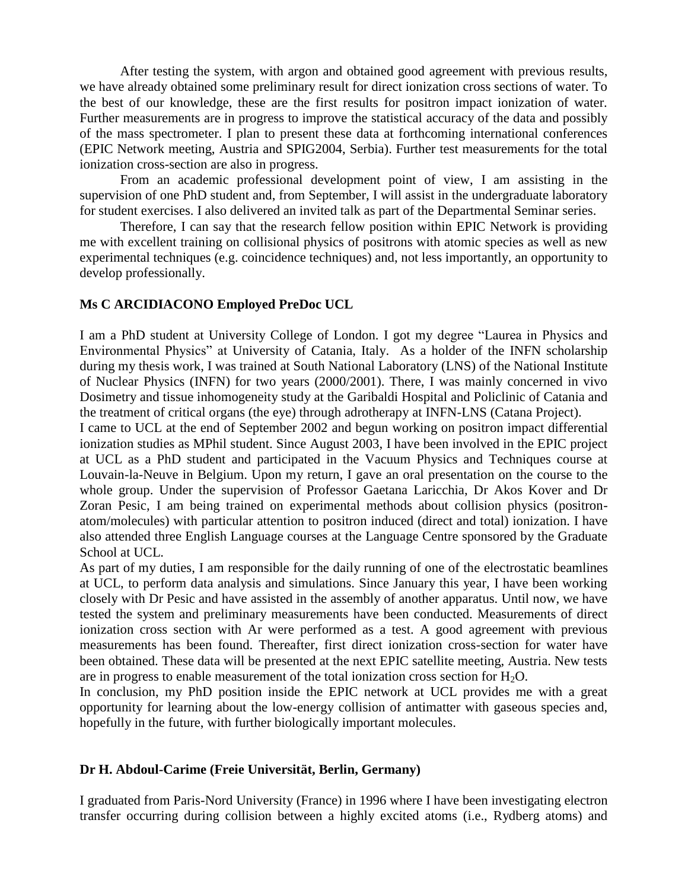After testing the system, with argon and obtained good agreement with previous results, we have already obtained some preliminary result for direct ionization cross sections of water. To the best of our knowledge, these are the first results for positron impact ionization of water. Further measurements are in progress to improve the statistical accuracy of the data and possibly of the mass spectrometer. I plan to present these data at forthcoming international conferences (EPIC Network meeting, Austria and SPIG2004, Serbia). Further test measurements for the total ionization cross-section are also in progress.

From an academic professional development point of view, I am assisting in the supervision of one PhD student and, from September, I will assist in the undergraduate laboratory for student exercises. I also delivered an invited talk as part of the Departmental Seminar series.

Therefore, I can say that the research fellow position within EPIC Network is providing me with excellent training on collisional physics of positrons with atomic species as well as new experimental techniques (e.g. coincidence techniques) and, not less importantly, an opportunity to develop professionally.

**Ms C ARCIDIACONO Employed PreDoc UCL**

I am a PhD student at University College of London. I got my degree "Laurea in Physics and Environmental Physics" at University of Catania, Italy. As a holder of the INFN scholarship during my thesis work, I was trained at South National Laboratory (LNS) of the National Institute of Nuclear Physics (INFN) for two years (2000/2001). There, I was mainly concerned in vivo Dosimetry and tissue inhomogeneity study at the Garibaldi Hospital and Policlinic of Catania and the treatment of critical organs (the eye) through adrotherapy at INFN-LNS (Catana Project).

I came to UCL at the end of September 2002 and begun working on positron impact differential ionization studies as MPhil student. Since August 2003, I have been involved in the EPIC project at UCL as a PhD student and participated in the Vacuum Physics and Techniques course at Louvain-la-Neuve in Belgium. Upon my return, I gave an oral presentation on the course to the whole group. Under the supervision of Professor Gaetana Laricchia, Dr Akos Kover and Dr Zoran Pesic, I am being trained on experimental methods about collision physics (positron-atom/molecules) with particular attention to positron induced (direct and total) ionization. I have also attended three English Language courses at the Language Centre sponsored by the Graduate School at UCL.

As part of my duties, I am responsible for the daily running of one of the electrostatic beamlines at UCL, to perform data analysis and simulations. Since January this year, I have been working closely with Dr Pesic and have assisted in the assembly of another apparatus. Until now, we have tested the system and preliminary measurements have been conducted. Measurements of direct ionization cross section with Ar were performed as a test. A good agreement with previous measurements has been found. Thereafter, first direct ionization cross-section for water have been obtained. These data will be presented at the next EPIC satellite meeting, Austria. New tests are in progress to enable measurement of the total ionization cross section for $H_2O$.

In conclusion, my PhD position inside the EPIC network at UCL provides me with a great opportunity for learning about the low-energy collision of antimatter with gaseous species and, hopefully in the future, with further biologically important molecules.

**Dr H. Abdoul-Carime (Freie Universität, Berlin, Germany)**

I graduated from Paris-Nord University (France) in 1996 where I have been investigating electron transfer occurring during collision between a highly excited atoms (i.e., Rydberg atoms) and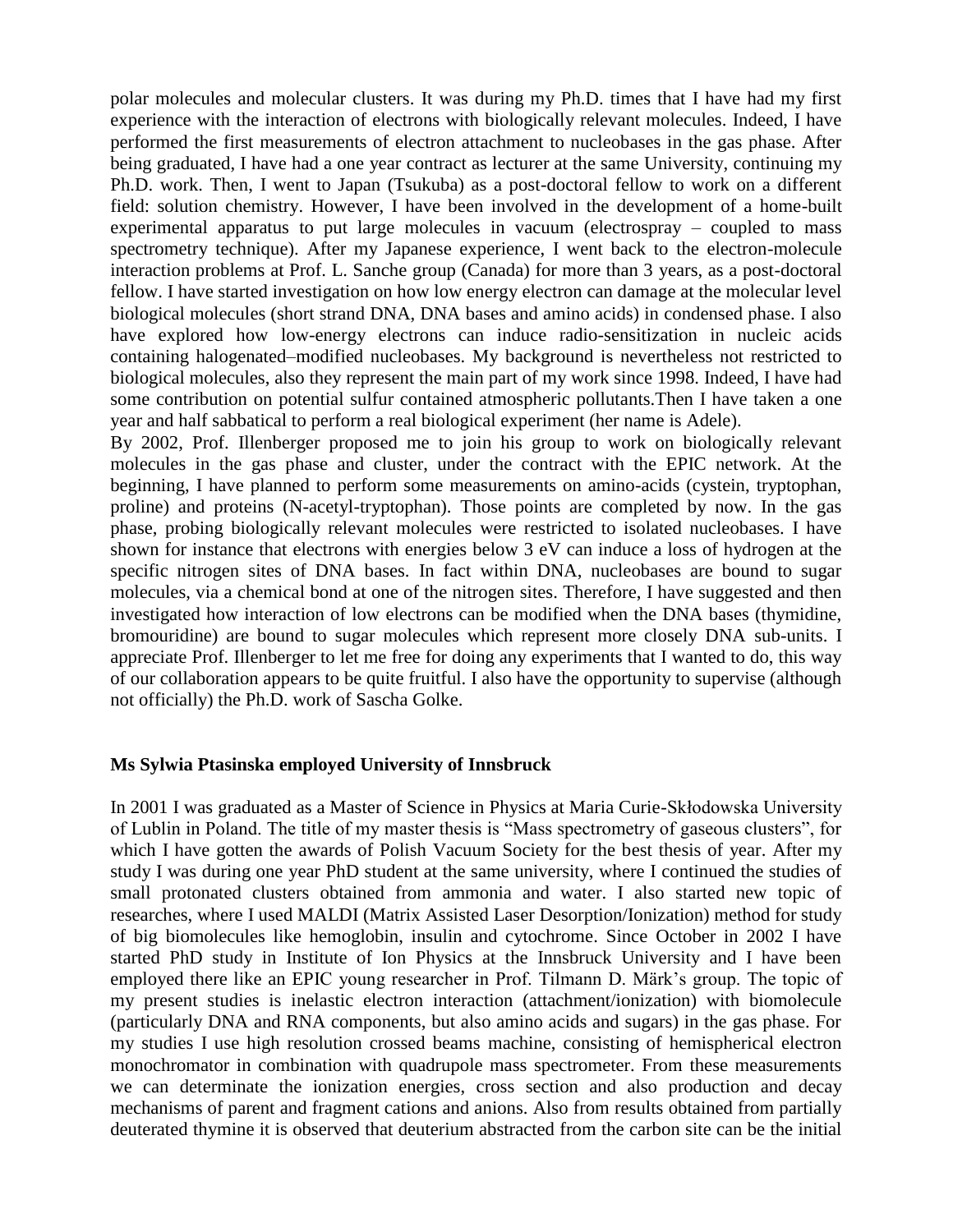polar molecules and molecular clusters. It was during my Ph.D. times that I have had my first experience with the interaction of electrons with biologically relevant molecules. Indeed, I have performed the first measurements of electron attachment to nucleobases in the gas phase. After being graduated, I have had a one year contract as lecturer at the same University, continuing my Ph.D. work. Then, I went to Japan (Tsukuba) as a post-doctoral fellow to work on a different field: solution chemistry. However, I have been involved in the development of a home-built experimental apparatus to put large molecules in vacuum (electrospray – coupled to mass spectrometry technique). After my Japanese experience, I went back to the electron-molecule interaction problems at Prof. L. Sanche group (Canada) for more than 3 years, as a post-doctoral fellow. I have started investigation on how low energy electron can damage at the molecular level biological molecules (short strand DNA, DNA bases and amino acids) in condensed phase. I also have explored how low-energy electrons can induce radio-sensitization in nucleic acids containing halogenated–modified nucleobases. My background is nevertheless not restricted to biological molecules, also they represent the main part of my work since 1998. Indeed, I have had some contribution on potential sulfur contained atmospheric pollutants.Then I have taken a one year and half sabbatical to perform a real biological experiment (her name is Adele).

By 2002, Prof. Illenberger proposed me to join his group to work on biologically relevant molecules in the gas phase and cluster, under the contract with the EPIC network. At the beginning, I have planned to perform some measurements on amino-acids (cystein, tryptophan, proline) and proteins (N-acetyl-tryptophan). Those points are completed by now. In the gas phase, probing biologically relevant molecules were restricted to isolated nucleobases. I have shown for instance that electrons with energies below 3 eV can induce a loss of hydrogen at the specific nitrogen sites of DNA bases. In fact within DNA, nucleobases are bound to sugar molecules, via a chemical bond at one of the nitrogen sites. Therefore, I have suggested and then investigated how interaction of low electrons can be modified when the DNA bases (thymidine, bromouridine) are bound to sugar molecules which represent more closely DNA sub-units. I appreciate Prof. Illenberger to let me free for doing any experiments that I wanted to do, this way of our collaboration appears to be quite fruitful. I also have the opportunity to supervise (although not officially) the Ph.D. work of Sascha Golke.

**Ms Sylwia Ptasinska employed University of Innsbruck**

In 2001 I was graduated as a Master of Science in Physics at Maria Curie-Skłodowska University of Lublin in Poland. The title of my master thesis is “Mass spectrometry of gaseous clusters”, for which I have gotten the awards of Polish Vacuum Society for the best thesis of year. After my study I was during one year PhD student at the same university, where I continued the studies of small protonated clusters obtained from ammonia and water. I also started new topic of researches, where I used MALDI (Matrix Assisted Laser Desorption/Ionization) method for study of big biomolecules like hemoglobin, insulin and cytochrome. Since October in 2002 I have started PhD study in Institute of Ion Physics at the Innsbruck University and I have been employed there like an EPIC young researcher in Prof. Tilmann D. Märk’s group. The topic of my present studies is inelastic electron interaction (attachment/ionization) with biomolecule (particularly DNA and RNA components, but also amino acids and sugars) in the gas phase. For my studies I use high resolution crossed beams machine, consisting of hemispherical electron monochromator in combination with quadrupole mass spectrometer. From these measurements we can determinate the ionization energies, cross section and also production and decay mechanisms of parent and fragment cations and anions. Also from results obtained from partially deuterated thymine it is observed that deuterium abstracted from the carbon site can be the initial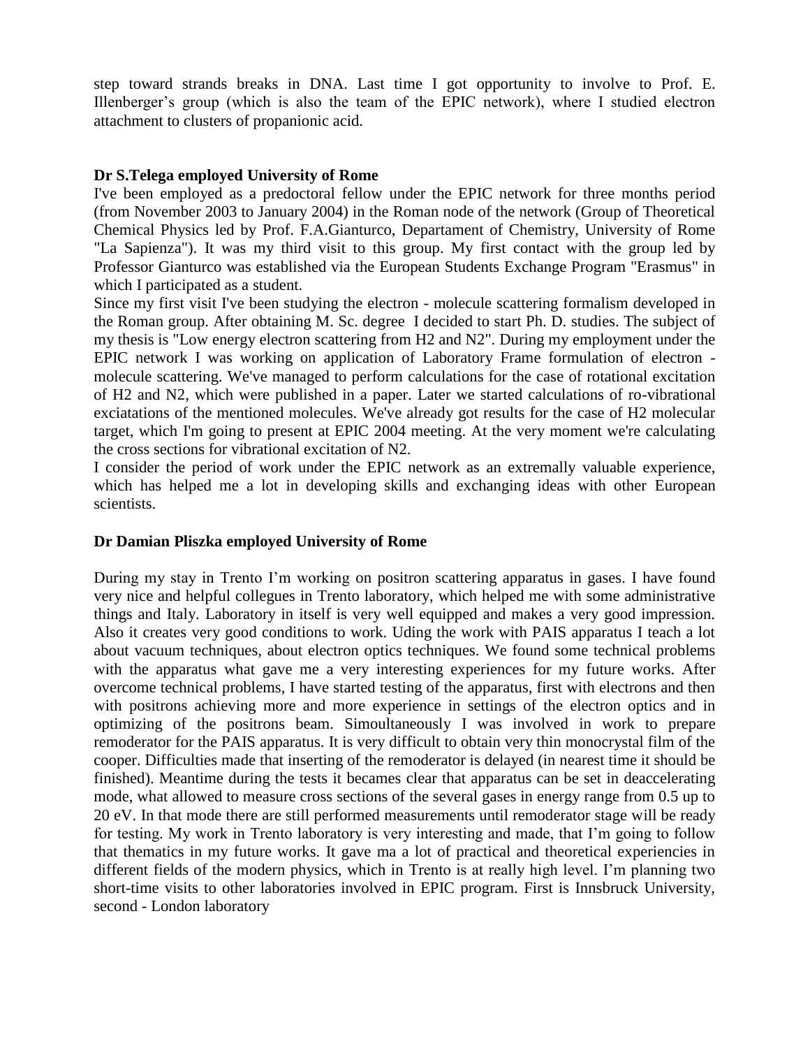step toward strands breaks in DNA. Last time I got opportunity to involve to Prof. E. Illenberger's group (which is also the team of the EPIC network), where I studied electron attachment to clusters of propanionic acid.

**Dr S.Telega employed University of Rome**

I've been employed as a predoctoral fellow under the EPIC network for three months period (from November 2003 to January 2004) in the Roman node of the network (Group of Theoretical Chemical Physics led by Prof. F.A.Gianturco, Departament of Chemistry, University of Rome "La Sapienza"). It was my third visit to this group. My first contact with the group led by Professor Gianturco was established via the European Students Exchange Program "Erasmus" in which I participated as a student.

Since my first visit I've been studying the electron - molecule scattering formalism developed in the Roman group. After obtaining M. Sc. degree I decided to start Ph. D. studies. The subject of my thesis is "Low energy electron scattering from H2 and N2". During my employment under the EPIC network I was working on application of Laboratory Frame formulation of electron - molecule scattering. We've managed to perform calculations for the case of rotational excitation of H2 and N2, which were published in a paper. Later we started calculations of ro-vibrational exciatations of the mentioned molecules. We've already got results for the case of H2 molecular target, which I'm going to present at EPIC 2004 meeting. At the very moment we're calculating the cross sections for vibrational excitation of N2.

I consider the period of work under the EPIC network as an extremally valuable experience, which has helped me a lot in developing skills and exchanging ideas with other European scientists.

**Dr Damian Pliszka employed University of Rome**

During my stay in Trento I'm working on positron scattering apparatus in gases. I have found very nice and helpful collegues in Trento laboratory, which helped me with some administrative things and Italy. Laboratory in itself is very well equipped and makes a very good impression. Also it creates very good conditions to work. Uding the work with PAIS apparatus I teach a lot about vacuum techniques, about electron optics techniques. We found some technical problems with the apparatus what gave me a very interesting experiences for my future works. After overcome technical problems, I have started testing of the apparatus, first with electrons and then with positrons achieving more and more experience in settings of the electron optics and in optimizing of the positrons beam. Simoultaneously I was involved in work to prepare remoderator for the PAIS apparatus. It is very difficult to obtain very thin monocrystal film of the cooper. Difficulties made that inserting of the remoderator is delayed (in nearest time it should be finished). Meantime during the tests it becames clear that apparatus can be set in deaccelerating mode, what allowed to measure cross sections of the several gases in energy range from 0.5 up to 20 eV. In that mode there are still performed measurements until remoderator stage will be ready for testing. My work in Trento laboratory is very interesting and made, that I'm going to follow that thematics in my future works. It gave ma a lot of practical and theoretical experiencies in different fields of the modern physics, which in Trento is at really high level. I'm planning two short-time visits to other laboratories involved in EPIC program. First is Innsbruck University, second - London laboratory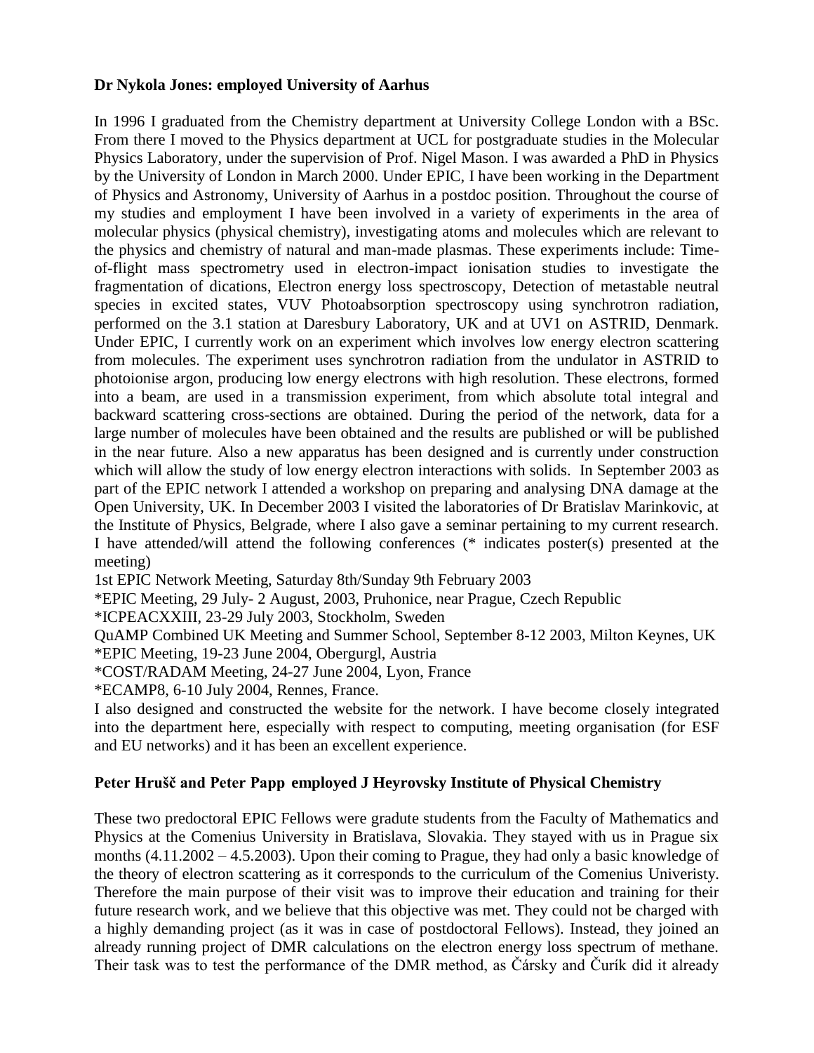**Dr Nykola Jones: employed University of Aarhus**

In 1996 I graduated from the Chemistry department at University College London with a BSc. From there I moved to the Physics department at UCL for postgraduate studies in the Molecular Physics Laboratory, under the supervision of Prof. Nigel Mason. I was awarded a PhD in Physics by the University of London in March 2000. Under EPIC, I have been working in the Department of Physics and Astronomy, University of Aarhus in a postdoc position. Throughout the course of my studies and employment I have been involved in a variety of experiments in the area of molecular physics (physical chemistry), investigating atoms and molecules which are relevant to the physics and chemistry of natural and man-made plasmas. These experiments include: Time-of-flight mass spectrometry used in electron-impact ionisation studies to investigate the fragmentation of dications, Electron energy loss spectroscopy, Detection of metastable neutral species in excited states, VUV Photoabsorption spectroscopy using synchrotron radiation, performed on the 3.1 station at Daresbury Laboratory, UK and at UV1 on ASTRID, Denmark. Under EPIC, I currently work on an experiment which involves low energy electron scattering from molecules. The experiment uses synchrotron radiation from the undulator in ASTRID to photoionise argon, producing low energy electrons with high resolution. These electrons, formed into a beam, are used in a transmission experiment, from which absolute total integral and backward scattering cross-sections are obtained. During the period of the network, data for a large number of molecules have been obtained and the results are published or will be published in the near future. Also a new apparatus has been designed and is currently under construction which will allow the study of low energy electron interactions with solids. In September 2003 as part of the EPIC network I attended a workshop on preparing and analysing DNA damage at the Open University, UK. In December 2003 I visited the laboratories of Dr Bratislav Marinkovic, at the Institute of Physics, Belgrade, where I also gave a seminar pertaining to my current research. I have attended/will attend the following conferences (* indicates poster(s) presented at the meeting)

1st EPIC Network Meeting, Saturday 8th/Sunday 9th February 2003
*EPIC Meeting, 29 July- 2 August, 2003, Pruhonice, near Prague, Czech Republic
*ICPEACXXIII, 23-29 July 2003, Stockholm, Sweden
QuAMP Combined UK Meeting and Summer School, September 8-12 2003, Milton Keynes, UK
*EPIC Meeting, 19-23 June 2004, Obergurgl, Austria
*COST/RADAM Meeting, 24-27 June 2004, Lyon, France
*ECAMP8, 6-10 July 2004, Rennes, France.

I also designed and constructed the website for the network. I have become closely integrated into the department here, especially with respect to computing, meeting organisation (for ESF and EU networks) and it has been an excellent experience.

**Peter Hrušč and Peter Papp employed J Heyrovsky Institute of Physical Chemistry**

These two predoctoral EPIC Fellows were gradute students from the Faculty of Mathematics and Physics at the Comenius University in Bratislava, Slovakia. They stayed with us in Prague six months (4.11.2002 – 4.5.2003). Upon their coming to Prague, they had only a basic knowledge of the theory of electron scattering as it corresponds to the curriculum of the Comenius Univeristy. Therefore the main purpose of their visit was to improve their education and training for their future research work, and we believe that this objective was met. They could not be charged with a highly demanding project (as it was in case of postdoctoral Fellows). Instead, they joined an already running project of DMR calculations on the electron energy loss spectrum of methane. Their task was to test the performance of the DMR method, as Čársky and Čurík did it already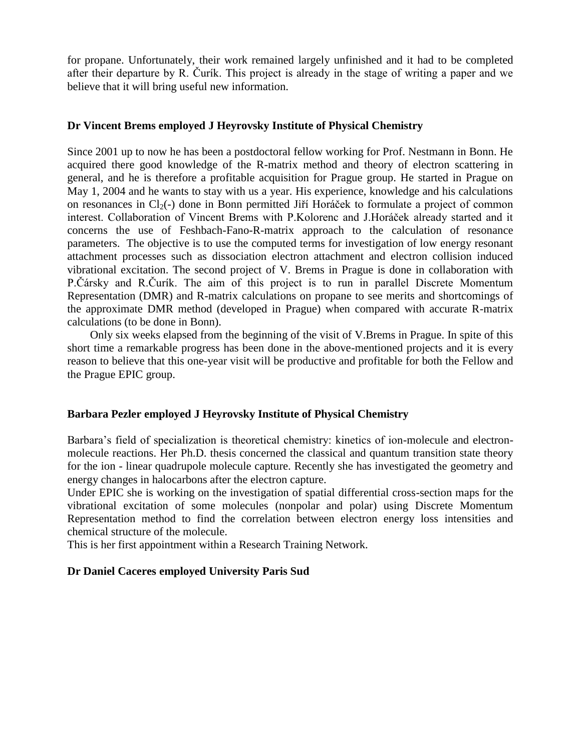for propane. Unfortunately, their work remained largely unfinished and it had to be completed after their departure by R. Čurík. This project is already in the stage of writing a paper and we believe that it will bring useful new information.

**Dr Vincent Brems employed J Heyrovsky Institute of Physical Chemistry**

Since 2001 up to now he has been a postdoctoral fellow working for Prof. Nestmann in Bonn. He acquired there good knowledge of the R-matrix method and theory of electron scattering in general, and he is therefore a profitable acquisition for Prague group. He started in Prague on May 1, 2004 and he wants to stay with us a year. His experience, knowledge and his calculations on resonances in $Cl_2$(-) done in Bonn permitted Jiří Horáček to formulate a project of common interest. Collaboration of Vincent Brems with P.Kolorenc and J.Horáček already started and it concerns the use of Feshbach-Fano-R-matrix approach to the calculation of resonance parameters. The objective is to use the computed terms for investigation of low energy resonant attachment processes such as dissociation electron attachment and electron collision induced vibrational excitation. The second project of V. Brems in Prague is done in collaboration with P.Čársky and R.Čurík. The aim of this project is to run in parallel Discrete Momentum Representation (DMR) and R-matrix calculations on propane to see merits and shortcomings of the approximate DMR method (developed in Prague) when compared with accurate R-matrix calculations (to be done in Bonn).

Only six weeks elapsed from the beginning of the visit of V.Brems in Prague. In spite of this short time a remarkable progress has been done in the above-mentioned projects and it is every reason to believe that this one-year visit will be productive and profitable for both the Fellow and the Prague EPIC group.

**Barbara Pezler employed J Heyrovsky Institute of Physical Chemistry**

Barbara's field of specialization is theoretical chemistry: kinetics of ion-molecule and electron-molecule reactions. Her Ph.D. thesis concerned the classical and quantum transition state theory for the ion - linear quadrupole molecule capture. Recently she has investigated the geometry and energy changes in halocarbons after the electron capture.
Under EPIC she is working on the investigation of spatial differential cross-section maps for the vibrational excitation of some molecules (nonpolar and polar) using Discrete Momentum Representation method to find the correlation between electron energy loss intensities and chemical structure of the molecule.
This is her first appointment within a Research Training Network.

**Dr Daniel Caceres employed University Paris Sud**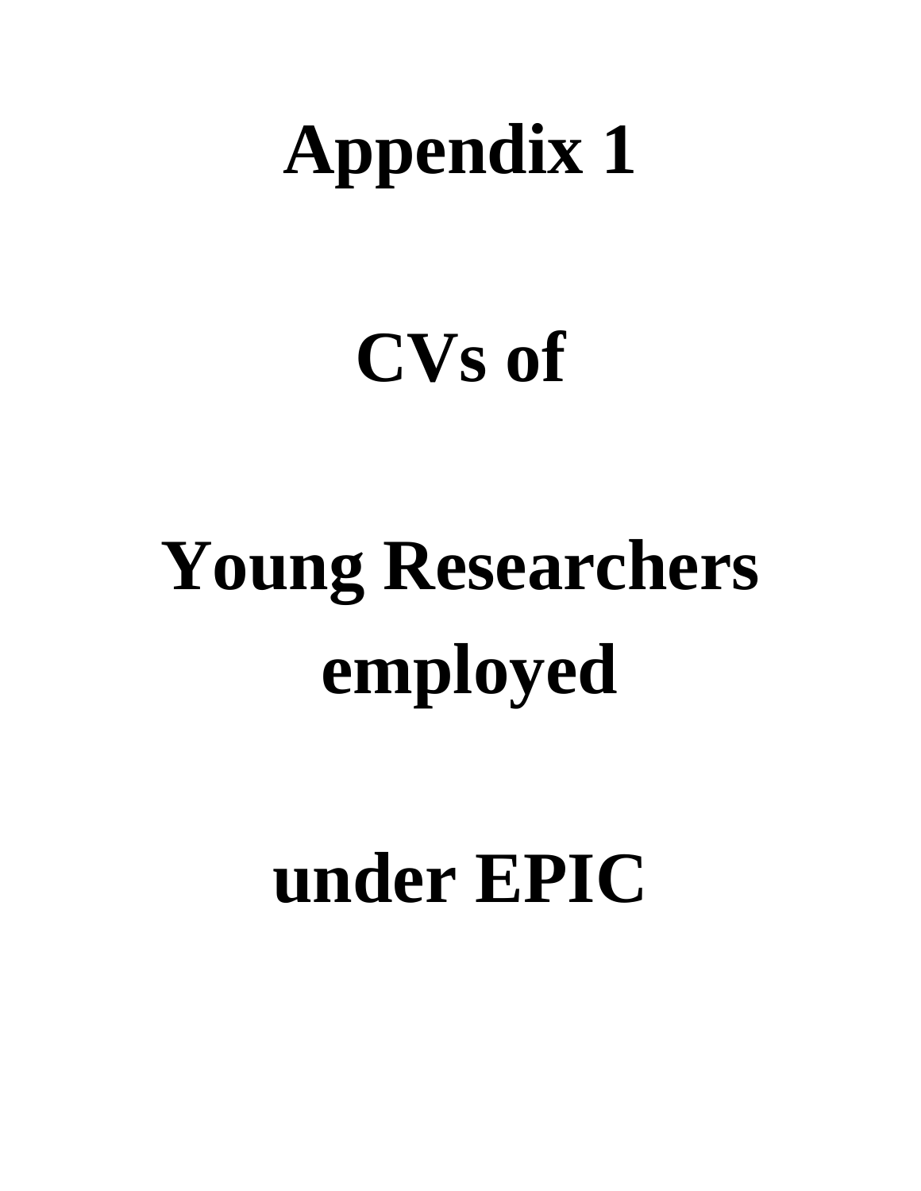# Appendix 1

# CVs of

# Young Researchers employed

# under EPIC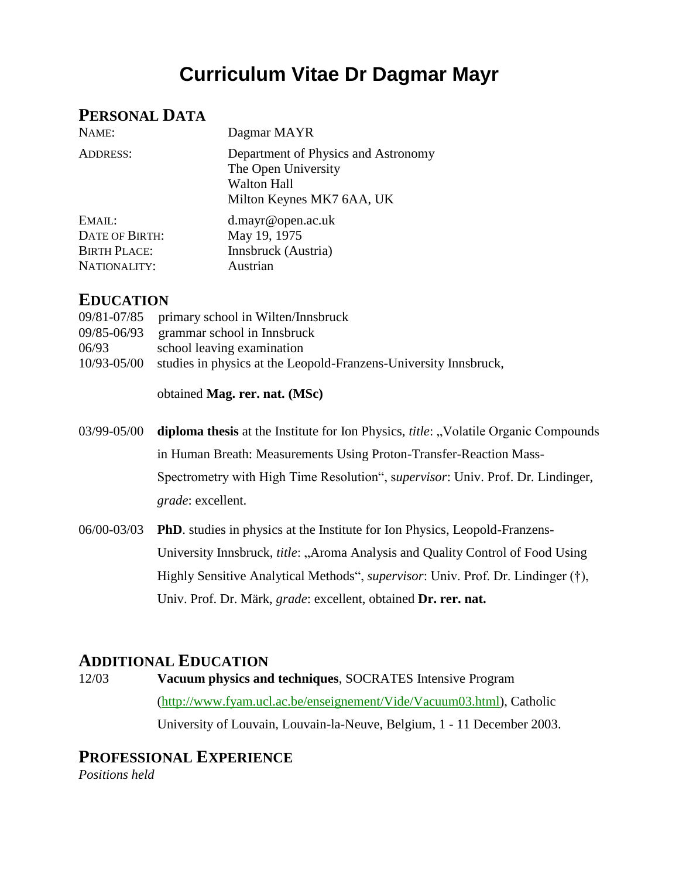# Curriculum Vitae Dr Dagmar Mayr

## PERSONAL DATA

| | |
|---|---|
| NAME: | Dagmar MAYR |
| ADDRESS: | Department of Physics and Astronomy<br>The Open University<br>Walton Hall<br>Milton Keynes MK7 6AA, UK |
| EMAIL: | d.mayr@open.ac.uk |
| DATE OF BIRTH: | May 19, 1975 |
| BIRTH PLACE: | Innsbruck (Austria) |
| NATIONALITY: | Austrian |

## EDUCATION

09/81-07/85 primary school in Wilten/Innsbruck

09/85-06/93 grammar school in Innsbruck

06/93 school leaving examination

10/93-05/00 studies in physics at the Leopold-Franzens-University Innsbruck, obtained **Mag. rer. nat. (MSc)**

03/99-05/00 **diploma thesis** at the Institute for Ion Physics, *title*: „Volatile Organic Compounds in Human Breath: Measurements Using Proton-Transfer-Reaction Mass-Spectrometry with High Time Resolution", s*upervisor*: Univ. Prof. Dr. Lindinger, *grade*: excellent.

06/00-03/03 **PhD**. studies in physics at the Institute for Ion Physics, Leopold-Franzens-University Innsbruck, *title*: „Aroma Analysis and Quality Control of Food Using Highly Sensitive Analytical Methods", *supervisor*: Univ. Prof. Dr. Lindinger (†), Univ. Prof. Dr. Märk, *grade*: excellent, obtained **Dr. rer. nat.**

## ADDITIONAL EDUCATION

12/03 **Vacuum physics and techniques**, SOCRATES Intensive Program (http://www.fyam.ucl.ac.be/enseignement/Vide/Vacuum03.html), Catholic University of Louvain, Louvain-la-Neuve, Belgium, 1 - 11 December 2003.

## PROFESSIONAL EXPERIENCE

*Positions held*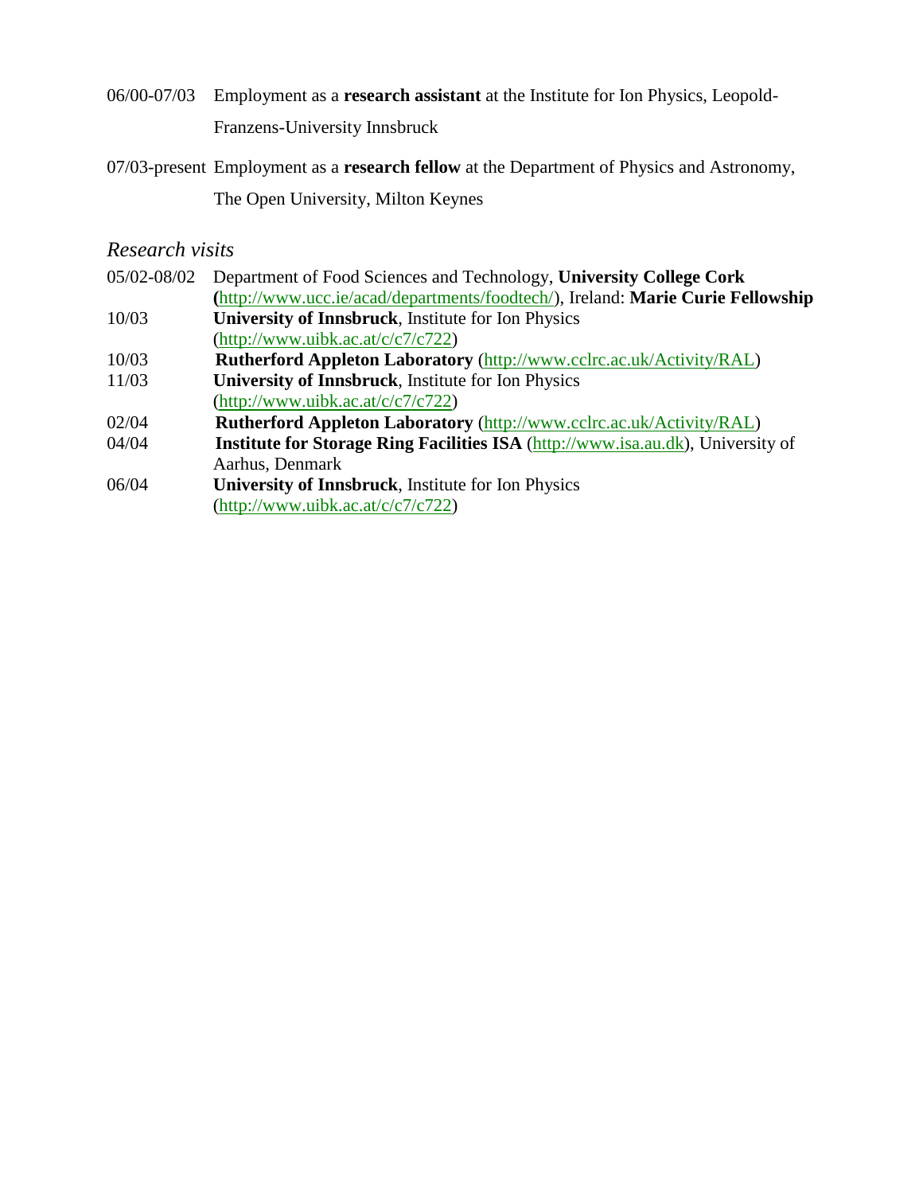06/00-07/03 Employment as a **research assistant** at the Institute for Ion Physics, Leopold-Franzens-University Innsbruck

07/03-present Employment as a **research fellow** at the Department of Physics and Astronomy, The Open University, Milton Keynes

## *Research visits*

| | |
|---|---|
| 05/02-08/02 | Department of Food Sciences and Technology, **University College Cork (**http://www.ucc.ie/acad/departments/foodtech/), Ireland: **Marie Curie Fellowship** |
| 10/03 | **University of Innsbruck**, Institute for Ion Physics (http://www.uibk.ac.at/c/c7/c722) |
| 10/03 | **Rutherford Appleton Laboratory** (http://www.cclrc.ac.uk/Activity/RAL) |
| 11/03 | **University of Innsbruck**, Institute for Ion Physics (http://www.uibk.ac.at/c/c7/c722) |
| 02/04 | **Rutherford Appleton Laboratory** (http://www.cclrc.ac.uk/Activity/RAL) |
| 04/04 | **Institute for Storage Ring Facilities ISA** (http://www.isa.au.dk), University of Aarhus, Denmark |
| 06/04 | **University of Innsbruck**, Institute for Ion Physics (http://www.uibk.ac.at/c/c7/c722) |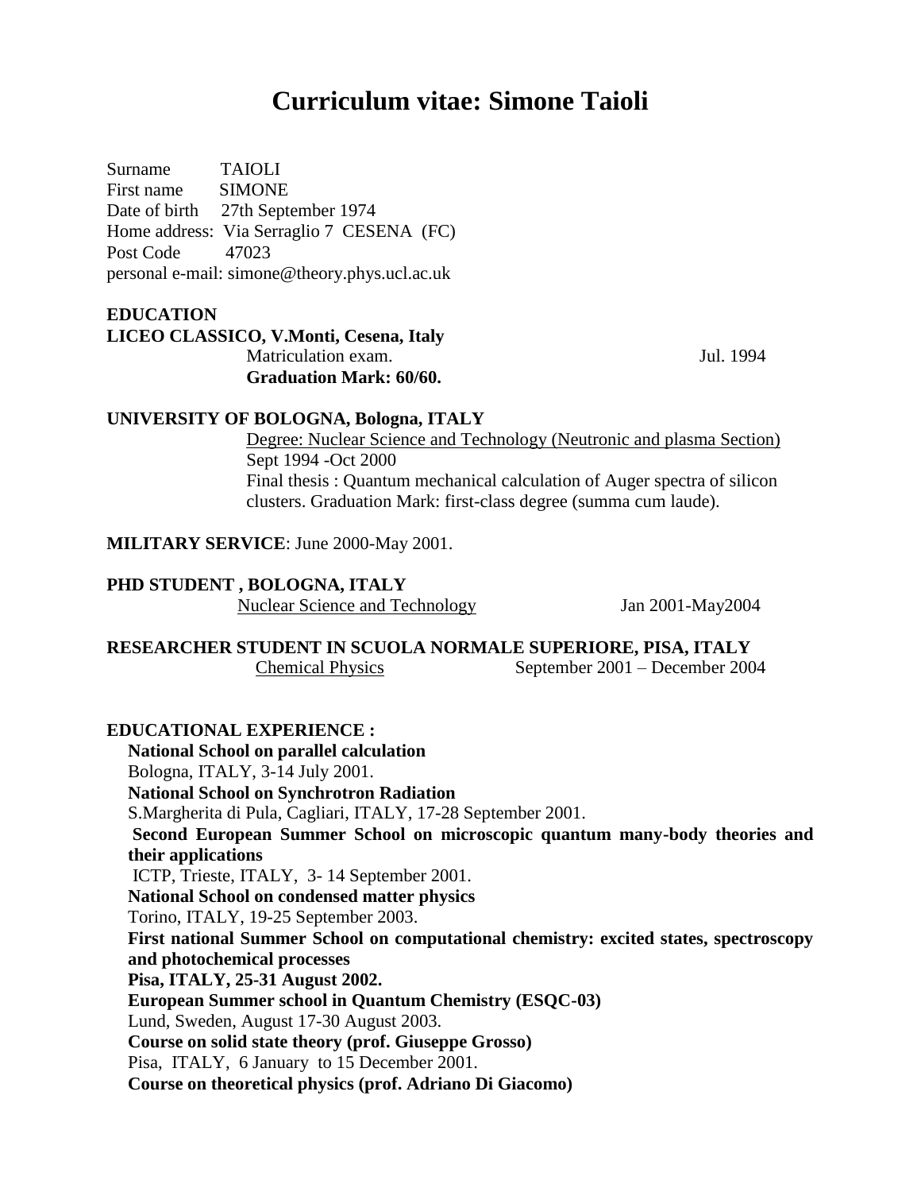# Curriculum vitae: Simone Taioli

Surname TAIOLI
First name SIMONE
Date of birth 27th September 1974
Home address: Via Serraglio 7 CESENA (FC)
Post Code 47023
personal e-mail: simone@theory.phys.ucl.ac.uk

**EDUCATION**

**LICEO CLASSICO, V.Monti, Cesena, Italy**
Matriculation exam. Jul. 1994
**Graduation Mark: 60/60.**

**UNIVERSITY OF BOLOGNA, Bologna, ITALY**
Degree: Nuclear Science and Technology (Neutronic and plasma Section)
Sept 1994 -Oct 2000
Final thesis : Quantum mechanical calculation of Auger spectra of silicon clusters. Graduation Mark: first-class degree (summa cum laude).

**MILITARY SERVICE**: June 2000-May 2001.

**PHD STUDENT , BOLOGNA, ITALY**
Nuclear Science and Technology Jan 2001-May2004

**RESEARCHER STUDENT IN SCUOLA NORMALE SUPERIORE, PISA, ITALY**
Chemical Physics September 2001 – December 2004

**EDUCATIONAL EXPERIENCE :**

**National School on parallel calculation**
Bologna, ITALY, 3-14 July 2001.

**National School on Synchrotron Radiation**
S.Margherita di Pula, Cagliari, ITALY, 17-28 September 2001.

**Second European Summer School on microscopic quantum many-body theories and their applications**
ICTP, Trieste, ITALY, 3- 14 September 2001.

**National School on condensed matter physics**
Torino, ITALY, 19-25 September 2003.

**First national Summer School on computational chemistry: excited states, spectroscopy and photochemical processes**
**Pisa, ITALY, 25-31 August 2002.**

**European Summer school in Quantum Chemistry (ESQC-03)**
Lund, Sweden, August 17-30 August 2003.

**Course on solid state theory (prof. Giuseppe Grosso)**
Pisa, ITALY, 6 January to 15 December 2001.

**Course on theoretical physics (prof. Adriano Di Giacomo)**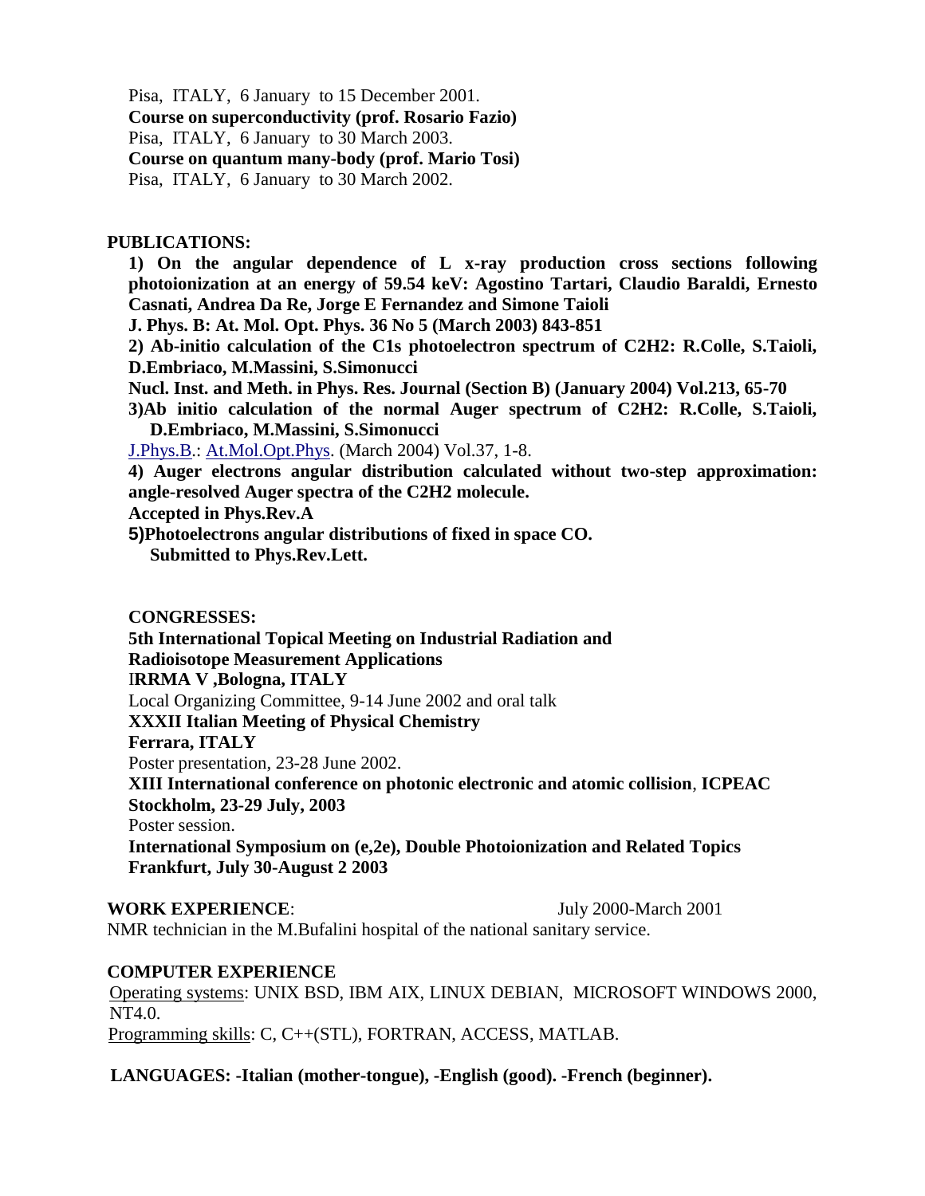Pisa, ITALY, 6 January to 15 December 2001.
**Course on superconductivity (prof. Rosario Fazio)**
Pisa, ITALY, 6 January to 30 March 2003.
**Course on quantum many-body (prof. Mario Tosi)**
Pisa, ITALY, 6 January to 30 March 2002.

**PUBLICATIONS:**

**1) On the angular dependence of L x-ray production cross sections following photoionization at an energy of 59.54 keV: Agostino Tartari, Claudio Baraldi, Ernesto Casnati, Andrea Da Re, Jorge E Fernandez and Simone Taioli**
**J. Phys. B: At. Mol. Opt. Phys. 36 No 5 (March 2003) 843-851**

**2) Ab-initio calculation of the C1s photoelectron spectrum of $C_2H_2$: R.Colle, S.Taioli, D.Embriaco, M.Massini, S.Simonucci**
**Nucl. Inst. and Meth. in Phys. Res. Journal (Section B) (January 2004) Vol.213, 65-70**

**3)Ab initio calculation of the normal Auger spectrum of $C_2H_2$: R.Colle, S.Taioli, D.Embriaco, M.Massini, S.Simonucci**
J.Phys.B.: At.Mol.Opt.Phys. (March 2004) Vol.37, 1-8.

**4) Auger electrons angular distribution calculated without two-step approximation: angle-resolved Auger spectra of the $C_2H_2$ molecule.**
**Accepted in Phys.Rev.A**

**5)Photoelectrons angular distributions of fixed in space CO.**
**Submitted to Phys.Rev.Lett.**

**CONGRESSES:**

**5th International Topical Meeting on Industrial Radiation and Radioisotope Measurement Applications**
**IRRMA V ,Bologna, ITALY**
Local Organizing Committee, 9-14 June 2002 and oral talk

**XXXII Italian Meeting of Physical Chemistry**
**Ferrara, ITALY**
Poster presentation, 23-28 June 2002.

**XIII International conference on photonic electronic and atomic collision**, **ICPEAC**
**Stockholm, 23-29 July, 2003**
Poster session.

**International Symposium on (e,2e), Double Photoionization and Related Topics**
**Frankfurt, July 30-August 2 2003**

**WORK EXPERIENCE**: July 2000-March 2001
NMR technician in the M.Bufalini hospital of the national sanitary service.

**COMPUTER EXPERIENCE**
Operating systems: UNIX BSD, IBM AIX, LINUX DEBIAN, MICROSOFT WINDOWS 2000, NT4.0.
Programming skills: C, C++(STL), FORTRAN, ACCESS, MATLAB.

**LANGUAGES: -Italian (mother-tongue), -English (good). -French (beginner).**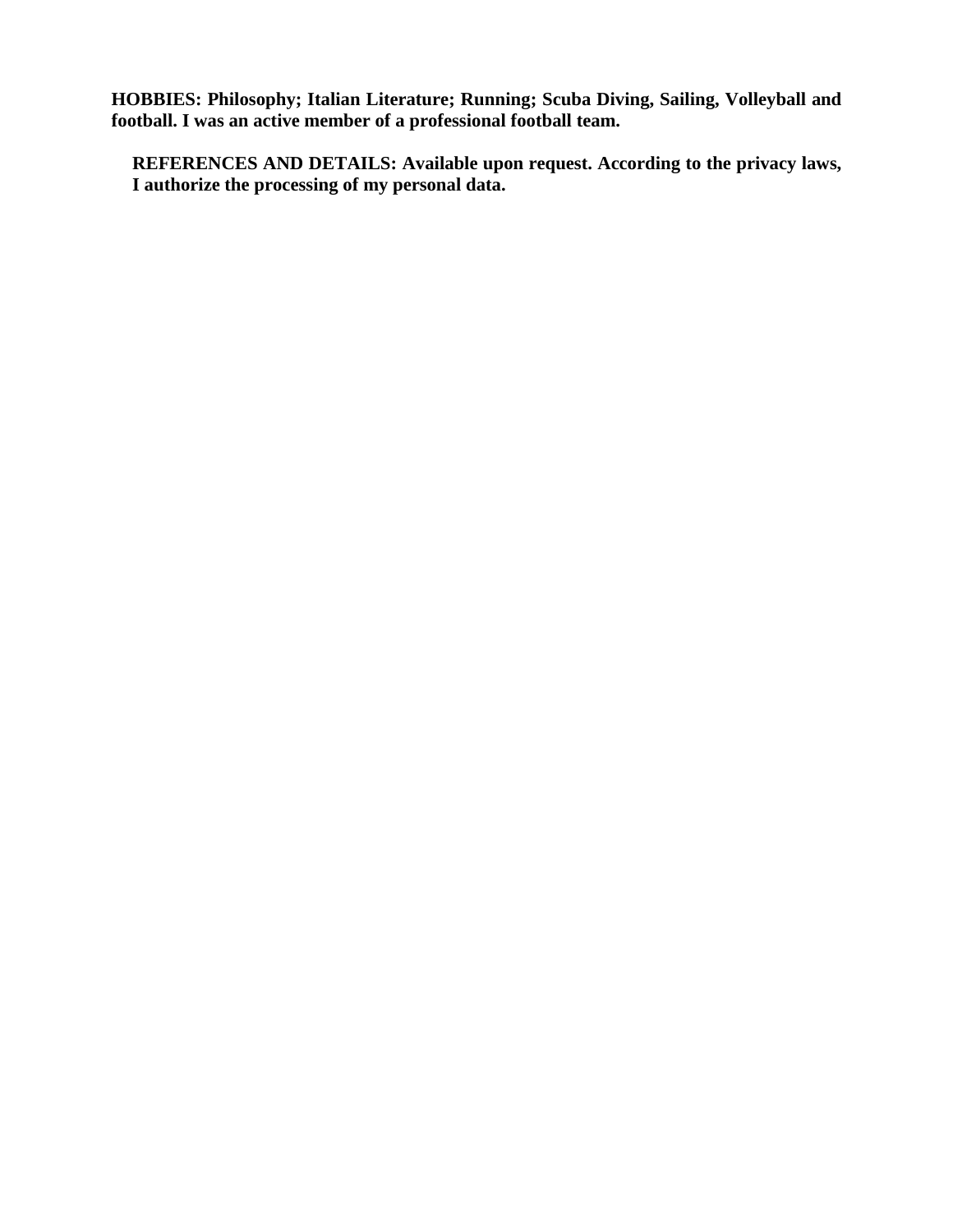**HOBBIES: Philosophy; Italian Literature; Running; Scuba Diving, Sailing, Volleyball and football. I was an active member of a professional football team.**

**REFERENCES AND DETAILS: Available upon request. According to the privacy laws, I authorize the processing of my personal data.**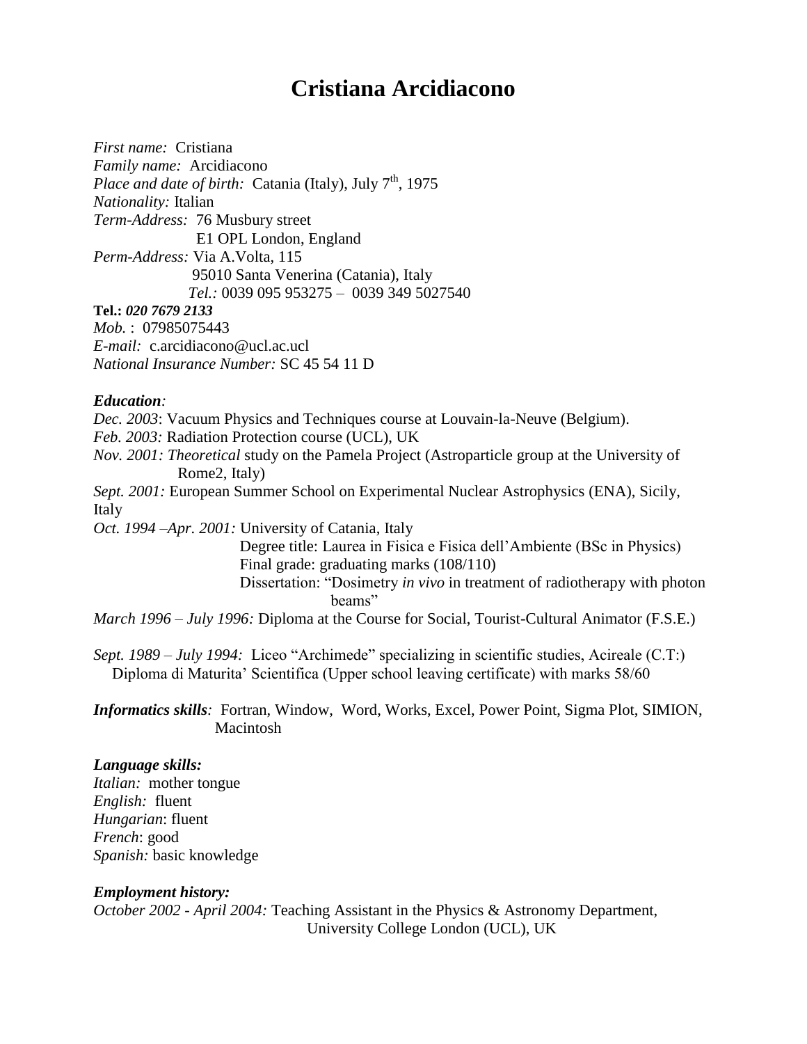# Cristiana Arcidiacono

*First name:* Cristiana
*Family name:* Arcidiacono
*Place and date of birth:* Catania (Italy), July 7th, 1975
*Nationality:* Italian
*Term-Address:* 76 Musbury street
E1 OPL London, England
*Perm-Address:* Via A.Volta, 115
95010 Santa Venerina (Catania), Italy
*Tel.:* 0039 095 953275 – 0039 349 5027540
**Tel.:** ***020 7679 2133***
*Mob.* : 07985075443
*E-mail:* c.arcidiacono@ucl.ac.ucl
*National Insurance Number:* SC 45 54 11 D

***Education:***

*Dec. 2003*: Vacuum Physics and Techniques course at Louvain-la-Neuve (Belgium).
*Feb. 2003:* Radiation Protection course (UCL), UK
*Nov. 2001: Theoretical* study on the Pamela Project (Astroparticle group at the University of Rome2, Italy)
*Sept. 2001:* European Summer School on Experimental Nuclear Astrophysics (ENA), Sicily, Italy
*Oct. 1994 –Apr. 2001:* University of Catania, Italy
Degree title: Laurea in Fisica e Fisica dell'Ambiente (BSc in Physics)
Final grade: graduating marks (108/110)
Dissertation: "Dosimetry *in vivo* in treatment of radiotherapy with photon beams"
*March 1996 – July 1996:* Diploma at the Course for Social, Tourist-Cultural Animator (F.S.E.)

*Sept. 1989 – July 1994:* Liceo "Archimede" specializing in scientific studies, Acireale (C.T:)
Diploma di Maturita' Scientifica (Upper school leaving certificate) with marks 58/60

***Informatics skills**:* Fortran, Window, Word, Works, Excel, Power Point, Sigma Plot, SIMION, Macintosh

***Language skills:***
*Italian:* mother tongue
*English:* fluent
*Hungarian*: fluent
*French*: good
*Spanish:* basic knowledge

***Employment history:***
*October 2002 - April 2004:* Teaching Assistant in the Physics & Astronomy Department, University College London (UCL), UK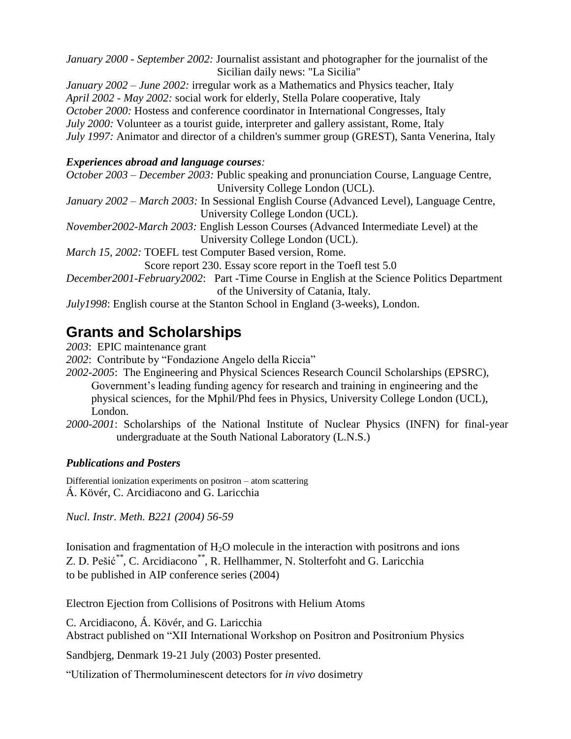*January 2000 - September 2002:* Journalist assistant and photographer for the journalist of the Sicilian daily news: "La Sicilia"
*January 2002 – June 2002:* irregular work as a Mathematics and Physics teacher, Italy
*April 2002 - May 2002:* social work for elderly, Stella Polare cooperative, Italy
*October 2000:* Hostess and conference coordinator in International Congresses, Italy
*July 2000:* Volunteer as a tourist guide, interpreter and gallery assistant, Rome, Italy
*July 1997:* Animator and director of a children's summer group (GREST), Santa Venerina, Italy

***Experiences abroad and language courses:***

*October 2003 – December 2003:* Public speaking and pronunciation Course, Language Centre, University College London (UCL).
*January 2002 – March 2003:* In Sessional English Course (Advanced Level), Language Centre, University College London (UCL).
*November2002-March 2003:* English Lesson Courses (Advanced Intermediate Level) at the University College London (UCL).
*March 15, 2002:* TOEFL test Computer Based version, Rome.
Score report 230. Essay score report in the Toefl test 5.0
*December2001-February2002*: Part -Time Course in English at the Science Politics Department of the University of Catania, Italy.
*July1998*: English course at the Stanton School in England (3-weeks), London.

## Grants and Scholarships

*2003*: EPIC maintenance grant
*2002*: Contribute by "Fondazione Angelo della Riccia"
*2002-2005*: The Engineering and Physical Sciences Research Council Scholarships (EPSRC), Government's leading funding agency for research and training in engineering and the physical sciences, for the Mphil/Phd fees in Physics, University College London (UCL), London.
*2000-2001*: Scholarships of the National Institute of Nuclear Physics (INFN) for final-year undergraduate at the South National Laboratory (L.N.S.)

***Publications and Posters***

Differential ionization experiments on positron – atom scattering
Á. Kövér, C. Arcidiacono and G. Laricchia

*Nucl. Instr. Meth. B221 (2004) 56-59*

Ionisation and fragmentation of $H_2O$ molecule in the interaction with positrons and ions
Z. D. Pešić[**], C. Arcidiacono[**], R. Hellhammer, N. Stolterfoht and G. Laricchia
to be published in AIP conference series (2004)

Electron Ejection from Collisions of Positrons with Helium Atoms

C. Arcidiacono, Á. Kövér, and G. Laricchia
Abstract published on "XII International Workshop on Positron and Positronium Physics

Sandbjerg, Denmark 19-21 July (2003) Poster presented.

"Utilization of Thermoluminescent detectors for *in vivo* dosimetry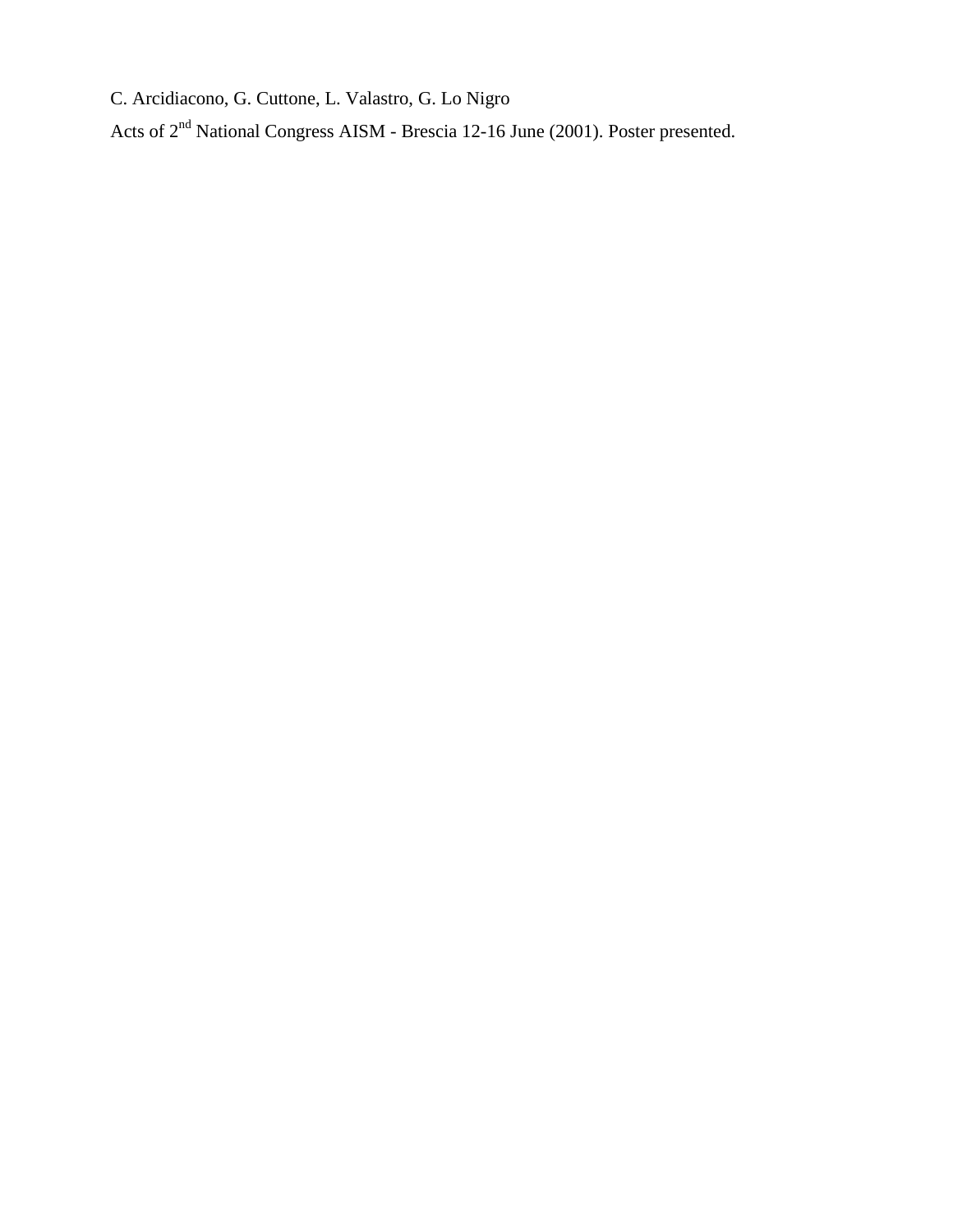C. Arcidiacono, G. Cuttone, L. Valastro, G. Lo Nigro

Acts of 2$^{nd}$ National Congress AISM - Brescia 12-16 June (2001). Poster presented.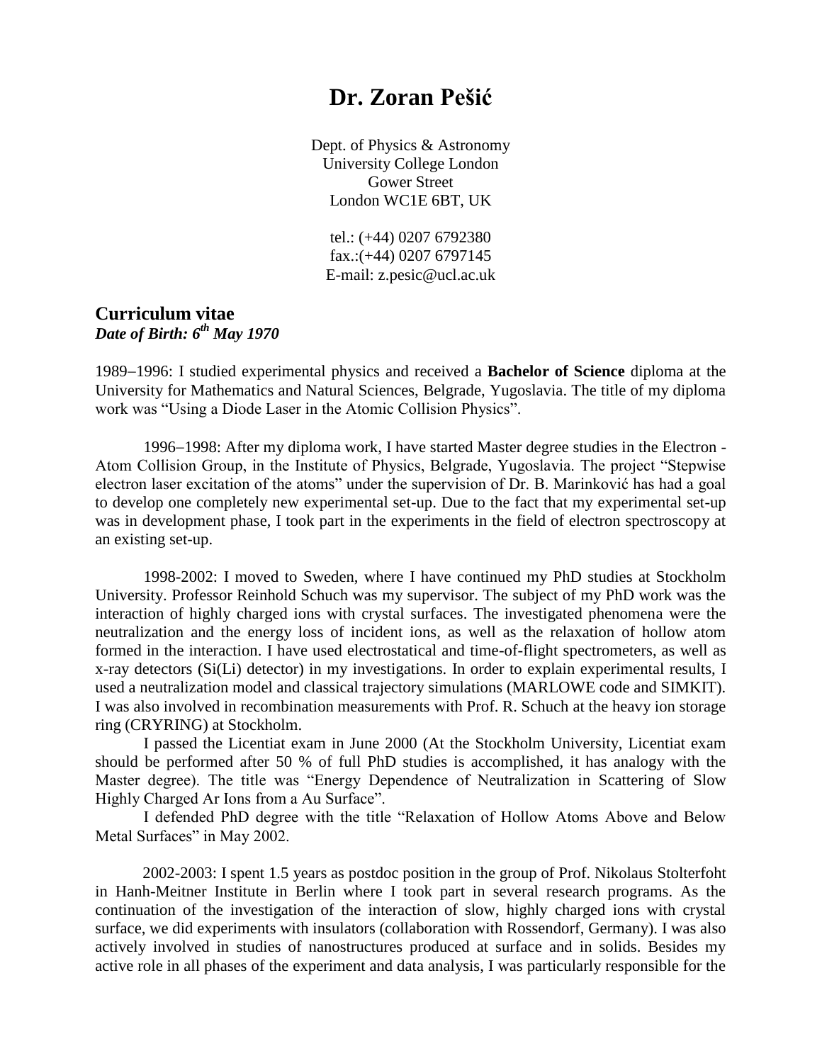# Dr. Zoran Pešić

Dept. of Physics & Astronomy
University College London
Gower Street
London WC1E 6BT, UK

tel.: (+44) 0207 6792380
fax.:(+44) 0207 6797145
E-mail: z.pesic@ucl.ac.uk

## Curriculum vitae

***Date of Birth: 6th May 1970***

1989–1996: I studied experimental physics and received a **Bachelor of Science** diploma at the University for Mathematics and Natural Sciences, Belgrade, Yugoslavia. The title of my diploma work was "Using a Diode Laser in the Atomic Collision Physics".

1996–1998: After my diploma work, I have started Master degree studies in the Electron - Atom Collision Group, in the Institute of Physics, Belgrade, Yugoslavia. The project "Stepwise electron laser excitation of the atoms" under the supervision of Dr. B. Marinković has had a goal to develop one completely new experimental set-up. Due to the fact that my experimental set-up was in development phase, I took part in the experiments in the field of electron spectroscopy at an existing set-up.

1998-2002: I moved to Sweden, where I have continued my PhD studies at Stockholm University. Professor Reinhold Schuch was my supervisor. The subject of my PhD work was the interaction of highly charged ions with crystal surfaces. The investigated phenomena were the neutralization and the energy loss of incident ions, as well as the relaxation of hollow atom formed in the interaction. I have used electrostatical and time-of-flight spectrometers, as well as x-ray detectors (Si(Li) detector) in my investigations. In order to explain experimental results, I used a neutralization model and classical trajectory simulations (MARLOWE code and SIMKIT). I was also involved in recombination measurements with Prof. R. Schuch at the heavy ion storage ring (CRYRING) at Stockholm.

I passed the Licentiat exam in June 2000 (At the Stockholm University, Licentiat exam should be performed after 50 % of full PhD studies is accomplished, it has analogy with the Master degree). The title was "Energy Dependence of Neutralization in Scattering of Slow Highly Charged Ar Ions from a Au Surface".

I defended PhD degree with the title "Relaxation of Hollow Atoms Above and Below Metal Surfaces" in May 2002.

2002-2003: I spent 1.5 years as postdoc position in the group of Prof. Nikolaus Stolterfoht in Hanh-Meitner Institute in Berlin where I took part in several research programs. As the continuation of the investigation of the interaction of slow, highly charged ions with crystal surface, we did experiments with insulators (collaboration with Rossendorf, Germany). I was also actively involved in studies of nanostructures produced at surface and in solids. Besides my active role in all phases of the experiment and data analysis, I was particularly responsible for the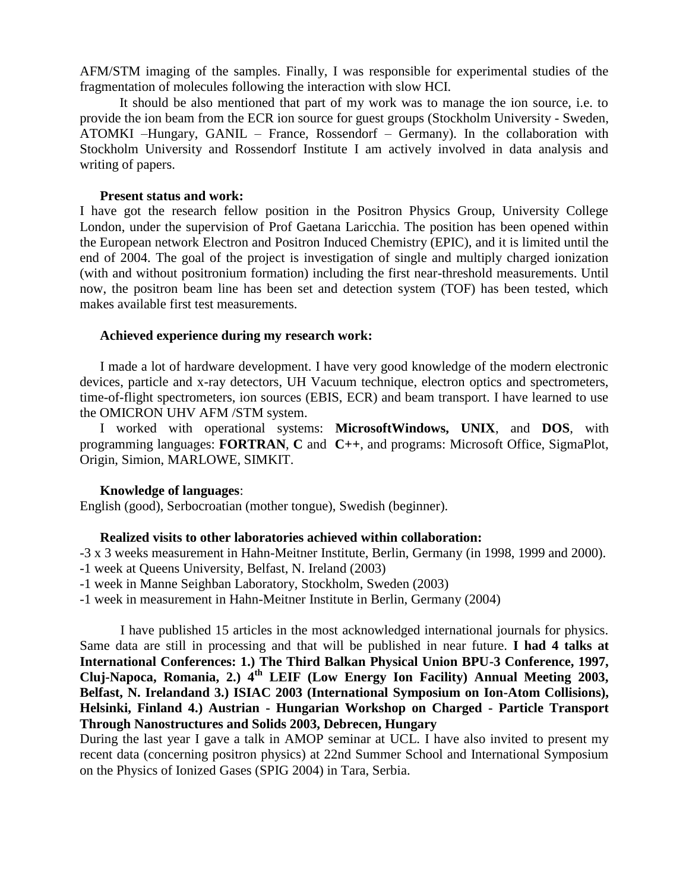AFM/STM imaging of the samples. Finally, I was responsible for experimental studies of the fragmentation of molecules following the interaction with slow HCI.

It should be also mentioned that part of my work was to manage the ion source, i.e. to provide the ion beam from the ECR ion source for guest groups (Stockholm University - Sweden, ATOMKI –Hungary, GANIL – France, Rossendorf – Germany). In the collaboration with Stockholm University and Rossendorf Institute I am actively involved in data analysis and writing of papers.

**Present status and work:**

I have got the research fellow position in the Positron Physics Group, University College London, under the supervision of Prof Gaetana Laricchia. The position has been opened within the European network Electron and Positron Induced Chemistry (EPIC), and it is limited until the end of 2004. The goal of the project is investigation of single and multiply charged ionization (with and without positronium formation) including the first near-threshold measurements. Until now, the positron beam line has been set and detection system (TOF) has been tested, which makes available first test measurements.

**Achieved experience during my research work:**

I made a lot of hardware development. I have very good knowledge of the modern electronic devices, particle and x-ray detectors, UH Vacuum technique, electron optics and spectrometers, time-of-flight spectrometers, ion sources (EBIS, ECR) and beam transport. I have learned to use the OMICRON UHV AFM /STM system.

I worked with operational systems: **MicrosoftWindows, UNIX**, and **DOS**, with programming languages: **FORTRAN**, **C** and **C++**, and programs: Microsoft Office, SigmaPlot, Origin, Simion, MARLOWE, SIMKIT.

**Knowledge of languages**:

English (good), Serbocroatian (mother tongue), Swedish (beginner).

**Realized visits to other laboratories achieved within collaboration:**

-3 x 3 weeks measurement in Hahn-Meitner Institute, Berlin, Germany (in 1998, 1999 and 2000).
-1 week at Queens University, Belfast, N. Ireland (2003)
-1 week in Manne Seighban Laboratory, Stockholm, Sweden (2003)
-1 week in measurement in Hahn-Meitner Institute in Berlin, Germany (2004)

I have published 15 articles in the most acknowledged international journals for physics. Same data are still in processing and that will be published in near future. **I had 4 talks at International Conferences: 1.) The Third Balkan Physical Union BPU-3 Conference, 1997, Cluj-Napoca, Romania, 2.) 4th LEIF (Low Energy Ion Facility) Annual Meeting 2003, Belfast, N. Irelandand 3.) ISIAC 2003 (International Symposium on Ion-Atom Collisions), Helsinki, Finland 4.) Austrian - Hungarian Workshop on Charged - Particle Transport Through Nanostructures and Solids 2003, Debrecen, Hungary**

During the last year I gave a talk in AMOP seminar at UCL. I have also invited to present my recent data (concerning positron physics) at 22nd Summer School and International Symposium on the Physics of Ionized Gases (SPIG 2004) in Tara, Serbia.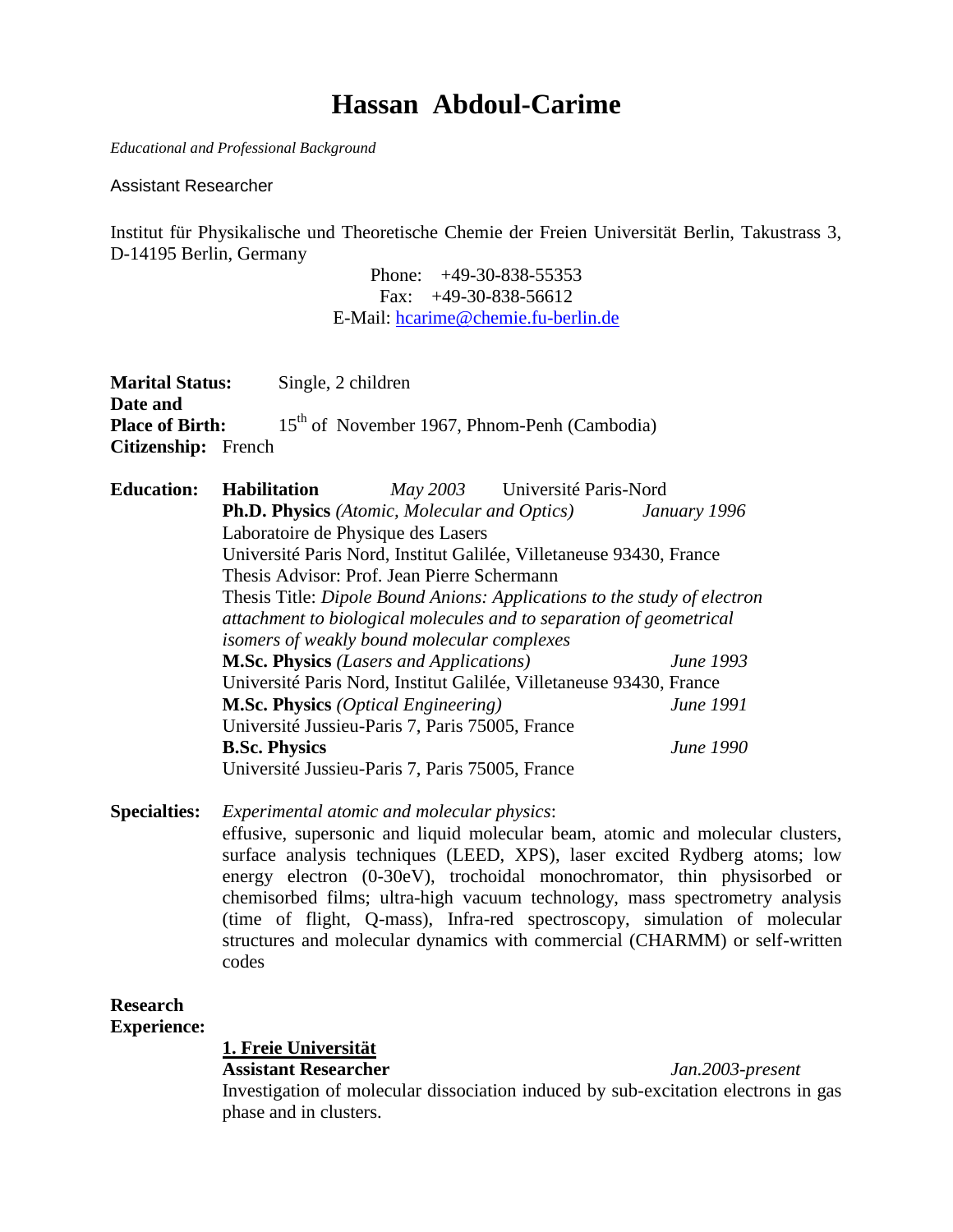# Hassan Abdoul-Carime

*Educational and Professional Background*

Assistant Researcher

Institut für Physikalische und Theoretische Chemie der Freien Universität Berlin, Takustrass 3, D-14195 Berlin, Germany

Phone: +49-30-838-55353
Fax: +49-30-838-56612
E-Mail: hcarime@chemie.fu-berlin.de

**Marital Status:** Single, 2 children
**Date and Place of Birth:** 15th of November 1967, Phnom-Penh (Cambodia)
**Citizenship:** French

**Education:**

**Habilitation** *May 2003* Université Paris-Nord

**Ph.D. Physics** *(Atomic, Molecular and Optics)* *January 1996*
Laboratoire de Physique des Lasers
Université Paris Nord, Institut Galilée, Villetaneuse 93430, France
Thesis Advisor: Prof. Jean Pierre Schermann
Thesis Title: *Dipole Bound Anions: Applications to the study of electron attachment to biological molecules and to separation of geometrical isomers of weakly bound molecular complexes*

**M.Sc. Physics** *(Lasers and Applications)* *June 1993*
Université Paris Nord, Institut Galilée, Villetaneuse 93430, France

**M.Sc. Physics** *(Optical Engineering)* *June 1991*
Université Jussieu-Paris 7, Paris 75005, France

**B.Sc. Physics** *June 1990*
Université Jussieu-Paris 7, Paris 75005, France

**Specialties:** *Experimental atomic and molecular physics*:
effusive, supersonic and liquid molecular beam, atomic and molecular clusters, surface analysis techniques (LEED, XPS), laser excited Rydberg atoms; low energy electron (0-30eV), trochoidal monochromator, thin physisorbed or chemisorbed films; ultra-high vacuum technology, mass spectrometry analysis (time of flight, Q-mass), Infra-red spectroscopy, simulation of molecular structures and molecular dynamics with commercial (CHARMM) or self-written codes

**Research Experience:**

**1. Freie Universität**
**Assistant Researcher** *Jan.2003-present*
Investigation of molecular dissociation induced by sub-excitation electrons in gas phase and in clusters.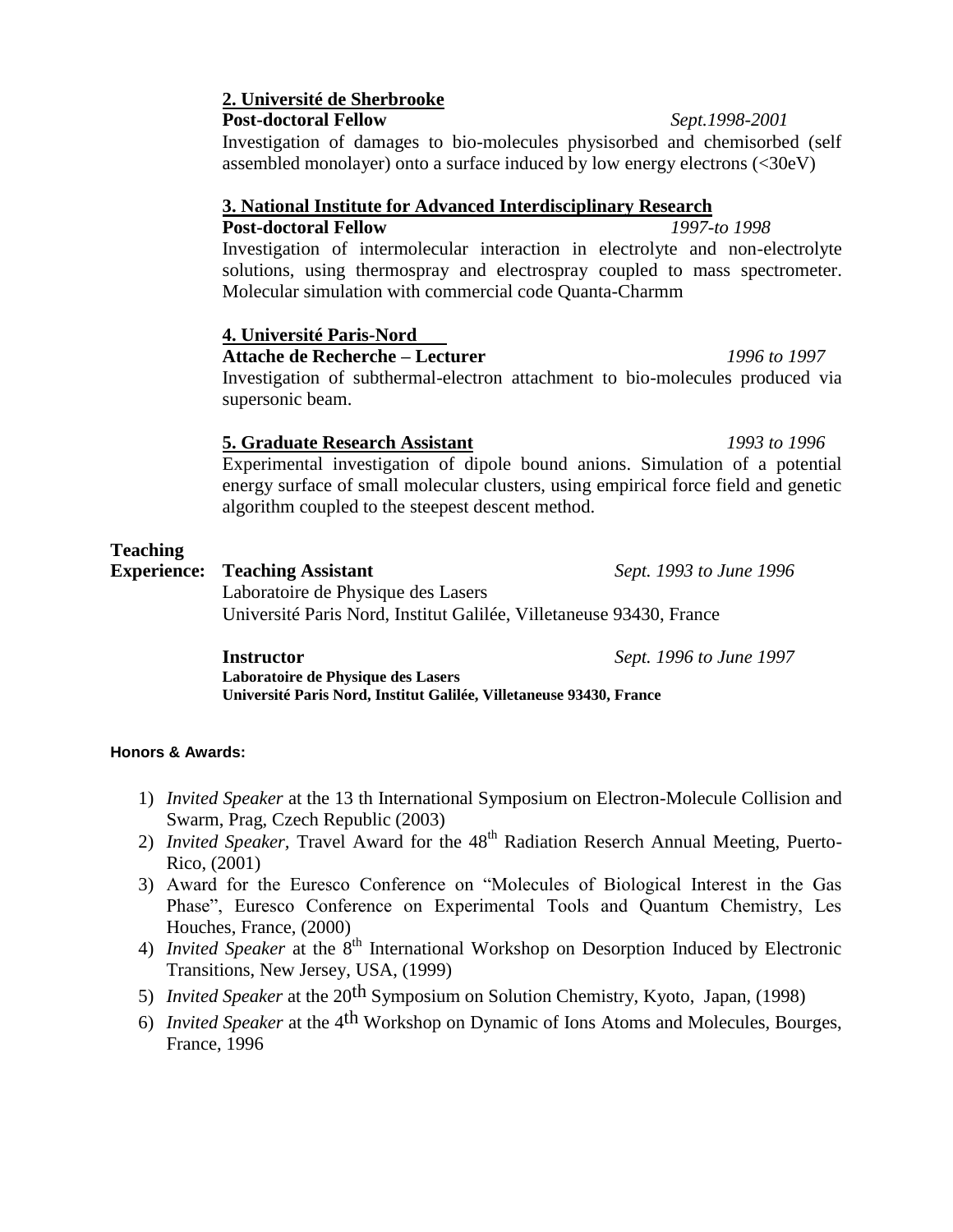**2. Université de Sherbrooke**

**Post-doctoral Fellow** *Sept.1998-2001*

Investigation of damages to bio-molecules physisorbed and chemisorbed (self assembled monolayer) onto a surface induced by low energy electrons (<30eV)

**3. National Institute for Advanced Interdisciplinary Research**

**Post-doctoral Fellow** *1997-to 1998*

Investigation of intermolecular interaction in electrolyte and non-electrolyte solutions, using thermospray and electrospray coupled to mass spectrometer. Molecular simulation with commercial code Quanta-Charmm

**4. Université Paris-Nord**

**Attache de Recherche – Lecturer** *1996 to 1997*

Investigation of subthermal-electron attachment to bio-molecules produced via supersonic beam.

**5. Graduate Research Assistant** *1993 to 1996*

Experimental investigation of dipole bound anions. Simulation of a potential energy surface of small molecular clusters, using empirical force field and genetic algorithm coupled to the steepest descent method.

**Teaching Experience:**

**Teaching Assistant** *Sept. 1993 to June 1996*

Laboratoire de Physique des Lasers
Université Paris Nord, Institut Galilée, Villetaneuse 93430, France

**Instructor** *Sept. 1996 to June 1997*

**Laboratoire de Physique des Lasers**
**Université Paris Nord, Institut Galilée, Villetaneuse 93430, France**

**Honors & Awards:**

1) *Invited Speaker* at the 13 th International Symposium on Electron-Molecule Collision and Swarm, Prag, Czech Republic (2003)
2) *Invited Speaker*, Travel Award for the 48th Radiation Reserch Annual Meeting, Puerto-Rico, (2001)
3) Award for the Euresco Conference on "Molecules of Biological Interest in the Gas Phase", Euresco Conference on Experimental Tools and Quantum Chemistry, Les Houches, France, (2000)
4) *Invited Speaker* at the 8th International Workshop on Desorption Induced by Electronic Transitions, New Jersey, USA, (1999)
5) *Invited Speaker* at the 20th Symposium on Solution Chemistry, Kyoto, Japan, (1998)
6) *Invited Speaker* at the 4th Workshop on Dynamic of Ions Atoms and Molecules, Bourges, France, 1996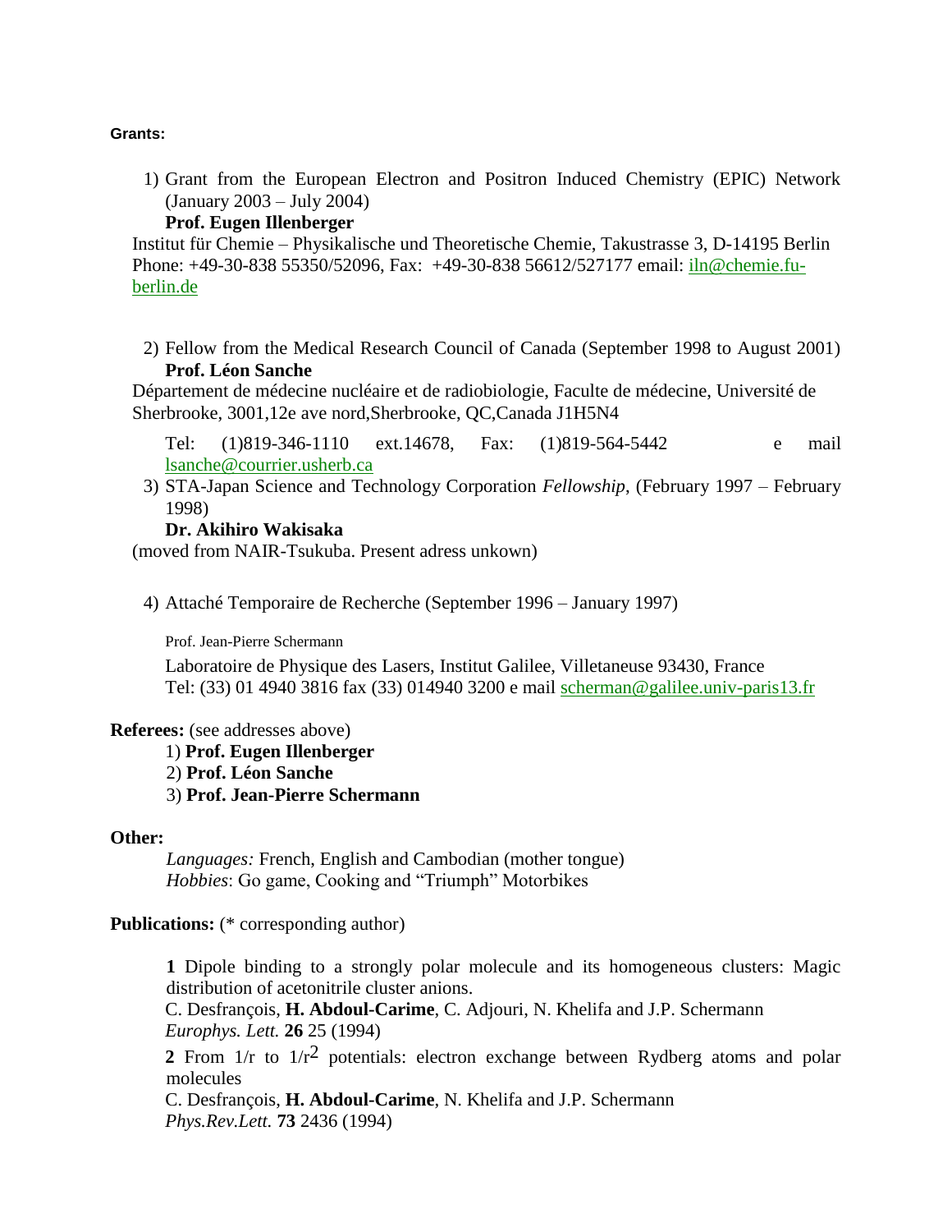**Grants:**

1) Grant from the European Electron and Positron Induced Chemistry (EPIC) Network (January 2003 – July 2004)
   **Prof. Eugen Illenberger**

Institut für Chemie – Physikalische und Theoretische Chemie, Takustrasse 3, D-14195 Berlin
Phone: +49-30-838 55350/52096, Fax: +49-30-838 56612/527177 email: iln@chemie.fu-berlin.de

2) Fellow from the Medical Research Council of Canada (September 1998 to August 2001)
   **Prof. Léon Sanche**

Département de médecine nucléaire et de radiobiologie, Faculte de médecine, Université de Sherbrooke, 3001,12e ave nord,Sherbrooke, QC,Canada J1H5N4

Tel: (1)819-346-1110 ext.14678, Fax: (1)819-564-5442 e mail lsanche@courrier.usherb.ca

3) STA-Japan Science and Technology Corporation *Fellowship*, (February 1997 – February 1998)
   **Dr. Akihiro Wakisaka**

(moved from NAIR-Tsukuba. Present adress unkown)

4) Attaché Temporaire de Recherche (September 1996 – January 1997)

   Prof. Jean-Pierre Schermann

   Laboratoire de Physique des Lasers, Institut Galilee, Villetaneuse 93430, France
   Tel: (33) 01 4940 3816 fax (33) 014940 3200 e mail scherman@galilee.univ-paris13.fr

**Referees:** (see addresses above)

1) **Prof. Eugen Illenberger**
2) **Prof. Léon Sanche**
3) **Prof. Jean-Pierre Schermann**

**Other:**

*Languages:* French, English and Cambodian (mother tongue)
*Hobbies*: Go game, Cooking and "Triumph" Motorbikes

**Publications:** (* corresponding author)

**1** Dipole binding to a strongly polar molecule and its homogeneous clusters: Magic distribution of acetonitrile cluster anions.
C. Desfrançois, **H. Abdoul-Carime**, C. Adjouri, N. Khelifa and J.P. Schermann
*Europhys. Lett.* **26** 25 (1994)

**2** From 1/r to $1/r^2$ potentials: electron exchange between Rydberg atoms and polar molecules
C. Desfrançois, **H. Abdoul-Carime**, N. Khelifa and J.P. Schermann
*Phys.Rev.Lett.* **73** 2436 (1994)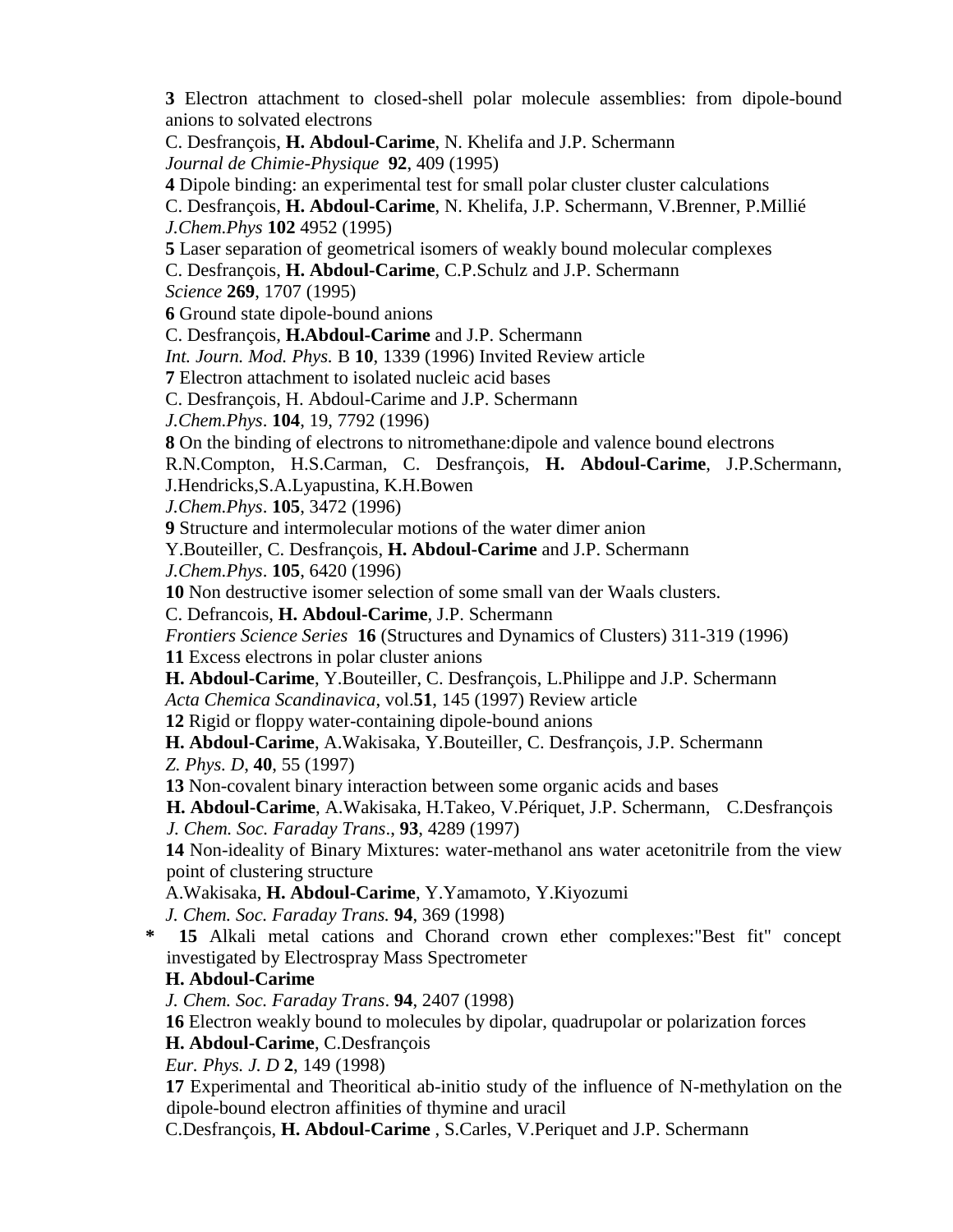**3** Electron attachment to closed-shell polar molecule assemblies: from dipole-bound anions to solvated electrons
C. Desfrançois, **H. Abdoul-Carime**, N. Khelifa and J.P. Schermann
*Journal de Chimie-Physique* **92**, 409 (1995)

**4** Dipole binding: an experimental test for small polar cluster cluster calculations
C. Desfrançois, **H. Abdoul-Carime**, N. Khelifa, J.P. Schermann, V.Brenner, P.Millié
*J.Chem.Phys* **102** 4952 (1995)

**5** Laser separation of geometrical isomers of weakly bound molecular complexes
C. Desfrançois, **H. Abdoul-Carime**, C.P.Schulz and J.P. Schermann
*Science* **269**, 1707 (1995)

**6** Ground state dipole-bound anions
C. Desfrançois, **H.Abdoul-Carime** and J.P. Schermann
*Int. Journ. Mod. Phys.* B **10**, 1339 (1996) Invited Review article

**7** Electron attachment to isolated nucleic acid bases
C. Desfrançois, H. Abdoul-Carime and J.P. Schermann
*J.Chem.Phys*. **104**, 19, 7792 (1996)

**8** On the binding of electrons to nitromethane:dipole and valence bound electrons
R.N.Compton, H.S.Carman, C. Desfrançois, **H. Abdoul-Carime**, J.P.Schermann, J.Hendricks,S.A.Lyapustina, K.H.Bowen
*J.Chem.Phys*. **105**, 3472 (1996)

**9** Structure and intermolecular motions of the water dimer anion
Y.Bouteiller, C. Desfrançois, **H. Abdoul-Carime** and J.P. Schermann
*J.Chem.Phys*. **105**, 6420 (1996)

**10** Non destructive isomer selection of some small van der Waals clusters.
C. Defrancois, **H. Abdoul-Carime**, J.P. Schermann
*Frontiers Science Series* **16** (Structures and Dynamics of Clusters) 311-319 (1996)

**11** Excess electrons in polar cluster anions
**H. Abdoul-Carime**, Y.Bouteiller, C. Desfrançois, L.Philippe and J.P. Schermann
*Acta Chemica Scandinavica*, vol.**51**, 145 (1997) Review article

**12** Rigid or floppy water-containing dipole-bound anions
**H. Abdoul-Carime**, A.Wakisaka, Y.Bouteiller, C. Desfrançois, J.P. Schermann
*Z. Phys. D*, **40**, 55 (1997)

**13** Non-covalent binary interaction between some organic acids and bases
**H. Abdoul-Carime**, A.Wakisaka, H.Takeo, V.Périquet, J.P. Schermann, C.Desfrançois
*J. Chem. Soc. Faraday Trans*., **93**, 4289 (1997)

**14** Non-ideality of Binary Mixtures: water-methanol ans water acetonitrile from the view point of clustering structure
A.Wakisaka, **H. Abdoul-Carime**, Y.Yamamoto, Y.Kiyozumi
*J. Chem. Soc. Faraday Trans.* **94**, 369 (1998)

\* **15** Alkali metal cations and Chorand crown ether complexes:"Best fit" concept investigated by Electrospray Mass Spectrometer
**H. Abdoul-Carime**
*J. Chem. Soc. Faraday Trans*. **94**, 2407 (1998)

**16** Electron weakly bound to molecules by dipolar, quadrupolar or polarization forces
**H. Abdoul-Carime**, C.Desfrançois
*Eur. Phys. J. D* **2**, 149 (1998)

**17** Experimental and Theoritical ab-initio study of the influence of N-methylation on the dipole-bound electron affinities of thymine and uracil
C.Desfrançois, **H. Abdoul-Carime** , S.Carles, V.Periquet and J.P. Schermann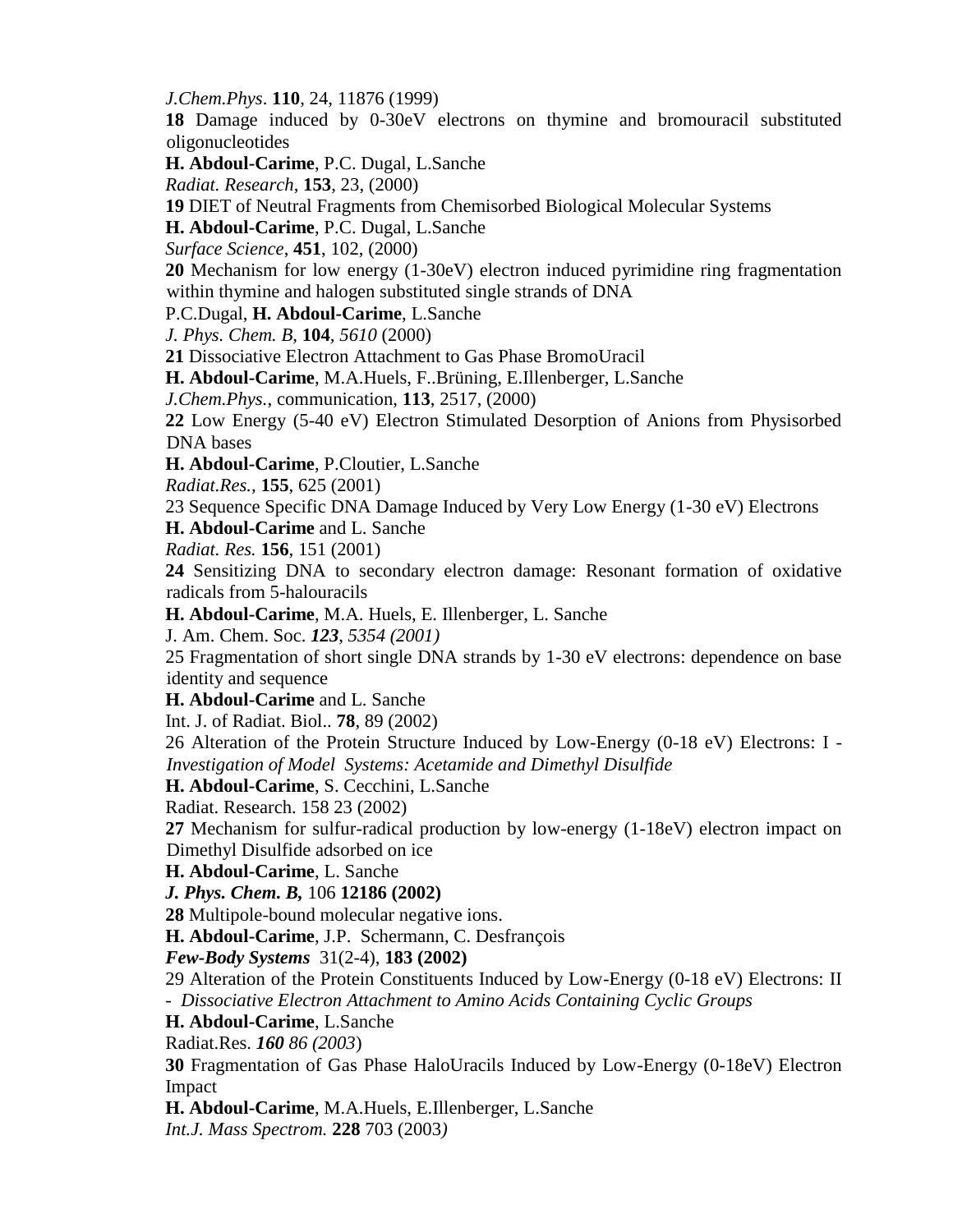*J.Chem.Phys*. **110**, 24, 11876 (1999)

**18** Damage induced by 0-30eV electrons on thymine and bromouracil substituted oligonucleotides

**H. Abdoul-Carime**, P.C. Dugal, L.Sanche

*Radiat. Research*, **153**, 23, (2000)

**19** DIET of Neutral Fragments from Chemisorbed Biological Molecular Systems

**H. Abdoul-Carime**, P.C. Dugal, L.Sanche

*Surface Science*, **451**, 102, (2000)

**20** Mechanism for low energy (1-30eV) electron induced pyrimidine ring fragmentation within thymine and halogen substituted single strands of DNA

P.C.Dugal, **H. Abdoul-Carime**, L.Sanche

*J. Phys. Chem. B,* **104**, *5610* (2000)

**21** Dissociative Electron Attachment to Gas Phase BromoUracil

**H. Abdoul-Carime**, M.A.Huels, F..Brüning, E.Illenberger, L.Sanche

*J.Chem.Phys.*, communication, **113**, 2517, (2000)

**22** Low Energy (5-40 eV) Electron Stimulated Desorption of Anions from Physisorbed DNA bases

**H. Abdoul-Carime**, P.Cloutier, L.Sanche

*Radiat.Res.*, **155**, 625 (2001)

23 Sequence Specific DNA Damage Induced by Very Low Energy (1-30 eV) Electrons

**H. Abdoul-Carime** and L. Sanche

*Radiat. Res.* **156**, 151 (2001)

**24** Sensitizing DNA to secondary electron damage: Resonant formation of oxidative radicals from 5-halouracils

**H. Abdoul-Carime**, M.A. Huels, E. Illenberger, L. Sanche

J. Am. Chem. Soc. ***123***, *5354 (2001)*

25 Fragmentation of short single DNA strands by 1-30 eV electrons: dependence on base identity and sequence

**H. Abdoul-Carime** and L. Sanche

Int. J. of Radiat. Biol.. **78**, 89 (2002)

26 Alteration of the Protein Structure Induced by Low-Energy (0-18 eV) Electrons: I - *Investigation of Model Systems: Acetamide and Dimethyl Disulfide*

**H. Abdoul-Carime**, S. Cecchini, L.Sanche

Radiat. Research. 158 23 (2002)

**27** Mechanism for sulfur-radical production by low-energy (1-18eV) electron impact on Dimethyl Disulfide adsorbed on ice

**H. Abdoul-Carime**, L. Sanche

***J. Phys. Chem. B,*** 106 **12186 (2002)**

**28** Multipole-bound molecular negative ions.

**H. Abdoul-Carime**, J.P. Schermann, C. Desfrançois

***Few-Body Systems*** 31(2-4), **183 (2002)**

29 Alteration of the Protein Constituents Induced by Low-Energy (0-18 eV) Electrons: II - *Dissociative Electron Attachment to Amino Acids Containing Cyclic Groups*

**H. Abdoul-Carime**, L.Sanche

Radiat.Res. ***160*** *86 (2003*)

**30** Fragmentation of Gas Phase HaloUracils Induced by Low-Energy (0-18eV) Electron Impact

**H. Abdoul-Carime**, M.A.Huels, E.Illenberger, L.Sanche

*Int.J. Mass Spectrom.* **228** 703 (2003*)*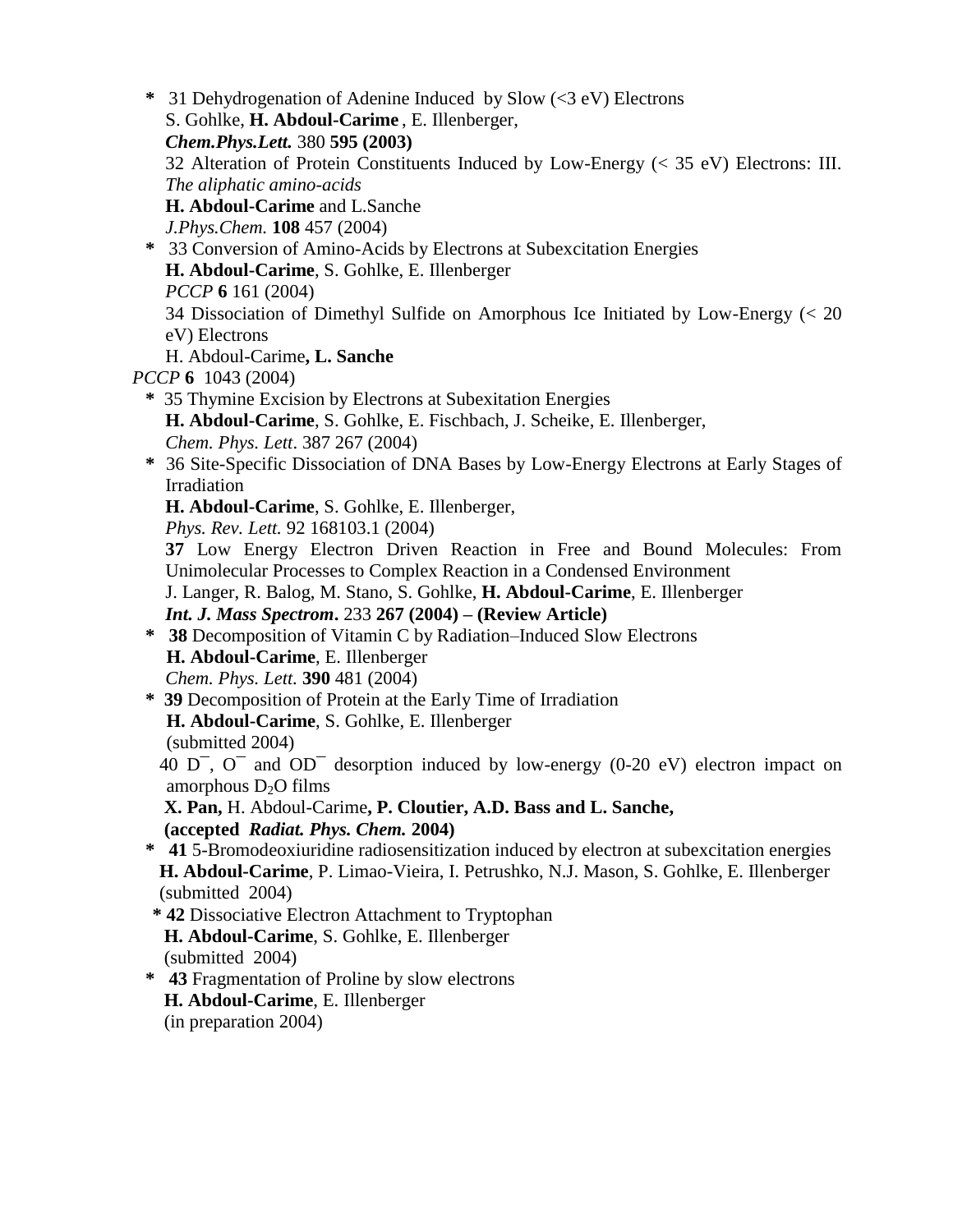**\*** 31 Dehydrogenation of Adenine Induced by Slow (<3 eV) Electrons
S. Gohlke, **H. Abdoul-Carime**, E. Illenberger,
***Chem.Phys.Lett.*** 380 **595 (2003)**

32 Alteration of Protein Constituents Induced by Low-Energy (< 35 eV) Electrons: III. *The aliphatic amino-acids*
**H. Abdoul-Carime** and L.Sanche
*J.Phys.Chem.* **108** 457 (2004)

**\*** 33 Conversion of Amino-Acids by Electrons at Subexcitation Energies
**H. Abdoul-Carime**, S. Gohlke, E. Illenberger
*PCCP* **6** 161 (2004)

34 Dissociation of Dimethyl Sulfide on Amorphous Ice Initiated by Low-Energy (< 20 eV) Electrons
H. Abdoul-Carime**, L. Sanche**
*PCCP* **6** 1043 (2004)

**\*** 35 Thymine Excision by Electrons at Subexitation Energies
**H. Abdoul-Carime**, S. Gohlke, E. Fischbach, J. Scheike, E. Illenberger,
*Chem. Phys. Lett*. 387 267 (2004)

**\*** 36 Site-Specific Dissociation of DNA Bases by Low-Energy Electrons at Early Stages of Irradiation
**H. Abdoul-Carime**, S. Gohlke, E. Illenberger,
*Phys. Rev. Lett.* 92 168103.1 (2004)

**37** Low Energy Electron Driven Reaction in Free and Bound Molecules: From Unimolecular Processes to Complex Reaction in a Condensed Environment
J. Langer, R. Balog, M. Stano, S. Gohlke, **H. Abdoul-Carime**, E. Illenberger
***Int. J. Mass Spectrom*.** 233 **267 (2004) – (Review Article)**

**\* 38** Decomposition of Vitamin C by Radiation–Induced Slow Electrons
**H. Abdoul-Carime**, E. Illenberger
*Chem. Phys. Lett.* **390** 481 (2004)

**\* 39** Decomposition of Protein at the Early Time of Irradiation
**H. Abdoul-Carime**, S. Gohlke, E. Illenberger
(submitted 2004)

40 $D^{-}$, $O^{-}$ and $OD^{-}$ desorption induced by low-energy (0-20 eV) electron impact on amorphous $D_2O$ films
**X. Pan,** H. Abdoul-Carime**, P. Cloutier, A.D. Bass and L. Sanche,**
**(accepted *Radiat. Phys. Chem.* 2004)**

**\* 41** 5-Bromodeoxiuridine radiosensitization induced by electron at subexcitation energies
**H. Abdoul-Carime**, P. Limao-Vieira, I. Petrushko, N.J. Mason, S. Gohlke, E. Illenberger
(submitted 2004)

**\* 42** Dissociative Electron Attachment to Tryptophan
**H. Abdoul-Carime**, S. Gohlke, E. Illenberger
(submitted 2004)

**\* 43** Fragmentation of Proline by slow electrons
**H. Abdoul-Carime**, E. Illenberger
(in preparation 2004)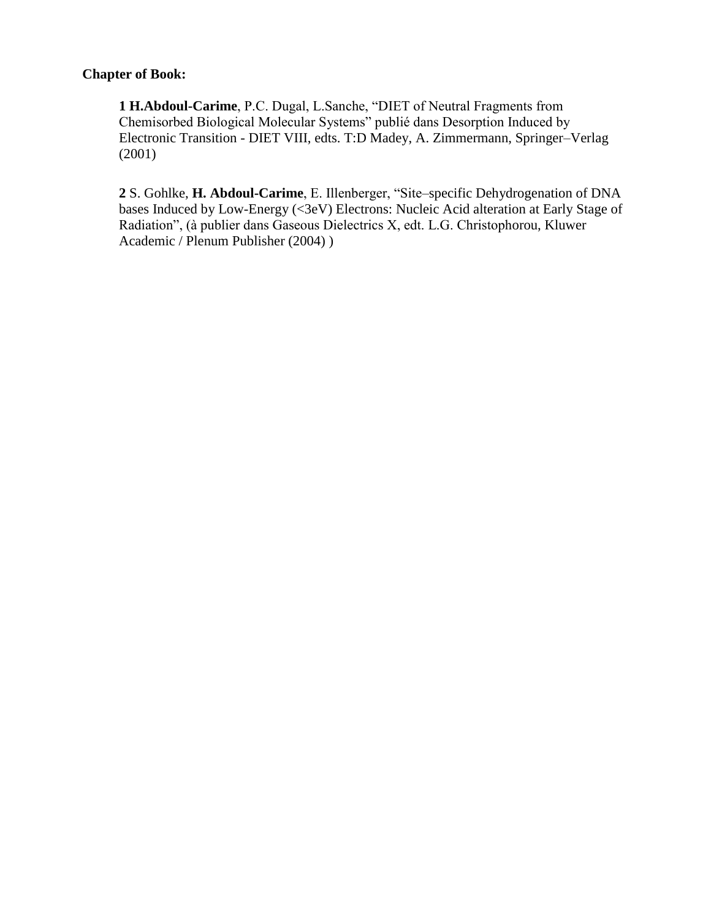**Chapter of Book:**

**1 H.Abdoul-Carime**, P.C. Dugal, L.Sanche, “DIET of Neutral Fragments from Chemisorbed Biological Molecular Systems” publié dans Desorption Induced by Electronic Transition - DIET VIII, edts. T:D Madey, A. Zimmermann, Springer–Verlag (2001)

**2** S. Gohlke, **H. Abdoul-Carime**, E. Illenberger, “Site–specific Dehydrogenation of DNA bases Induced by Low-Energy (<3eV) Electrons: Nucleic Acid alteration at Early Stage of Radiation”, (à publier dans Gaseous Dielectrics X, edt. L.G. Christophorou, Kluwer Academic / Plenum Publisher (2004) )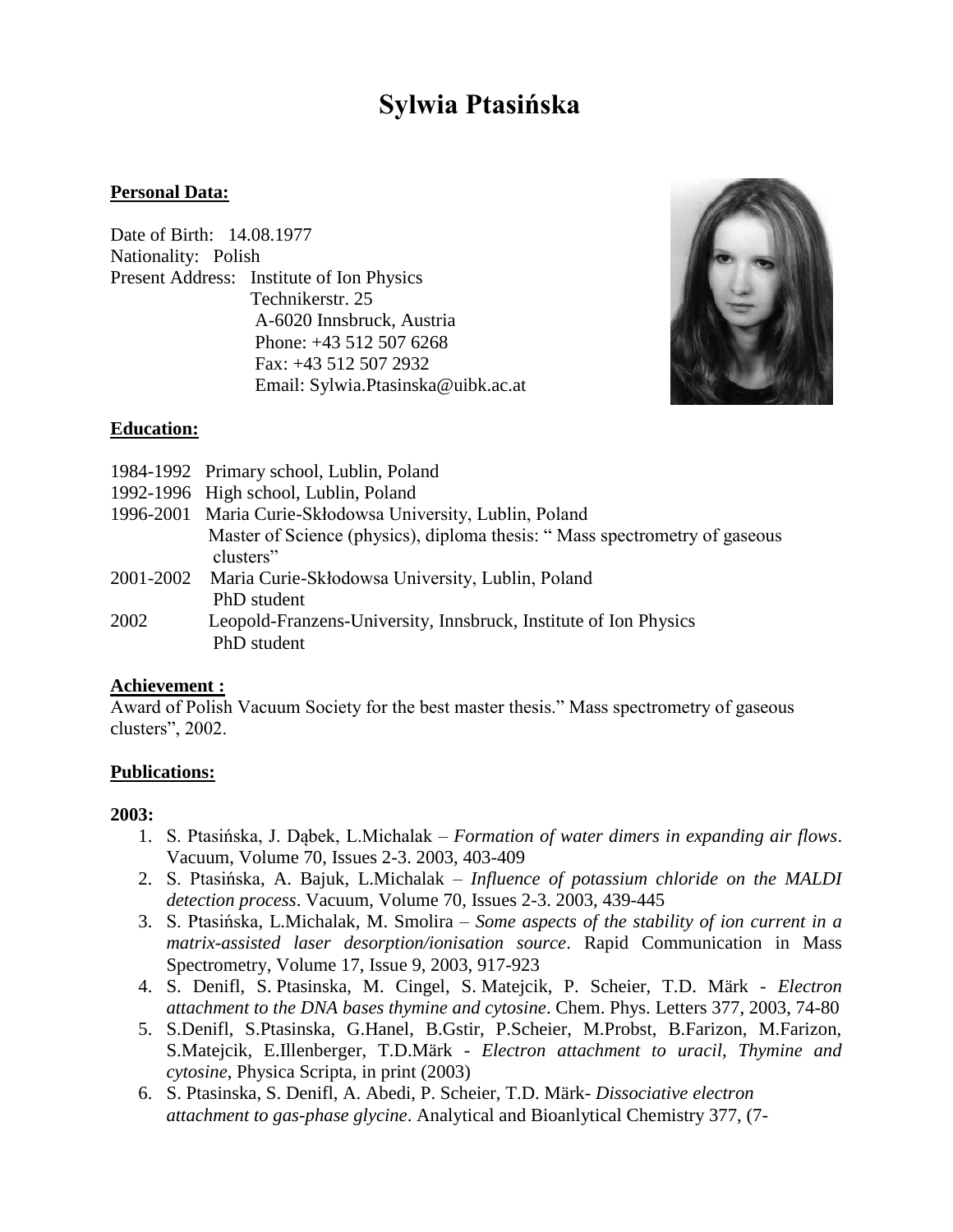# Sylwia Ptasińska

**Personal Data:**

Date of Birth: 14.08.1977
Nationality: Polish
Present Address: Institute of Ion Physics
Technikerstr. 25
A-6020 Innsbruck, Austria
Phone: +43 512 507 6268
Fax: +43 512 507 2932
Email: Sylwia.Ptasinska@uibk.ac.at

**Education:**

1984-1992 Primary school, Lublin, Poland
1992-1996 High school, Lublin, Poland
1996-2001 Maria Curie-Skłodowsa University, Lublin, Poland
Master of Science (physics), diploma thesis: " Mass spectrometry of gaseous clusters"
2001-2002 Maria Curie-Skłodowsa University, Lublin, Poland
PhD student
2002 Leopold-Franzens-University, Innsbruck, Institute of Ion Physics
PhD student

**Achievement :**

Award of Polish Vacuum Society for the best master thesis." Mass spectrometry of gaseous clusters", 2002.

**Publications:**

**2003:**

1. S. Ptasińska, J. Dąbek, L.Michalak – *Formation of water dimers in expanding air flows*. Vacuum, Volume 70, Issues 2-3. 2003, 403-409
2. S. Ptasińska, A. Bajuk, L.Michalak – *Influence of potassium chloride on the MALDI detection process*. Vacuum, Volume 70, Issues 2-3. 2003, 439-445
3. S. Ptasińska, L.Michalak, M. Smolira – *Some aspects of the stability of ion current in a matrix-assisted laser desorption/ionisation source*. Rapid Communication in Mass Spectrometry, Volume 17, Issue 9, 2003, 917-923
4. S. Denifl, S. Ptasinska, M. Cingel, S. Matejcik, P. Scheier, T.D. Märk - *Electron attachment to the DNA bases thymine and cytosine*. Chem. Phys. Letters 377, 2003, 74-80
5. S.Denifl, S.Ptasinska, G.Hanel, B.Gstir, P.Scheier, M.Probst, B.Farizon, M.Farizon, S.Matejcik, E.Illenberger, T.D.Märk - *Electron attachment to uracil, Thymine and cytosine*, Physica Scripta, in print (2003)
6. S. Ptasinska, S. Denifl, A. Abedi, P. Scheier, T.D. Märk- *Dissociative electron attachment to gas-phase glycine*. Analytical and Bioanlytical Chemistry 377, (7-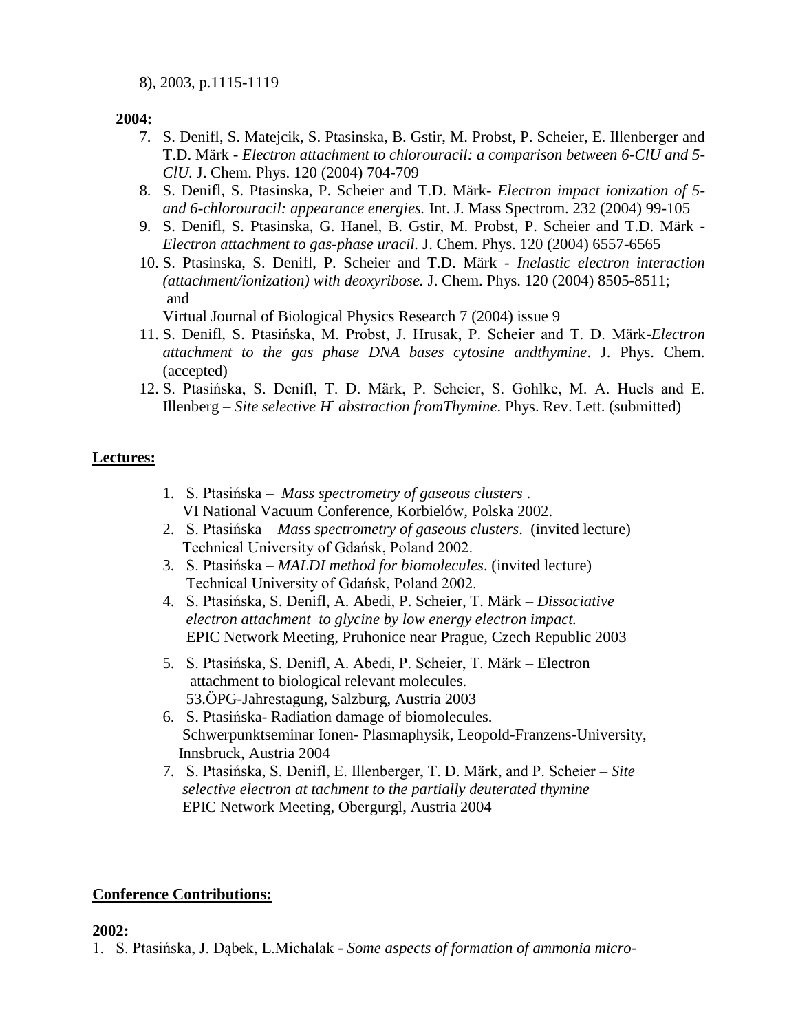8), 2003, p.1115-1119

**2004:**

7. S. Denifl, S. Matejcik, S. Ptasinska, B. Gstir, M. Probst, P. Scheier, E. Illenberger and T.D. Märk - *Electron attachment to chlorouracil: a comparison between 6-ClU and 5-ClU.* J. Chem. Phys. 120 (2004) 704-709
8. S. Denifl, S. Ptasinska, P. Scheier and T.D. Märk- *Electron impact ionization of 5- and 6-chlorouracil: appearance energies.* Int. J. Mass Spectrom. 232 (2004) 99-105
9. S. Denifl, S. Ptasinska, G. Hanel, B. Gstir, M. Probst, P. Scheier and T.D. Märk - *Electron attachment to gas-phase uracil.* J. Chem. Phys. 120 (2004) 6557-6565
10. S. Ptasinska, S. Denifl, P. Scheier and T.D. Märk - *Inelastic electron interaction (attachment/ionization) with deoxyribose.* J. Chem. Phys. 120 (2004) 8505-8511; and
    Virtual Journal of Biological Physics Research 7 (2004) issue 9
11. S. Denifl, S. Ptasińska, M. Probst, J. Hrusak, P. Scheier and T. D. Märk-*Electron attachment to the gas phase DNA bases cytosine andthymine*. J. Phys. Chem. (accepted)
12. S. Ptasińska, S. Denifl, T. D. Märk, P. Scheier, S. Gohlke, M. A. Huels and E. Illenberg – *Site selective H⁻ abstraction fromThymine*. Phys. Rev. Lett. (submitted)

## Lectures:

1. S. Ptasińska – *Mass spectrometry of gaseous clusters* .
   VI National Vacuum Conference, Korbielów, Polska 2002.
2. S. Ptasińska – *Mass spectrometry of gaseous clusters*. (invited lecture)
   Technical University of Gdańsk, Poland 2002.
3. S. Ptasińska – *MALDI method for biomolecules*. (invited lecture)
   Technical University of Gdańsk, Poland 2002.
4. S. Ptasińska, S. Denifl, A. Abedi, P. Scheier, T. Märk – *Dissociative electron attachment to glycine by low energy electron impact.*
   EPIC Network Meeting, Pruhonice near Prague, Czech Republic 2003
5. S. Ptasińska, S. Denifl, A. Abedi, P. Scheier, T. Märk – Electron attachment to biological relevant molecules.
   53.ÖPG-Jahrestagung, Salzburg, Austria 2003
6. S. Ptasińska- Radiation damage of biomolecules.
   Schwerpunktseminar Ionen- Plasmaphysik, Leopold-Franzens-University, Innsbruck, Austria 2004
7. S. Ptasińska, S. Denifl, E. Illenberger, T. D. Märk, and P. Scheier – *Site selective electron at tachment to the partially deuterated thymine*
   EPIC Network Meeting, Obergurgl, Austria 2004

## Conference Contributions:

**2002:**

1. S. Ptasińska, J. Dąbek, L.Michalak - *Some aspects of formation of ammonia micro-*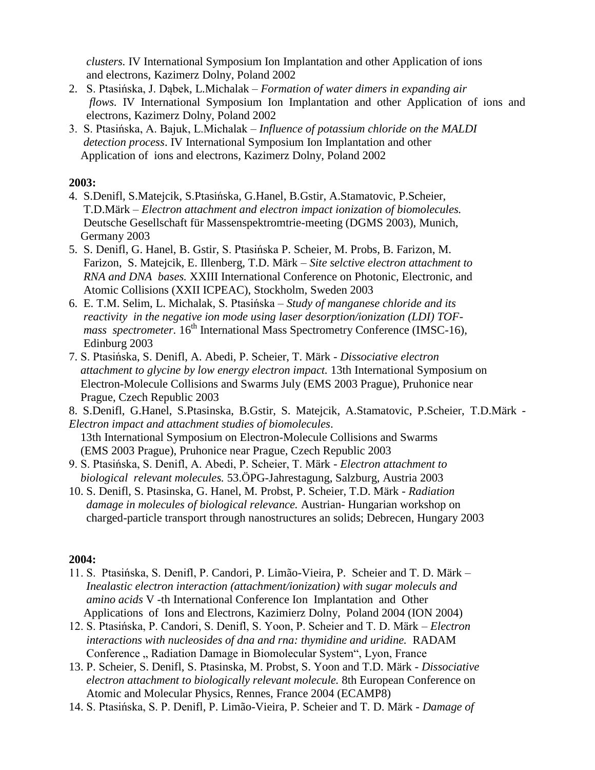*clusters.* IV International Symposium Ion Implantation and other Application of ions and electrons, Kazimerz Dolny, Poland 2002

2. S. Ptasińska, J. Dąbek, L.Michalak – *Formation of water dimers in expanding air flows.* IV International Symposium Ion Implantation and other Application of ions and electrons, Kazimerz Dolny, Poland 2002
3. S. Ptasińska, A. Bajuk, L.Michalak – *Influence of potassium chloride on the MALDI detection process*. IV International Symposium Ion Implantation and other Application of ions and electrons, Kazimerz Dolny, Poland 2002

**2003:**

4. S.Denifl, S.Matejcik, S.Ptasińska, G.Hanel, B.Gstir, A.Stamatovic, P.Scheier, T.D.Märk – *Electron attachment and electron impact ionization of biomolecules.* Deutsche Gesellschaft für Massenspektromtrie-meeting (DGMS 2003), Munich, Germany 2003
5. S. Denifl, G. Hanel, B. Gstir, S. Ptasińska P. Scheier, M. Probs, B. Farizon, M. Farizon, S. Matejcik, E. Illenberg, T.D. Märk – *Site selctive electron attachment to RNA and DNA bases.* XXIII International Conference on Photonic, Electronic, and Atomic Collisions (XXII ICPEAC), Stockholm, Sweden 2003
6. E. T.M. Selim, L. Michalak, S. Ptasińska – *Study of manganese chloride and its reactivity in the negative ion mode using laser desorption/ionization (LDI) TOF-mass spectrometer.* 16th International Mass Spectrometry Conference (IMSC-16), Edinburg 2003
7. S. Ptasińska, S. Denifl, A. Abedi, P. Scheier, T. Märk - *Dissociative electron attachment to glycine by low energy electron impact.* 13th International Symposium on Electron-Molecule Collisions and Swarms July (EMS 2003 Prague), Pruhonice near Prague, Czech Republic 2003
8. S.Denifl, G.Hanel, S.Ptasinska, B.Gstir, S. Matejcik, A.Stamatovic, P.Scheier, T.D.Märk - *Electron impact and attachment studies of biomolecules*. 13th International Symposium on Electron-Molecule Collisions and Swarms (EMS 2003 Prague), Pruhonice near Prague, Czech Republic 2003
9. S. Ptasińska, S. Denifl, A. Abedi, P. Scheier, T. Märk - *Electron attachment to biological relevant molecules.* 53.ÖPG-Jahrestagung, Salzburg, Austria 2003
10. S. Denifl, S. Ptasinska, G. Hanel, M. Probst, P. Scheier, T.D. Märk - *Radiation damage in molecules of biological relevance.* Austrian- Hungarian workshop on charged-particle transport through nanostructures an solids; Debrecen, Hungary 2003

**2004:**

11. S. Ptasińska, S. Denifl, P. Candori, P. Limão-Vieira, P. Scheier and T. D. Märk – *Inealastic electron interaction (attachment/ionization) with sugar moleculs and amino acids* V -th International Conference Ion Implantation and Other Applications of Ions and Electrons, Kazimierz Dolny, Poland 2004 (ION 2004)
12. S. Ptasińska, P. Candori, S. Denifl, S. Yoon, P. Scheier and T. D. Märk – *Electron interactions with nucleosides of dna and rna: thymidine and uridine.* RADAM Conference „ Radiation Damage in Biomolecular System", Lyon, France
13. P. Scheier, S. Denifl, S. Ptasinska, M. Probst, S. Yoon and T.D. Märk - *Dissociative electron attachment to biologically relevant molecule.* 8th European Conference on Atomic and Molecular Physics, Rennes, France 2004 (ECAMP8)
14. S. Ptasińska, S. P. Denifl, P. Limão-Vieira, P. Scheier and T. D. Märk - *Damage of*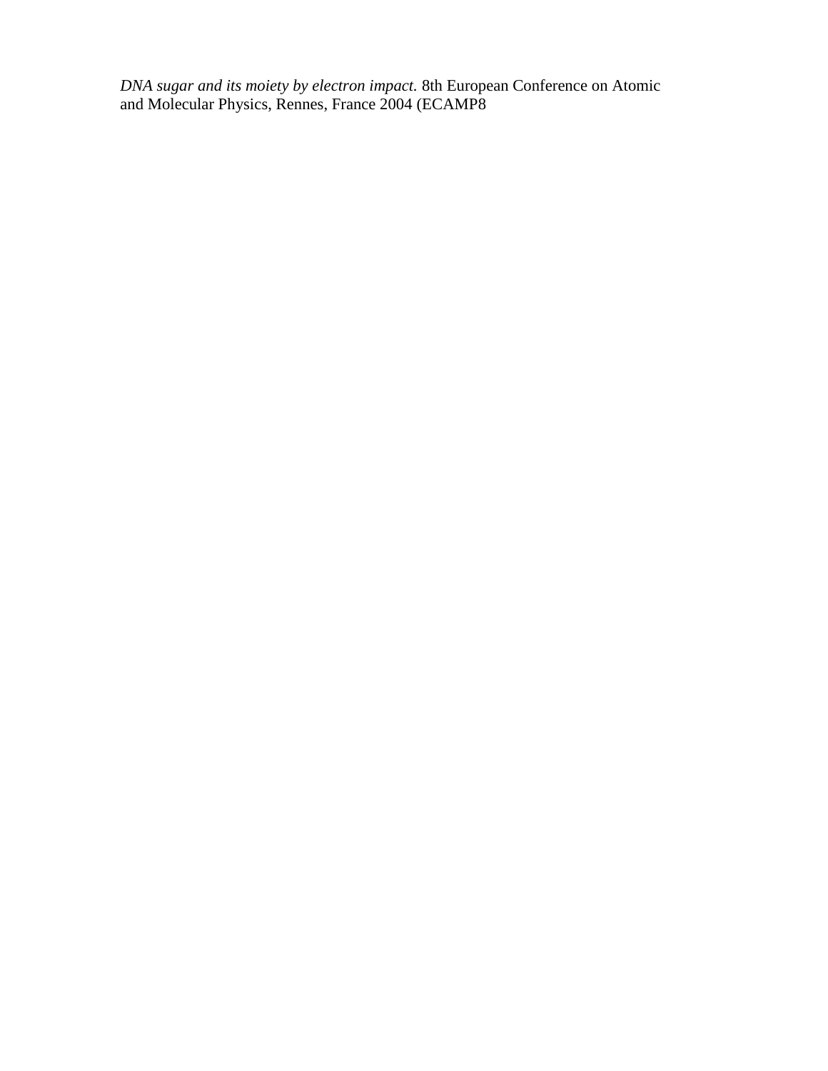*DNA sugar and its moiety by electron impact.* 8th European Conference on Atomic and Molecular Physics, Rennes, France 2004 (ECAMP8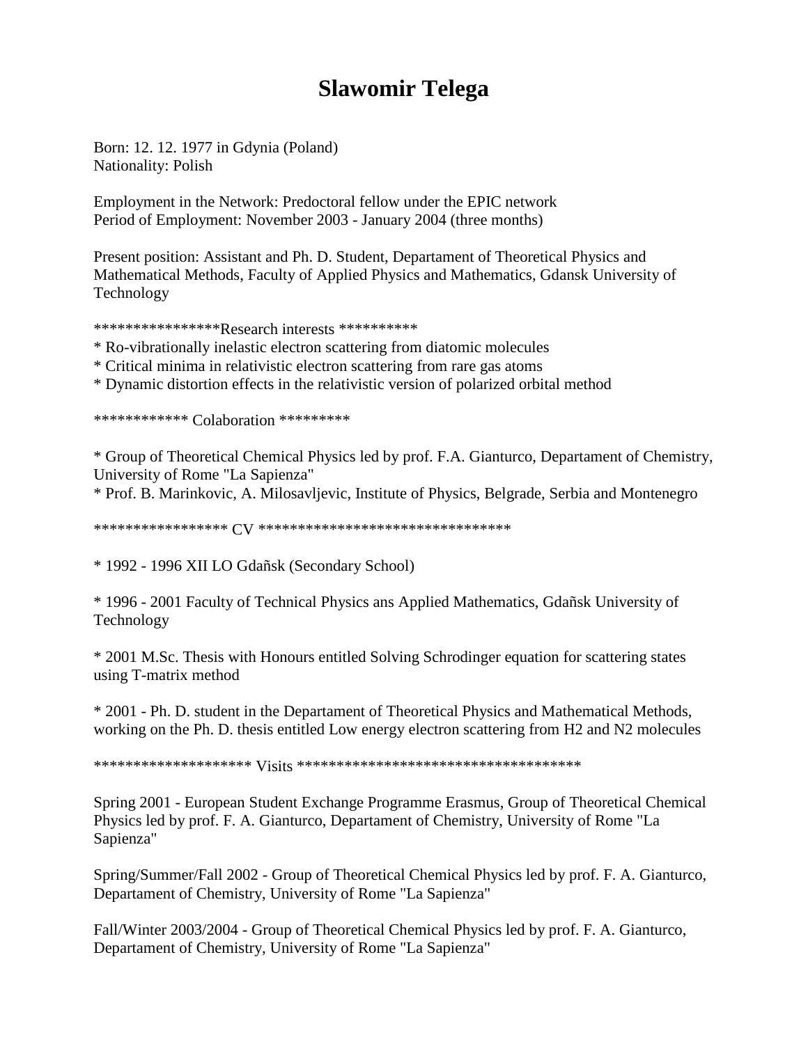# Slawomir Telega

Born: 12. 12. 1977 in Gdynia (Poland)
Nationality: Polish

Employment in the Network: Predoctoral fellow under the EPIC network
Period of Employment: November 2003 - January 2004 (three months)

Present position: Assistant and Ph. D. Student, Departament of Theoretical Physics and Mathematical Methods, Faculty of Applied Physics and Mathematics, Gdansk University of Technology

****************Research interests **********

* Ro-vibrationally inelastic electron scattering from diatomic molecules
* Critical minima in relativistic electron scattering from rare gas atoms
* Dynamic distortion effects in the relativistic version of polarized orbital method

************ Colaboration *********

* Group of Theoretical Chemical Physics led by prof. F.A. Gianturco, Departament of Chemistry, University of Rome "La Sapienza"
* Prof. B. Marinkovic, A. Milosavljevic, Institute of Physics, Belgrade, Serbia and Montenegro

***************** CV ********************************

* 1992 - 1996 XII LO Gdañsk (Secondary School)

* 1996 - 2001 Faculty of Technical Physics ans Applied Mathematics, Gdañsk University of Technology

* 2001 M.Sc. Thesis with Honours entitled Solving Schrodinger equation for scattering states using T-matrix method

* 2001 - Ph. D. student in the Departament of Theoretical Physics and Mathematical Methods, working on the Ph. D. thesis entitled Low energy electron scattering from $H_2$ and $N_2$ molecules

******************** Visits ************************************

Spring 2001 - European Student Exchange Programme Erasmus, Group of Theoretical Chemical Physics led by prof. F. A. Gianturco, Departament of Chemistry, University of Rome "La Sapienza"

Spring/Summer/Fall 2002 - Group of Theoretical Chemical Physics led by prof. F. A. Gianturco, Departament of Chemistry, University of Rome "La Sapienza"

Fall/Winter 2003/2004 - Group of Theoretical Chemical Physics led by prof. F. A. Gianturco, Departament of Chemistry, University of Rome "La Sapienza"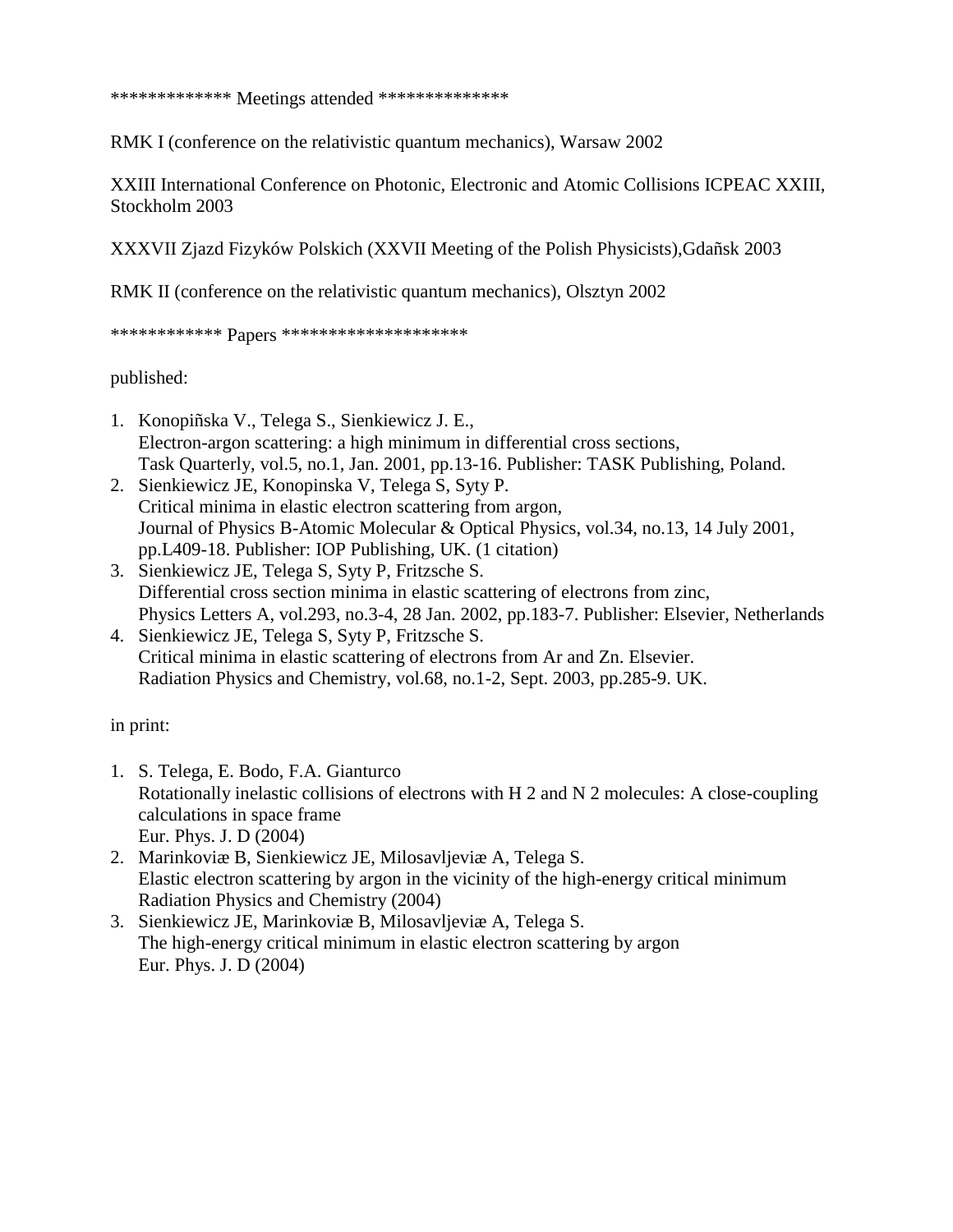************* Meetings attended **************

RMK I (conference on the relativistic quantum mechanics), Warsaw 2002

XXIII International Conference on Photonic, Electronic and Atomic Collisions ICPEAC XXIII, Stockholm 2003

XXXVII Zjazd Fizyków Polskich (XXVII Meeting of the Polish Physicists),Gdañsk 2003

RMK II (conference on the relativistic quantum mechanics), Olsztyn 2002

************ Papers ********************

published:

1. Konopiñska V., Telega S., Sienkiewicz J. E.,
   Electron-argon scattering: a high minimum in differential cross sections,
   Task Quarterly, vol.5, no.1, Jan. 2001, pp.13-16. Publisher: TASK Publishing, Poland.
2. Sienkiewicz JE, Konopinska V, Telega S, Syty P.
   Critical minima in elastic electron scattering from argon,
   Journal of Physics B-Atomic Molecular & Optical Physics, vol.34, no.13, 14 July 2001, pp.L409-18. Publisher: IOP Publishing, UK. (1 citation)
3. Sienkiewicz JE, Telega S, Syty P, Fritzsche S.
   Differential cross section minima in elastic scattering of electrons from zinc,
   Physics Letters A, vol.293, no.3-4, 28 Jan. 2002, pp.183-7. Publisher: Elsevier, Netherlands
4. Sienkiewicz JE, Telega S, Syty P, Fritzsche S.
   Critical minima in elastic scattering of electrons from Ar and Zn. Elsevier.
   Radiation Physics and Chemistry, vol.68, no.1-2, Sept. 2003, pp.285-9. UK.

in print:

1. S. Telega, E. Bodo, F.A. Gianturco
   Rotationally inelastic collisions of electrons with $H_2$ and $N_2$ molecules: A close-coupling calculations in space frame
   Eur. Phys. J. D (2004)
2. Marinkoviæ B, Sienkiewicz JE, Milosavljeviæ A, Telega S.
   Elastic electron scattering by argon in the vicinity of the high-energy critical minimum
   Radiation Physics and Chemistry (2004)
3. Sienkiewicz JE, Marinkoviæ B, Milosavljeviæ A, Telega S.
   The high-energy critical minimum in elastic electron scattering by argon
   Eur. Phys. J. D (2004)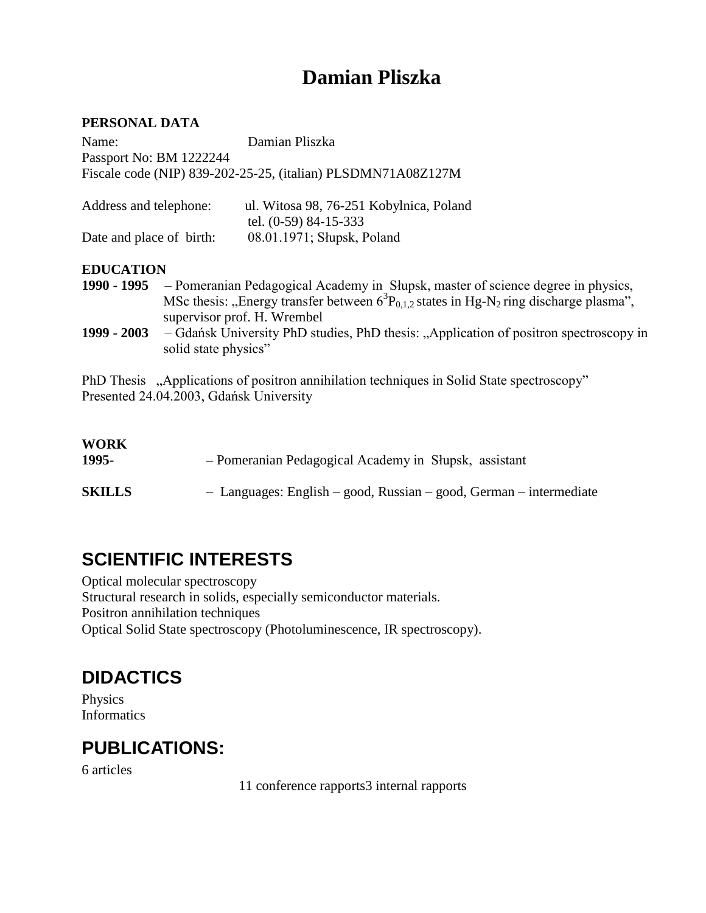# Damian Pliszka

**PERSONAL DATA**

Name: Damian Pliszka
Passport No: BM 1222244
Fiscale code (NIP) 839-202-25-25, (italian) PLSDMN71A08Z127M

Address and telephone: ul. Witosa 98, 76-251 Kobylnica, Poland
tel. (0-59) 84-15-333
Date and place of birth: 08.01.1971; Słupsk, Poland

**EDUCATION**

**1990 - 1995** – Pomeranian Pedagogical Academy in Słupsk, master of science degree in physics, MSc thesis: „Energy transfer between $6^3P_{0,1,2}$ states in Hg-$N_2$ ring discharge plasma", supervisor prof. H. Wrembel

**1999 - 2003** – Gdańsk University PhD studies, PhD thesis: „Application of positron spectroscopy in solid state physics"

PhD Thesis „Applications of positron annihilation techniques in Solid State spectroscopy"
Presented 24.04.2003, Gdańsk University

**WORK**

**1995-** – Pomeranian Pedagogical Academy in Słupsk, assistant

**SKILLS** – Languages: English – good, Russian – good, German – intermediate

## SCIENTIFIC INTERESTS

Optical molecular spectroscopy
Structural research in solids, especially semiconductor materials.
Positron annihilation techniques
Optical Solid State spectroscopy (Photoluminescence, IR spectroscopy).

## DIDACTICS

Physics
Informatics

## PUBLICATIONS:

6 articles

11 conference rapports3 internal rapports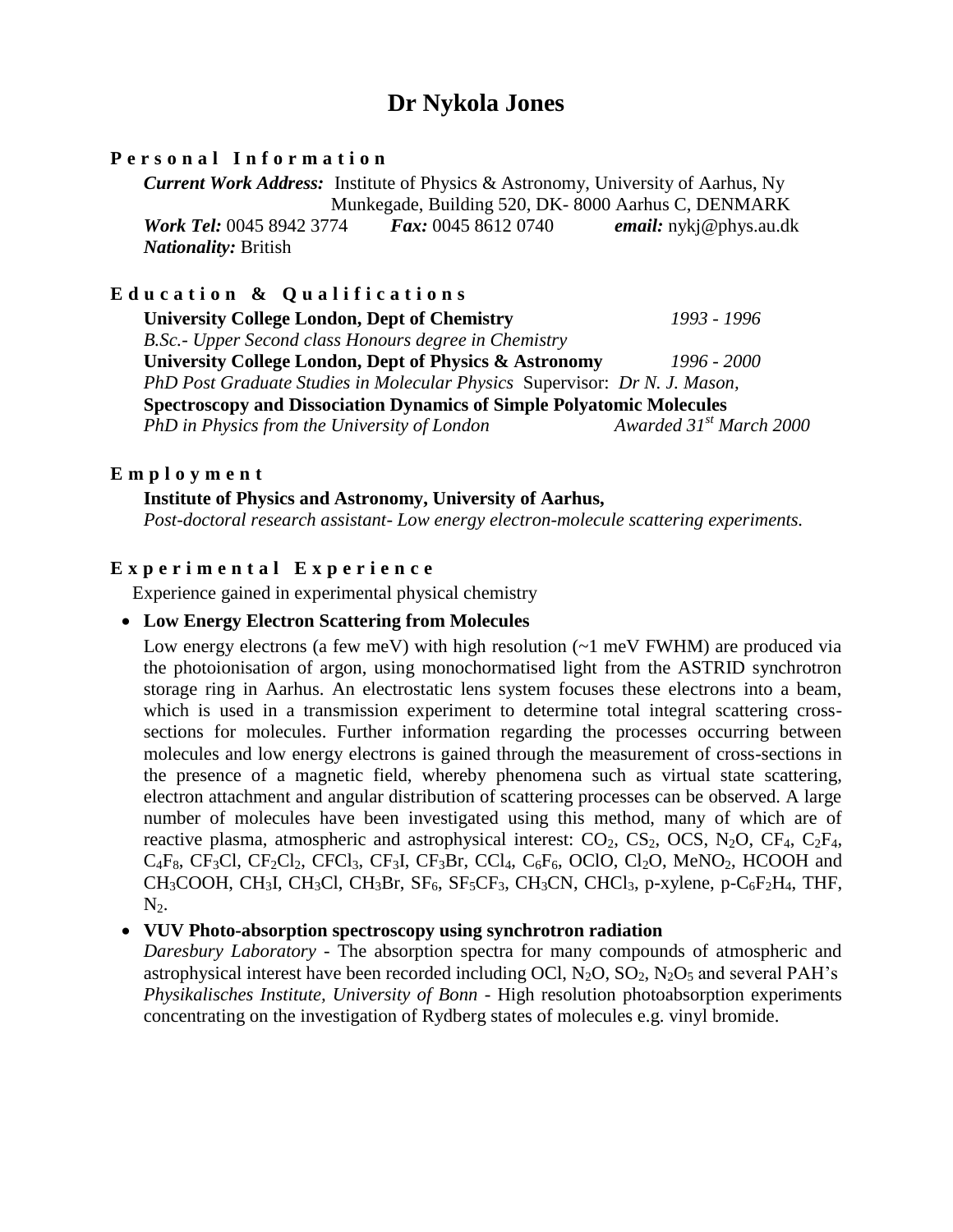# Dr Nykola Jones

## Personal Information

***Current Work Address:*** Institute of Physics & Astronomy, University of Aarhus, Ny Munkegade, Building 520, DK- 8000 Aarhus C, DENMARK
***Work Tel:*** 0045 8942 3774 ***Fax:*** 0045 8612 0740 ***email:*** nykj@phys.au.dk
***Nationality:*** British

## Education & Qualifications

**University College London, Dept of Chemistry** *1993 - 1996*
*B.Sc.- Upper Second class Honours degree in Chemistry*
**University College London, Dept of Physics & Astronomy** *1996 - 2000*
*PhD Post Graduate Studies in Molecular Physics* Supervisor: *Dr N. J. Mason,*
**Spectroscopy and Dissociation Dynamics of Simple Polyatomic Molecules**
*PhD in Physics from the University of London* *Awarded 31st March 2000*

## Employment

**Institute of Physics and Astronomy, University of Aarhus,**
*Post-doctoral research assistant- Low energy electron-molecule scattering experiments.*

## Experimental Experience

Experience gained in experimental physical chemistry

- **Low Energy Electron Scattering from Molecules**

  Low energy electrons (a few meV) with high resolution (~1 meV FWHM) are produced via the photoionisation of argon, using monochormatised light from the ASTRID synchrotron storage ring in Aarhus. An electrostatic lens system focuses these electrons into a beam, which is used in a transmission experiment to determine total integral scattering cross-sections for molecules. Further information regarding the processes occurring between molecules and low energy electrons is gained through the measurement of cross-sections in the presence of a magnetic field, whereby phenomena such as virtual state scattering, electron attachment and angular distribution of scattering processes can be observed. A large number of molecules have been investigated using this method, many of which are of reactive plasma, atmospheric and astrophysical interest: $CO_2$, $CS_2$, OCS, $N_2O$, $CF_4$, $C_2F_4$, $C_4F_8$, $CF_3Cl$, $CF_2Cl_2$, $CFCl_3$, $CF_3I$, $CF_3Br$, $CCl_4$, $C_6F_6$, OClO, $Cl_2O$, $MeNO_2$, HCOOH and $CH_3COOH$, $CH_3I$, $CH_3Cl$, $CH_3Br$, $SF_6$, $SF_5CF_3$, $CH_3CN$, $CHCl_3$, p-xylene, p-$C_6F_2H_4$, THF, $N_2$.

- **VUV Photo-absorption spectroscopy using synchrotron radiation**

  *Daresbury Laboratory* - The absorption spectra for many compounds of atmospheric and astrophysical interest have been recorded including OCl, $N_2O$, $SO_2$, $N_2O_5$ and several PAH's
  *Physikalisches Institute, University of Bonn* - High resolution photoabsorption experiments concentrating on the investigation of Rydberg states of molecules e.g. vinyl bromide.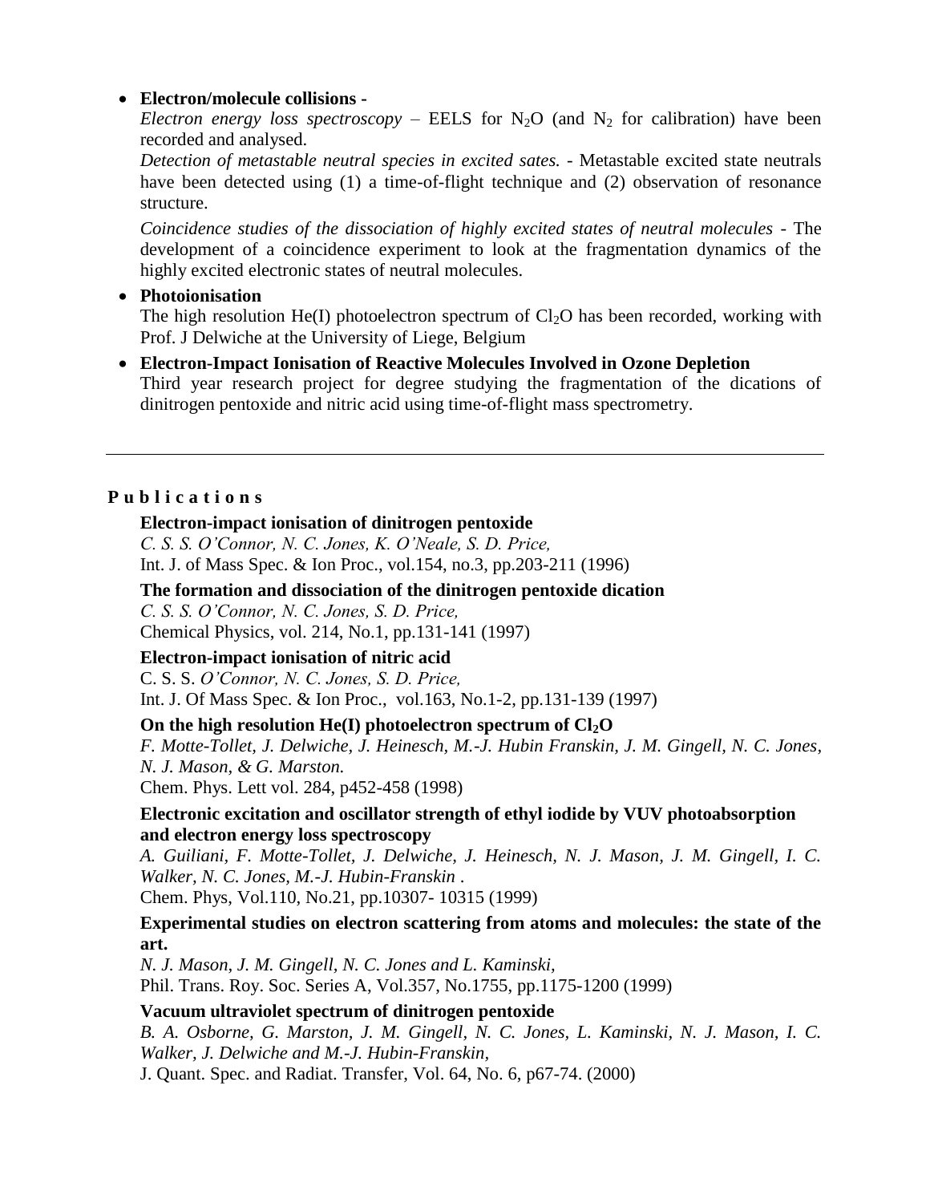- **Electron/molecule collisions -**
  *Electron energy loss spectroscopy* – EELS for $N_2O$ (and $N_2$ for calibration) have been recorded and analysed.
  *Detection of metastable neutral species in excited sates.* - Metastable excited state neutrals have been detected using (1) a time-of-flight technique and (2) observation of resonance structure.
  *Coincidence studies of the dissociation of highly excited states of neutral molecules* - The development of a coincidence experiment to look at the fragmentation dynamics of the highly excited electronic states of neutral molecules.
- **Photoionisation**
  The high resolution He(I) photoelectron spectrum of $Cl_2O$ has been recorded, working with Prof. J Delwiche at the University of Liege, Belgium
- **Electron-Impact Ionisation of Reactive Molecules Involved in Ozone Depletion**
  Third year research project for degree studying the fragmentation of the dications of dinitrogen pentoxide and nitric acid using time-of-flight mass spectrometry.

---

## P u b l i c a t i o n s

**Electron-impact ionisation of dinitrogen pentoxide**
*C. S. S. O'Connor, N. C. Jones, K. O'Neale, S. D. Price,*
Int. J. of Mass Spec. & Ion Proc., vol.154, no.3, pp.203-211 (1996)

**The formation and dissociation of the dinitrogen pentoxide dication**
*C. S. S. O'Connor, N. C. Jones, S. D. Price,*
Chemical Physics, vol. 214, No.1, pp.131-141 (1997)

**Electron-impact ionisation of nitric acid**
C. S. S. *O'Connor, N. C. Jones, S. D. Price,*
Int. J. Of Mass Spec. & Ion Proc., vol.163, No.1-2, pp.131-139 (1997)

**On the high resolution He(I) photoelectron spectrum of $Cl_2O$**
*F. Motte-Tollet, J. Delwiche, J. Heinesch, M.-J. Hubin Franskin, J. M. Gingell, N. C. Jones, N. J. Mason, & G. Marston.*
Chem. Phys. Lett vol. 284, p452-458 (1998)

**Electronic excitation and oscillator strength of ethyl iodide by VUV photoabsorption and electron energy loss spectroscopy**
*A. Guiliani, F. Motte-Tollet, J. Delwiche, J. Heinesch, N. J. Mason, J. M. Gingell, I. C. Walker, N. C. Jones, M.-J. Hubin-Franskin .*
Chem. Phys, Vol.110, No.21, pp.10307- 10315 (1999)

**Experimental studies on electron scattering from atoms and molecules: the state of the art.**
*N. J. Mason, J. M. Gingell, N. C. Jones and L. Kaminski,*
Phil. Trans. Roy. Soc. Series A, Vol.357, No.1755, pp.1175-1200 (1999)

**Vacuum ultraviolet spectrum of dinitrogen pentoxide**
*B. A. Osborne, G. Marston, J. M. Gingell, N. C. Jones, L. Kaminski, N. J. Mason, I. C. Walker, J. Delwiche and M.-J. Hubin-Franskin,*
J. Quant. Spec. and Radiat. Transfer, Vol. 64, No. 6, p67-74. (2000)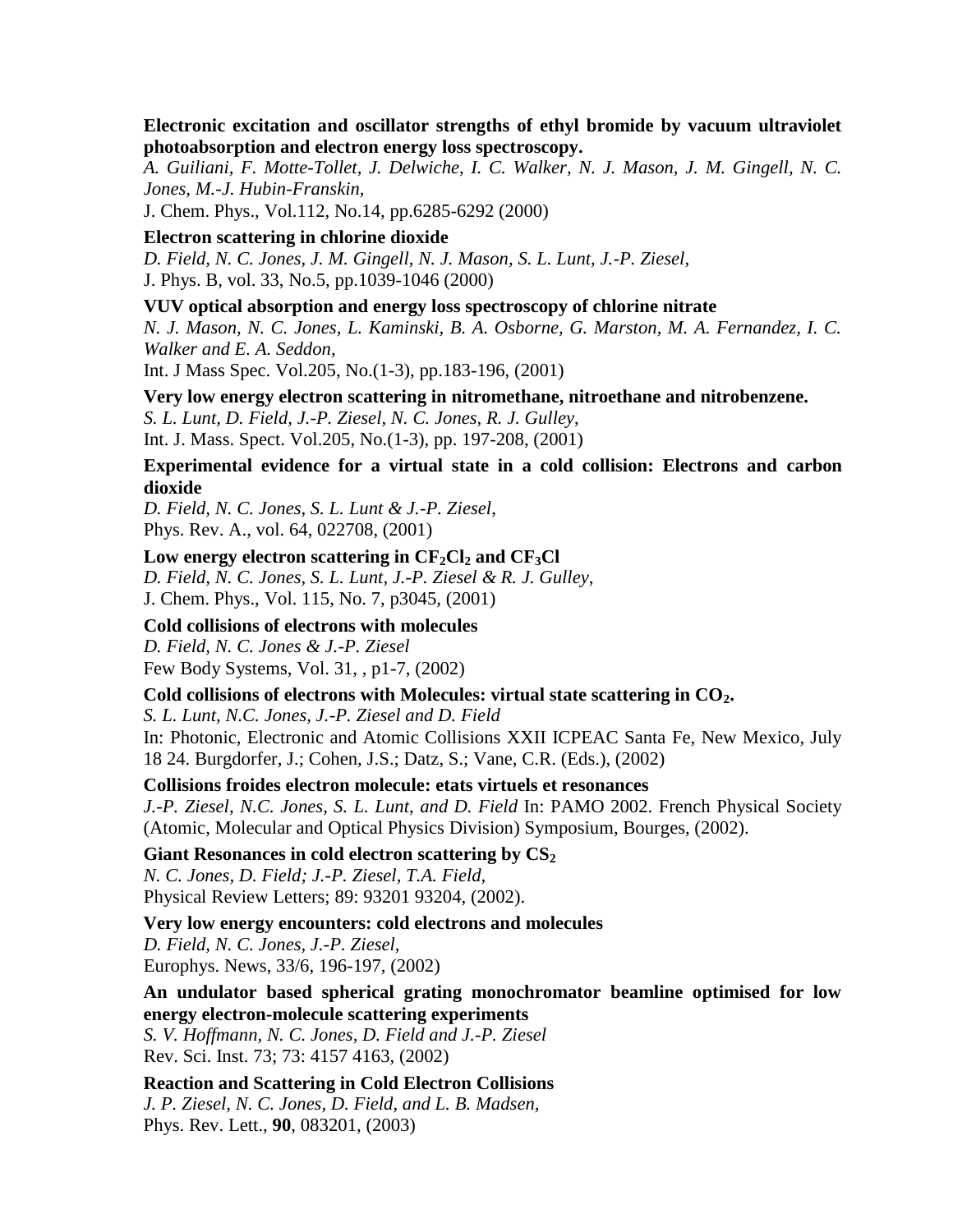**Electronic excitation and oscillator strengths of ethyl bromide by vacuum ultraviolet photoabsorption and electron energy loss spectroscopy.**
*A. Guiliani, F. Motte-Tollet, J. Delwiche, I. C. Walker, N. J. Mason, J. M. Gingell, N. C. Jones, M.-J. Hubin-Franskin,*
J. Chem. Phys., Vol.112, No.14, pp.6285-6292 (2000)

**Electron scattering in chlorine dioxide**
*D. Field, N. C. Jones, J. M. Gingell, N. J. Mason, S. L. Lunt, J.-P. Ziesel,*
J. Phys. B, vol. 33, No.5, pp.1039-1046 (2000)

**VUV optical absorption and energy loss spectroscopy of chlorine nitrate**
*N. J. Mason, N. C. Jones, L. Kaminski, B. A. Osborne, G. Marston, M. A. Fernandez, I. C. Walker and E. A. Seddon,*
Int. J Mass Spec. Vol.205, No.(1-3), pp.183-196, (2001)

**Very low energy electron scattering in nitromethane, nitroethane and nitrobenzene.**
*S. L. Lunt, D. Field, J.-P. Ziesel, N. C. Jones, R. J. Gulley,*
Int. J. Mass. Spect. Vol.205, No.(1-3), pp. 197-208, (2001)

**Experimental evidence for a virtual state in a cold collision: Electrons and carbon dioxide**
*D. Field, N. C. Jones, S. L. Lunt & J.-P. Ziesel,*
Phys. Rev. A., vol. 64, 022708, (2001)

**Low energy electron scattering in $CF_2Cl_2$ and $CF_3Cl$**
*D. Field, N. C. Jones, S. L. Lunt, J.-P. Ziesel & R. J. Gulley*,
J. Chem. Phys., Vol. 115, No. 7, p3045, (2001)

**Cold collisions of electrons with molecules**
*D. Field, N. C. Jones & J.-P. Ziesel*
Few Body Systems, Vol. 31, , p1-7, (2002)

**Cold collisions of electrons with Molecules: virtual state scattering in $CO_2$.**
*S. L. Lunt, N.C. Jones, J.-P. Ziesel and D. Field*
In: Photonic, Electronic and Atomic Collisions XXII ICPEAC Santa Fe, New Mexico, July 18 24. Burgdorfer, J.; Cohen, J.S.; Datz, S.; Vane, C.R. (Eds.), (2002)

**Collisions froides electron molecule: etats virtuels et resonances**
*J.-P. Ziesel, N.C. Jones, S. L. Lunt, and D. Field* In: PAMO 2002. French Physical Society (Atomic, Molecular and Optical Physics Division) Symposium, Bourges, (2002).

**Giant Resonances in cold electron scattering by $CS_2$**
*N. C. Jones, D. Field; J.-P. Ziesel, T.A. Field,*
Physical Review Letters; 89: 93201 93204, (2002).

**Very low energy encounters: cold electrons and molecules**
*D. Field, N. C. Jones, J.-P. Ziesel,*
Europhys. News, 33/6, 196-197, (2002)

**An undulator based spherical grating monochromator beamline optimised for low energy electron-molecule scattering experiments**
*S. V. Hoffmann, N. C. Jones, D. Field and J.-P. Ziesel*
Rev. Sci. Inst. 73; 73: 4157 4163, (2002)

**Reaction and Scattering in Cold Electron Collisions**
*J. P. Ziesel, N. C. Jones, D. Field, and L. B. Madsen,*
Phys. Rev. Lett., **90**, 083201, (2003)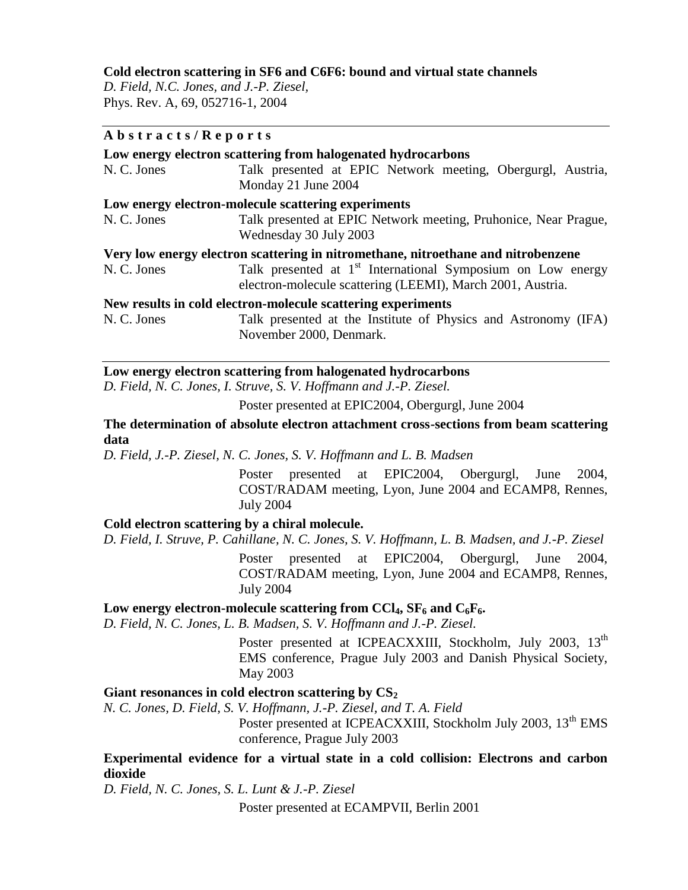**Cold electron scattering in SF6 and C6F6: bound and virtual state channels**
*D. Field, N.C. Jones, and J.-P. Ziesel,*
Phys. Rev. A, 69, 052716-1, 2004

---

**A b s t r a c t s / R e p o r t s**

**Low energy electron scattering from halogenated hydrocarbons**
N. C. Jones — Talk presented at EPIC Network meeting, Obergurgl, Austria, Monday 21 June 2004

**Low energy electron-molecule scattering experiments**
N. C. Jones — Talk presented at EPIC Network meeting, Pruhonice, Near Prague, Wednesday 30 July 2003

**Very low energy electron scattering in nitromethane, nitroethane and nitrobenzene**
N. C. Jones — Talk presented at 1st International Symposium on Low energy electron-molecule scattering (LEEMI), March 2001, Austria.

**New results in cold electron-molecule scattering experiments**
N. C. Jones — Talk presented at the Institute of Physics and Astronomy (IFA) November 2000, Denmark.

---

**Low energy electron scattering from halogenated hydrocarbons**
*D. Field, N. C. Jones, I. Struve, S. V. Hoffmann and J.-P. Ziesel.*
Poster presented at EPIC2004, Obergurgl, June 2004

**The determination of absolute electron attachment cross-sections from beam scattering data**
*D. Field, J.-P. Ziesel, N. C. Jones, S. V. Hoffmann and L. B. Madsen*
Poster presented at EPIC2004, Obergurgl, June 2004, COST/RADAM meeting, Lyon, June 2004 and ECAMP8, Rennes, July 2004

**Cold electron scattering by a chiral molecule.**
*D. Field, I. Struve, P. Cahillane, N. C. Jones, S. V. Hoffmann, L. B. Madsen, and J.-P. Ziesel*
Poster presented at EPIC2004, Obergurgl, June 2004, COST/RADAM meeting, Lyon, June 2004 and ECAMP8, Rennes, July 2004

**Low energy electron-molecule scattering from $CCl_4$, $SF_6$ and $C_6F_6$.**
*D. Field, N. C. Jones, L. B. Madsen, S. V. Hoffmann and J.-P. Ziesel.*
Poster presented at ICPEACXXIII, Stockholm, July 2003, 13th EMS conference, Prague July 2003 and Danish Physical Society, May 2003

**Giant resonances in cold electron scattering by $CS_2$**
*N. C. Jones, D. Field, S. V. Hoffmann, J.-P. Ziesel, and T. A. Field*
Poster presented at ICPEACXXIII, Stockholm July 2003, 13th EMS conference, Prague July 2003

**Experimental evidence for a virtual state in a cold collision: Electrons and carbon dioxide**
*D. Field, N. C. Jones, S. L. Lunt & J.-P. Ziesel*
Poster presented at ECAMPVII, Berlin 2001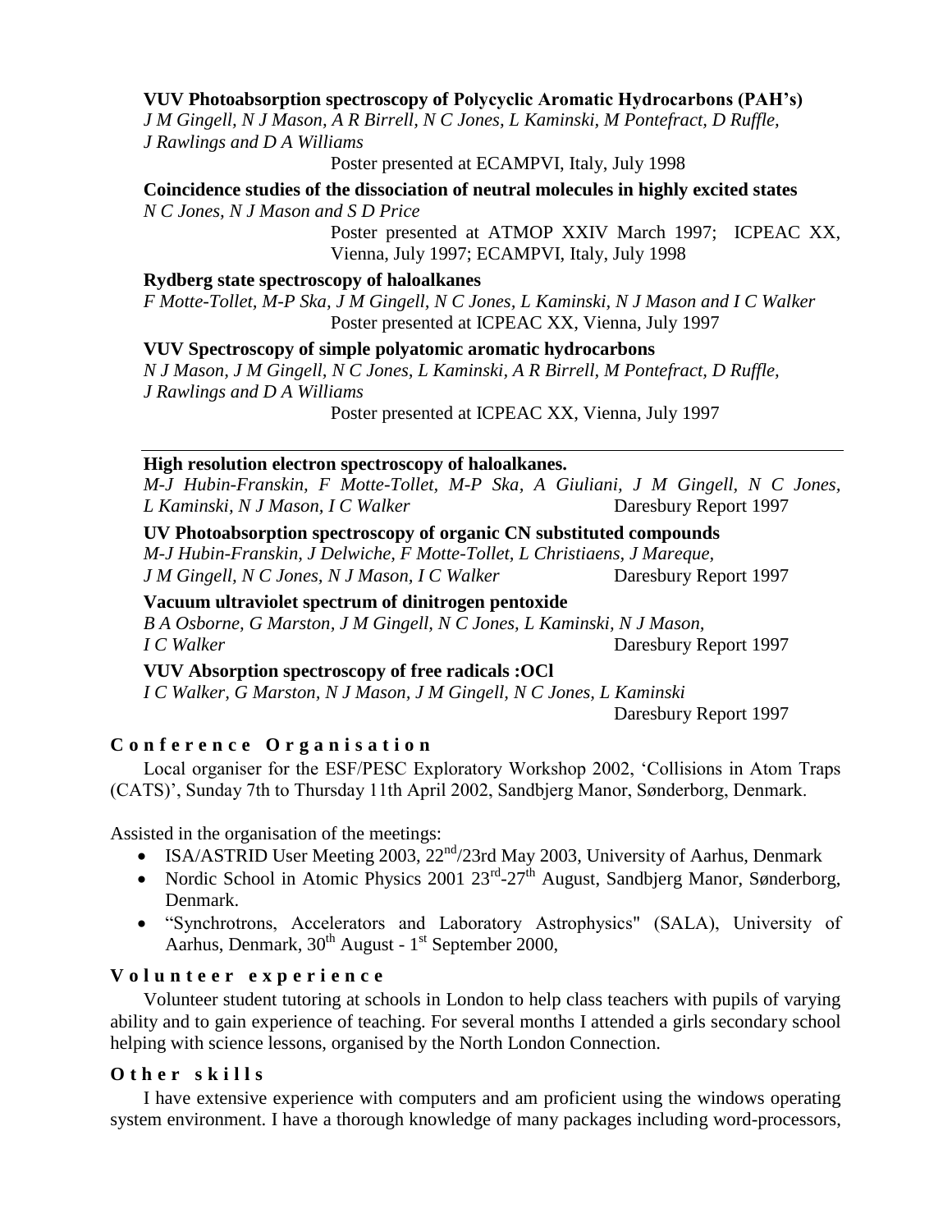**VUV Photoabsorption spectroscopy of Polycyclic Aromatic Hydrocarbons (PAH's)**
*J M Gingell, N J Mason, A R Birrell, N C Jones, L Kaminski, M Pontefract, D Ruffle, J Rawlings and D A Williams*
Poster presented at ECAMPVI, Italy, July 1998

**Coincidence studies of the dissociation of neutral molecules in highly excited states**
*N C Jones, N J Mason and S D Price*
Poster presented at ATMOP XXIV March 1997; ICPEAC XX, Vienna, July 1997; ECAMPVI, Italy, July 1998

**Rydberg state spectroscopy of haloalkanes**
*F Motte-Tollet, M-P Ska, J M Gingell, N C Jones, L Kaminski, N J Mason and I C Walker*
Poster presented at ICPEAC XX, Vienna, July 1997

**VUV Spectroscopy of simple polyatomic aromatic hydrocarbons**
*N J Mason, J M Gingell, N C Jones, L Kaminski, A R Birrell, M Pontefract, D Ruffle, J Rawlings and D A Williams*
Poster presented at ICPEAC XX, Vienna, July 1997

---

**High resolution electron spectroscopy of haloalkanes.**
*M-J Hubin-Franskin, F Motte-Tollet, M-P Ska, A Giuliani, J M Gingell, N C Jones, L Kaminski, N J Mason, I C Walker* Daresbury Report 1997

**UV Photoabsorption spectroscopy of organic CN substituted compounds**
*M-J Hubin-Franskin, J Delwiche, F Motte-Tollet, L Christiaens, J Mareque, J M Gingell, N C Jones, N J Mason, I C Walker* Daresbury Report 1997

**Vacuum ultraviolet spectrum of dinitrogen pentoxide**
*B A Osborne, G Marston, J M Gingell, N C Jones, L Kaminski, N J Mason, I C Walker* Daresbury Report 1997

**VUV Absorption spectroscopy of free radicals :OCl**
*I C Walker, G Marston, N J Mason, J M Gingell, N C Jones, L Kaminski*
Daresbury Report 1997

## Conference Organisation

Local organiser for the ESF/PESC Exploratory Workshop 2002, 'Collisions in Atom Traps (CATS)', Sunday 7th to Thursday 11th April 2002, Sandbjerg Manor, Sønderborg, Denmark.

Assisted in the organisation of the meetings:

- ISA/ASTRID User Meeting 2003, 22nd/23rd May 2003, University of Aarhus, Denmark
- Nordic School in Atomic Physics 2001 23rd-27th August, Sandbjerg Manor, Sønderborg, Denmark.
- "Synchrotrons, Accelerators and Laboratory Astrophysics" (SALA), University of Aarhus, Denmark, 30th August - 1st September 2000,

## Volunteer experience

Volunteer student tutoring at schools in London to help class teachers with pupils of varying ability and to gain experience of teaching. For several months I attended a girls secondary school helping with science lessons, organised by the North London Connection.

## Other skills

I have extensive experience with computers and am proficient using the windows operating system environment. I have a thorough knowledge of many packages including word-processors,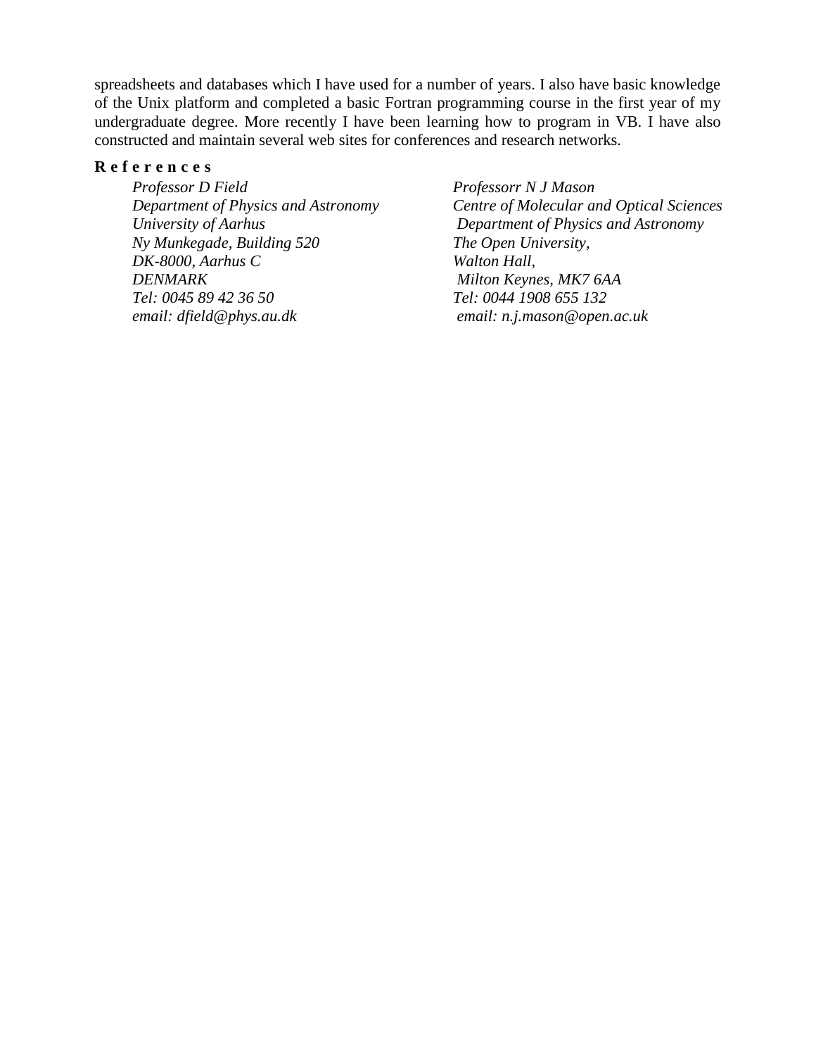spreadsheets and databases which I have used for a number of years. I also have basic knowledge of the Unix platform and completed a basic Fortran programming course in the first year of my undergraduate degree. More recently I have been learning how to program in VB. I have also constructed and maintain several web sites for conferences and research networks.

**R e f e r e n c e s**

*Professor D Field*
*Department of Physics and Astronomy*
*University of Aarhus*
*Ny Munkegade, Building 520*
*DK-8000, Aarhus C*
*DENMARK*
*Tel: 0045 89 42 36 50*
*email: dfield@phys.au.dk*

*Professorr N J Mason*
*Centre of Molecular and Optical Sciences*
*Department of Physics and Astronomy*
*The Open University,*
*Walton Hall,*
*Milton Keynes, MK7 6AA*
*Tel: 0044 1908 655 132*
*email: n.j.mason@open.ac.uk*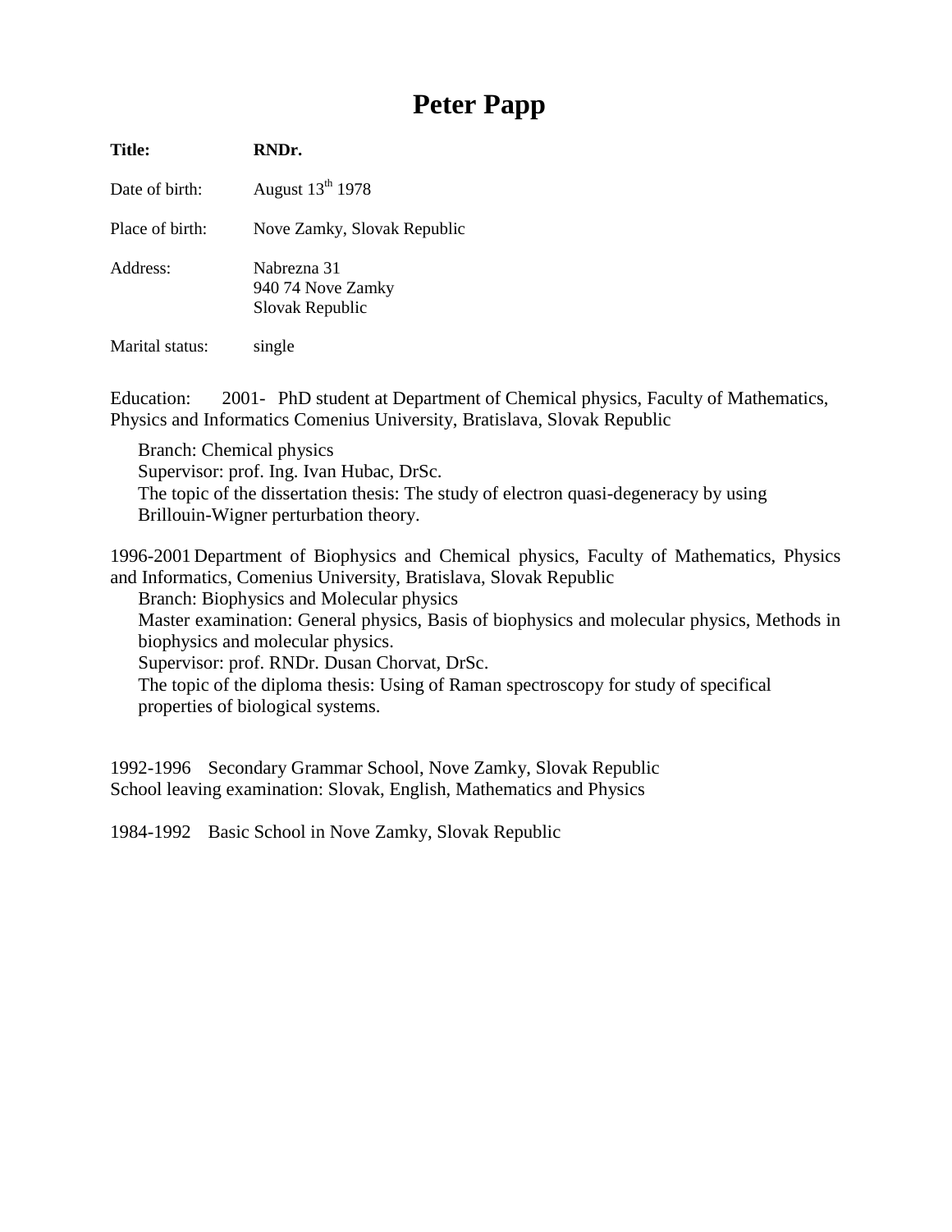# Peter Papp

**Title:** **RNDr.**

Date of birth: August 13th 1978

Place of birth: Nove Zamky, Slovak Republic

Address: Nabrezna 31
940 74 Nove Zamky
Slovak Republic

Marital status: single

Education: 2001- PhD student at Department of Chemical physics, Faculty of Mathematics, Physics and Informatics Comenius University, Bratislava, Slovak Republic

Branch: Chemical physics
Supervisor: prof. Ing. Ivan Hubac, DrSc.
The topic of the dissertation thesis: The study of electron quasi-degeneracy by using Brillouin-Wigner perturbation theory.

1996-2001 Department of Biophysics and Chemical physics, Faculty of Mathematics, Physics and Informatics, Comenius University, Bratislava, Slovak Republic

Branch: Biophysics and Molecular physics
Master examination: General physics, Basis of biophysics and molecular physics, Methods in biophysics and molecular physics.
Supervisor: prof. RNDr. Dusan Chorvat, DrSc.
The topic of the diploma thesis: Using of Raman spectroscopy for study of specifical properties of biological systems.

1992-1996 Secondary Grammar School, Nove Zamky, Slovak Republic
School leaving examination: Slovak, English, Mathematics and Physics

1984-1992 Basic School in Nove Zamky, Slovak Republic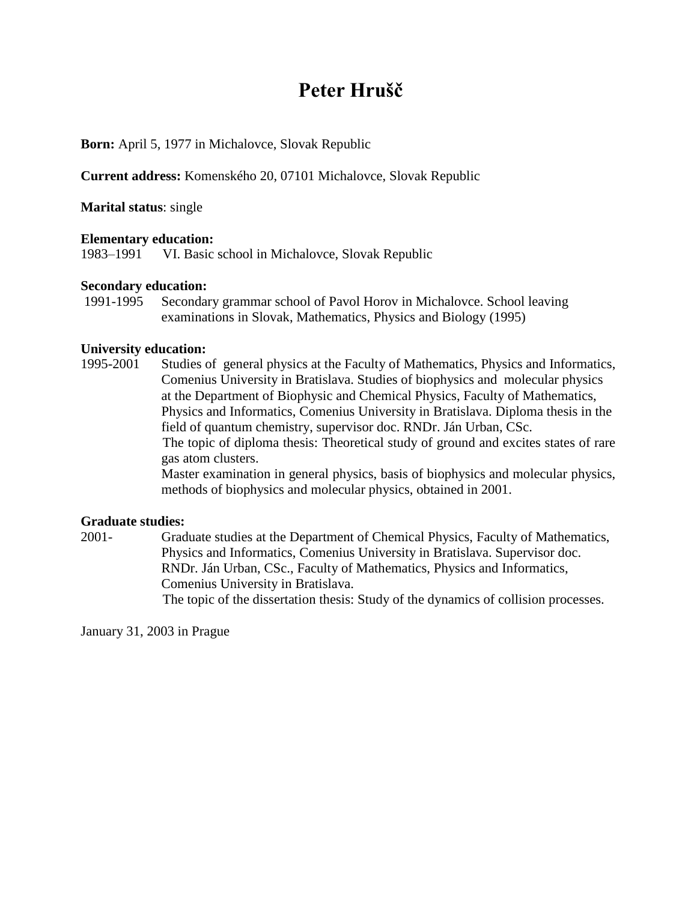# Peter Hrušč

**Born:** April 5, 1977 in Michalovce, Slovak Republic

**Current address:** Komenského 20, 07101 Michalovce, Slovak Republic

**Marital status**: single

**Elementary education:**
1983–1991 VI. Basic school in Michalovce, Slovak Republic

**Secondary education:**
1991-1995 Secondary grammar school of Pavol Horov in Michalovce. School leaving examinations in Slovak, Mathematics, Physics and Biology (1995)

**University education:**
1995-2001 Studies of general physics at the Faculty of Mathematics, Physics and Informatics, Comenius University in Bratislava. Studies of biophysics and molecular physics at the Department of Biophysic and Chemical Physics, Faculty of Mathematics, Physics and Informatics, Comenius University in Bratislava. Diploma thesis in the field of quantum chemistry, supervisor doc. RNDr. Ján Urban, CSc.
The topic of diploma thesis: Theoretical study of ground and excites states of rare gas atom clusters.
Master examination in general physics, basis of biophysics and molecular physics, methods of biophysics and molecular physics, obtained in 2001.

**Graduate studies:**
2001- Graduate studies at the Department of Chemical Physics, Faculty of Mathematics, Physics and Informatics, Comenius University in Bratislava. Supervisor doc. RNDr. Ján Urban, CSc., Faculty of Mathematics, Physics and Informatics, Comenius University in Bratislava.
The topic of the dissertation thesis: Study of the dynamics of collision processes.

January 31, 2003 in Prague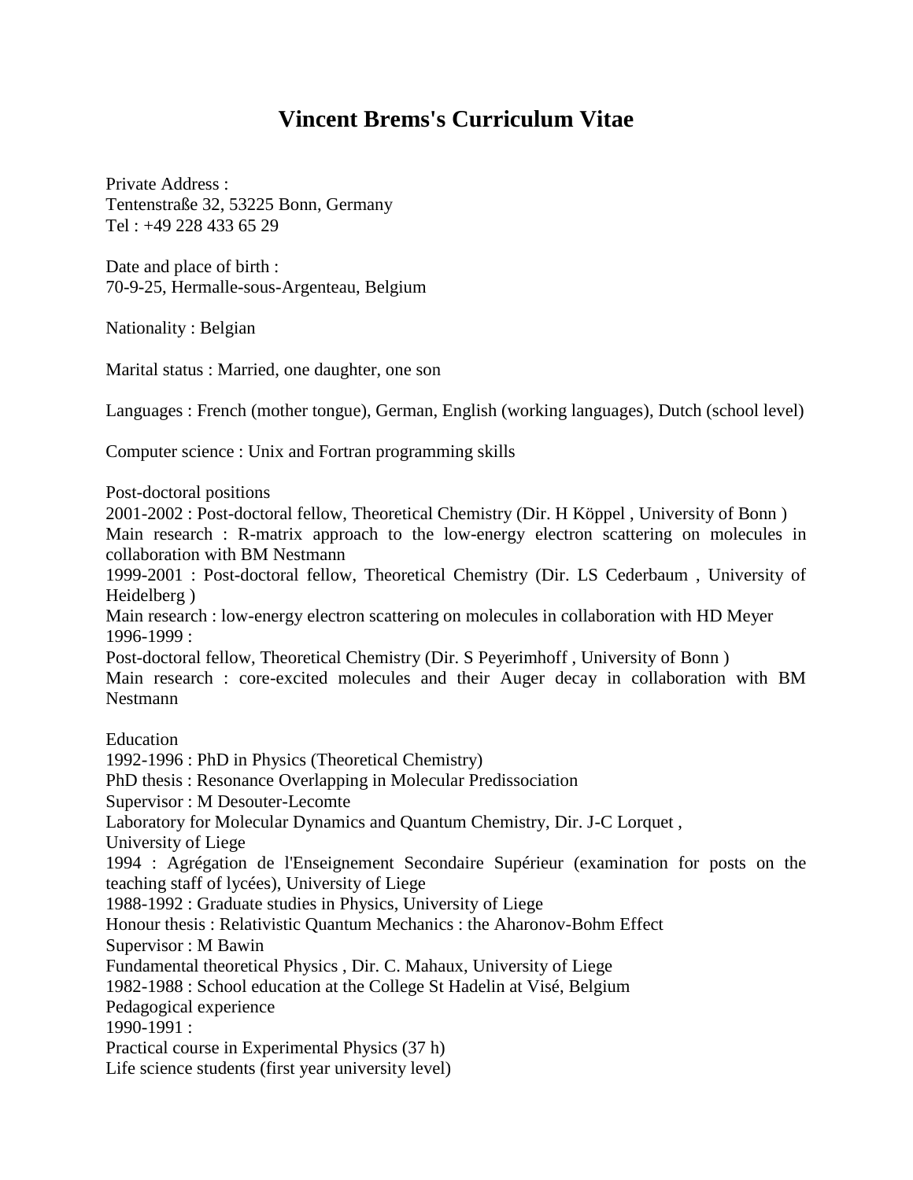# Vincent Brems's Curriculum Vitae

Private Address :
Tentenstraße 32, 53225 Bonn, Germany
Tel : +49 228 433 65 29

Date and place of birth :
70-9-25, Hermalle-sous-Argenteau, Belgium

Nationality : Belgian

Marital status : Married, one daughter, one son

Languages : French (mother tongue), German, English (working languages), Dutch (school level)

Computer science : Unix and Fortran programming skills

Post-doctoral positions
2001-2002 : Post-doctoral fellow, Theoretical Chemistry (Dir. H Köppel , University of Bonn )
Main research : R-matrix approach to the low-energy electron scattering on molecules in collaboration with BM Nestmann
1999-2001 : Post-doctoral fellow, Theoretical Chemistry (Dir. LS Cederbaum , University of Heidelberg )
Main research : low-energy electron scattering on molecules in collaboration with HD Meyer
1996-1999 :
Post-doctoral fellow, Theoretical Chemistry (Dir. S Peyerimhoff , University of Bonn )
Main research : core-excited molecules and their Auger decay in collaboration with BM Nestmann

Education
1992-1996 : PhD in Physics (Theoretical Chemistry)
PhD thesis : Resonance Overlapping in Molecular Predissociation
Supervisor : M Desouter-Lecomte
Laboratory for Molecular Dynamics and Quantum Chemistry, Dir. J-C Lorquet ,
University of Liege
1994 : Agrégation de l'Enseignement Secondaire Supérieur (examination for posts on the teaching staff of lycées), University of Liege
1988-1992 : Graduate studies in Physics, University of Liege
Honour thesis : Relativistic Quantum Mechanics : the Aharonov-Bohm Effect
Supervisor : M Bawin
Fundamental theoretical Physics , Dir. C. Mahaux, University of Liege
1982-1988 : School education at the College St Hadelin at Visé, Belgium
Pedagogical experience
1990-1991 :
Practical course in Experimental Physics (37 h)
Life science students (first year university level)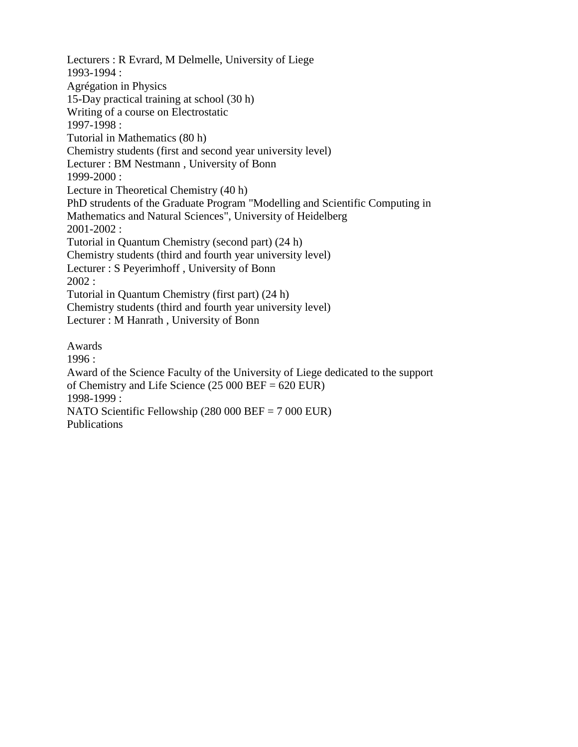Lecturers : R Evrard, M Delmelle, University of Liege
1993-1994 :
Agrégation in Physics
15-Day practical training at school (30 h)
Writing of a course on Electrostatic
1997-1998 :
Tutorial in Mathematics (80 h)
Chemistry students (first and second year university level)
Lecturer : BM Nestmann , University of Bonn
1999-2000 :
Lecture in Theoretical Chemistry (40 h)
PhD strudents of the Graduate Program "Modelling and Scientific Computing in Mathematics and Natural Sciences", University of Heidelberg
2001-2002 :
Tutorial in Quantum Chemistry (second part) (24 h)
Chemistry students (third and fourth year university level)
Lecturer : S Peyerimhoff , University of Bonn
2002 :
Tutorial in Quantum Chemistry (first part) (24 h)
Chemistry students (third and fourth year university level)
Lecturer : M Hanrath , University of Bonn

Awards
1996 :
Award of the Science Faculty of the University of Liege dedicated to the support of Chemistry and Life Science (25 000 BEF = 620 EUR)
1998-1999 :
NATO Scientific Fellowship (280 000 BEF = 7 000 EUR)
Publications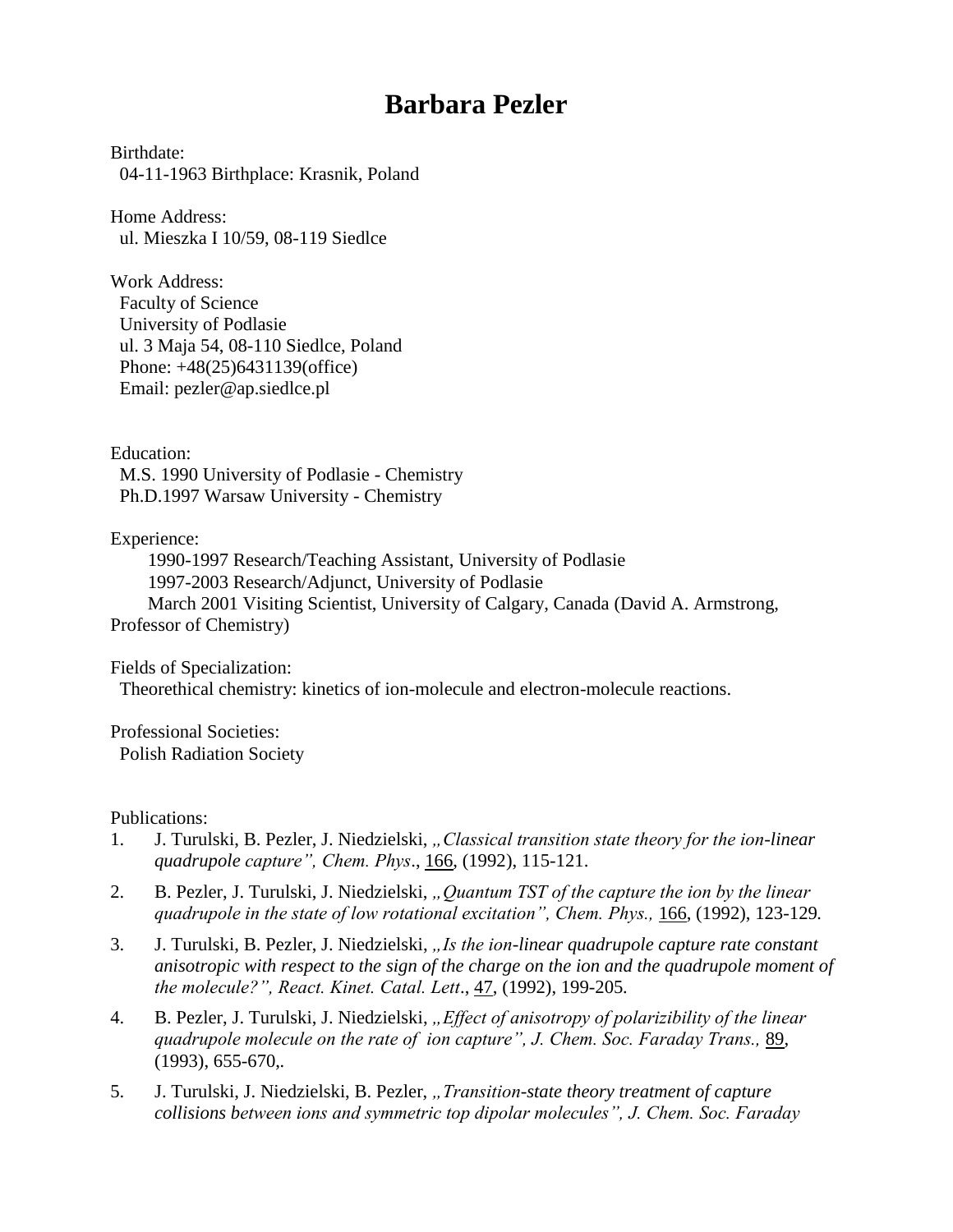# Barbara Pezler

Birthdate:
04-11-1963 Birthplace: Krasnik, Poland

Home Address:
ul. Mieszka I 10/59, 08-119 Siedlce

Work Address:
Faculty of Science
University of Podlasie
ul. 3 Maja 54, 08-110 Siedlce, Poland
Phone: +48(25)6431139(office)
Email: pezler@ap.siedlce.pl

Education:
M.S. 1990 University of Podlasie - Chemistry
Ph.D.1997 Warsaw University - Chemistry

Experience:
1990-1997 Research/Teaching Assistant, University of Podlasie
1997-2003 Research/Adjunct, University of Podlasie
March 2001 Visiting Scientist, University of Calgary, Canada (David A. Armstrong, Professor of Chemistry)

Fields of Specialization:
Theorethical chemistry: kinetics of ion-molecule and electron-molecule reactions.

Professional Societies:
Polish Radiation Society

Publications:

1. J. Turulski, B. Pezler, J. Niedzielski, *„Classical transition state theory for the ion-linear quadrupole capture", Chem. Phys*., 166, (1992), 115-121.
2. B. Pezler, J. Turulski, J. Niedzielski, *„Quantum TST of the capture the ion by the linear quadrupole in the state of low rotational excitation", Chem. Phys.,* 166, (1992), 123-129.
3. J. Turulski, B. Pezler, J. Niedzielski, *„Is the ion-linear quadrupole capture rate constant anisotropic with respect to the sign of the charge on the ion and the quadrupole moment of the molecule?", React. Kinet. Catal. Lett*., 47, (1992), 199-205.
4. B. Pezler, J. Turulski, J. Niedzielski, *„Effect of anisotropy of polarizibility of the linear quadrupole molecule on the rate of ion capture", J. Chem. Soc. Faraday Trans.,* 89, (1993), 655-670,.
5. J. Turulski, J. Niedzielski, B. Pezler, *„Transition-state theory treatment of capture collisions between ions and symmetric top dipolar molecules", J. Chem. Soc. Faraday*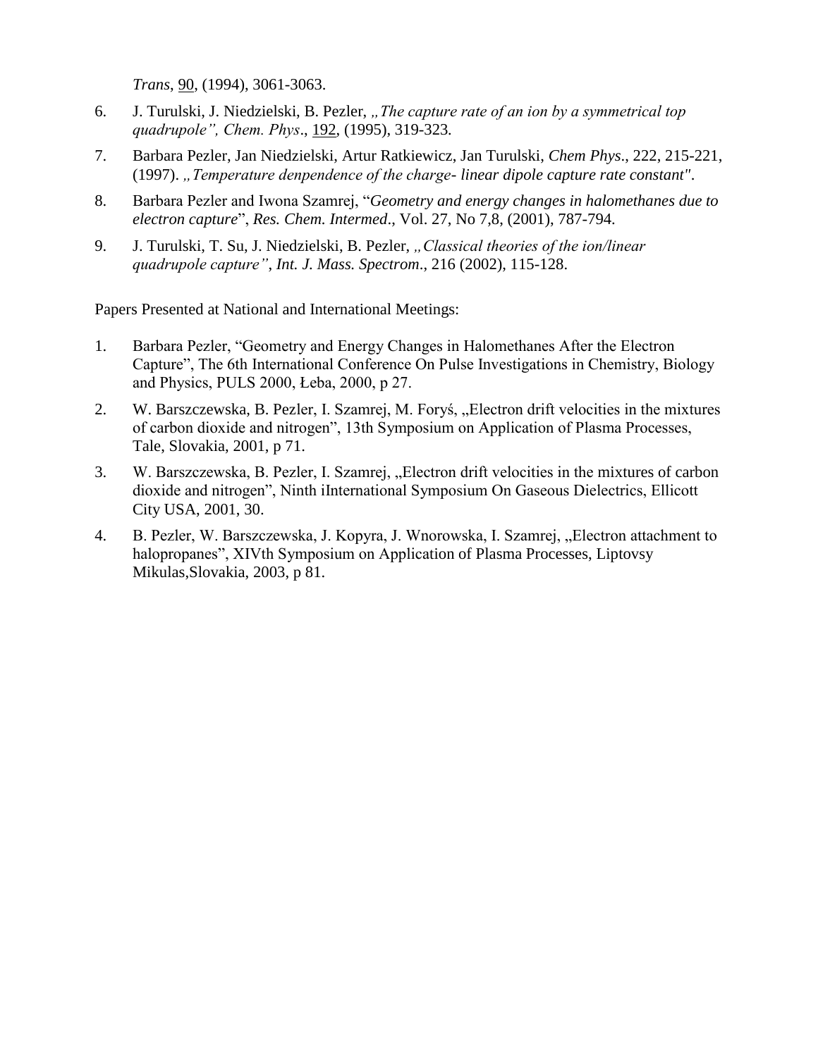*Trans*, 90, (1994), 3061-3063.

6. J. Turulski, J. Niedzielski, B. Pezler, *„The capture rate of an ion by a symmetrical top quadrupole", Chem. Phys*., 192, (1995), 319-323.

7. Barbara Pezler, Jan Niedzielski, Artur Ratkiewicz, Jan Turulski, *Chem Phys*., 222, 215-221, (1997). *„Temperature denpendence of the charge- linear dipole capture rate constant"*.

8. Barbara Pezler and Iwona Szamrej, "*Geometry and energy changes in halomethanes due to electron capture*", *Res. Chem. Intermed*., Vol. 27, No 7,8, (2001), 787-794.

9. J. Turulski, T. Su, J. Niedzielski, B. Pezler, *„Classical theories of the ion/linear quadrupole capture"*, *Int. J. Mass. Spectrom*., 216 (2002), 115-128.

Papers Presented at National and International Meetings:

1. Barbara Pezler, "Geometry and Energy Changes in Halomethanes After the Electron Capture", The 6th International Conference On Pulse Investigations in Chemistry, Biology and Physics, PULS 2000, Łeba, 2000, p 27.

2. W. Barszczewska, B. Pezler, I. Szamrej, M. Foryś, „Electron drift velocities in the mixtures of carbon dioxide and nitrogen", 13th Symposium on Application of Plasma Processes, Tale, Slovakia, 2001, p 71.

3. W. Barszczewska, B. Pezler, I. Szamrej, „Electron drift velocities in the mixtures of carbon dioxide and nitrogen", Ninth iInternational Symposium On Gaseous Dielectrics, Ellicott City USA, 2001, 30.

4. B. Pezler, W. Barszczewska, J. Kopyra, J. Wnorowska, I. Szamrej, „Electron attachment to halopropanes", XIVth Symposium on Application of Plasma Processes, Liptovsy Mikulas,Slovakia, 2003, p 81.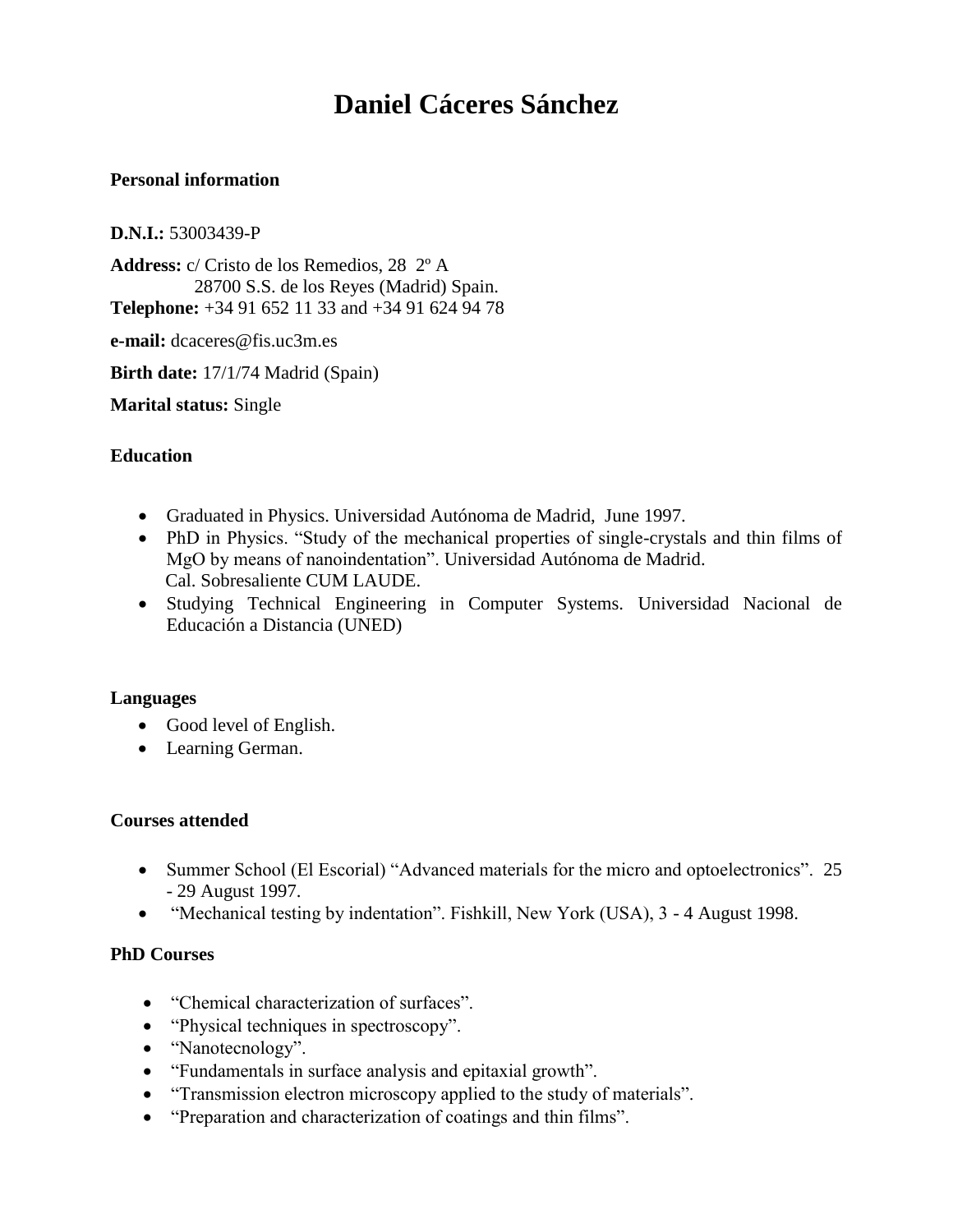# Daniel Cáceres Sánchez

**Personal information**

**D.N.I.:** 53003439-P

**Address:** c/ Cristo de los Remedios, 28 2º A
28700 S.S. de los Reyes (Madrid) Spain.
**Telephone:** +34 91 652 11 33 and +34 91 624 94 78

**e-mail:** dcaceres@fis.uc3m.es

**Birth date:** 17/1/74 Madrid (Spain)

**Marital status:** Single

**Education**

- Graduated in Physics. Universidad Autónoma de Madrid, June 1997.
- PhD in Physics. "Study of the mechanical properties of single-crystals and thin films of MgO by means of nanoindentation". Universidad Autónoma de Madrid.
  Cal. Sobresaliente CUM LAUDE.
- Studying Technical Engineering in Computer Systems. Universidad Nacional de Educación a Distancia (UNED)

**Languages**

- Good level of English.
- Learning German.

**Courses attended**

- Summer School (El Escorial) "Advanced materials for the micro and optoelectronics". 25 - 29 August 1997.
- "Mechanical testing by indentation". Fishkill, New York (USA), 3 - 4 August 1998.

**PhD Courses**

- "Chemical characterization of surfaces".
- "Physical techniques in spectroscopy".
- "Nanotecnology".
- "Fundamentals in surface analysis and epitaxial growth".
- "Transmission electron microscopy applied to the study of materials".
- "Preparation and characterization of coatings and thin films".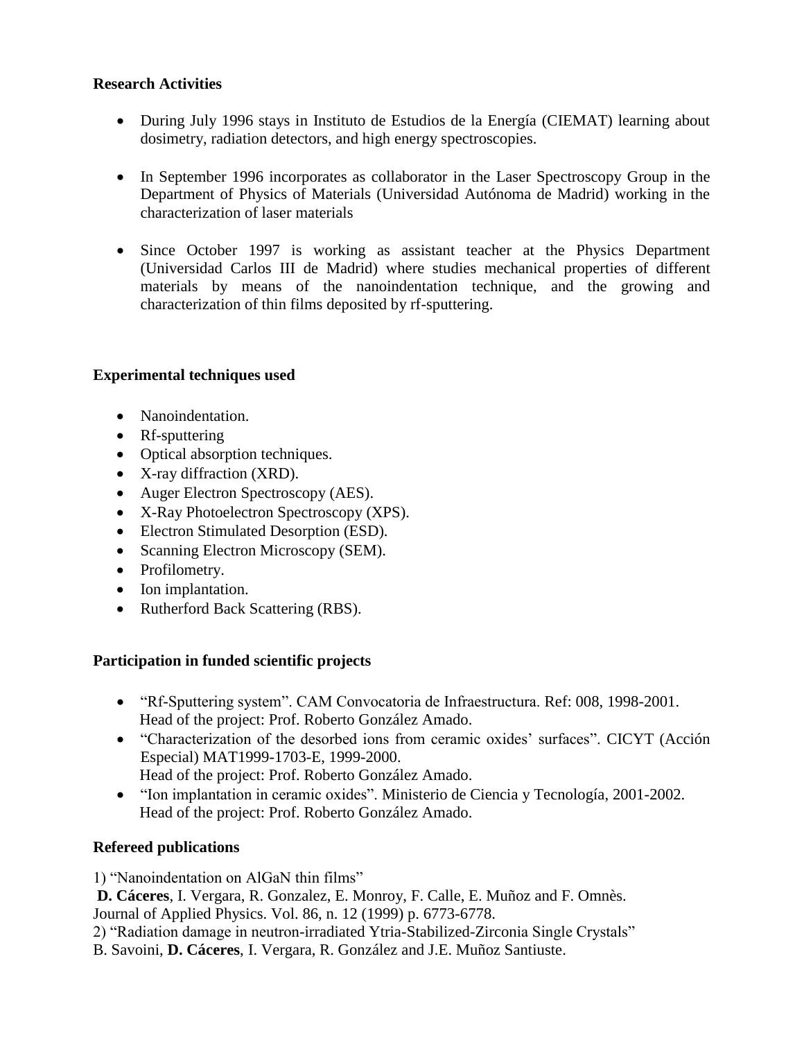**Research Activities**

- During July 1996 stays in Instituto de Estudios de la Energía (CIEMAT) learning about dosimetry, radiation detectors, and high energy spectroscopies.
- In September 1996 incorporates as collaborator in the Laser Spectroscopy Group in the Department of Physics of Materials (Universidad Autónoma de Madrid) working in the characterization of laser materials
- Since October 1997 is working as assistant teacher at the Physics Department (Universidad Carlos III de Madrid) where studies mechanical properties of different materials by means of the nanoindentation technique, and the growing and characterization of thin films deposited by rf-sputtering.

**Experimental techniques used**

- Nanoindentation.
- Rf-sputtering
- Optical absorption techniques.
- X-ray diffraction (XRD).
- Auger Electron Spectroscopy (AES).
- X-Ray Photoelectron Spectroscopy (XPS).
- Electron Stimulated Desorption (ESD).
- Scanning Electron Microscopy (SEM).
- Profilometry.
- Ion implantation.
- Rutherford Back Scattering (RBS).

**Participation in funded scientific projects**

- "Rf-Sputtering system". CAM Convocatoria de Infraestructura. Ref: 008, 1998-2001.
  Head of the project: Prof. Roberto González Amado.
- "Characterization of the desorbed ions from ceramic oxides' surfaces". CICYT (Acción Especial) MAT1999-1703-E, 1999-2000.
  Head of the project: Prof. Roberto González Amado.
- "Ion implantation in ceramic oxides". Ministerio de Ciencia y Tecnología, 2001-2002.
  Head of the project: Prof. Roberto González Amado.

**Refereed publications**

1) "Nanoindentation on AlGaN thin films"
**D. Cáceres**, I. Vergara, R. Gonzalez, E. Monroy, F. Calle, E. Muñoz and F. Omnès.
Journal of Applied Physics. Vol. 86, n. 12 (1999) p. 6773-6778.
2) "Radiation damage in neutron-irradiated Ytria-Stabilized-Zirconia Single Crystals"
B. Savoini, **D. Cáceres**, I. Vergara, R. González and J.E. Muñoz Santiuste.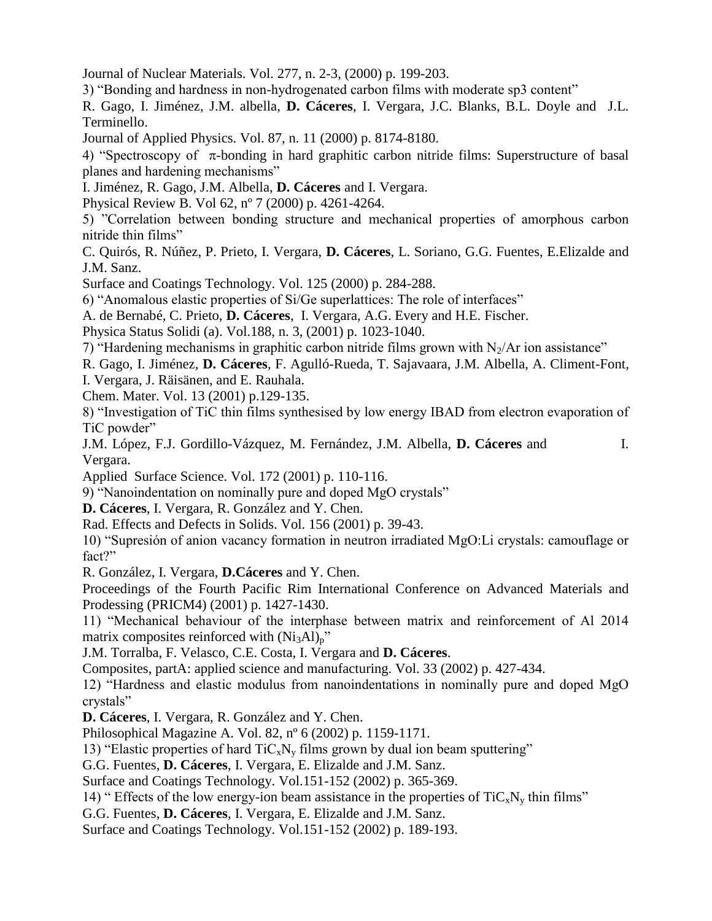Journal of Nuclear Materials. Vol. 277, n. 2-3, (2000) p. 199-203.

3) "Bonding and hardness in non-hydrogenated carbon films with moderate sp3 content"

R. Gago, I. Jiménez, J.M. albella, **D. Cáceres**, I. Vergara, J.C. Blanks, B.L. Doyle and J.L. Terminello.

Journal of Applied Physics. Vol. 87, n. 11 (2000) p. 8174-8180.

4) "Spectroscopy of $\pi$-bonding in hard graphitic carbon nitride films: Superstructure of basal planes and hardening mechanisms"

I. Jiménez, R. Gago, J.M. Albella, **D. Cáceres** and I. Vergara.

Physical Review B. Vol 62, nº 7 (2000) p. 4261-4264.

5) "Correlation between bonding structure and mechanical properties of amorphous carbon nitride thin films"

C. Quirós, R. Núñez, P. Prieto, I. Vergara, **D. Cáceres**, L. Soriano, G.G. Fuentes, E.Elizalde and J.M. Sanz.

Surface and Coatings Technology. Vol. 125 (2000) p. 284-288.

6) "Anomalous elastic properties of Si/Ge superlattices: The role of interfaces"

A. de Bernabé, C. Prieto, **D. Cáceres**, I. Vergara, A.G. Every and H.E. Fischer.

Physica Status Solidi (a). Vol.188, n. 3, (2001) p. 1023-1040.

7) "Hardening mechanisms in graphitic carbon nitride films grown with $N_2$/Ar ion assistance"

R. Gago, I. Jiménez, **D. Cáceres**, F. Agulló-Rueda, T. Sajavaara, J.M. Albella, A. Climent-Font, I. Vergara, J. Räisänen, and E. Rauhala.

Chem. Mater. Vol. 13 (2001) p.129-135.

8) "Investigation of TiC thin films synthesised by low energy IBAD from electron evaporation of TiC powder"

J.M. López, F.J. Gordillo-Vázquez, M. Fernández, J.M. Albella, **D. Cáceres** and I. Vergara.

Applied Surface Science. Vol. 172 (2001) p. 110-116.

9) "Nanoindentation on nominally pure and doped MgO crystals"

**D. Cáceres**, I. Vergara, R. González and Y. Chen.

Rad. Effects and Defects in Solids. Vol. 156 (2001) p. 39-43.

10) "Supresión of anion vacancy formation in neutron irradiated MgO:Li crystals: camouflage or fact?"

R. González, I. Vergara, **D.Cáceres** and Y. Chen.

Proceedings of the Fourth Pacific Rim International Conference on Advanced Materials and Prodessing (PRICM4) (2001) p. 1427-1430.

11) "Mechanical behaviour of the interphase between matrix and reinforcement of Al 2014 matrix composites reinforced with $(Ni_3Al)_p$"

J.M. Torralba, F. Velasco, C.E. Costa, I. Vergara and **D. Cáceres**.

Composites, partA: applied science and manufacturing. Vol. 33 (2002) p. 427-434.

12) "Hardness and elastic modulus from nanoindentations in nominally pure and doped MgO crystals"

**D. Cáceres**, I. Vergara, R. González and Y. Chen.

Philosophical Magazine A. Vol. 82, nº 6 (2002) p. 1159-1171.

13) "Elastic properties of hard $TiC_xN_y$ films grown by dual ion beam sputtering"

G.G. Fuentes, **D. Cáceres**, I. Vergara, E. Elizalde and J.M. Sanz.

Surface and Coatings Technology. Vol.151-152 (2002) p. 365-369.

14) " Effects of the low energy-ion beam assistance in the properties of $TiC_xN_y$ thin films"

G.G. Fuentes, **D. Cáceres**, I. Vergara, E. Elizalde and J.M. Sanz.

Surface and Coatings Technology. Vol.151-152 (2002) p. 189-193.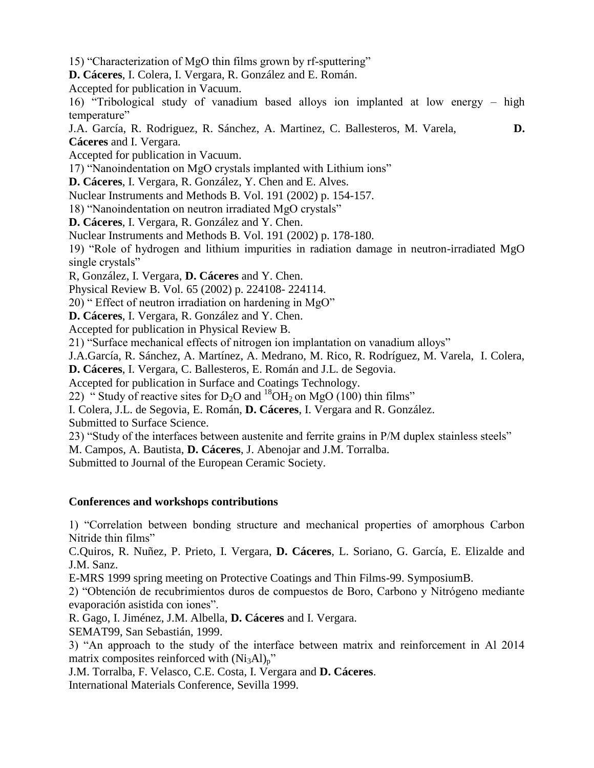15) "Characterization of MgO thin films grown by rf-sputtering"
**D. Cáceres**, I. Colera, I. Vergara, R. González and E. Román.
Accepted for publication in Vacuum.

16) "Tribological study of vanadium based alloys ion implanted at low energy – high temperature"
J.A. García, R. Rodriguez, R. Sánchez, A. Martinez, C. Ballesteros, M. Varela, **D. Cáceres** and I. Vergara.
Accepted for publication in Vacuum.

17) "Nanoindentation on MgO crystals implanted with Lithium ions"
**D. Cáceres**, I. Vergara, R. González, Y. Chen and E. Alves.
Nuclear Instruments and Methods B. Vol. 191 (2002) p. 154-157.

18) "Nanoindentation on neutron irradiated MgO crystals"
**D. Cáceres**, I. Vergara, R. González and Y. Chen.
Nuclear Instruments and Methods B. Vol. 191 (2002) p. 178-180.

19) "Role of hydrogen and lithium impurities in radiation damage in neutron-irradiated MgO single crystals"
R, González, I. Vergara, **D. Cáceres** and Y. Chen.
Physical Review B. Vol. 65 (2002) p. 224108- 224114.

20) " Effect of neutron irradiation on hardening in MgO"
**D. Cáceres**, I. Vergara, R. González and Y. Chen.
Accepted for publication in Physical Review B.

21) "Surface mechanical effects of nitrogen ion implantation on vanadium alloys"
J.A.García, R. Sánchez, A. Martínez, A. Medrano, M. Rico, R. Rodríguez, M. Varela, I. Colera, **D. Cáceres**, I. Vergara, C. Ballesteros, E. Román and J.L. de Segovia.
Accepted for publication in Surface and Coatings Technology.

22) " Study of reactive sites for $D_2O$ and $^{18}OH_2$ on MgO (100) thin films"
I. Colera, J.L. de Segovia, E. Román, **D. Cáceres**, I. Vergara and R. González.
Submitted to Surface Science.

23) "Study of the interfaces between austenite and ferrite grains in P/M duplex stainless steels"
M. Campos, A. Bautista, **D. Cáceres**, J. Abenojar and J.M. Torralba.
Submitted to Journal of the European Ceramic Society.

**Conferences and workshops contributions**

1) "Correlation between bonding structure and mechanical properties of amorphous Carbon Nitride thin films"
C.Quiros, R. Nuñez, P. Prieto, I. Vergara, **D. Cáceres**, L. Soriano, G. García, E. Elizalde and J.M. Sanz.
E-MRS 1999 spring meeting on Protective Coatings and Thin Films-99. SymposiumB.

2) "Obtención de recubrimientos duros de compuestos de Boro, Carbono y Nitrógeno mediante evaporación asistida con iones".
R. Gago, I. Jiménez, J.M. Albella, **D. Cáceres** and I. Vergara.
SEMAT99, San Sebastián, 1999.

3) "An approach to the study of the interface between matrix and reinforcement in Al 2014 matrix composites reinforced with $(Ni_3Al)_p$"
J.M. Torralba, F. Velasco, C.E. Costa, I. Vergara and **D. Cáceres**.
International Materials Conference, Sevilla 1999.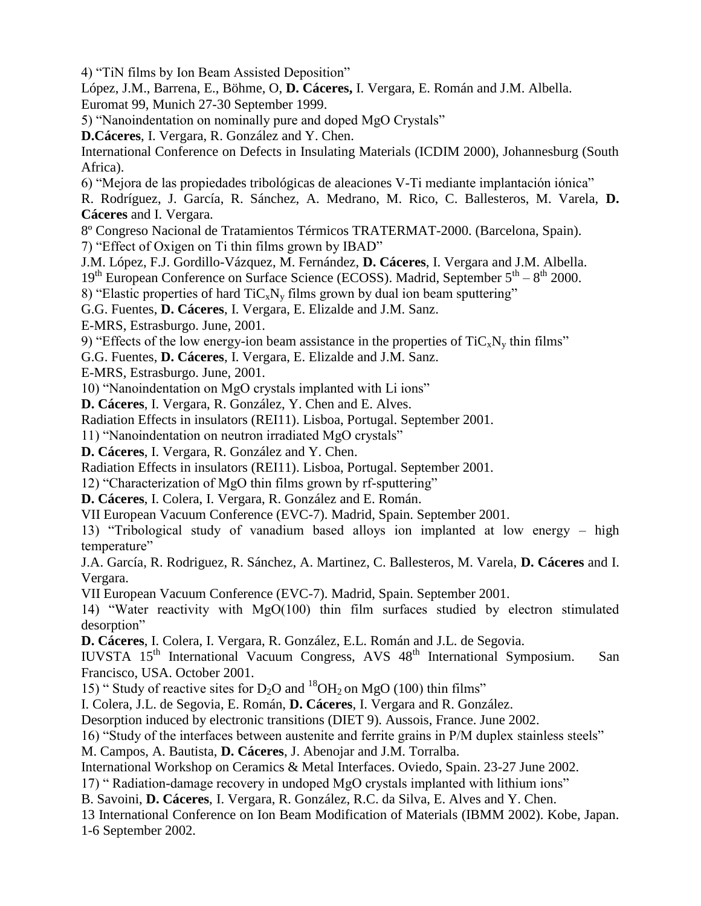4) “TiN films by Ion Beam Assisted Deposition”
López, J.M., Barrena, E., Böhme, O, **D. Cáceres,** I. Vergara, E. Román and J.M. Albella.
Euromat 99, Munich 27-30 September 1999.

5) “Nanoindentation on nominally pure and doped MgO Crystals”
**D.Cáceres**, I. Vergara, R. González and Y. Chen.
International Conference on Defects in Insulating Materials (ICDIM 2000), Johannesburg (South Africa).

6) “Mejora de las propiedades tribológicas de aleaciones V-Ti mediante implantación iónica”
R. Rodríguez, J. García, R. Sánchez, A. Medrano, M. Rico, C. Ballesteros, M. Varela, **D. Cáceres** and I. Vergara.
8º Congreso Nacional de Tratamientos Térmicos TRATERMAT-2000. (Barcelona, Spain).

7) “Effect of Oxigen on Ti thin films grown by IBAD”
J.M. López, F.J. Gordillo-Vázquez, M. Fernández, **D. Cáceres**, I. Vergara and J.M. Albella.
19th European Conference on Surface Science (ECOSS). Madrid, September 5th – 8th 2000.

8) “Elastic properties of hard $TiC_xN_y$ films grown by dual ion beam sputtering”
G.G. Fuentes, **D. Cáceres**, I. Vergara, E. Elizalde and J.M. Sanz.
E-MRS, Estrasburgo. June, 2001.

9) “Effects of the low energy-ion beam assistance in the properties of $TiC_xN_y$ thin films”
G.G. Fuentes, **D. Cáceres**, I. Vergara, E. Elizalde and J.M. Sanz.
E-MRS, Estrasburgo. June, 2001.

10) “Nanoindentation on MgO crystals implanted with Li ions”
**D. Cáceres**, I. Vergara, R. González, Y. Chen and E. Alves.
Radiation Effects in insulators (REI11). Lisboa, Portugal. September 2001.

11) “Nanoindentation on neutron irradiated MgO crystals”
**D. Cáceres**, I. Vergara, R. González and Y. Chen.
Radiation Effects in insulators (REI11). Lisboa, Portugal. September 2001.

12) “Characterization of MgO thin films grown by rf-sputtering”
**D. Cáceres**, I. Colera, I. Vergara, R. González and E. Román.
VII European Vacuum Conference (EVC-7). Madrid, Spain. September 2001.

13) “Tribological study of vanadium based alloys ion implanted at low energy – high temperature”
J.A. García, R. Rodriguez, R. Sánchez, A. Martinez, C. Ballesteros, M. Varela, **D. Cáceres** and I. Vergara.
VII European Vacuum Conference (EVC-7). Madrid, Spain. September 2001.

14) “Water reactivity with MgO(100) thin film surfaces studied by electron stimulated desorption”
**D. Cáceres**, I. Colera, I. Vergara, R. González, E.L. Román and J.L. de Segovia.
IUVSTA 15th International Vacuum Congress, AVS 48th International Symposium. San Francisco, USA. October 2001.

15) “ Study of reactive sites for $D_2O$ and $^{18}OH_2$ on MgO (100) thin films”
I. Colera, J.L. de Segovia, E. Román, **D. Cáceres**, I. Vergara and R. González.
Desorption induced by electronic transitions (DIET 9). Aussois, France. June 2002.

16) “Study of the interfaces between austenite and ferrite grains in P/M duplex stainless steels”
M. Campos, A. Bautista, **D. Cáceres**, J. Abenojar and J.M. Torralba.
International Workshop on Ceramics & Metal Interfaces. Oviedo, Spain. 23-27 June 2002.

17) “ Radiation-damage recovery in undoped MgO crystals implanted with lithium ions”
B. Savoini, **D. Cáceres**, I. Vergara, R. González, R.C. da Silva, E. Alves and Y. Chen.
13 International Conference on Ion Beam Modification of Materials (IBMM 2002). Kobe, Japan. 1-6 September 2002.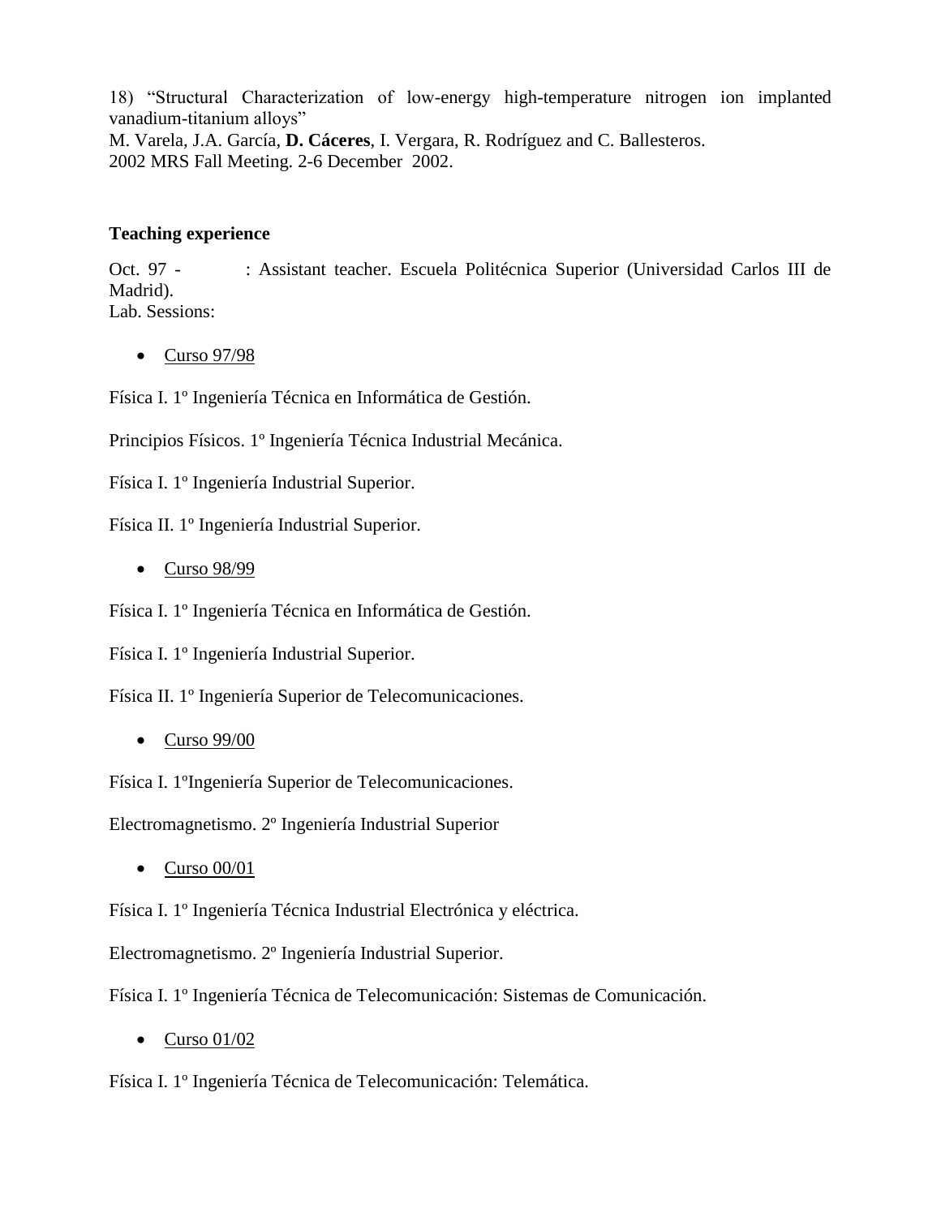18) "Structural Characterization of low-energy high-temperature nitrogen ion implanted vanadium-titanium alloys"
M. Varela, J.A. García, **D. Cáceres**, I. Vergara, R. Rodríguez and C. Ballesteros.
2002 MRS Fall Meeting. 2-6 December 2002.

### Teaching experience

Oct. 97 - : Assistant teacher. Escuela Politécnica Superior (Universidad Carlos III de Madrid).
Lab. Sessions:

- Curso 97/98

Física I. 1º Ingeniería Técnica en Informática de Gestión.

Principios Físicos. 1º Ingeniería Técnica Industrial Mecánica.

Física I. 1º Ingeniería Industrial Superior.

Física II. 1º Ingeniería Industrial Superior.

- Curso 98/99

Física I. 1º Ingeniería Técnica en Informática de Gestión.

Física I. 1º Ingeniería Industrial Superior.

Física II. 1º Ingeniería Superior de Telecomunicaciones.

- Curso 99/00

Física I. 1ºIngeniería Superior de Telecomunicaciones.

Electromagnetismo. 2º Ingeniería Industrial Superior

- Curso 00/01

Física I. 1º Ingeniería Técnica Industrial Electrónica y eléctrica.

Electromagnetismo. 2º Ingeniería Industrial Superior.

Física I. 1º Ingeniería Técnica de Telecomunicación: Sistemas de Comunicación.

- Curso 01/02

Física I. 1º Ingeniería Técnica de Telecomunicación: Telemática.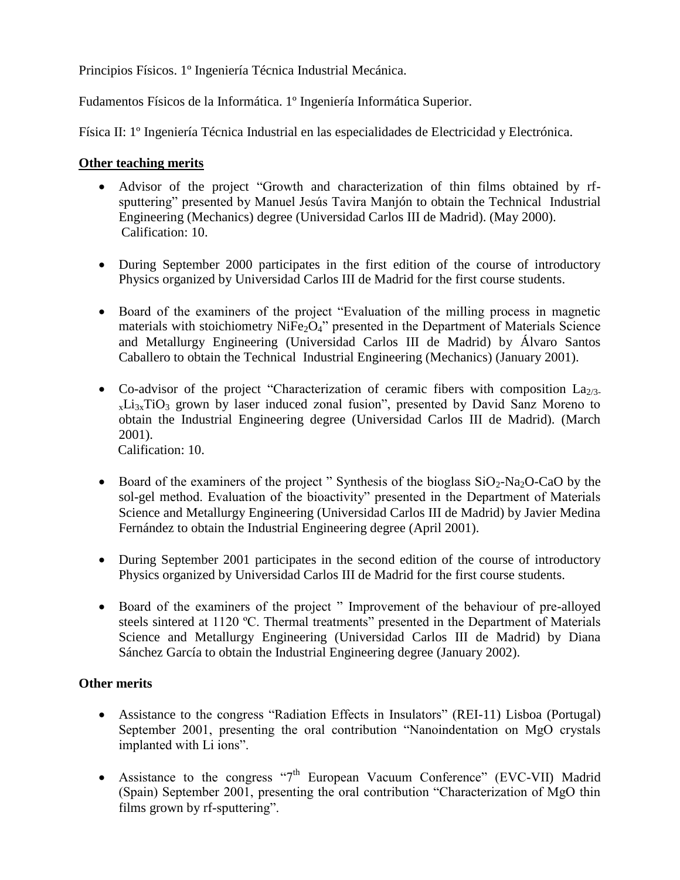Principios Físicos. 1º Ingeniería Técnica Industrial Mecánica.

Fudamentos Físicos de la Informática. 1º Ingeniería Informática Superior.

Física II: 1º Ingeniería Técnica Industrial en las especialidades de Electricidad y Electrónica.

**Other teaching merits**

- Advisor of the project "Growth and characterization of thin films obtained by rf-sputtering" presented by Manuel Jesús Tavira Manjón to obtain the Technical Industrial Engineering (Mechanics) degree (Universidad Carlos III de Madrid). (May 2000).
  Calification: 10.

- During September 2000 participates in the first edition of the course of introductory Physics organized by Universidad Carlos III de Madrid for the first course students.

- Board of the examiners of the project "Evaluation of the milling process in magnetic materials with stoichiometry $NiFe_2O_4$" presented in the Department of Materials Science and Metallurgy Engineering (Universidad Carlos III de Madrid) by Álvaro Santos Caballero to obtain the Technical Industrial Engineering (Mechanics) (January 2001).

- Co-advisor of the project "Characterization of ceramic fibers with composition $La_{2/3-x}Li_{3x}TiO_3$ grown by laser induced zonal fusion", presented by David Sanz Moreno to obtain the Industrial Engineering degree (Universidad Carlos III de Madrid). (March 2001).
  Calification: 10.

- Board of the examiners of the project " Synthesis of the bioglass $SiO_2$-$Na_2O$-CaO by the sol-gel method. Evaluation of the bioactivity" presented in the Department of Materials Science and Metallurgy Engineering (Universidad Carlos III de Madrid) by Javier Medina Fernández to obtain the Industrial Engineering degree (April 2001).

- During September 2001 participates in the second edition of the course of introductory Physics organized by Universidad Carlos III de Madrid for the first course students.

- Board of the examiners of the project " Improvement of the behaviour of pre-alloyed steels sintered at 1120 ºC. Thermal treatments" presented in the Department of Materials Science and Metallurgy Engineering (Universidad Carlos III de Madrid) by Diana Sánchez García to obtain the Industrial Engineering degree (January 2002).

**Other merits**

- Assistance to the congress "Radiation Effects in Insulators" (REI-11) Lisboa (Portugal) September 2001, presenting the oral contribution "Nanoindentation on MgO crystals implanted with Li ions".

- Assistance to the congress "7th European Vacuum Conference" (EVC-VII) Madrid (Spain) September 2001, presenting the oral contribution "Characterization of MgO thin films grown by rf-sputtering".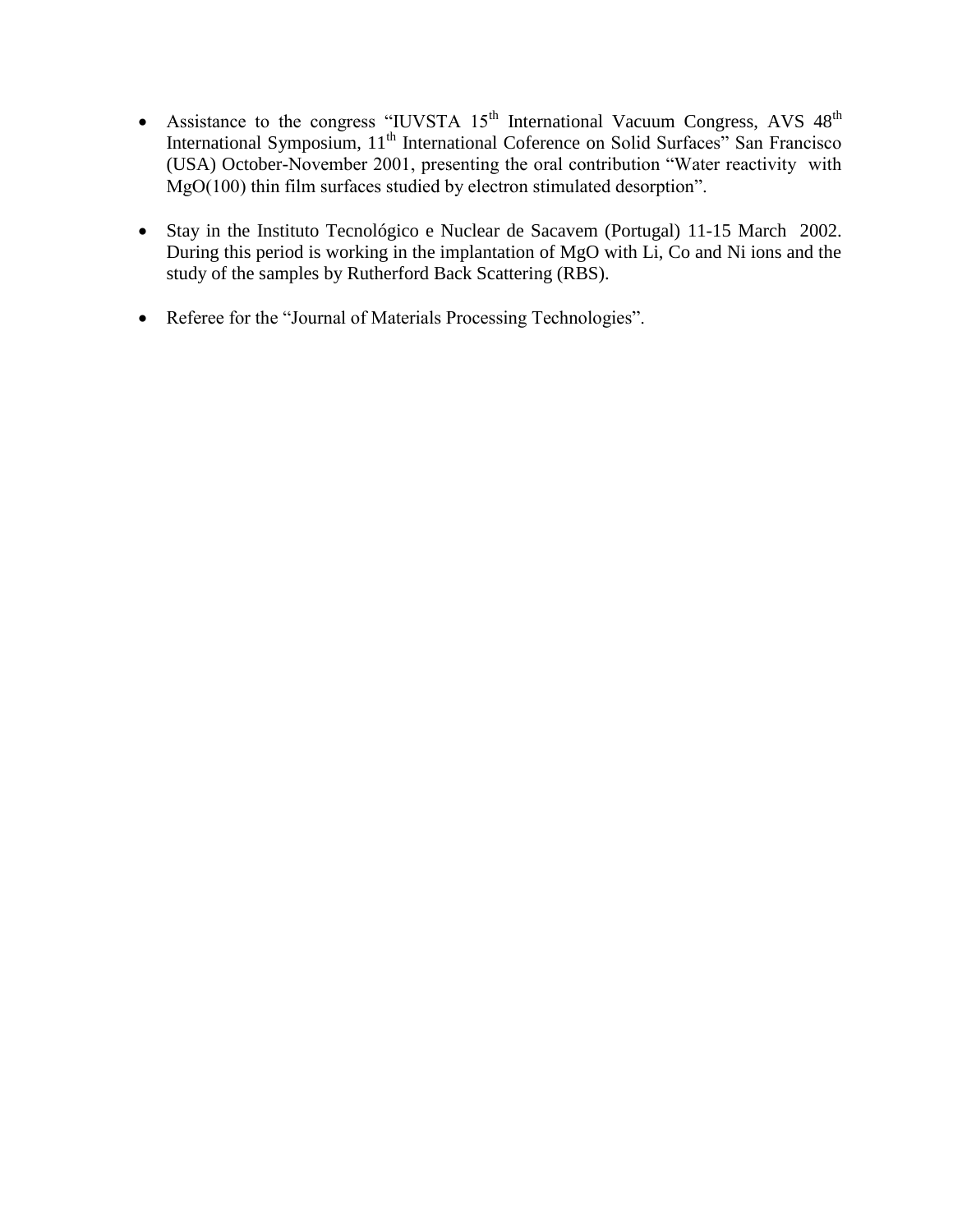- Assistance to the congress "IUVSTA 15th International Vacuum Congress, AVS 48th International Symposium, 11th International Coference on Solid Surfaces" San Francisco (USA) October-November 2001, presenting the oral contribution "Water reactivity with MgO(100) thin film surfaces studied by electron stimulated desorption".

- Stay in the Instituto Tecnológico e Nuclear de Sacavem (Portugal) 11-15 March 2002. During this period is working in the implantation of MgO with Li, Co and Ni ions and the study of the samples by Rutherford Back Scattering (RBS).

- Referee for the "Journal of Materials Processing Technologies".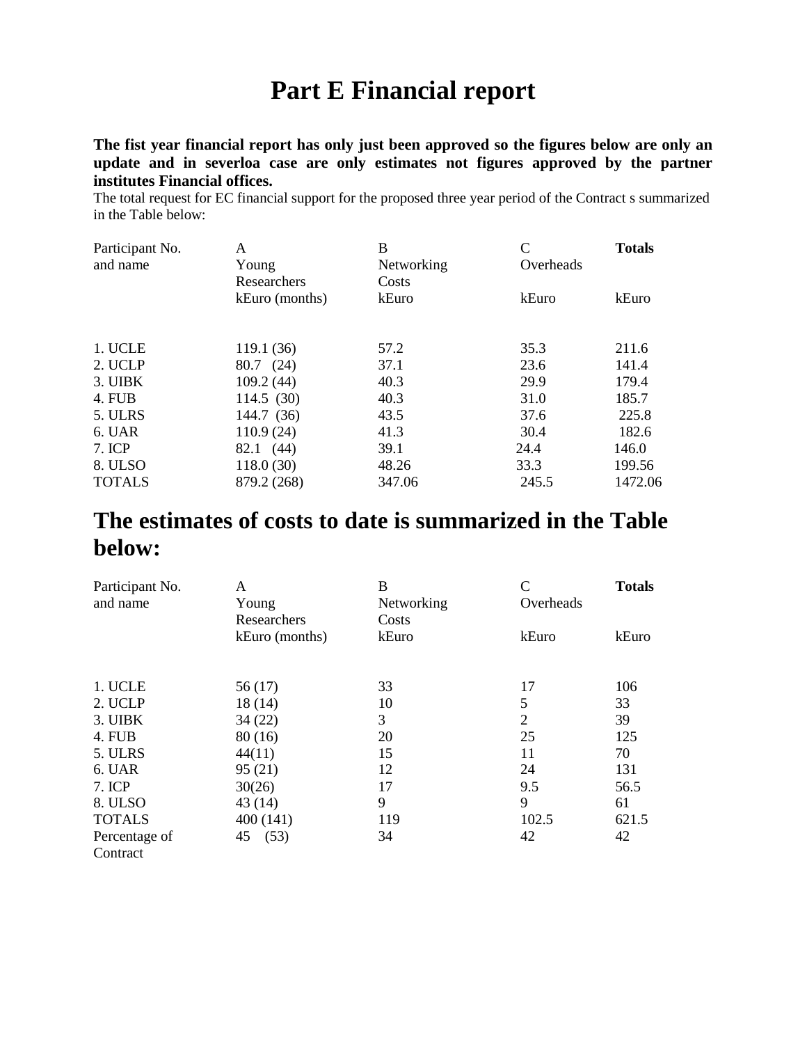# Part E Financial report

**The fist year financial report has only just been approved so the figures below are only an update and in severloa case are only estimates not figures approved by the partner institutes Financial offices.**

The total request for EC financial support for the proposed three year period of the Contract s summarized in the Table below:

| Participant No. and name | A Young Researchers kEuro (months) | B Networking Costs kEuro | C Overheads kEuro | **Totals** kEuro |
|---|---|---|---|---|
| 1. UCLE | 119.1 (36) | 57.2 | 35.3 | 211.6 |
| 2. UCLP | 80.7 (24) | 37.1 | 23.6 | 141.4 |
| 3. UIBK | 109.2 (44) | 40.3 | 29.9 | 179.4 |
| 4. FUB | 114.5 (30) | 40.3 | 31.0 | 185.7 |
| 5. ULRS | 144.7 (36) | 43.5 | 37.6 | 225.8 |
| 6. UAR | 110.9 (24) | 41.3 | 30.4 | 182.6 |
| 7. ICP | 82.1 (44) | 39.1 | 24.4 | 146.0 |
| 8. ULSO | 118.0 (30) | 48.26 | 33.3 | 199.56 |
| TOTALS | 879.2 (268) | 347.06 | 245.5 | 1472.06 |

## The estimates of costs to date is summarized in the Table below:

| Participant No. and name | A Young Researchers kEuro (months) | B Networking Costs kEuro | C Overheads kEuro | **Totals** kEuro |
|---|---|---|---|---|
| 1. UCLE | 56 (17) | 33 | 17 | 106 |
| 2. UCLP | 18 (14) | 10 | 5 | 33 |
| 3. UIBK | 34 (22) | 3 | 2 | 39 |
| 4. FUB | 80 (16) | 20 | 25 | 125 |
| 5. ULRS | 44(11) | 15 | 11 | 70 |
| 6. UAR | 95 (21) | 12 | 24 | 131 |
| 7. ICP | 30(26) | 17 | 9.5 | 56.5 |
| 8. ULSO | 43 (14) | 9 | 9 | 61 |
| TOTALS | 400 (141) | 119 | 102.5 | 621.5 |
| Percentage of Contract | 45 (53) | 34 | 42 | 42 |